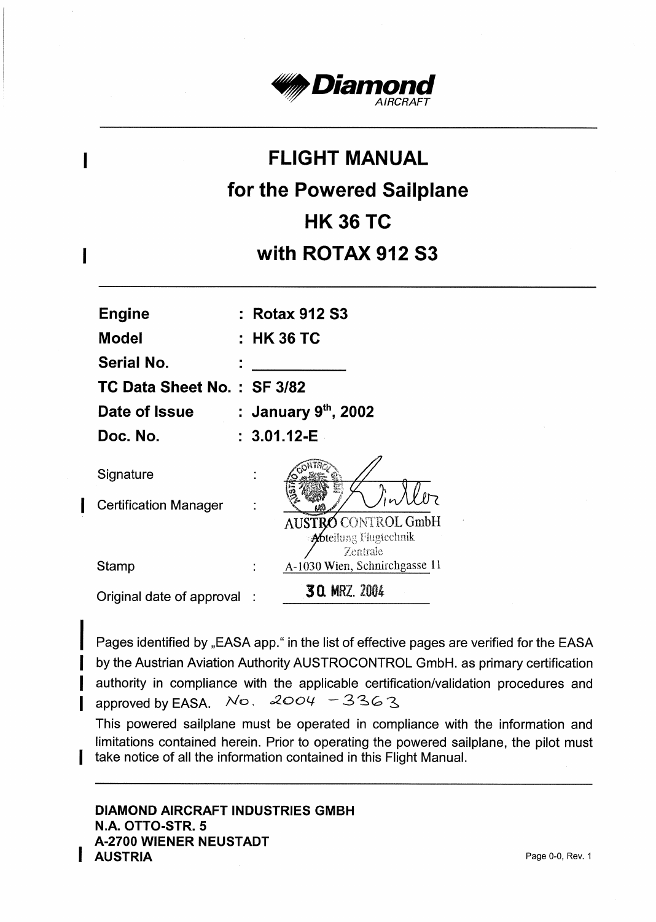**Diamond** AIRCRAFT

# FLIGHT MANUAL

## for the Powered Sailplane

## HK 36 TC

## with ROTAX 912 S3

| | |
|---|---|
| **Engine** | **: Rotax 912 S3** |
| **Model** | **: HK 36 TC** |
| **Serial No.** | **: ___________** |
| **TC Data Sheet No.** | **: SF 3/82** |
| **Date of Issue** | **: January 9th, 2002** |
| **Doc. No.** | **: 3.01.12-E** |

Signature :

Certification Manager :

AUSTRO CONTROL GmbH
Abteilung Flugtechnik
Zentrale
A-1030 Wien, Schnirchgasse 11

Stamp :

Original date of approval : 30. MRZ. 2004

Pages identified by „EASA app." in the list of effective pages are verified for the EASA by the Austrian Aviation Authority AUSTROCONTROL GmbH. as primary certification authority in compliance with the applicable certification/validation procedures and approved by EASA. No. 2004 - 3363

This powered sailplane must be operated in compliance with the information and limitations contained herein. Prior to operating the powered sailplane, the pilot must take notice of all the information contained in this Flight Manual.

**DIAMOND AIRCRAFT INDUSTRIES GMBH**
**N.A. OTTO-STR. 5**
**A-2700 WIENER NEUSTADT**
**AUSTRIA**

Page 0-0, Rev. 1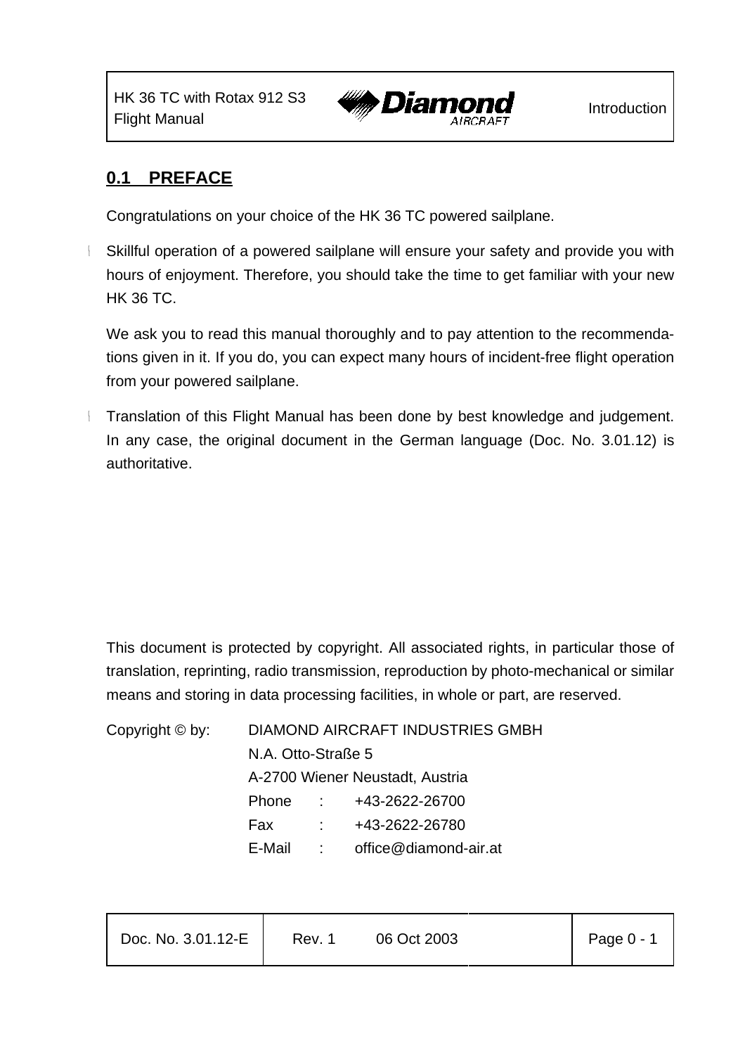## 0.1 PREFACE

Congratulations on your choice of the HK 36 TC powered sailplane.

Skillful operation of a powered sailplane will ensure your safety and provide you with hours of enjoyment. Therefore, you should take the time to get familiar with your new HK 36 TC.

We ask you to read this manual thoroughly and to pay attention to the recommendations given in it. If you do, you can expect many hours of incident-free flight operation from your powered sailplane.

Translation of this Flight Manual has been done by best knowledge and judgement. In any case, the original document in the German language (Doc. No. 3.01.12) is authoritative.

This document is protected by copyright. All associated rights, in particular those of translation, reprinting, radio transmission, reproduction by photo-mechanical or similar means and storing in data processing facilities, in whole or part, are reserved.

Copyright © by: DIAMOND AIRCRAFT INDUSTRIES GMBH
N.A. Otto-Straße 5
A-2700 Wiener Neustadt, Austria
Phone : +43-2622-26700
Fax : +43-2622-26780
E-Mail : office@diamond-air.at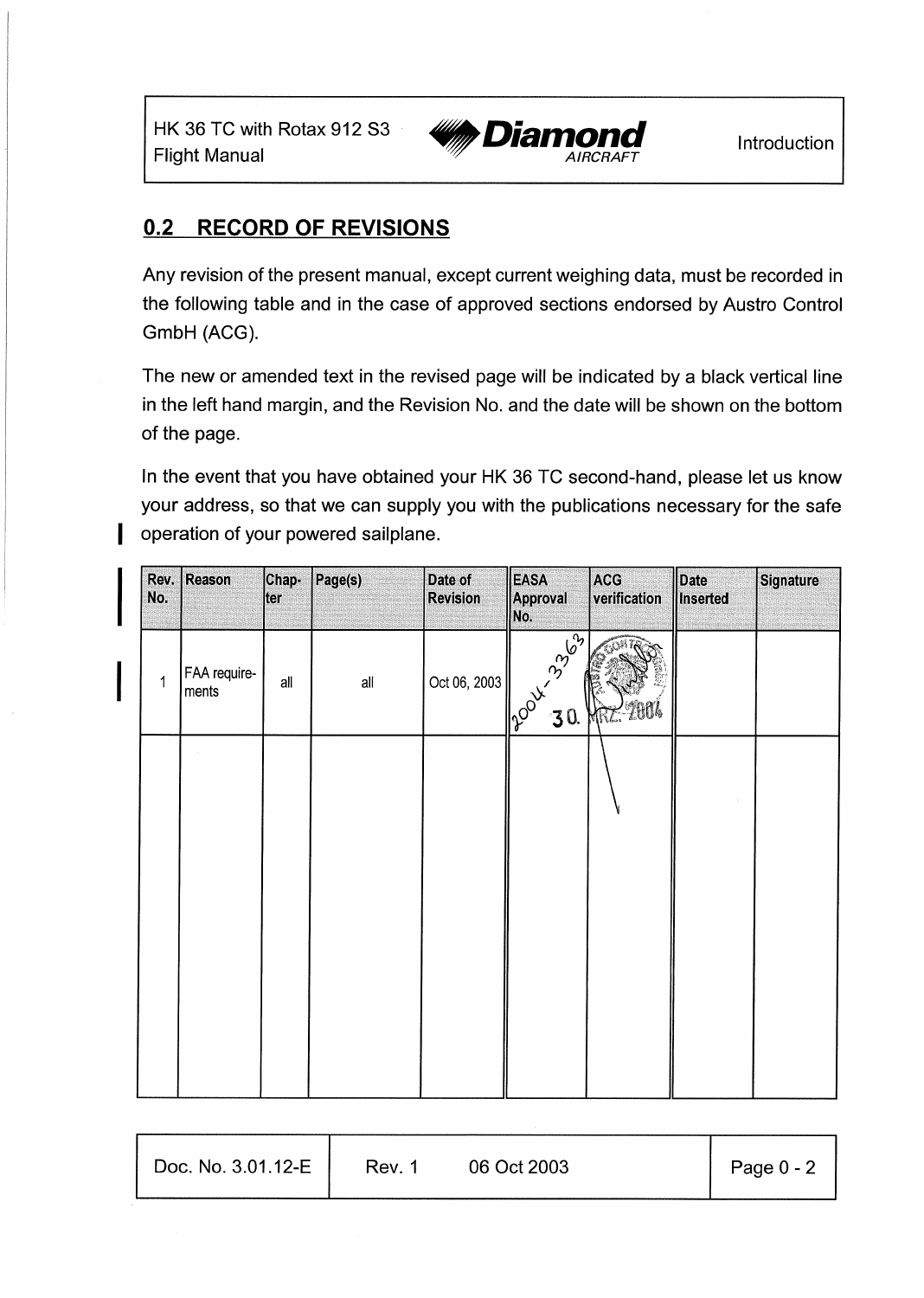## 0.2 RECORD OF REVISIONS

Any revision of the present manual, except current weighing data, must be recorded in the following table and in the case of approved sections endorsed by Austro Control GmbH (ACG).

The new or amended text in the revised page will be indicated by a black vertical line in the left hand margin, and the Revision No. and the date will be shown on the bottom of the page.

In the event that you have obtained your HK 36 TC second-hand, please let us know your address, so that we can supply you with the publications necessary for the safe operation of your powered sailplane.

| Rev. No. | Reason | Chapter | Page(s) | Date of Revision | EASA Approval No. | ACG verification | Date Inserted | Signature |
|---|---|---|---|---|---|---|---|---|
| 1 | FAA requirements | all | all | Oct 06, 2003 | 2004-3363 | 30. MRZ. 2004 | | |
| | | | | | | | | |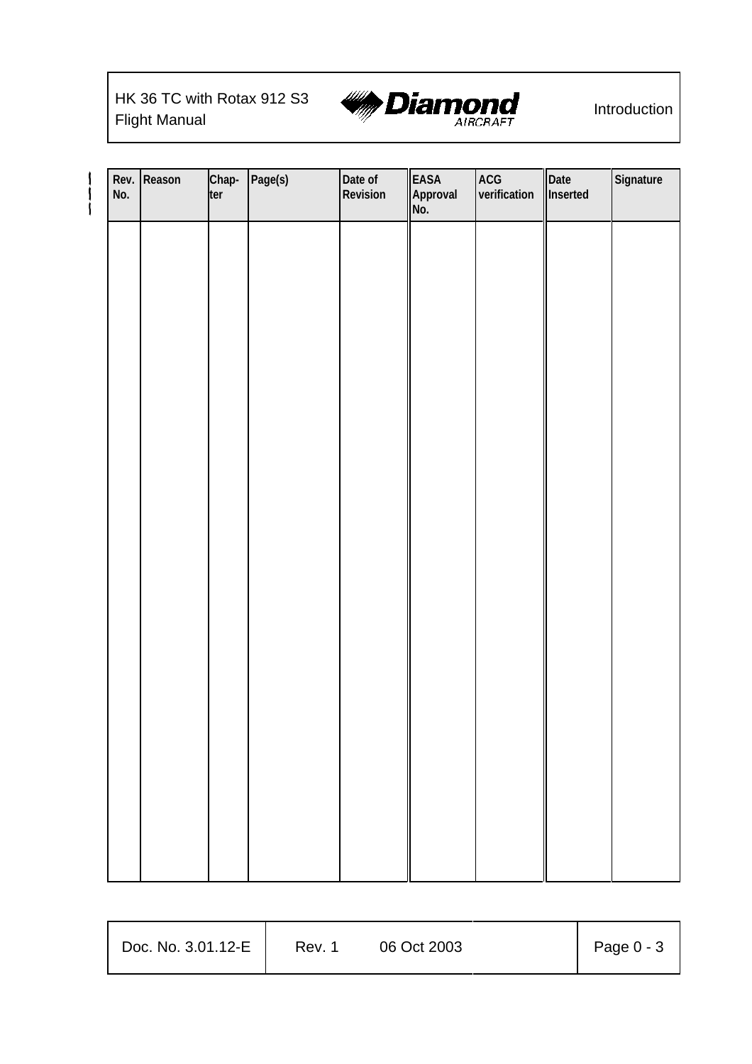| Rev. No. | Reason | Chap-ter | Page(s) | Date of Revision | EASA Approval No. | ACG verification | Date Inserted | Signature |
|---|---|---|---|---|---|---|---|---|
| | | | | | | | | |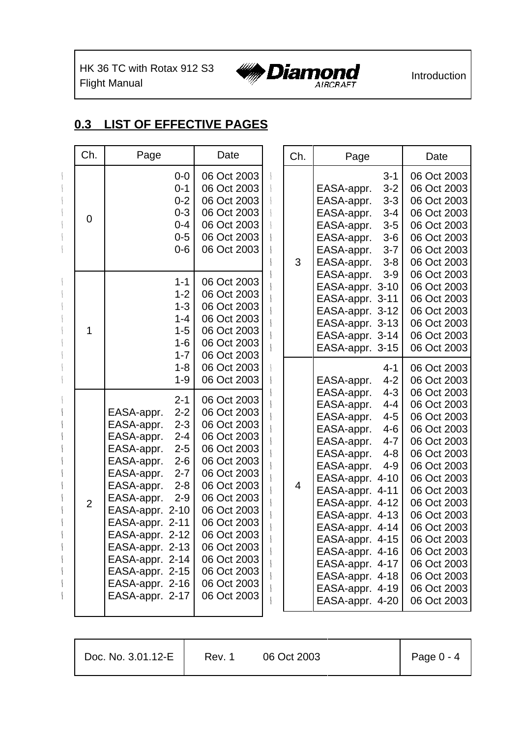## 0.3 LIST OF EFFECTIVE PAGES

| Ch. | Page | Date |
|---|---|---|
| 0 | 0-0 | 06 Oct 2003 |
| | 0-1 | 06 Oct 2003 |
| | 0-2 | 06 Oct 2003 |
| | 0-3 | 06 Oct 2003 |
| | 0-4 | 06 Oct 2003 |
| | 0-5 | 06 Oct 2003 |
| | 0-6 | 06 Oct 2003 |
| 1 | 1-1 | 06 Oct 2003 |
| | 1-2 | 06 Oct 2003 |
| | 1-3 | 06 Oct 2003 |
| | 1-4 | 06 Oct 2003 |
| | 1-5 | 06 Oct 2003 |
| | 1-6 | 06 Oct 2003 |
| | 1-7 | 06 Oct 2003 |
| | 1-8 | 06 Oct 2003 |
| | 1-9 | 06 Oct 2003 |
| 2 | 2-1 | 06 Oct 2003 |
| | EASA-appr. 2-2 | 06 Oct 2003 |
| | EASA-appr. 2-3 | 06 Oct 2003 |
| | EASA-appr. 2-4 | 06 Oct 2003 |
| | EASA-appr. 2-5 | 06 Oct 2003 |
| | EASA-appr. 2-6 | 06 Oct 2003 |
| | EASA-appr. 2-7 | 06 Oct 2003 |
| | EASA-appr. 2-8 | 06 Oct 2003 |
| | EASA-appr. 2-9 | 06 Oct 2003 |
| | EASA-appr. 2-10 | 06 Oct 2003 |
| | EASA-appr. 2-11 | 06 Oct 2003 |
| | EASA-appr. 2-12 | 06 Oct 2003 |
| | EASA-appr. 2-13 | 06 Oct 2003 |
| | EASA-appr. 2-14 | 06 Oct 2003 |
| | EASA-appr. 2-15 | 06 Oct 2003 |
| | EASA-appr. 2-16 | 06 Oct 2003 |
| | EASA-appr. 2-17 | 06 Oct 2003 |

| Ch. | Page | Date |
|---|---|---|
| 3 | 3-1 | 06 Oct 2003 |
| | EASA-appr. 3-2 | 06 Oct 2003 |
| | EASA-appr. 3-3 | 06 Oct 2003 |
| | EASA-appr. 3-4 | 06 Oct 2003 |
| | EASA-appr. 3-5 | 06 Oct 2003 |
| | EASA-appr. 3-6 | 06 Oct 2003 |
| | EASA-appr. 3-7 | 06 Oct 2003 |
| | EASA-appr. 3-8 | 06 Oct 2003 |
| | EASA-appr. 3-9 | 06 Oct 2003 |
| | EASA-appr. 3-10 | 06 Oct 2003 |
| | EASA-appr. 3-11 | 06 Oct 2003 |
| | EASA-appr. 3-12 | 06 Oct 2003 |
| | EASA-appr. 3-13 | 06 Oct 2003 |
| | EASA-appr. 3-14 | 06 Oct 2003 |
| | EASA-appr. 3-15 | 06 Oct 2003 |
| 4 | 4-1 | 06 Oct 2003 |
| | EASA-appr. 4-2 | 06 Oct 2003 |
| | EASA-appr. 4-3 | 06 Oct 2003 |
| | EASA-appr. 4-4 | 06 Oct 2003 |
| | EASA-appr. 4-5 | 06 Oct 2003 |
| | EASA-appr. 4-6 | 06 Oct 2003 |
| | EASA-appr. 4-7 | 06 Oct 2003 |
| | EASA-appr. 4-8 | 06 Oct 2003 |
| | EASA-appr. 4-9 | 06 Oct 2003 |
| | EASA-appr. 4-10 | 06 Oct 2003 |
| | EASA-appr. 4-11 | 06 Oct 2003 |
| | EASA-appr. 4-12 | 06 Oct 2003 |
| | EASA-appr. 4-13 | 06 Oct 2003 |
| | EASA-appr. 4-14 | 06 Oct 2003 |
| | EASA-appr. 4-15 | 06 Oct 2003 |
| | EASA-appr. 4-16 | 06 Oct 2003 |
| | EASA-appr. 4-17 | 06 Oct 2003 |
| | EASA-appr. 4-18 | 06 Oct 2003 |
| | EASA-appr. 4-19 | 06 Oct 2003 |
| | EASA-appr. 4-20 | 06 Oct 2003 |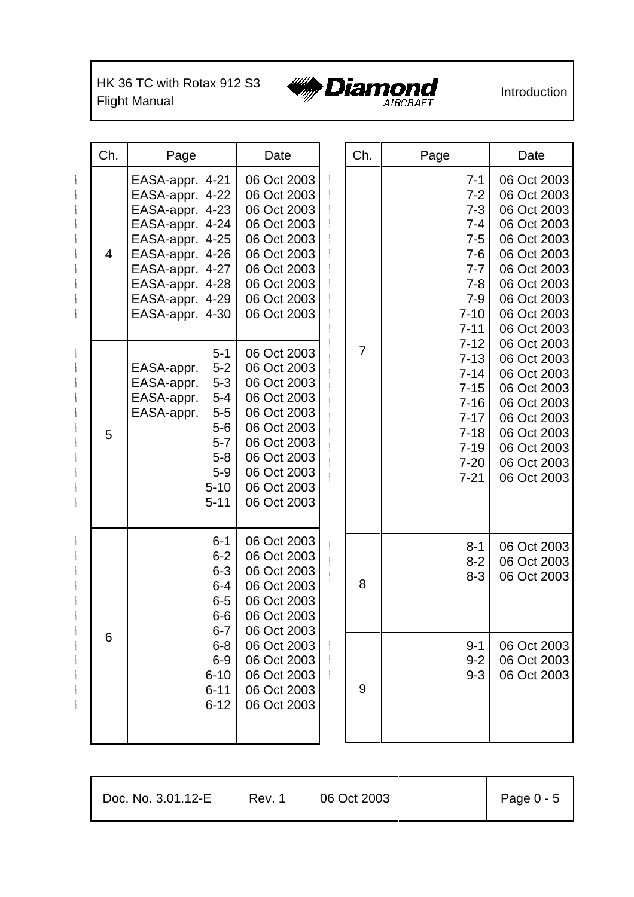| Ch. | Page | Date |
|---|---|---|
| 4 | EASA-appr. 4-21 | 06 Oct 2003 |
| | EASA-appr. 4-22 | 06 Oct 2003 |
| | EASA-appr. 4-23 | 06 Oct 2003 |
| | EASA-appr. 4-24 | 06 Oct 2003 |
| | EASA-appr. 4-25 | 06 Oct 2003 |
| | EASA-appr. 4-26 | 06 Oct 2003 |
| | EASA-appr. 4-27 | 06 Oct 2003 |
| | EASA-appr. 4-28 | 06 Oct 2003 |
| | EASA-appr. 4-29 | 06 Oct 2003 |
| | EASA-appr. 4-30 | 06 Oct 2003 |
| 5 | 5-1 | 06 Oct 2003 |
| | EASA-appr. 5-2 | 06 Oct 2003 |
| | EASA-appr. 5-3 | 06 Oct 2003 |
| | EASA-appr. 5-4 | 06 Oct 2003 |
| | EASA-appr. 5-5 | 06 Oct 2003 |
| | 5-6 | 06 Oct 2003 |
| | 5-7 | 06 Oct 2003 |
| | 5-8 | 06 Oct 2003 |
| | 5-9 | 06 Oct 2003 |
| | 5-10 | 06 Oct 2003 |
| | 5-11 | 06 Oct 2003 |
| 6 | 6-1 | 06 Oct 2003 |
| | 6-2 | 06 Oct 2003 |
| | 6-3 | 06 Oct 2003 |
| | 6-4 | 06 Oct 2003 |
| | 6-5 | 06 Oct 2003 |
| | 6-6 | 06 Oct 2003 |
| | 6-7 | 06 Oct 2003 |
| | 6-8 | 06 Oct 2003 |
| | 6-9 | 06 Oct 2003 |
| | 6-10 | 06 Oct 2003 |
| | 6-11 | 06 Oct 2003 |
| | 6-12 | 06 Oct 2003 |

| Ch. | Page | Date |
|---|---|---|
| 7 | 7-1 | 06 Oct 2003 |
| | 7-2 | 06 Oct 2003 |
| | 7-3 | 06 Oct 2003 |
| | 7-4 | 06 Oct 2003 |
| | 7-5 | 06 Oct 2003 |
| | 7-6 | 06 Oct 2003 |
| | 7-7 | 06 Oct 2003 |
| | 7-8 | 06 Oct 2003 |
| | 7-9 | 06 Oct 2003 |
| | 7-10 | 06 Oct 2003 |
| | 7-11 | 06 Oct 2003 |
| | 7-12 | 06 Oct 2003 |
| | 7-13 | 06 Oct 2003 |
| | 7-14 | 06 Oct 2003 |
| | 7-15 | 06 Oct 2003 |
| | 7-16 | 06 Oct 2003 |
| | 7-17 | 06 Oct 2003 |
| | 7-18 | 06 Oct 2003 |
| | 7-19 | 06 Oct 2003 |
| | 7-20 | 06 Oct 2003 |
| | 7-21 | 06 Oct 2003 |
| 8 | 8-1 | 06 Oct 2003 |
| | 8-2 | 06 Oct 2003 |
| | 8-3 | 06 Oct 2003 |
| 9 | 9-1 | 06 Oct 2003 |
| | 9-2 | 06 Oct 2003 |
| | 9-3 | 06 Oct 2003 |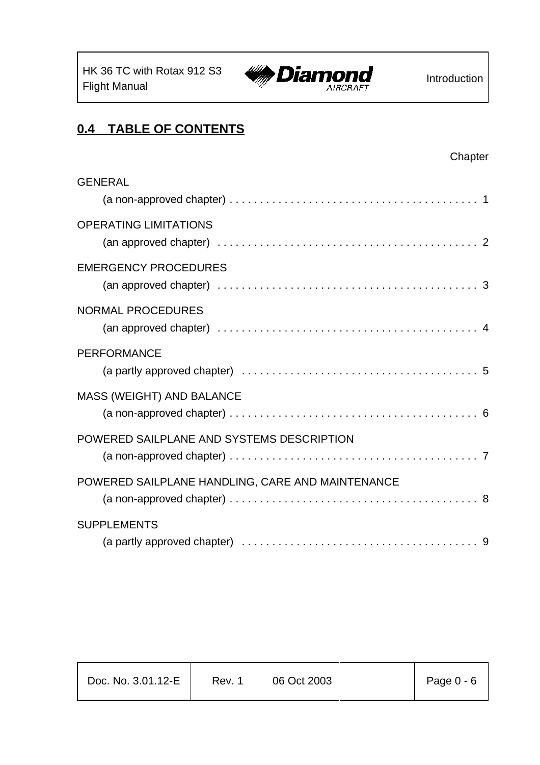## 0.4 TABLE OF CONTENTS

| | Chapter |
|---|---|
| GENERAL (a non-approved chapter) | 1 |
| OPERATING LIMITATIONS (an approved chapter) | 2 |
| EMERGENCY PROCEDURES (an approved chapter) | 3 |
| NORMAL PROCEDURES (an approved chapter) | 4 |
| PERFORMANCE (a partly approved chapter) | 5 |
| MASS (WEIGHT) AND BALANCE (a non-approved chapter) | 6 |
| POWERED SAILPLANE AND SYSTEMS DESCRIPTION (a non-approved chapter) | 7 |
| POWERED SAILPLANE HANDLING, CARE AND MAINTENANCE (a non-approved chapter) | 8 |
| SUPPLEMENTS (a partly approved chapter) | 9 |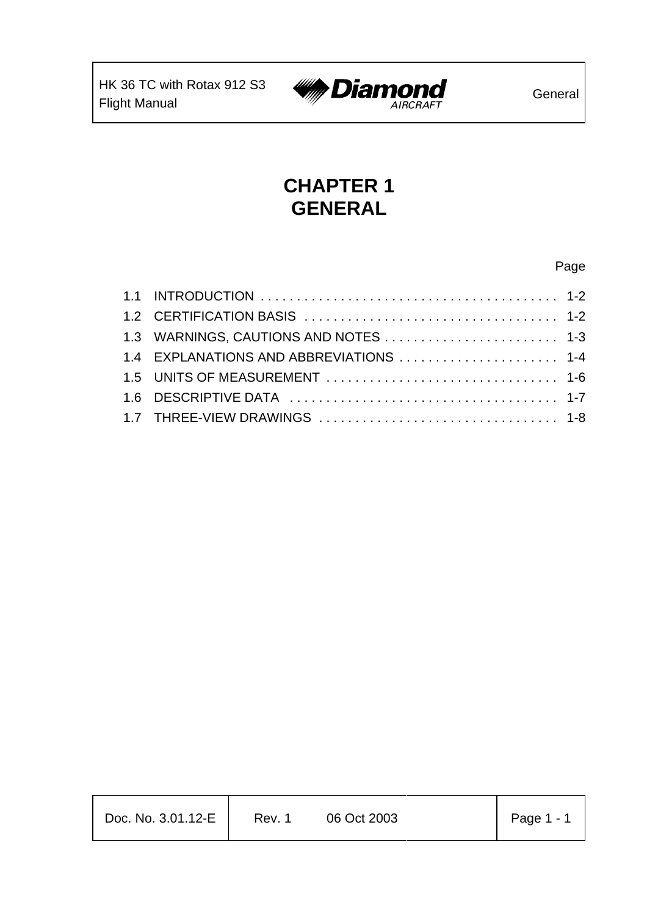# CHAPTER 1
# GENERAL

| | | Page |
|---|---|---|
| 1.1 | INTRODUCTION | 1-2 |
| 1.2 | CERTIFICATION BASIS | 1-2 |
| 1.3 | WARNINGS, CAUTIONS AND NOTES | 1-3 |
| 1.4 | EXPLANATIONS AND ABBREVIATIONS | 1-4 |
| 1.5 | UNITS OF MEASUREMENT | 1-6 |
| 1.6 | DESCRIPTIVE DATA | 1-7 |
| 1.7 | THREE-VIEW DRAWINGS | 1-8 |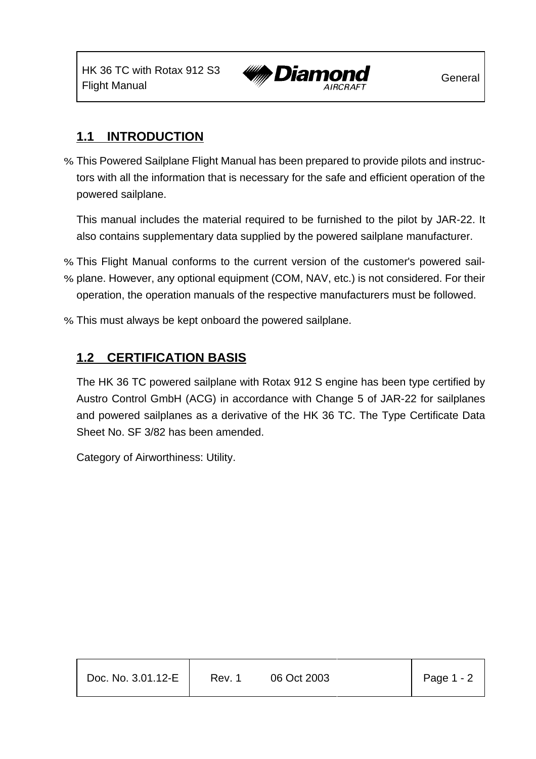## 1.1 INTRODUCTION

% This Powered Sailplane Flight Manual has been prepared to provide pilots and instructors with all the information that is necessary for the safe and efficient operation of the powered sailplane.

This manual includes the material required to be furnished to the pilot by JAR-22. It also contains supplementary data supplied by the powered sailplane manufacturer.

% This Flight Manual conforms to the current version of the customer's powered sail-
% plane. However, any optional equipment (COM, NAV, etc.) is not considered. For their operation, the operation manuals of the respective manufacturers must be followed.

% This must always be kept onboard the powered sailplane.

## 1.2 CERTIFICATION BASIS

The HK 36 TC powered sailplane with Rotax 912 S engine has been type certified by Austro Control GmbH (ACG) in accordance with Change 5 of JAR-22 for sailplanes and powered sailplanes as a derivative of the HK 36 TC. The Type Certificate Data Sheet No. SF 3/82 has been amended.

Category of Airworthiness: Utility.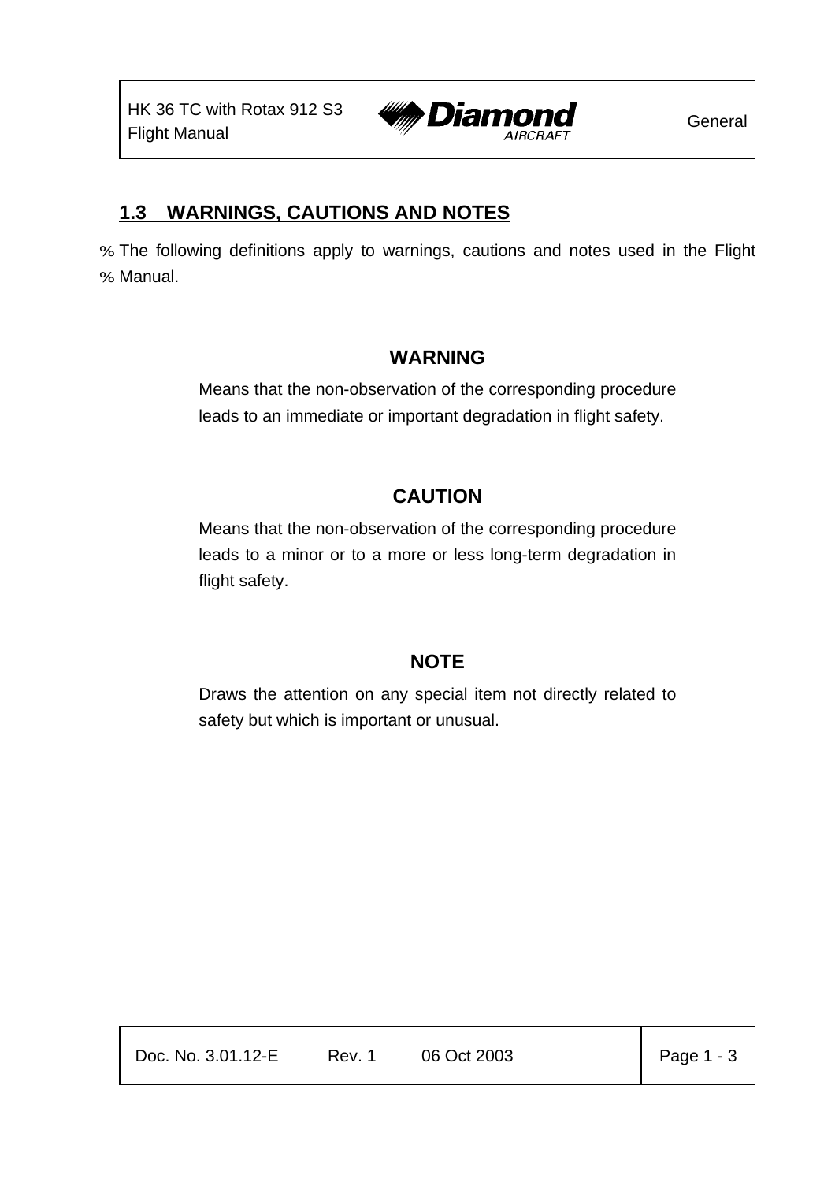## 1.3 WARNINGS, CAUTIONS AND NOTES

% The following definitions apply to warnings, cautions and notes used in the Flight % Manual.

**WARNING**

Means that the non-observation of the corresponding procedure leads to an immediate or important degradation in flight safety.

**CAUTION**

Means that the non-observation of the corresponding procedure leads to a minor or to a more or less long-term degradation in flight safety.

**NOTE**

Draws the attention on any special item not directly related to safety but which is important or unusual.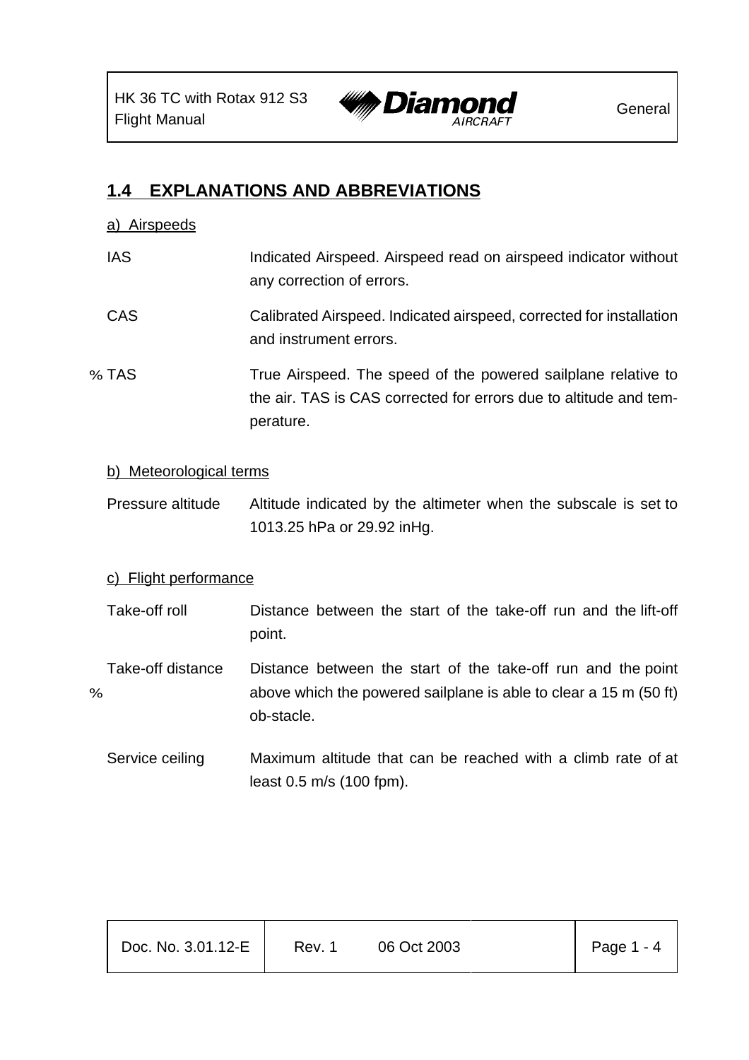## 1.4 EXPLANATIONS AND ABBREVIATIONS

a) Airspeeds

| | |
|---|---|
| IAS | Indicated Airspeed. Airspeed read on airspeed indicator without any correction of errors. |
| CAS | Calibrated Airspeed. Indicated airspeed, corrected for installation and instrument errors. |
| % TAS | True Airspeed. The speed of the powered sailplane relative to the air. TAS is CAS corrected for errors due to altitude and temperature. |

b) Meteorological terms

| | |
|---|---|
| Pressure altitude | Altitude indicated by the altimeter when the subscale is set to 1013.25 hPa or 29.92 inHg. |

c) Flight performance

| | |
|---|---|
| Take-off roll | Distance between the start of the take-off run and the lift-off point. |
| Take-off distance % | Distance between the start of the take-off run and the point above which the powered sailplane is able to clear a 15 m (50 ft) ob-stacle. |
| Service ceiling | Maximum altitude that can be reached with a climb rate of at least 0.5 m/s (100 fpm). |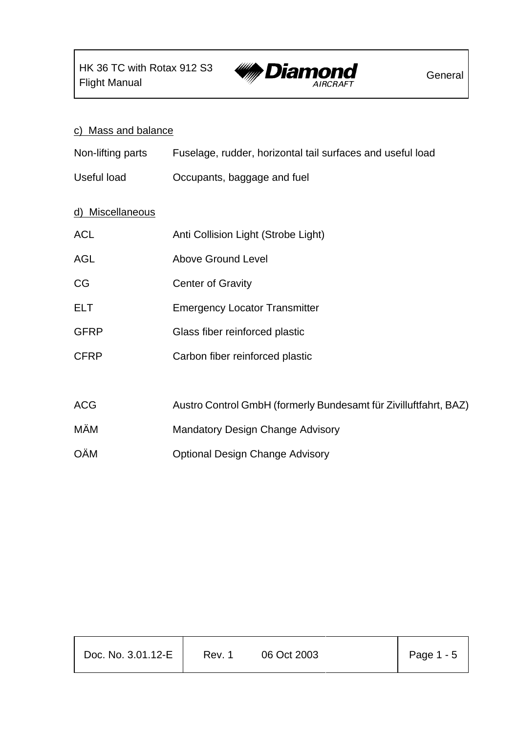c) Mass and balance

| | |
|---|---|
| Non-lifting parts | Fuselage, rudder, horizontal tail surfaces and useful load |
| Useful load | Occupants, baggage and fuel |

d) Miscellaneous

| | |
|---|---|
| ACL | Anti Collision Light (Strobe Light) |
| AGL | Above Ground Level |
| CG | Center of Gravity |
| ELT | Emergency Locator Transmitter |
| GFRP | Glass fiber reinforced plastic |
| CFRP | Carbon fiber reinforced plastic |
| | |
| ACG | Austro Control GmbH (formerly Bundesamt für Zivilluftfahrt, BAZ) |
| MÄM | Mandatory Design Change Advisory |
| OÄM | Optional Design Change Advisory |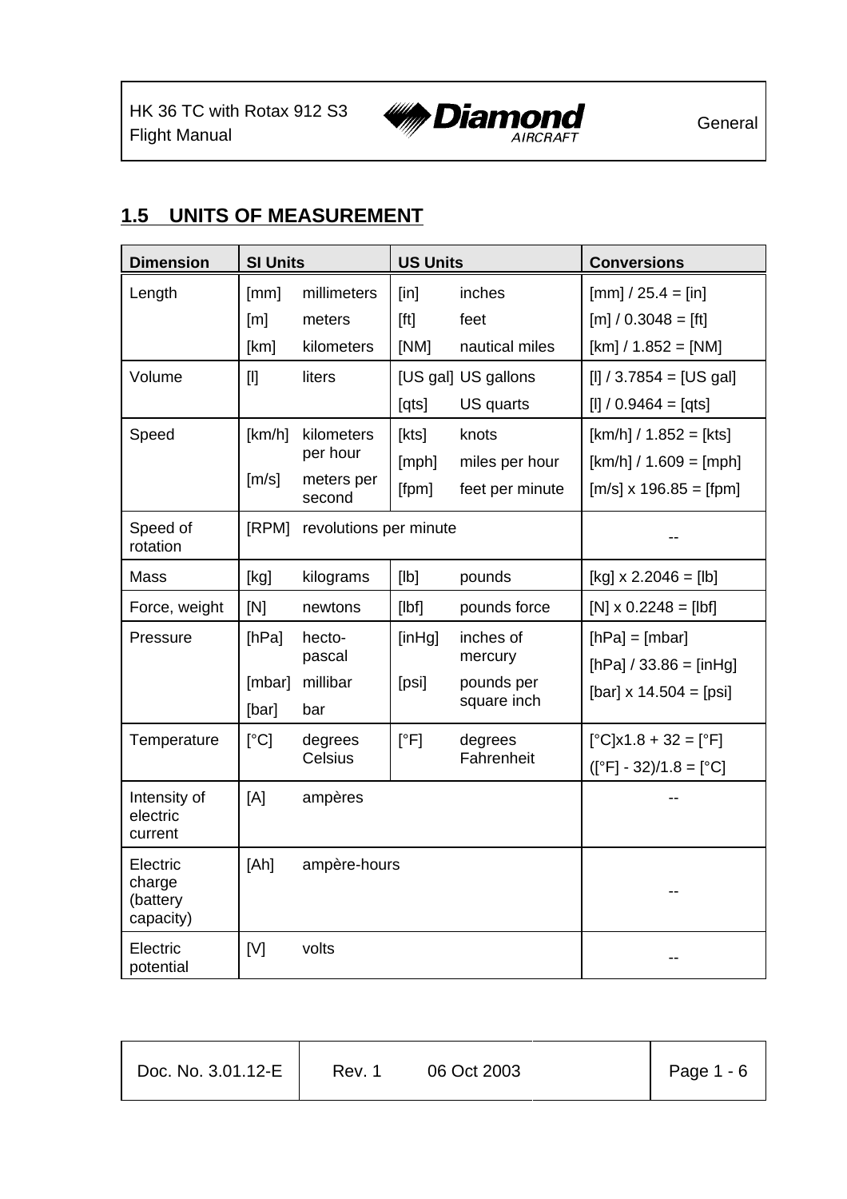## 1.5 UNITS OF MEASUREMENT

| Dimension | SI Units | | US Units | | Conversions |
|---|---|---|---|---|---|
| Length | [mm]<br>[m]<br>[km] | millimeters<br>meters<br>kilometers | [in]<br>[ft]<br>[NM] | inches<br>feet<br>nautical miles | [mm] / 25.4 = [in]<br>[m] / 0.3048 = [ft]<br>[km] / 1.852 = [NM] |
| Volume | [l] | liters | [US gal]<br>[qts] | US gallons<br>US quarts | [l] / 3.7854 = [US gal]<br>[l] / 0.9464 = [qts] |
| Speed | [km/h]<br>[m/s] | kilometers per hour<br>meters per second | [kts]<br>[mph]<br>[fpm] | knots<br>miles per hour<br>feet per minute | [km/h] / 1.852 = [kts]<br>[km/h] / 1.609 = [mph]<br>[m/s] x 196.85 = [fpm] |
| Speed of rotation | [RPM] | revolutions per minute | | | -- |
| Mass | [kg] | kilograms | [lb] | pounds | [kg] x 2.2046 = [lb] |
| Force, weight | [N] | newtons | [lbf] | pounds force | [N] x 0.2248 = [lbf] |
| Pressure | [hPa]<br>[mbar]<br>[bar] | hecto-pascal<br>millibar<br>bar | [inHg]<br>[psi] | inches of mercury<br>pounds per square inch | [hPa] = [mbar]<br>[hPa] / 33.86 = [inHg]<br>[bar] x 14.504 = [psi] |
| Temperature | [°C] | degrees Celsius | [°F] | degrees Fahrenheit | [°C]x1.8 + 32 = [°F]<br>([°F] - 32)/1.8 = [°C] |
| Intensity of electric current | [A] | ampères | | | -- |
| Electric charge (battery capacity) | [Ah] | ampère-hours | | | -- |
| Electric potential | [V] | volts | | | -- |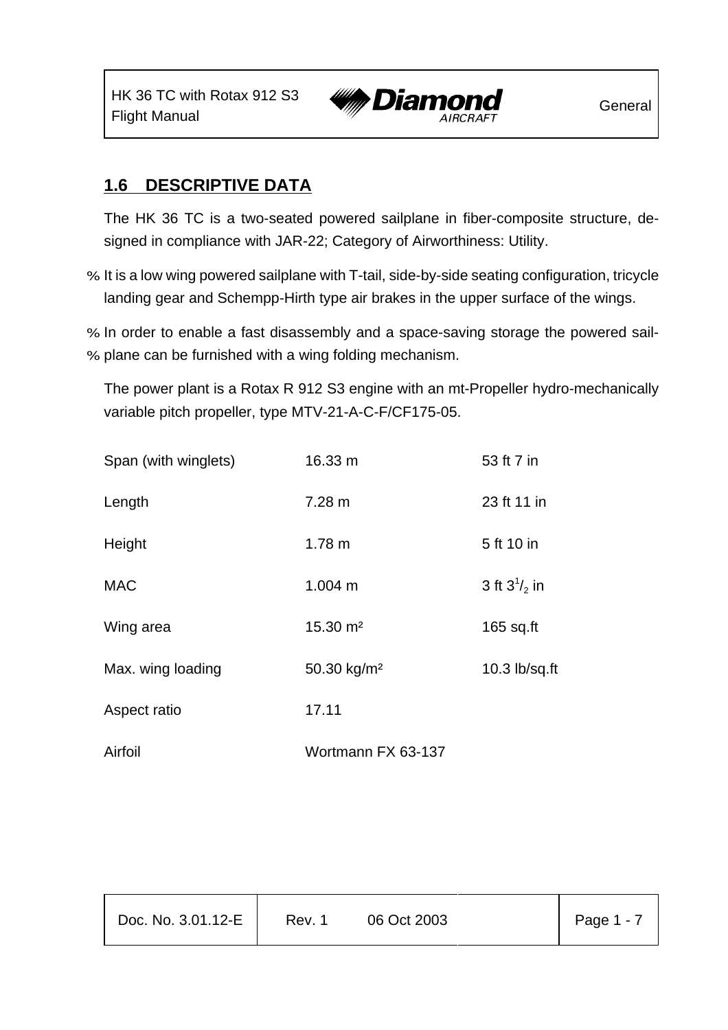## 1.6 DESCRIPTIVE DATA

The HK 36 TC is a two-seated powered sailplane in fiber-composite structure, designed in compliance with JAR-22; Category of Airworthiness: Utility.

% It is a low wing powered sailplane with T-tail, side-by-side seating configuration, tricycle landing gear and Schempp-Hirth type air brakes in the upper surface of the wings.

% In order to enable a fast disassembly and a space-saving storage the powered sail-
% plane can be furnished with a wing folding mechanism.

The power plant is a Rotax R 912 S3 engine with an mt-Propeller hydro-mechanically variable pitch propeller, type MTV-21-A-C-F/CF175-05.

| | | |
|---|---|---|
| Span (with winglets) | 16.33 m | 53 ft 7 in |
| Length | 7.28 m | 23 ft 11 in |
| Height | 1.78 m | 5 ft 10 in |
| MAC | 1.004 m | 3 ft 3 1/2 in |
| Wing area | 15.30 m² | 165 sq.ft |
| Max. wing loading | 50.30 kg/m² | 10.3 lb/sq.ft |
| Aspect ratio | 17.11 | |
| Airfoil | Wortmann FX 63-137 | |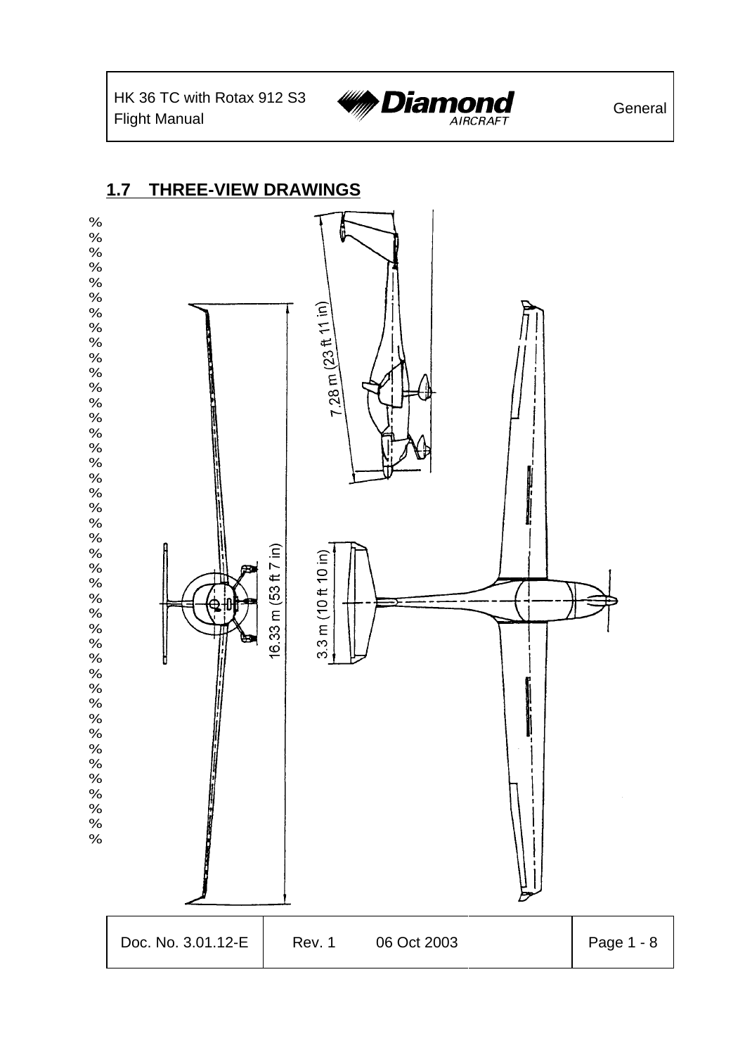## 1.7 THREE-VIEW DRAWINGS

7.28 m (23 ft 11 in)

16.33 m (53 ft 7 in)

3.3 m (10 ft 10 in)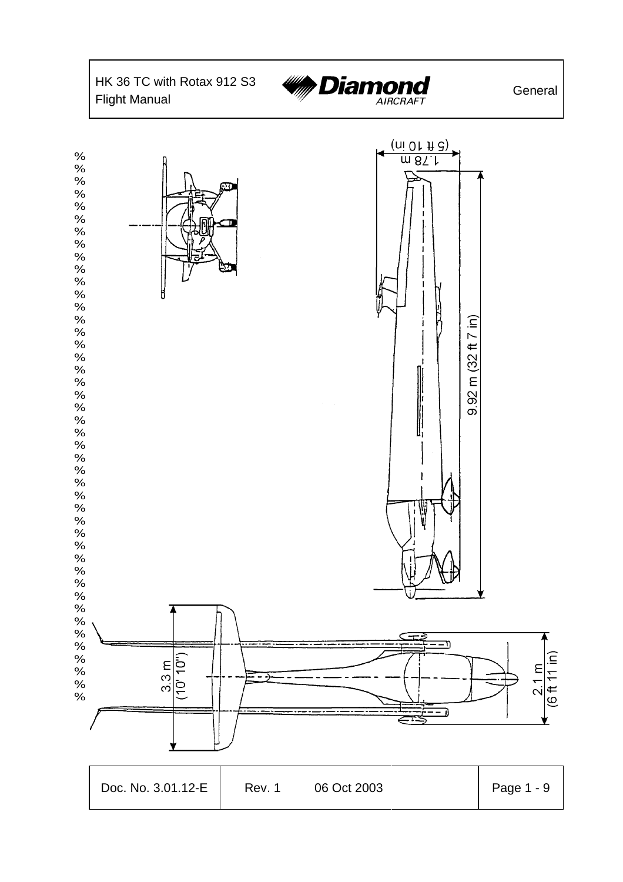1.78 m
(5 ft 10 in)

9.92 m (32 ft 7 in)

3.3 m
(10' 10")

2.1 m
(6 ft 11 in)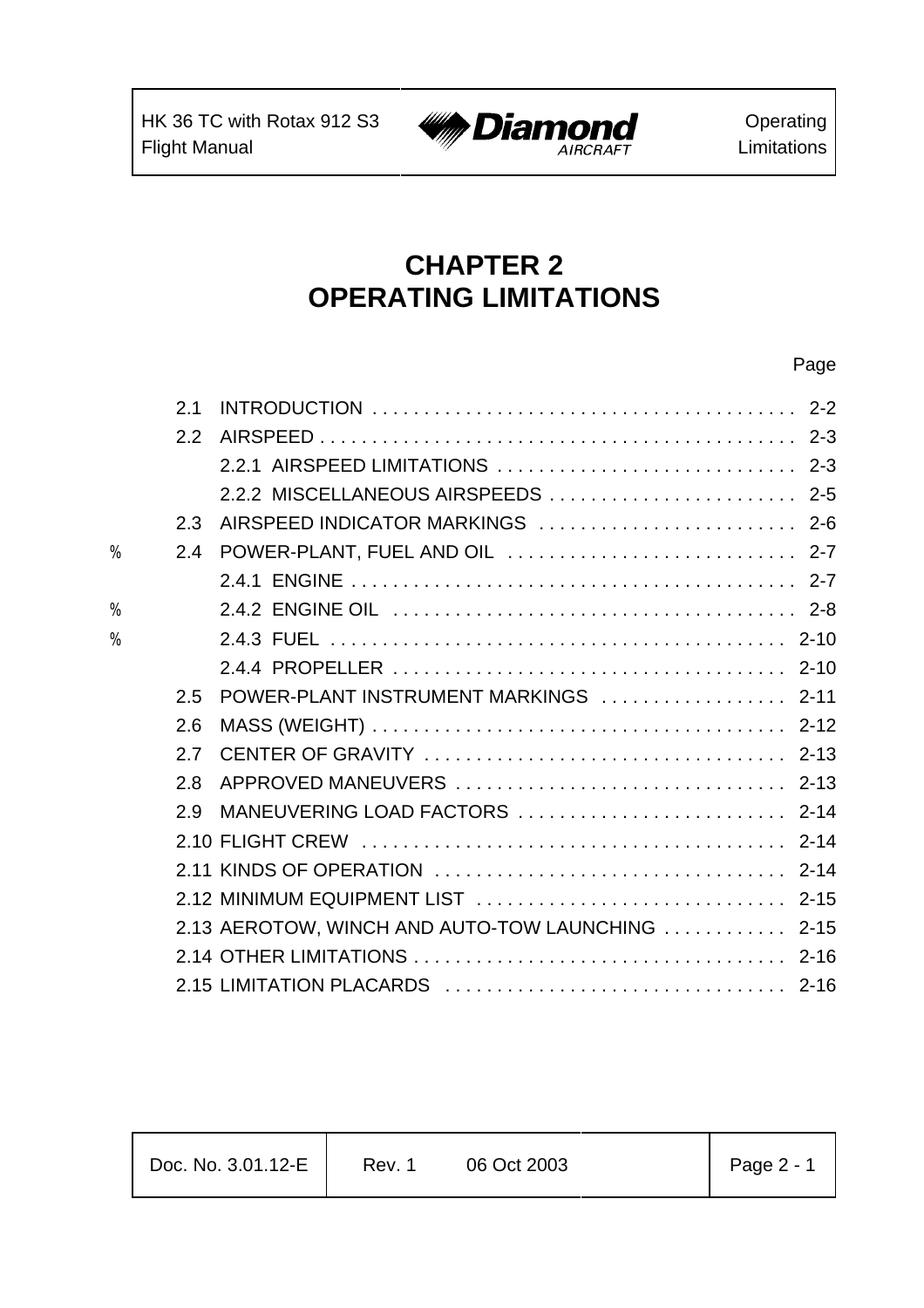# CHAPTER 2
# OPERATING LIMITATIONS

| | | | Page |
|---|---|---|---|
| | 2.1 | INTRODUCTION | 2-2 |
| | 2.2 | AIRSPEED | 2-3 |
| | | 2.2.1 AIRSPEED LIMITATIONS | 2-3 |
| | | 2.2.2 MISCELLANEOUS AIRSPEEDS | 2-5 |
| | 2.3 | AIRSPEED INDICATOR MARKINGS | 2-6 |
| % | 2.4 | POWER-PLANT, FUEL AND OIL | 2-7 |
| | | 2.4.1 ENGINE | 2-7 |
| % | | 2.4.2 ENGINE OIL | 2-8 |
| % | | 2.4.3 FUEL | 2-10 |
| | | 2.4.4 PROPELLER | 2-10 |
| | 2.5 | POWER-PLANT INSTRUMENT MARKINGS | 2-11 |
| | 2.6 | MASS (WEIGHT) | 2-12 |
| | 2.7 | CENTER OF GRAVITY | 2-13 |
| | 2.8 | APPROVED MANEUVERS | 2-13 |
| | 2.9 | MANEUVERING LOAD FACTORS | 2-14 |
| | 2.10 | FLIGHT CREW | 2-14 |
| | 2.11 | KINDS OF OPERATION | 2-14 |
| | 2.12 | MINIMUM EQUIPMENT LIST | 2-15 |
| | 2.13 | AEROTOW, WINCH AND AUTO-TOW LAUNCHING | 2-15 |
| | 2.14 | OTHER LIMITATIONS | 2-16 |
| | 2.15 | LIMITATION PLACARDS | 2-16 |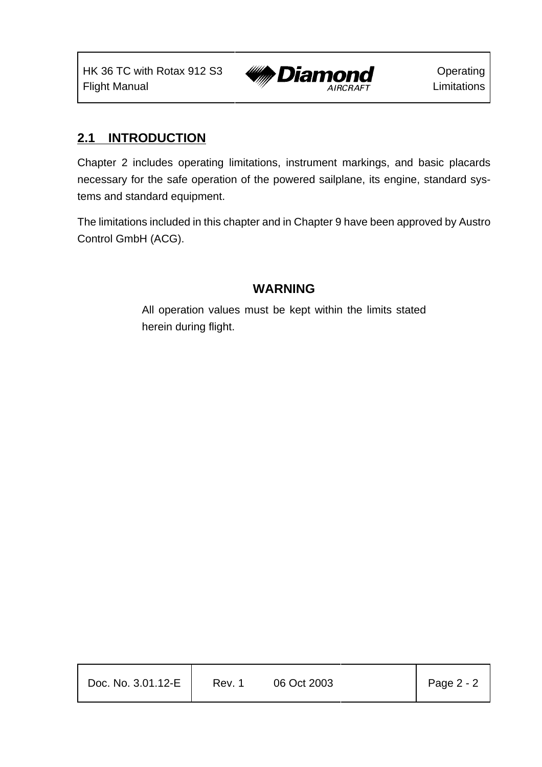## 2.1 INTRODUCTION

Chapter 2 includes operating limitations, instrument markings, and basic placards necessary for the safe operation of the powered sailplane, its engine, standard systems and standard equipment.

The limitations included in this chapter and in Chapter 9 have been approved by Austro Control GmbH (ACG).

**WARNING**

All operation values must be kept within the limits stated herein during flight.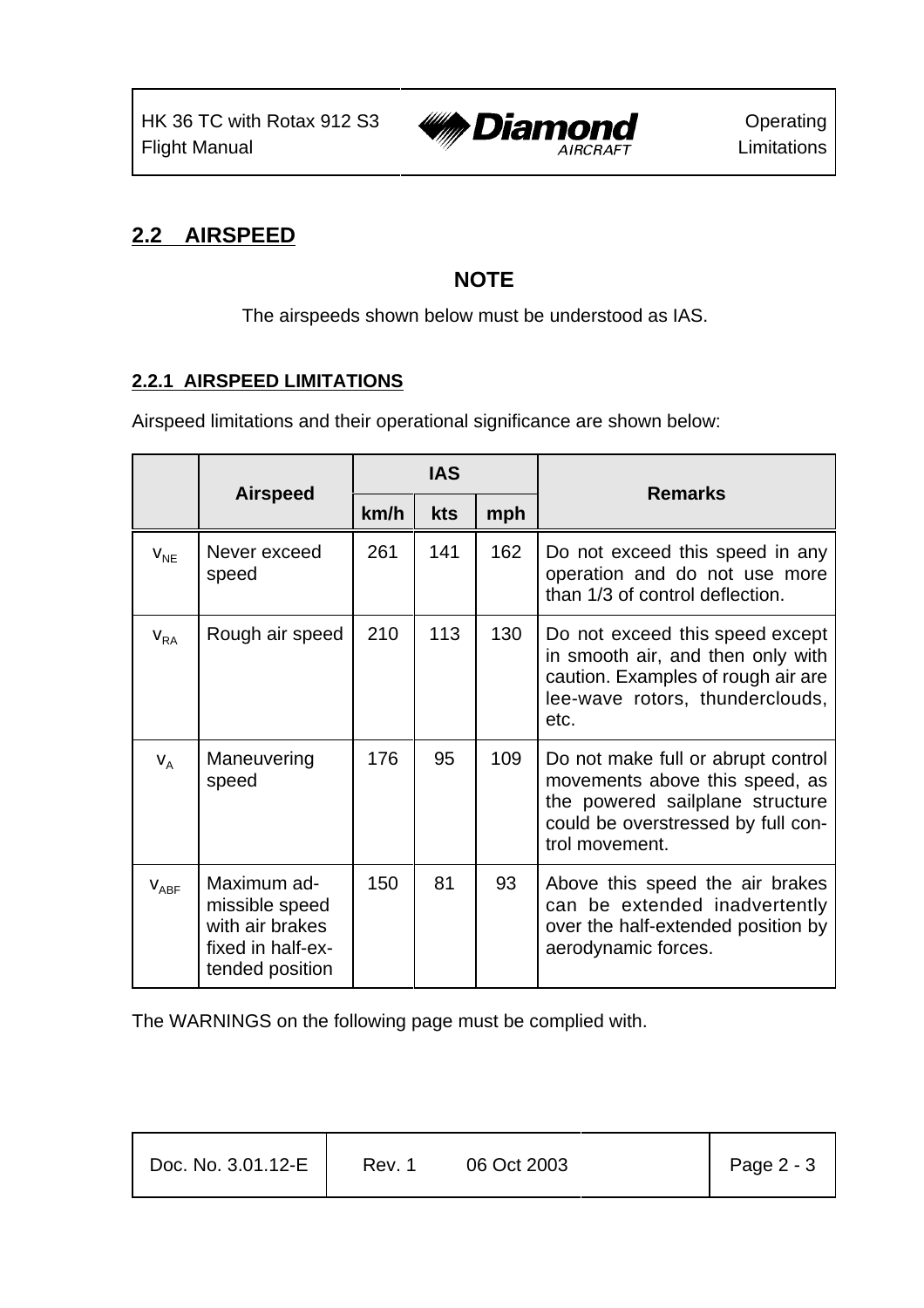## 2.2 AIRSPEED

**NOTE**

The airspeeds shown below must be understood as IAS.

### 2.2.1 AIRSPEED LIMITATIONS

Airspeed limitations and their operational significance are shown below:

| | Airspeed | IAS | | | Remarks |
|---|---|---|---|---|---|
| | | km/h | kts | mph | |
| $v_{NE}$ | Never exceed speed | 261 | 141 | 162 | Do not exceed this speed in any operation and do not use more than 1/3 of control deflection. |
| $v_{RA}$ | Rough air speed | 210 | 113 | 130 | Do not exceed this speed except in smooth air, and then only with caution. Examples of rough air are lee-wave rotors, thunderclouds, etc. |
| $v_A$ | Maneuvering speed | 176 | 95 | 109 | Do not make full or abrupt control movements above this speed, as the powered sailplane structure could be overstressed by full control movement. |
| $v_{ABF}$ | Maximum admissible speed with air brakes fixed in half-extended position | 150 | 81 | 93 | Above this speed the air brakes can be extended inadvertently over the half-extended position by aerodynamic forces. |

The WARNINGS on the following page must be complied with.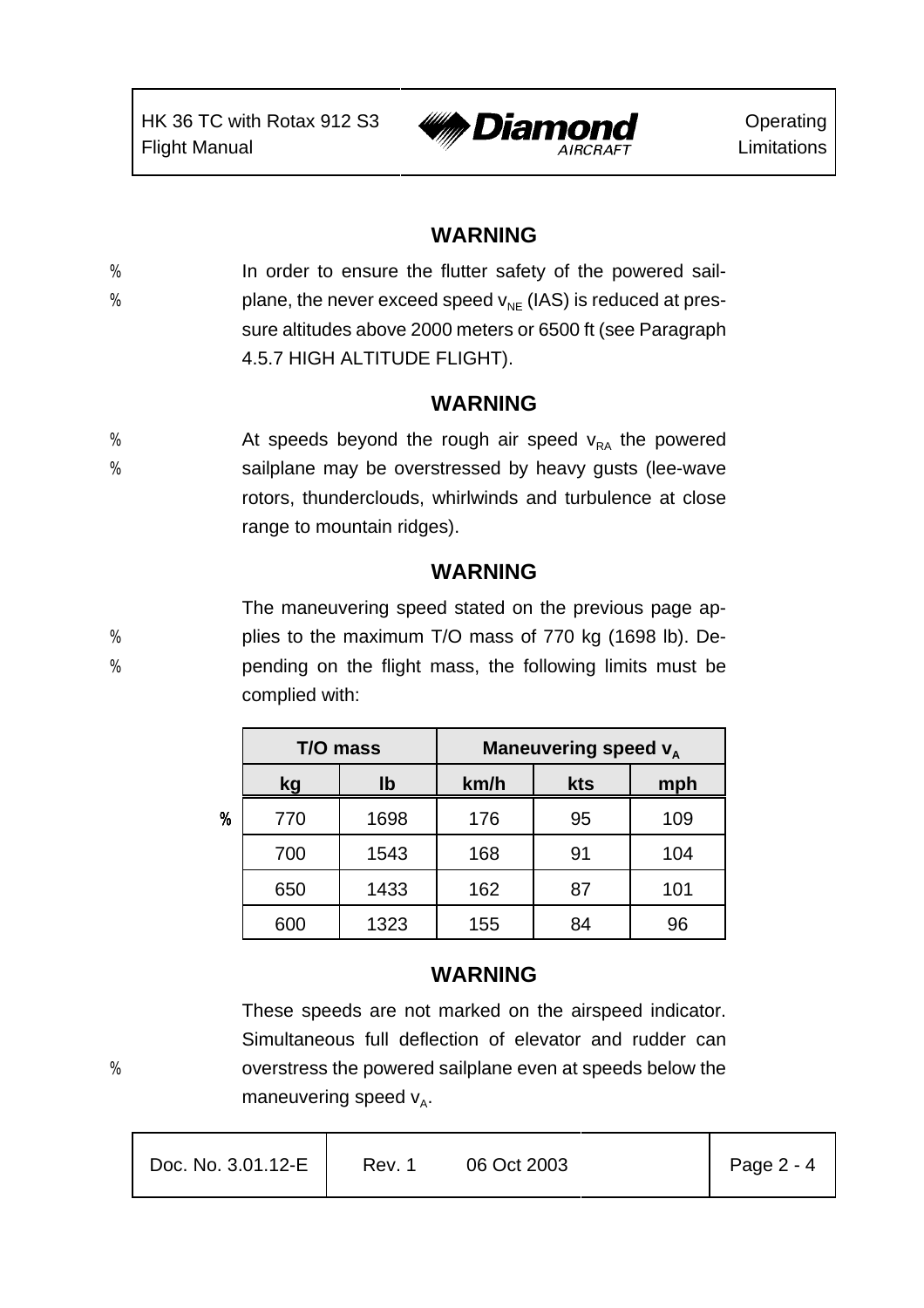**WARNING**

In order to ensure the flutter safety of the powered sailplane, the never exceed speed $v_{NE}$ (IAS) is reduced at pressure altitudes above 2000 meters or 6500 ft (see Paragraph 4.5.7 HIGH ALTITUDE FLIGHT).

**WARNING**

At speeds beyond the rough air speed $v_{RA}$ the powered sailplane may be overstressed by heavy gusts (lee-wave rotors, thunderclouds, whirlwinds and turbulence at close range to mountain ridges).

**WARNING**

The maneuvering speed stated on the previous page applies to the maximum T/O mass of 770 kg (1698 lb). Depending on the flight mass, the following limits must be complied with:

| T/O mass | | Maneuvering speed $v_A$ | | |
|---|---|---|---|---|
| kg | lb | km/h | kts | mph |
| 770 | 1698 | 176 | 95 | 109 |
| 700 | 1543 | 168 | 91 | 104 |
| 650 | 1433 | 162 | 87 | 101 |
| 600 | 1323 | 155 | 84 | 96 |

**WARNING**

These speeds are not marked on the airspeed indicator. Simultaneous full deflection of elevator and rudder can overstress the powered sailplane even at speeds below the maneuvering speed $v_A$.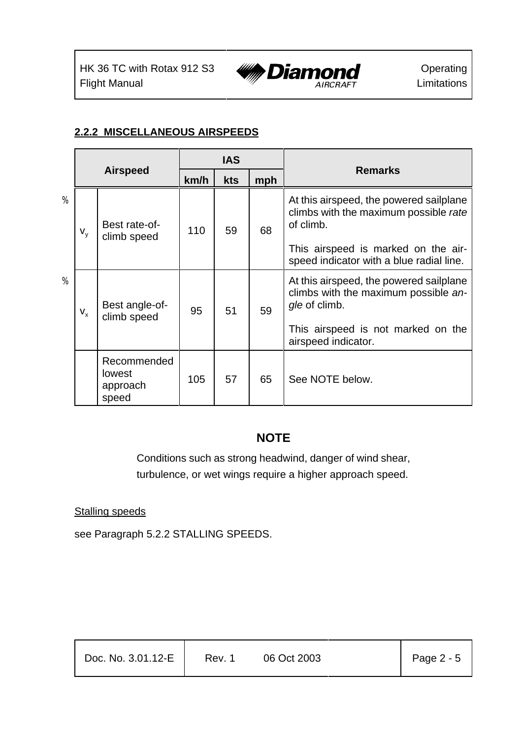### 2.2.2 MISCELLANEOUS AIRSPEEDS

| Airspeed | | IAS | | | Remarks |
|---|---|---|---|---|---|
| | | km/h | kts | mph | |
| $v_y$ | Best rate-of-climb speed | 110 | 59 | 68 | At this airspeed, the powered sailplane climbs with the maximum possible *rate* of climb. This airspeed is marked on the airspeed indicator with a blue radial line. |
| $v_x$ | Best angle-of-climb speed | 95 | 51 | 59 | At this airspeed, the powered sailplane climbs with the maximum possible *angle* of climb. This airspeed is not marked on the airspeed indicator. |
| | Recommended lowest approach speed | 105 | 57 | 65 | See NOTE below. |

**NOTE**

Conditions such as strong headwind, danger of wind shear, turbulence, or wet wings require a higher approach speed.

Stalling speeds

see Paragraph 5.2.2 STALLING SPEEDS.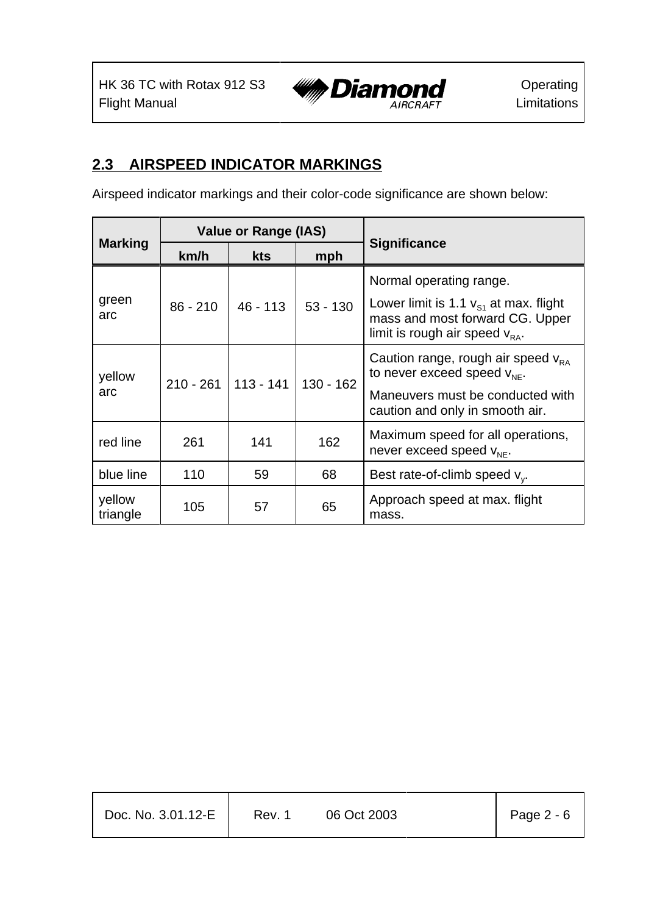## 2.3 AIRSPEED INDICATOR MARKINGS

Airspeed indicator markings and their color-code significance are shown below:

| Marking | Value or Range (IAS) | | | Significance |
|---|---|---|---|---|
| | km/h | kts | mph | |
| green arc | 86 - 210 | 46 - 113 | 53 - 130 | Normal operating range. Lower limit is 1.1 $v_{S1}$ at max. flight mass and most forward CG. Upper limit is rough air speed $v_{RA}$. |
| yellow arc | 210 - 261 | 113 - 141 | 130 - 162 | Caution range, rough air speed $v_{RA}$ to never exceed speed $v_{NE}$. Maneuvers must be conducted with caution and only in smooth air. |
| red line | 261 | 141 | 162 | Maximum speed for all operations, never exceed speed $v_{NE}$. |
| blue line | 110 | 59 | 68 | Best rate-of-climb speed $v_y$. |
| yellow triangle | 105 | 57 | 65 | Approach speed at max. flight mass. |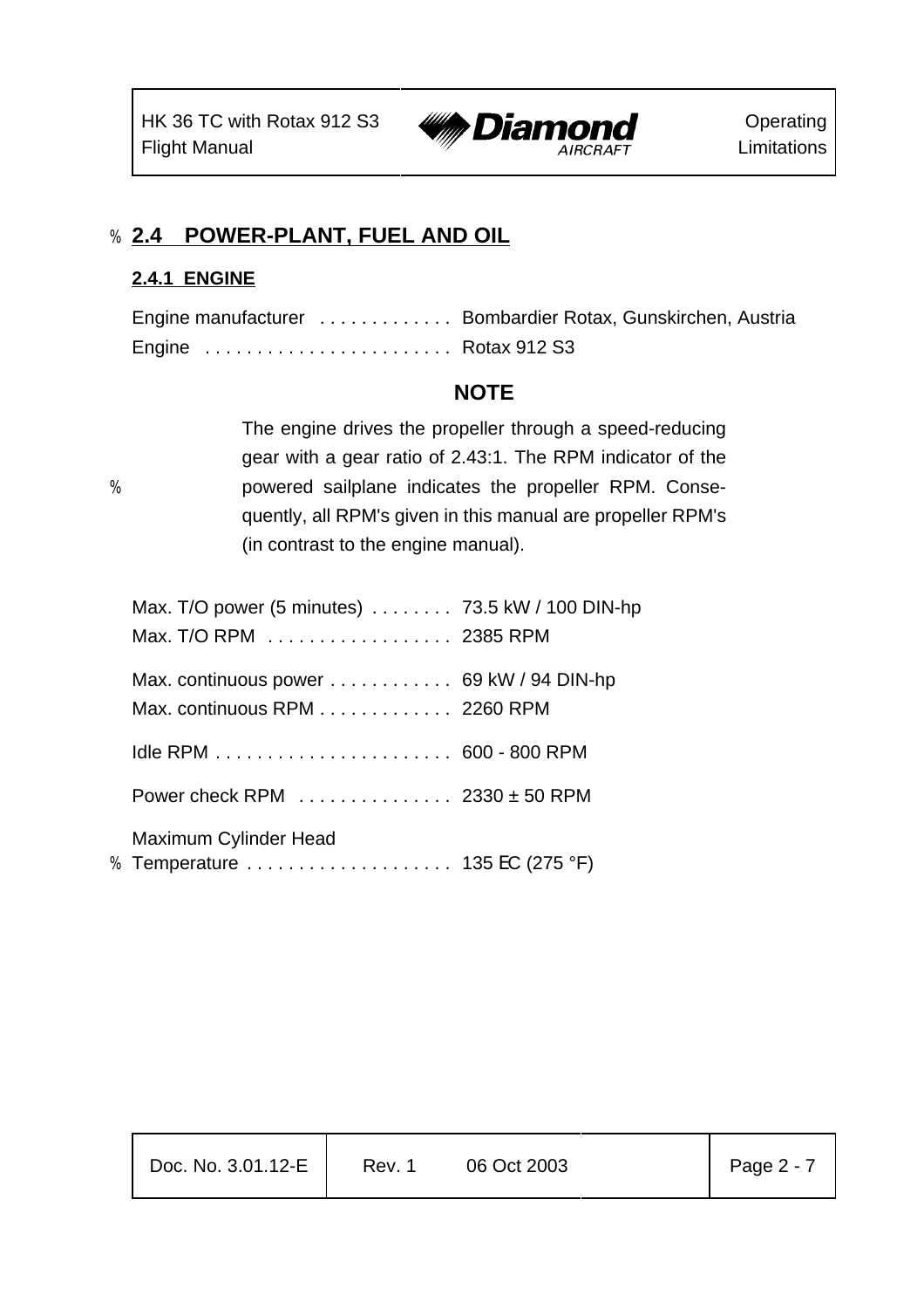## 2.4 POWER-PLANT, FUEL AND OIL

### 2.4.1 ENGINE

Engine manufacturer . . . . . . . . . . . . . Bombardier Rotax, Gunskirchen, Austria
Engine . . . . . . . . . . . . . . . . . . . . . . . . Rotax 912 S3

**NOTE**

The engine drives the propeller through a speed-reducing gear with a gear ratio of 2.43:1. The RPM indicator of the powered sailplane indicates the propeller RPM. Consequently, all RPM's given in this manual are propeller RPM's (in contrast to the engine manual).

Max. T/O power (5 minutes) . . . . . . . . 73.5 kW / 100 DIN-hp
Max. T/O RPM . . . . . . . . . . . . . . . . . . 2385 RPM

Max. continuous power . . . . . . . . . . . . 69 kW / 94 DIN-hp
Max. continuous RPM . . . . . . . . . . . . . 2260 RPM

Idle RPM . . . . . . . . . . . . . . . . . . . . . . . 600 - 800 RPM

Power check RPM . . . . . . . . . . . . . . . 2330 ± 50 RPM

Maximum Cylinder Head
Temperature . . . . . . . . . . . . . . . . . . . . 135 °C (275 °F)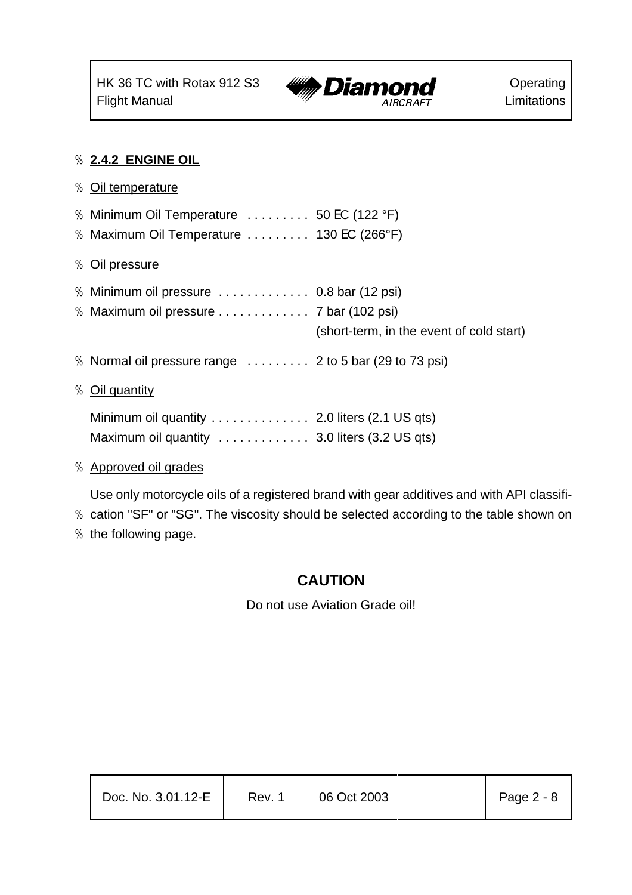### 2.4.2 ENGINE OIL

Oil temperature

Minimum Oil Temperature . . . . . . . . . 50 EC (122 °F)
Maximum Oil Temperature . . . . . . . . . 130 EC (266°F)

Oil pressure

Minimum oil pressure . . . . . . . . . . . . . 0.8 bar (12 psi)
Maximum oil pressure . . . . . . . . . . . . . 7 bar (102 psi)
(short-term, in the event of cold start)

Normal oil pressure range . . . . . . . . . 2 to 5 bar (29 to 73 psi)

Oil quantity

Minimum oil quantity . . . . . . . . . . . . . . 2.0 liters (2.1 US qts)
Maximum oil quantity . . . . . . . . . . . . . 3.0 liters (3.2 US qts)

Approved oil grades

Use only motorcycle oils of a registered brand with gear additives and with API classification "SF" or "SG". The viscosity should be selected according to the table shown on the following page.

**CAUTION**

Do not use Aviation Grade oil!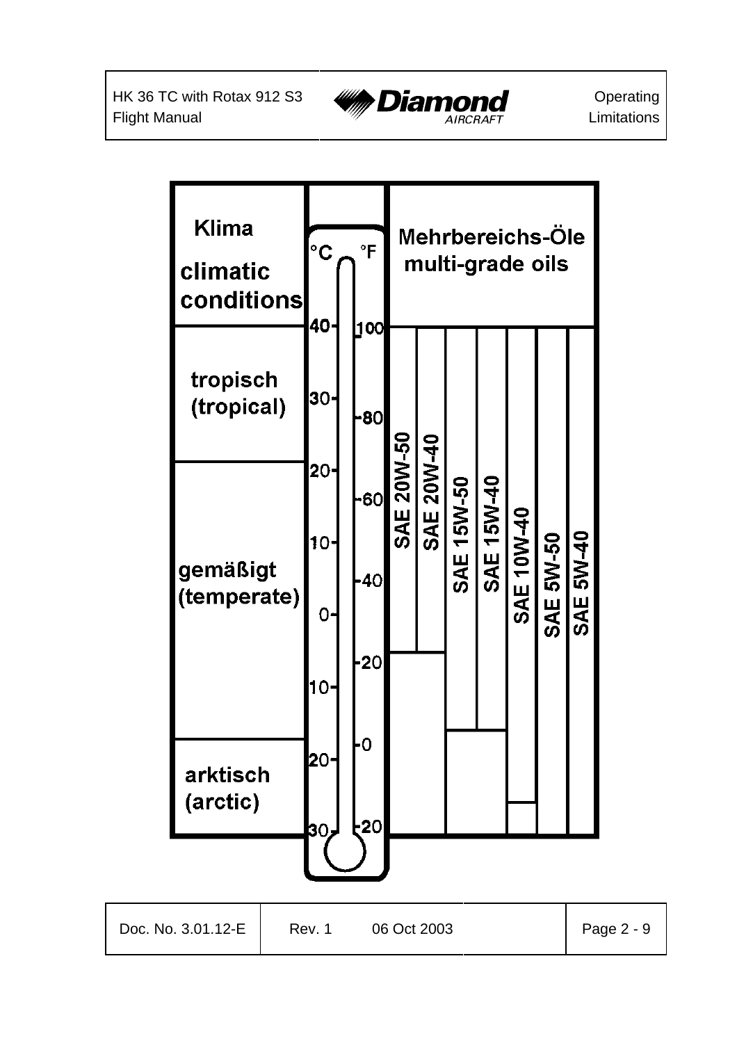| Klima climatic conditions | °C | °F | Mehrbereichs-Öle multi-grade oils | | | | | | |
|---|---|---|---|---|---|---|---|---|---|
| | 40 | 100 | | | | | | | |
| tropisch (tropical) | 30 | 80 | SAE 20W-50 | SAE 20W-40 | SAE 15W-50 | SAE 15W-40 | SAE 10W-40 | SAE 5W-50 | SAE 5W-40 |
| | 20 | 60 | | | | | | | |
| gemäßigt (temperate) | 10 | 40 | | | | | | | |
| | 0 | | | | | | | | |
| | -10 | -20 | | | | | | | |
| arktisch (arctic) | -20 | 0 | | | | | | | |
| | -30 | -20 | | | | | | | |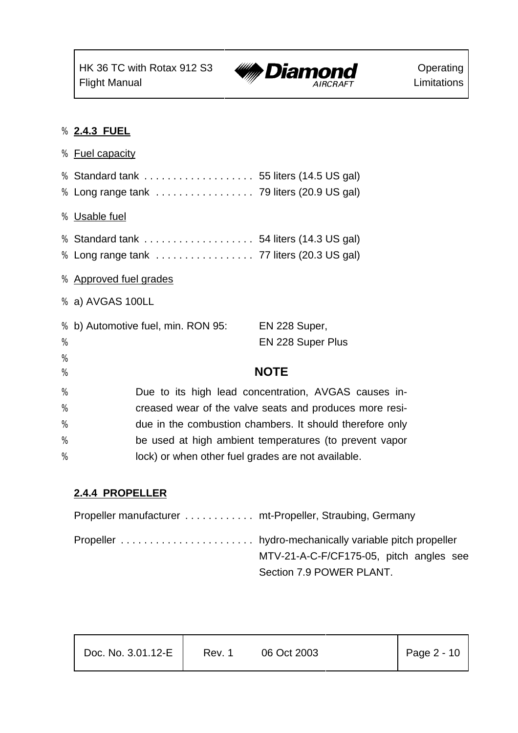### 2.4.3 FUEL

Fuel capacity

Standard tank . . . . . . . . . . . . . . . . . . . 55 liters (14.5 US gal)
Long range tank . . . . . . . . . . . . . . . . . 79 liters (20.9 US gal)

Usable fuel

Standard tank . . . . . . . . . . . . . . . . . . . 54 liters (14.3 US gal)
Long range tank . . . . . . . . . . . . . . . . . 77 liters (20.3 US gal)

Approved fuel grades

a) AVGAS 100LL

b) Automotive fuel, min. RON 95: EN 228 Super,
EN 228 Super Plus

**NOTE**

Due to its high lead concentration, AVGAS causes increased wear of the valve seats and produces more residue in the combustion chambers. It should therefore only be used at high ambient temperatures (to prevent vapor lock) or when other fuel grades are not available.

### 2.4.4 PROPELLER

Propeller manufacturer . . . . . . . . . . . . mt-Propeller, Straubing, Germany

Propeller . . . . . . . . . . . . . . . . . . . . . . . hydro-mechanically variable pitch propeller MTV-21-A-C-F/CF175-05, pitch angles see Section 7.9 POWER PLANT.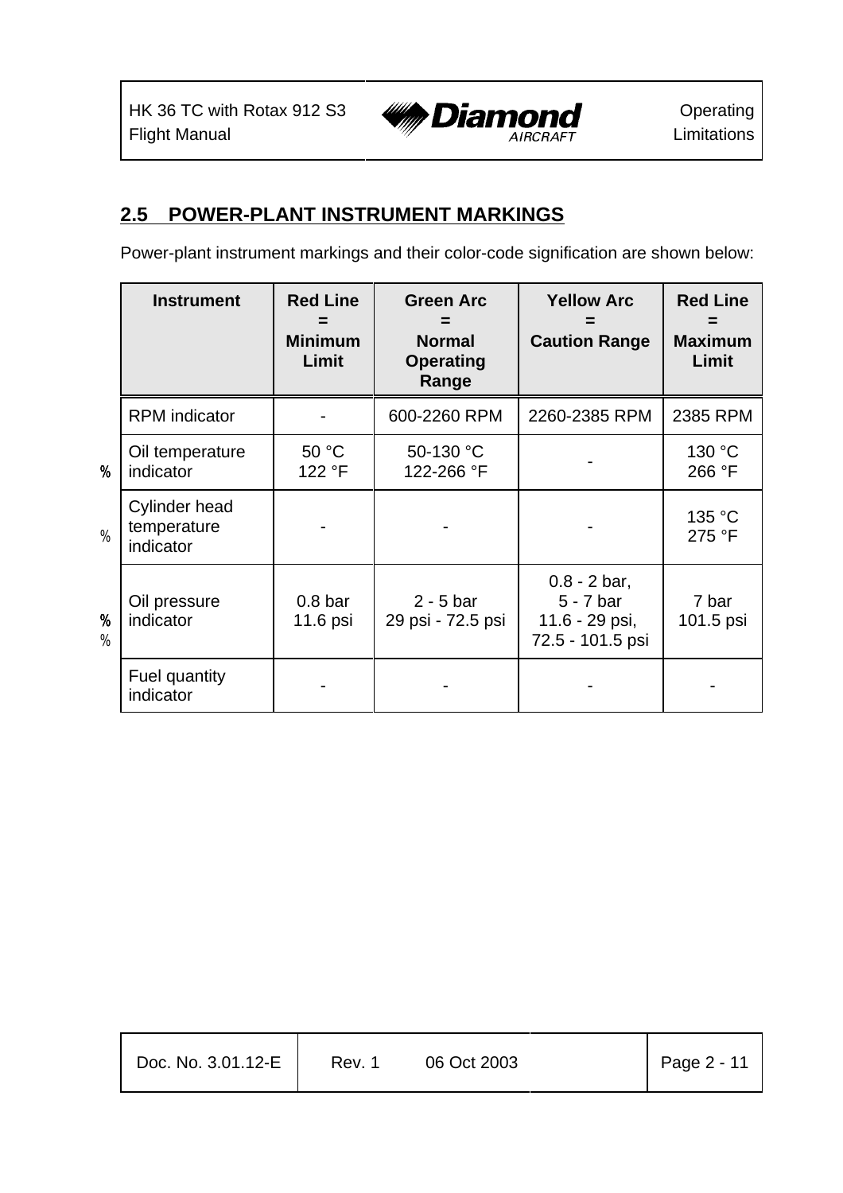## 2.5 POWER-PLANT INSTRUMENT MARKINGS

Power-plant instrument markings and their color-code signification are shown below:

| Instrument | Red Line = Minimum Limit | Green Arc = Normal Operating Range | Yellow Arc = Caution Range | Red Line = Maximum Limit |
|---|---|---|---|---|
| RPM indicator | - | 600-2260 RPM | 2260-2385 RPM | 2385 RPM |
| Oil temperature indicator | 50 °C<br>122 °F | 50-130 °C<br>122-266 °F | - | 130 °C<br>266 °F |
| Cylinder head temperature indicator | - | - | - | 135 °C<br>275 °F |
| Oil pressure indicator | 0.8 bar<br>11.6 psi | 2 - 5 bar<br>29 psi - 72.5 psi | 0.8 - 2 bar,<br>5 - 7 bar<br>11.6 - 29 psi,<br>72.5 - 101.5 psi | 7 bar<br>101.5 psi |
| Fuel quantity indicator | - | - | - | - |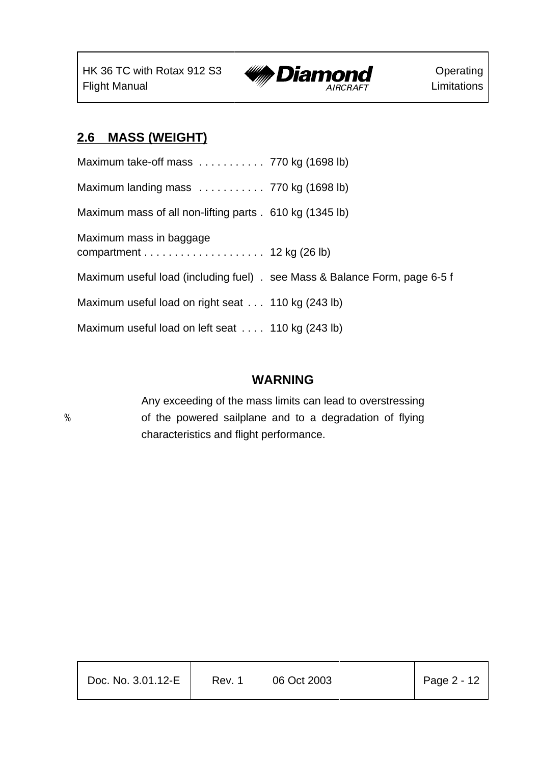## 2.6 MASS (WEIGHT)

Maximum take-off mass . . . . . . . . . . . 770 kg (1698 lb)

Maximum landing mass . . . . . . . . . . . 770 kg (1698 lb)

Maximum mass of all non-lifting parts . 610 kg (1345 lb)

Maximum mass in baggage compartment . . . . . . . . . . . . . . . . . . . . 12 kg (26 lb)

Maximum useful load (including fuel) . see Mass & Balance Form, page 6-5 f

Maximum useful load on right seat . . . 110 kg (243 lb)

Maximum useful load on left seat . . . . 110 kg (243 lb)

**WARNING**

Any exceeding of the mass limits can lead to overstressing of the powered sailplane and to a degradation of flying characteristics and flight performance.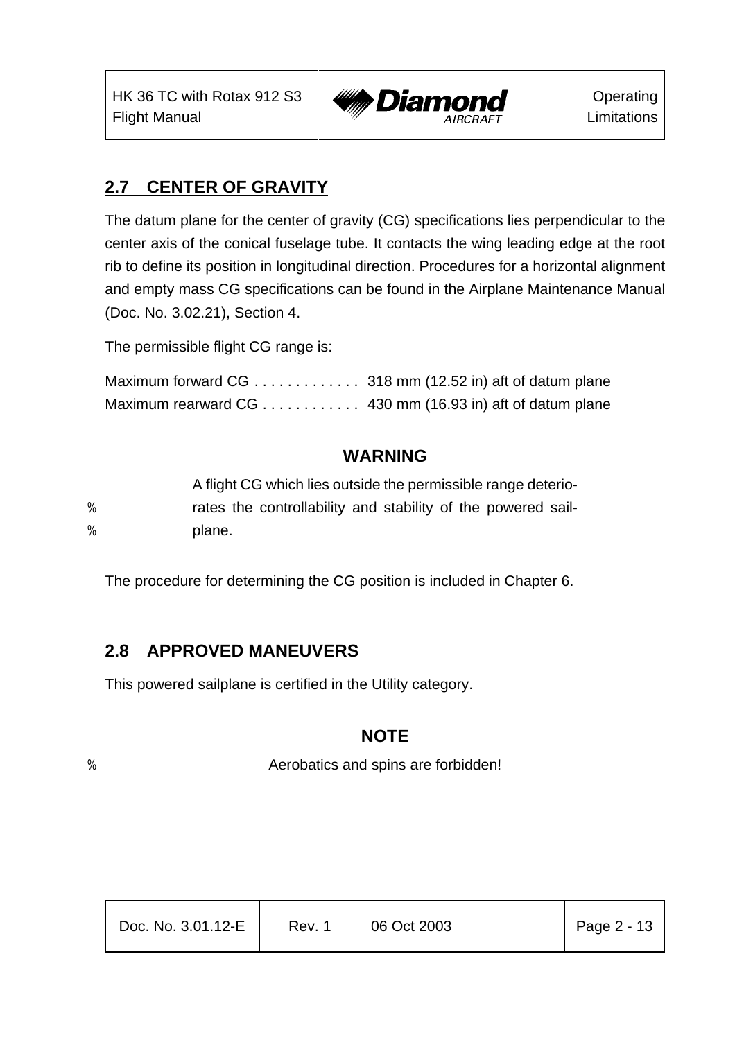## 2.7 CENTER OF GRAVITY

The datum plane for the center of gravity (CG) specifications lies perpendicular to the center axis of the conical fuselage tube. It contacts the wing leading edge at the root rib to define its position in longitudinal direction. Procedures for a horizontal alignment and empty mass CG specifications can be found in the Airplane Maintenance Manual (Doc. No. 3.02.21), Section 4.

The permissible flight CG range is:

Maximum forward CG . . . . . . . . . . . . . 318 mm (12.52 in) aft of datum plane
Maximum rearward CG . . . . . . . . . . . . 430 mm (16.93 in) aft of datum plane

**WARNING**

A flight CG which lies outside the permissible range deteriorates the controllability and stability of the powered sailplane.

The procedure for determining the CG position is included in Chapter 6.

## 2.8 APPROVED MANEUVERS

This powered sailplane is certified in the Utility category.

**NOTE**

Aerobatics and spins are forbidden!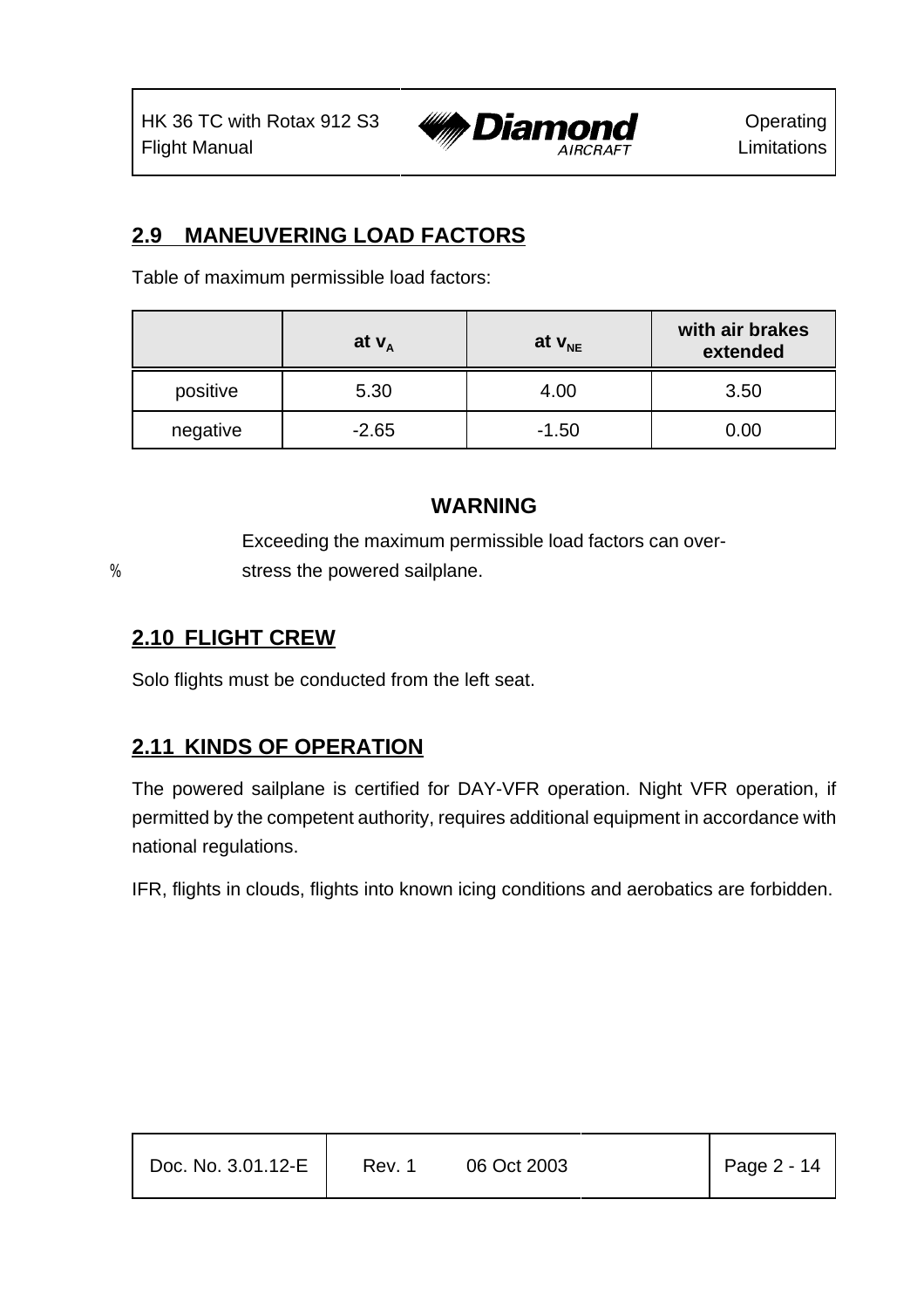## 2.9 MANEUVERING LOAD FACTORS

Table of maximum permissible load factors:

| | at $v_A$ | at $v_{NE}$ | with air brakes extended |
|---|---|---|---|
| positive | 5.30 | 4.00 | 3.50 |
| negative | -2.65 | -1.50 | 0.00 |

**WARNING**

Exceeding the maximum permissible load factors can over-stress the powered sailplane.

## 2.10 FLIGHT CREW

Solo flights must be conducted from the left seat.

## 2.11 KINDS OF OPERATION

The powered sailplane is certified for DAY-VFR operation. Night VFR operation, if permitted by the competent authority, requires additional equipment in accordance with national regulations.

IFR, flights in clouds, flights into known icing conditions and aerobatics are forbidden.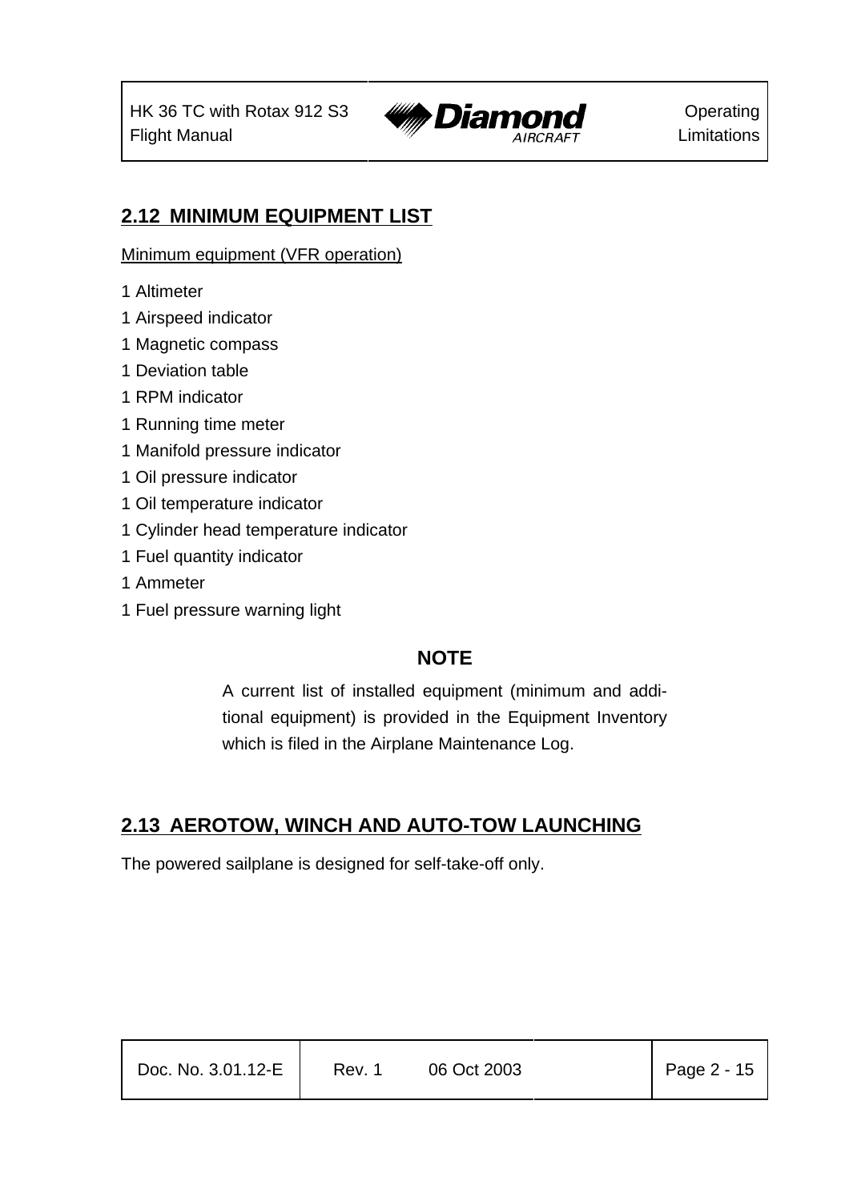## 2.12 MINIMUM EQUIPMENT LIST

Minimum equipment (VFR operation)

1 Altimeter

1 Airspeed indicator

1 Magnetic compass

1 Deviation table

1 RPM indicator

1 Running time meter

1 Manifold pressure indicator

1 Oil pressure indicator

1 Oil temperature indicator

1 Cylinder head temperature indicator

1 Fuel quantity indicator

1 Ammeter

1 Fuel pressure warning light

**NOTE**

A current list of installed equipment (minimum and additional equipment) is provided in the Equipment Inventory which is filed in the Airplane Maintenance Log.

## 2.13 AEROTOW, WINCH AND AUTO-TOW LAUNCHING

The powered sailplane is designed for self-take-off only.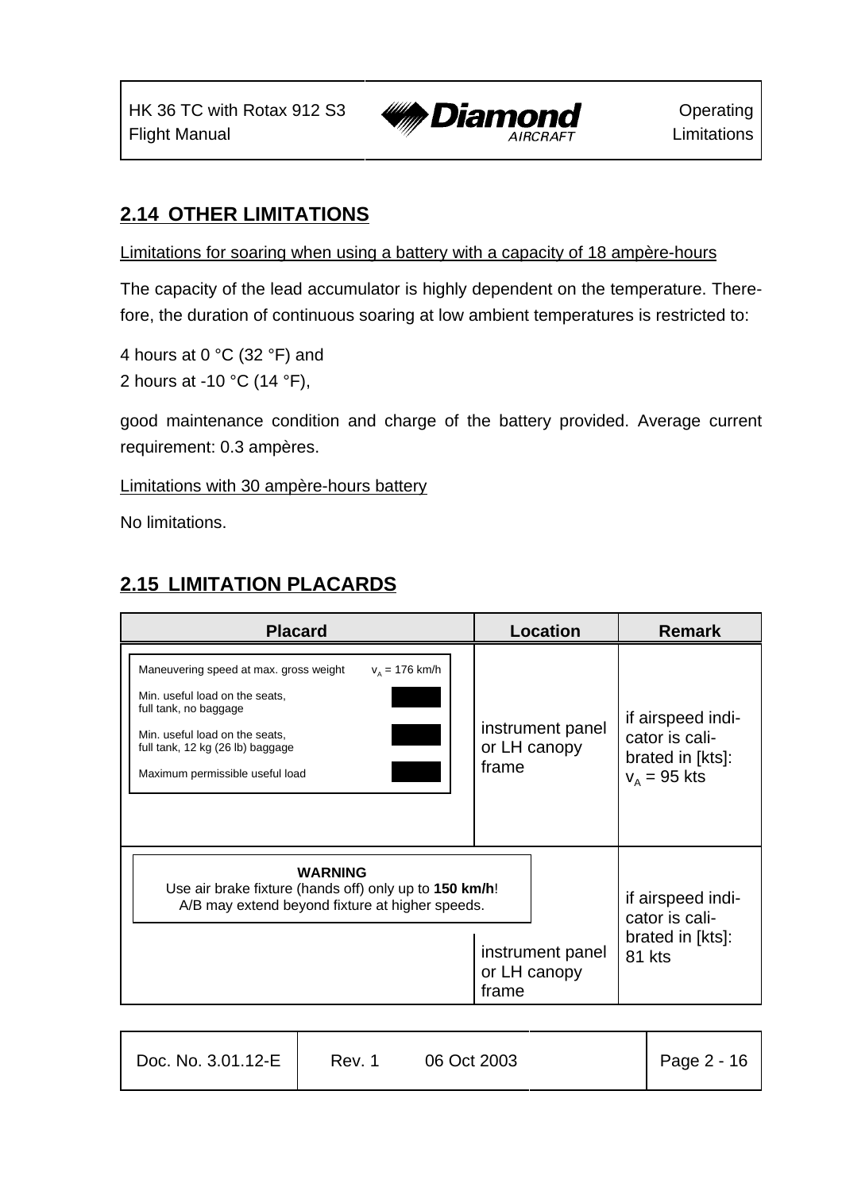## 2.14 OTHER LIMITATIONS

Limitations for soaring when using a battery with a capacity of 18 ampère-hours

The capacity of the lead accumulator is highly dependent on the temperature. Therefore, the duration of continuous soaring at low ambient temperatures is restricted to:

4 hours at 0 °C (32 °F) and
2 hours at -10 °C (14 °F),

good maintenance condition and charge of the battery provided. Average current requirement: 0.3 ampères.

Limitations with 30 ampère-hours battery

No limitations.

## 2.15 LIMITATION PLACARDS

| Placard | Location | Remark |
|---|---|---|
| Maneuvering speed at max. gross weight $v_A$ = 176 km/h<br>Min. useful load on the seats, full tank, no baggage<br>Min. useful load on the seats, full tank, 12 kg (26 lb) baggage<br>Maximum permissible useful load | instrument panel or LH canopy frame | if airspeed indicator is calibrated in [kts]: $v_A$ = 95 kts |
| **WARNING**<br>Use air brake fixture (hands off) only up to **150 km/h**!<br>A/B may extend beyond fixture at higher speeds. | instrument panel or LH canopy frame | if airspeed indicator is calibrated in [kts]: 81 kts |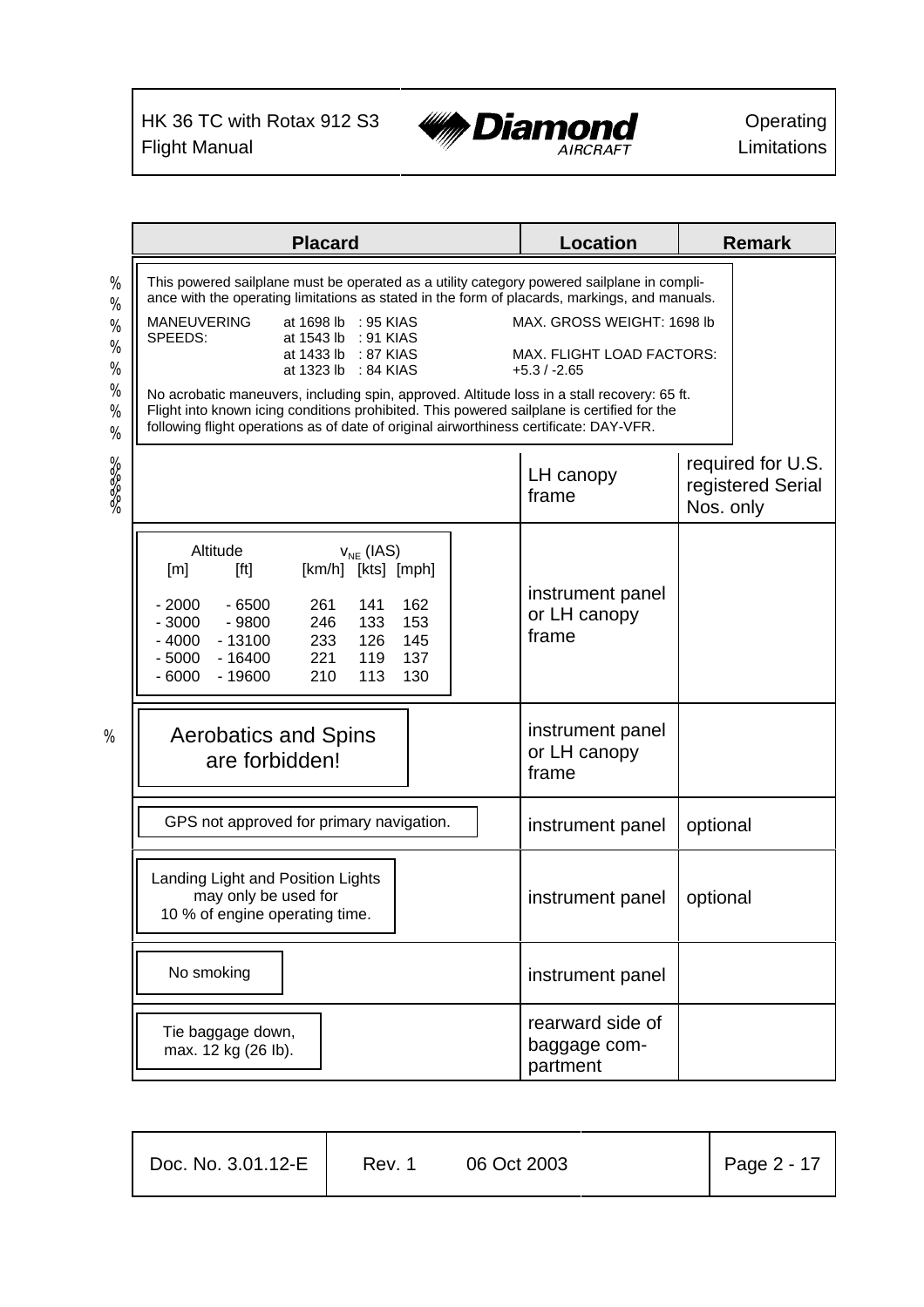| Placard | Location | Remark |
|---|---|---|
| This powered sailplane must be operated as a utility category powered sailplane in compliance with the operating limitations as stated in the form of placards, markings, and manuals.<br>MANEUVERING SPEEDS: at 1698 lb : 95 KIAS; at 1543 lb : 91 KIAS; at 1433 lb : 87 KIAS; at 1323 lb : 84 KIAS<br>MAX. GROSS WEIGHT: 1698 lb<br>MAX. FLIGHT LOAD FACTORS: +5.3 / -2.65<br>No acrobatic maneuvers, including spin, approved. Altitude loss in a stall recovery: 65 ft. Flight into known icing conditions prohibited. This powered sailplane is certified for the following flight operations as of date of original airworthiness certificate: DAY-VFR. | LH canopy frame | required for U.S. registered Serial Nos. only |
| Altitude [m] / [ft] — $v_{NE}$ (IAS) [km/h] [kts] [mph]<br>- 2000 / - 6500: 261 / 141 / 162<br>- 3000 / - 9800: 246 / 133 / 153<br>- 4000 / - 13100: 233 / 126 / 145<br>- 5000 / - 16400: 221 / 119 / 137<br>- 6000 / - 19600: 210 / 113 / 130 | instrument panel or LH canopy frame | |
| Aerobatics and Spins are forbidden! | instrument panel or LH canopy frame | |
| GPS not approved for primary navigation. | instrument panel | optional |
| Landing Light and Position Lights may only be used for 10 % of engine operating time. | instrument panel | optional |
| No smoking | instrument panel | |
| Tie baggage down, max. 12 kg (26 lb). | rearward side of baggage compartment | |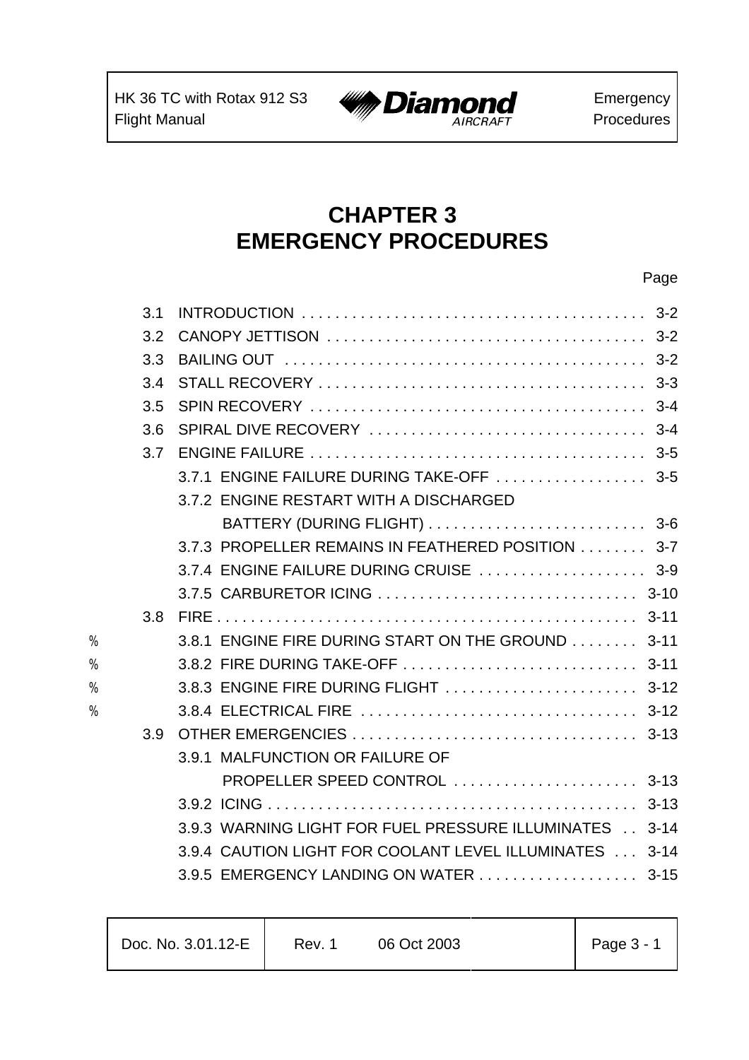# CHAPTER 3
# EMERGENCY PROCEDURES

| | | Page |
|---|---|---|
| 3.1 | INTRODUCTION | 3-2 |
| 3.2 | CANOPY JETTISON | 3-2 |
| 3.3 | BAILING OUT | 3-2 |
| 3.4 | STALL RECOVERY | 3-3 |
| 3.5 | SPIN RECOVERY | 3-4 |
| 3.6 | SPIRAL DIVE RECOVERY | 3-4 |
| 3.7 | ENGINE FAILURE | 3-5 |
| | 3.7.1 ENGINE FAILURE DURING TAKE-OFF | 3-5 |
| | 3.7.2 ENGINE RESTART WITH A DISCHARGED BATTERY (DURING FLIGHT) | 3-6 |
| | 3.7.3 PROPELLER REMAINS IN FEATHERED POSITION | 3-7 |
| | 3.7.4 ENGINE FAILURE DURING CRUISE | 3-9 |
| | 3.7.5 CARBURETOR ICING | 3-10 |
| 3.8 | FIRE | 3-11 |
| | 3.8.1 ENGINE FIRE DURING START ON THE GROUND | 3-11 |
| | 3.8.2 FIRE DURING TAKE-OFF | 3-11 |
| | 3.8.3 ENGINE FIRE DURING FLIGHT | 3-12 |
| | 3.8.4 ELECTRICAL FIRE | 3-12 |
| 3.9 | OTHER EMERGENCIES | 3-13 |
| | 3.9.1 MALFUNCTION OR FAILURE OF PROPELLER SPEED CONTROL | 3-13 |
| | 3.9.2 ICING | 3-13 |
| | 3.9.3 WARNING LIGHT FOR FUEL PRESSURE ILLUMINATES | 3-14 |
| | 3.9.4 CAUTION LIGHT FOR COOLANT LEVEL ILLUMINATES | 3-14 |
| | 3.9.5 EMERGENCY LANDING ON WATER | 3-15 |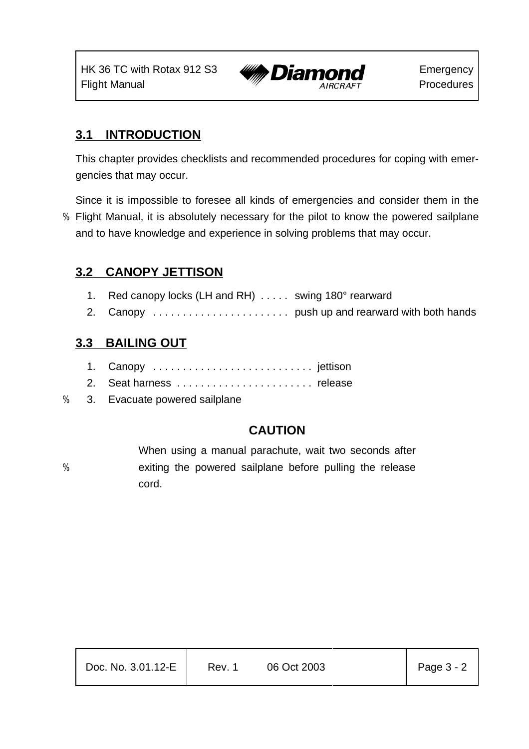## 3.1 INTRODUCTION

This chapter provides checklists and recommended procedures for coping with emergencies that may occur.

Since it is impossible to foresee all kinds of emergencies and consider them in the Flight Manual, it is absolutely necessary for the pilot to know the powered sailplane and to have knowledge and experience in solving problems that may occur.

## 3.2 CANOPY JETTISON

1. Red canopy locks (LH and RH) . . . . . swing 180° rearward
2. Canopy . . . . . . . . . . . . . . . . . . . . . . . push up and rearward with both hands

## 3.3 BAILING OUT

1. Canopy . . . . . . . . . . . . . . . . . . . . . . . . . . . jettison
2. Seat harness . . . . . . . . . . . . . . . . . . . . . . . release
3. Evacuate powered sailplane

**CAUTION**

When using a manual parachute, wait two seconds after exiting the powered sailplane before pulling the release cord.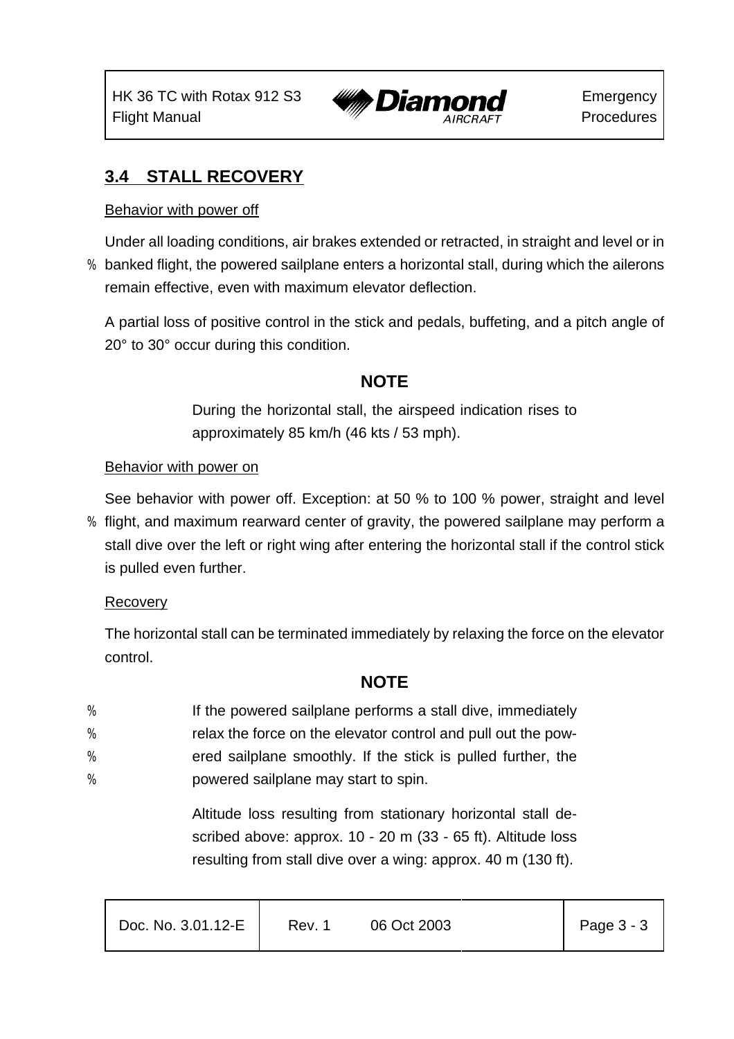## 3.4 STALL RECOVERY

Behavior with power off

Under all loading conditions, air brakes extended or retracted, in straight and level or in banked flight, the powered sailplane enters a horizontal stall, during which the ailerons remain effective, even with maximum elevator deflection.

A partial loss of positive control in the stick and pedals, buffeting, and a pitch angle of 20° to 30° occur during this condition.

**NOTE**

During the horizontal stall, the airspeed indication rises to approximately 85 km/h (46 kts / 53 mph).

Behavior with power on

See behavior with power off. Exception: at 50 % to 100 % power, straight and level flight, and maximum rearward center of gravity, the powered sailplane may perform a stall dive over the left or right wing after entering the horizontal stall if the control stick is pulled even further.

Recovery

The horizontal stall can be terminated immediately by relaxing the force on the elevator control.

**NOTE**

If the powered sailplane performs a stall dive, immediately relax the force on the elevator control and pull out the powered sailplane smoothly. If the stick is pulled further, the powered sailplane may start to spin.

Altitude loss resulting from stationary horizontal stall described above: approx. 10 - 20 m (33 - 65 ft). Altitude loss resulting from stall dive over a wing: approx. 40 m (130 ft).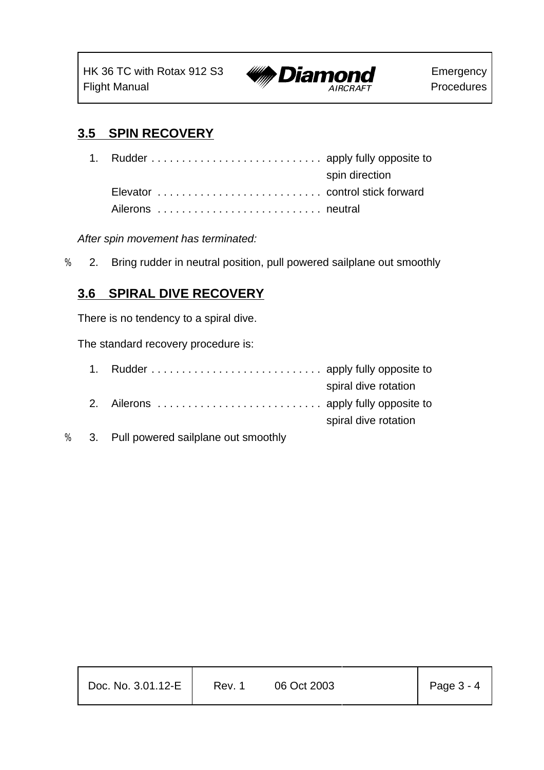## 3.5 SPIN RECOVERY

1. Rudder . . . . . . . . . . . . . . . . . . . . . . . . . . . . apply fully opposite to spin direction
   Elevator . . . . . . . . . . . . . . . . . . . . . . . . . . . control stick forward
   Ailerons . . . . . . . . . . . . . . . . . . . . . . . . . . . neutral

*After spin movement has terminated:*

% 2. Bring rudder in neutral position, pull powered sailplane out smoothly

## 3.6 SPIRAL DIVE RECOVERY

There is no tendency to a spiral dive.

The standard recovery procedure is:

1. Rudder . . . . . . . . . . . . . . . . . . . . . . . . . . . . apply fully opposite to spiral dive rotation
2. Ailerons . . . . . . . . . . . . . . . . . . . . . . . . . . . apply fully opposite to spiral dive rotation

% 3. Pull powered sailplane out smoothly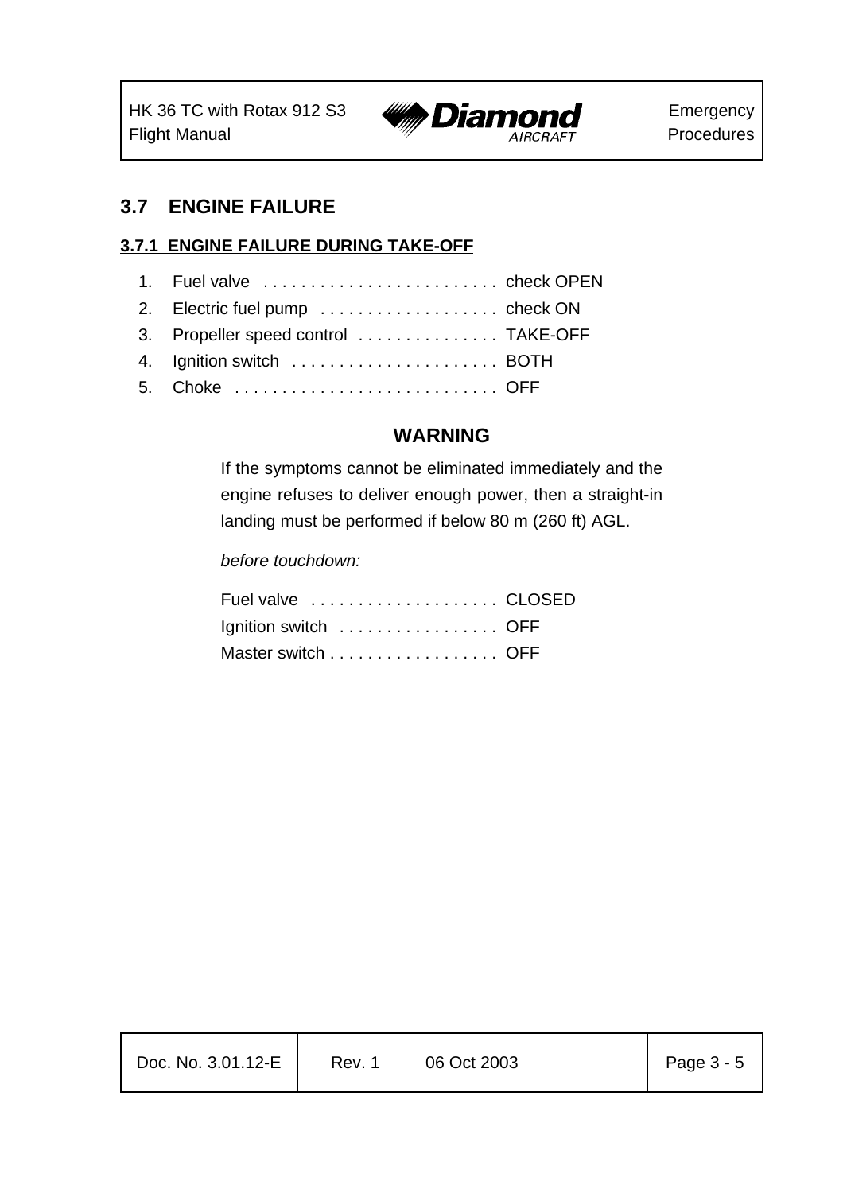## 3.7 ENGINE FAILURE

### 3.7.1 ENGINE FAILURE DURING TAKE-OFF

1. Fuel valve . . . . . . . . . . . . . . . . . . . . . . . . . check OPEN
2. Electric fuel pump . . . . . . . . . . . . . . . . . . . check ON
3. Propeller speed control . . . . . . . . . . . . . . . TAKE-OFF
4. Ignition switch . . . . . . . . . . . . . . . . . . . . . . BOTH
5. Choke . . . . . . . . . . . . . . . . . . . . . . . . . . . . OFF

**WARNING**

If the symptoms cannot be eliminated immediately and the engine refuses to deliver enough power, then a straight-in landing must be performed if below 80 m (260 ft) AGL.

*before touchdown:*

Fuel valve . . . . . . . . . . . . . . . . . . . . CLOSED
Ignition switch . . . . . . . . . . . . . . . . . OFF
Master switch . . . . . . . . . . . . . . . . . . OFF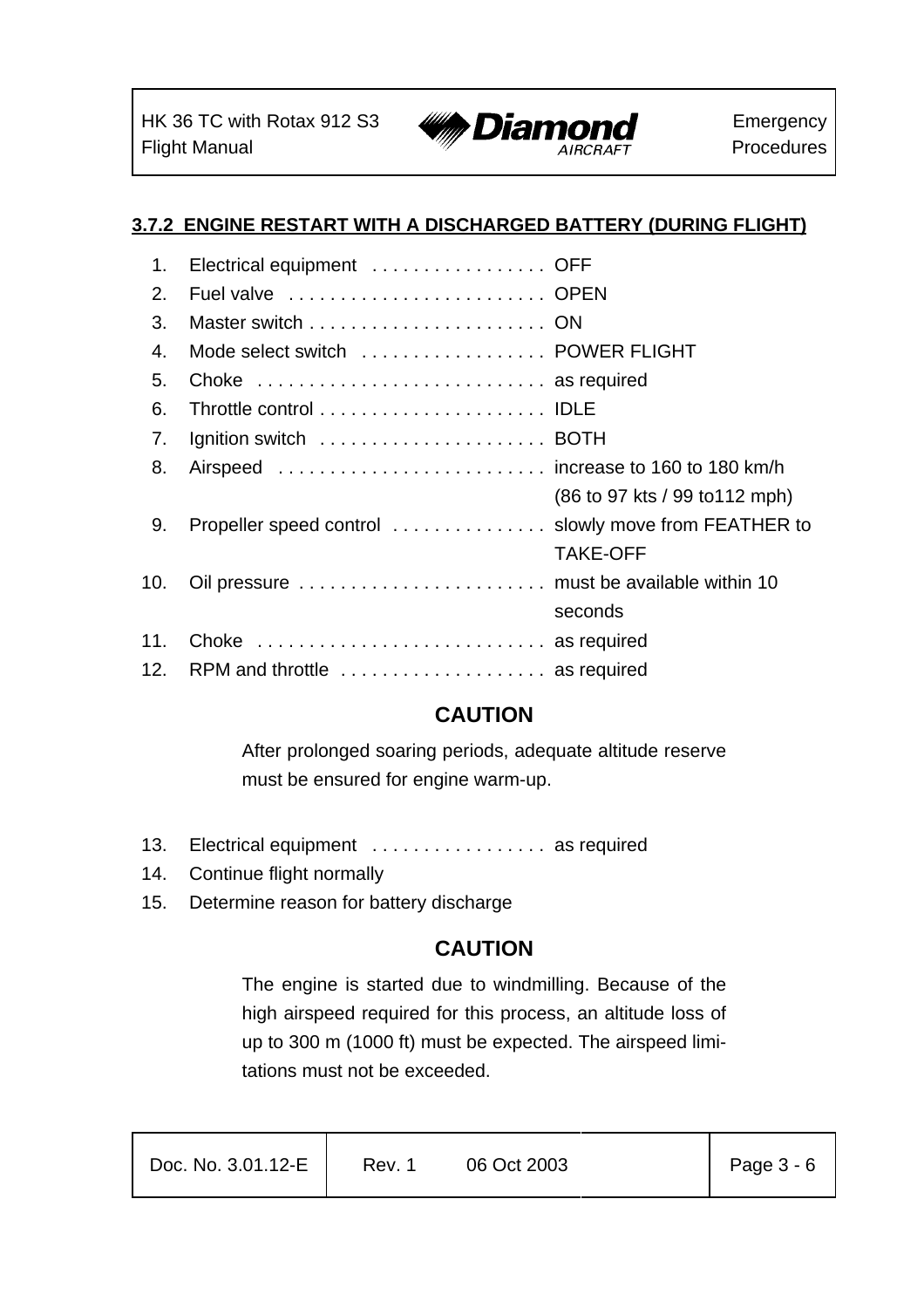### 3.7.2 ENGINE RESTART WITH A DISCHARGED BATTERY (DURING FLIGHT)

1. Electrical equipment . . . . . . . . . . . . . . . . . OFF
2. Fuel valve . . . . . . . . . . . . . . . . . . . . . . . . . OPEN
3. Master switch . . . . . . . . . . . . . . . . . . . . . . . ON
4. Mode select switch . . . . . . . . . . . . . . . . . . POWER FLIGHT
5. Choke . . . . . . . . . . . . . . . . . . . . . . . . . . . . as required
6. Throttle control . . . . . . . . . . . . . . . . . . . . . . IDLE
7. Ignition switch . . . . . . . . . . . . . . . . . . . . . . BOTH
8. Airspeed . . . . . . . . . . . . . . . . . . . . . . . . . . increase to 160 to 180 km/h (86 to 97 kts / 99 to112 mph)
9. Propeller speed control . . . . . . . . . . . . . . . slowly move from FEATHER to TAKE-OFF
10. Oil pressure . . . . . . . . . . . . . . . . . . . . . . . . must be available within 10 seconds
11. Choke . . . . . . . . . . . . . . . . . . . . . . . . . . . . as required
12. RPM and throttle . . . . . . . . . . . . . . . . . . . . as required

**CAUTION**

After prolonged soaring periods, adequate altitude reserve must be ensured for engine warm-up.

13. Electrical equipment . . . . . . . . . . . . . . . . . as required
14. Continue flight normally
15. Determine reason for battery discharge

**CAUTION**

The engine is started due to windmilling. Because of the high airspeed required for this process, an altitude loss of up to 300 m (1000 ft) must be expected. The airspeed limitations must not be exceeded.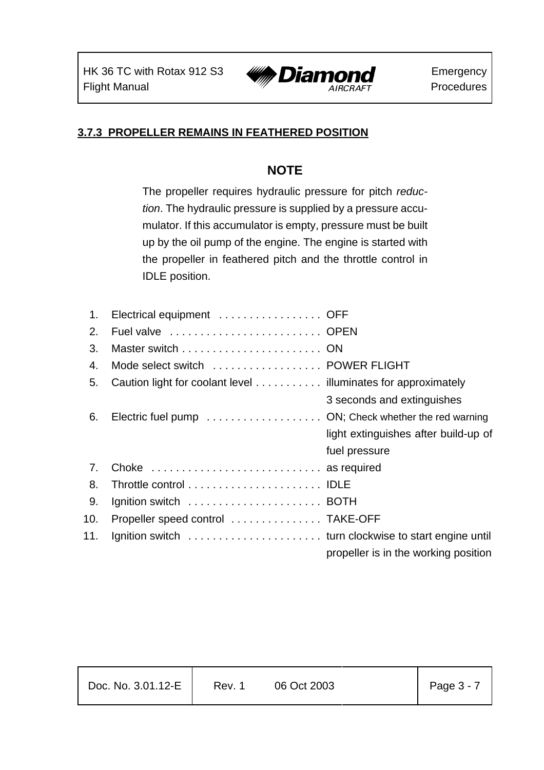### 3.7.3 PROPELLER REMAINS IN FEATHERED POSITION

**NOTE**

The propeller requires hydraulic pressure for pitch *reduction*. The hydraulic pressure is supplied by a pressure accumulator. If this accumulator is empty, pressure must be built up by the oil pump of the engine. The engine is started with the propeller in feathered pitch and the throttle control in IDLE position.

1. Electrical equipment . . . . . . . . . . . . . . . . . OFF
2. Fuel valve . . . . . . . . . . . . . . . . . . . . . . . . . OPEN
3. Master switch . . . . . . . . . . . . . . . . . . . . . . . ON
4. Mode select switch . . . . . . . . . . . . . . . . . . POWER FLIGHT
5. Caution light for coolant level . . . . . . . . . . . illuminates for approximately 3 seconds and extinguishes
6. Electric fuel pump . . . . . . . . . . . . . . . . . . . ON; Check whether the red warning light extinguishes after build-up of fuel pressure
7. Choke . . . . . . . . . . . . . . . . . . . . . . . . . . . . as required
8. Throttle control . . . . . . . . . . . . . . . . . . . . . . IDLE
9. Ignition switch . . . . . . . . . . . . . . . . . . . . . . BOTH
10. Propeller speed control . . . . . . . . . . . . . . . TAKE-OFF
11. Ignition switch . . . . . . . . . . . . . . . . . . . . . . turn clockwise to start engine until propeller is in the working position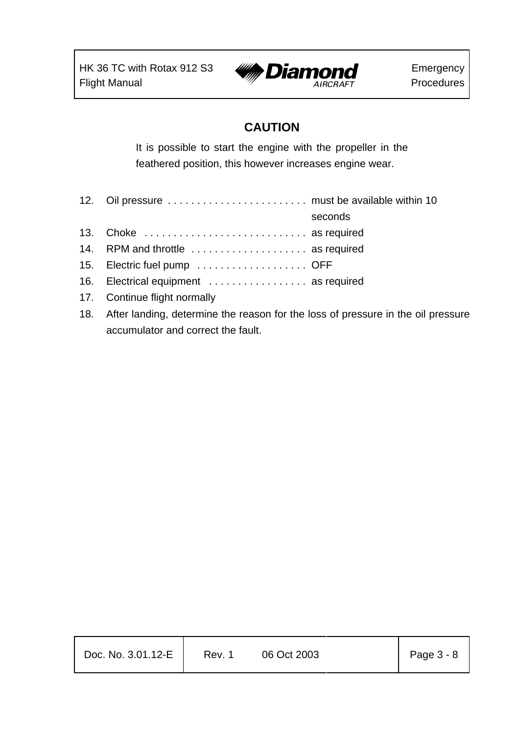**CAUTION**

It is possible to start the engine with the propeller in the feathered position, this however increases engine wear.

12. Oil pressure . . . . . . . . . . . . . . . . . . . . . . . . must be available within 10 seconds
13. Choke . . . . . . . . . . . . . . . . . . . . . . . . . . . . as required
14. RPM and throttle . . . . . . . . . . . . . . . . . . . . as required
15. Electric fuel pump . . . . . . . . . . . . . . . . . . . OFF
16. Electrical equipment . . . . . . . . . . . . . . . . . as required
17. Continue flight normally
18. After landing, determine the reason for the loss of pressure in the oil pressure accumulator and correct the fault.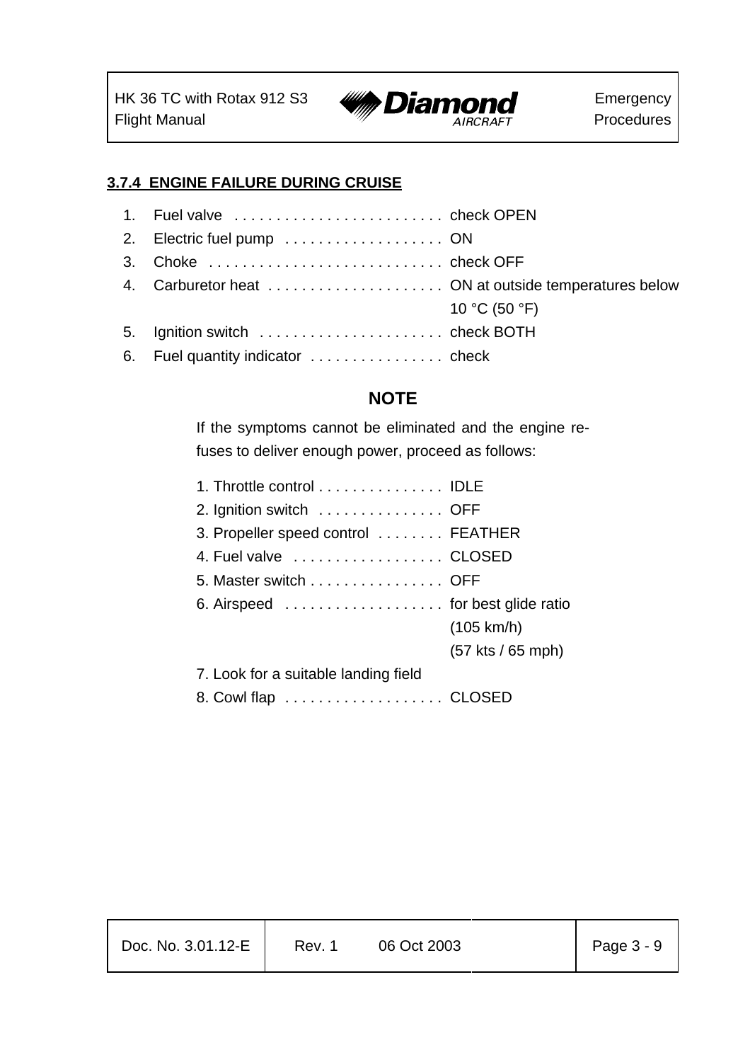### 3.7.4 ENGINE FAILURE DURING CRUISE

1. Fuel valve . . . . . . . . . . . . . . . . . . . . . . . . . check OPEN
2. Electric fuel pump . . . . . . . . . . . . . . . . . . . ON
3. Choke . . . . . . . . . . . . . . . . . . . . . . . . . . . . check OFF
4. Carburetor heat . . . . . . . . . . . . . . . . . . . . . ON at outside temperatures below 10 °C (50 °F)
5. Ignition switch . . . . . . . . . . . . . . . . . . . . . . check BOTH
6. Fuel quantity indicator . . . . . . . . . . . . . . . . check

**NOTE**

If the symptoms cannot be eliminated and the engine refuses to deliver enough power, proceed as follows:

1. Throttle control . . . . . . . . . . . . . . . IDLE
2. Ignition switch . . . . . . . . . . . . . . . OFF
3. Propeller speed control . . . . . . . . FEATHER
4. Fuel valve . . . . . . . . . . . . . . . . . . CLOSED
5. Master switch . . . . . . . . . . . . . . . . OFF
6. Airspeed . . . . . . . . . . . . . . . . . . . for best glide ratio (105 km/h) (57 kts / 65 mph)
7. Look for a suitable landing field
8. Cowl flap . . . . . . . . . . . . . . . . . . . CLOSED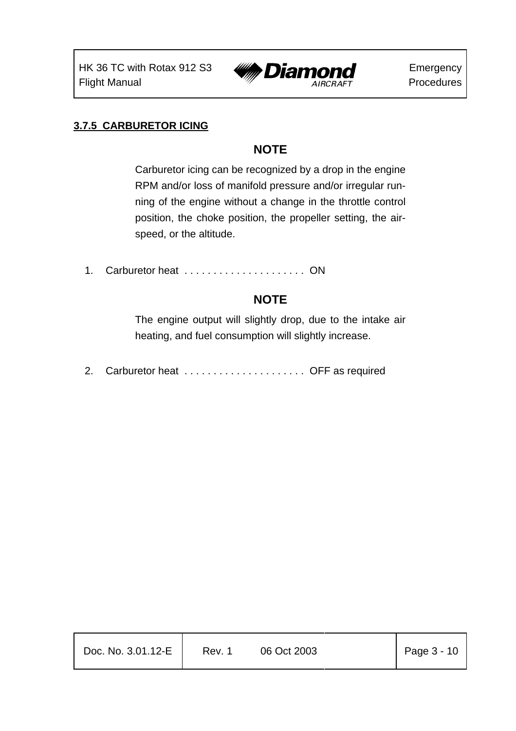### 3.7.5 CARBURETOR ICING

**NOTE**

Carburetor icing can be recognized by a drop in the engine RPM and/or loss of manifold pressure and/or irregular running of the engine without a change in the throttle control position, the choke position, the propeller setting, the airspeed, or the altitude.

1. Carburetor heat . . . . . . . . . . . . . . . . . . . . . ON

**NOTE**

The engine output will slightly drop, due to the intake air heating, and fuel consumption will slightly increase.

2. Carburetor heat . . . . . . . . . . . . . . . . . . . . . OFF as required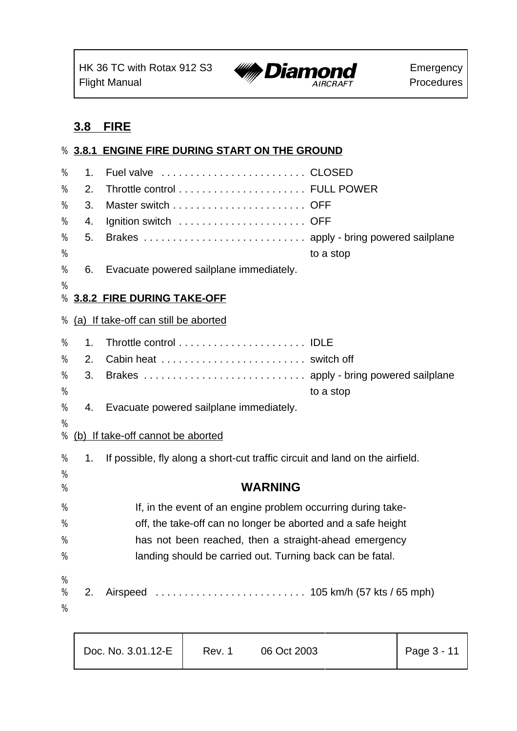## 3.8 FIRE

### 3.8.1 ENGINE FIRE DURING START ON THE GROUND

1. Fuel valve . . . . . . . . . . . . . . . . . . . . . . . . . CLOSED
2. Throttle control . . . . . . . . . . . . . . . . . . . . . . FULL POWER
3. Master switch . . . . . . . . . . . . . . . . . . . . . . . OFF
4. Ignition switch . . . . . . . . . . . . . . . . . . . . . . OFF
5. Brakes . . . . . . . . . . . . . . . . . . . . . . . . . . . . apply - bring powered sailplane to a stop
6. Evacuate powered sailplane immediately.

### 3.8.2 FIRE DURING TAKE-OFF

(a) If take-off can still be aborted

1. Throttle control . . . . . . . . . . . . . . . . . . . . . . IDLE
2. Cabin heat . . . . . . . . . . . . . . . . . . . . . . . . . switch off
3. Brakes . . . . . . . . . . . . . . . . . . . . . . . . . . . . apply - bring powered sailplane to a stop
4. Evacuate powered sailplane immediately.

(b) If take-off cannot be aborted

1. If possible, fly along a short-cut traffic circuit and land on the airfield.

**WARNING**

If, in the event of an engine problem occurring during take-off, the take-off can no longer be aborted and a safe height has not been reached, then a straight-ahead emergency landing should be carried out. Turning back can be fatal.

2. Airspeed . . . . . . . . . . . . . . . . . . . . . . . . . . 105 km/h (57 kts / 65 mph)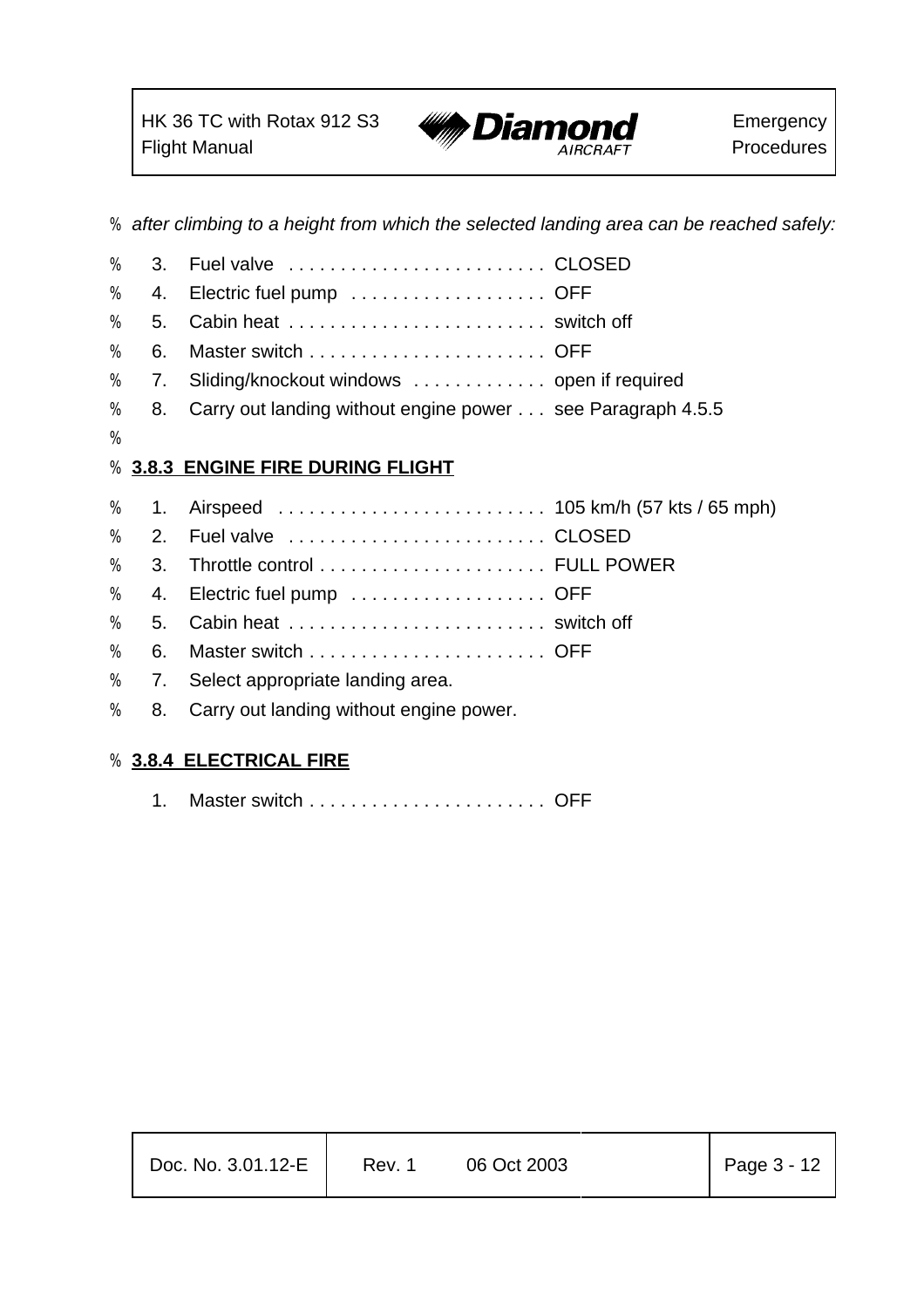*after climbing to a height from which the selected landing area can be reached safely:*

3. Fuel valve . . . . . . . . . . . . . . . . . . . . . . . . . CLOSED
4. Electric fuel pump . . . . . . . . . . . . . . . . . . . OFF
5. Cabin heat . . . . . . . . . . . . . . . . . . . . . . . . . switch off
6. Master switch . . . . . . . . . . . . . . . . . . . . . . . OFF
7. Sliding/knockout windows . . . . . . . . . . . . . open if required
8. Carry out landing without engine power . . . see Paragraph 4.5.5

### 3.8.3 ENGINE FIRE DURING FLIGHT

1. Airspeed . . . . . . . . . . . . . . . . . . . . . . . . . . 105 km/h (57 kts / 65 mph)
2. Fuel valve . . . . . . . . . . . . . . . . . . . . . . . . . CLOSED
3. Throttle control . . . . . . . . . . . . . . . . . . . . . . FULL POWER
4. Electric fuel pump . . . . . . . . . . . . . . . . . . . OFF
5. Cabin heat . . . . . . . . . . . . . . . . . . . . . . . . . switch off
6. Master switch . . . . . . . . . . . . . . . . . . . . . . . OFF
7. Select appropriate landing area.
8. Carry out landing without engine power.

### 3.8.4 ELECTRICAL FIRE

1. Master switch . . . . . . . . . . . . . . . . . . . . . . . OFF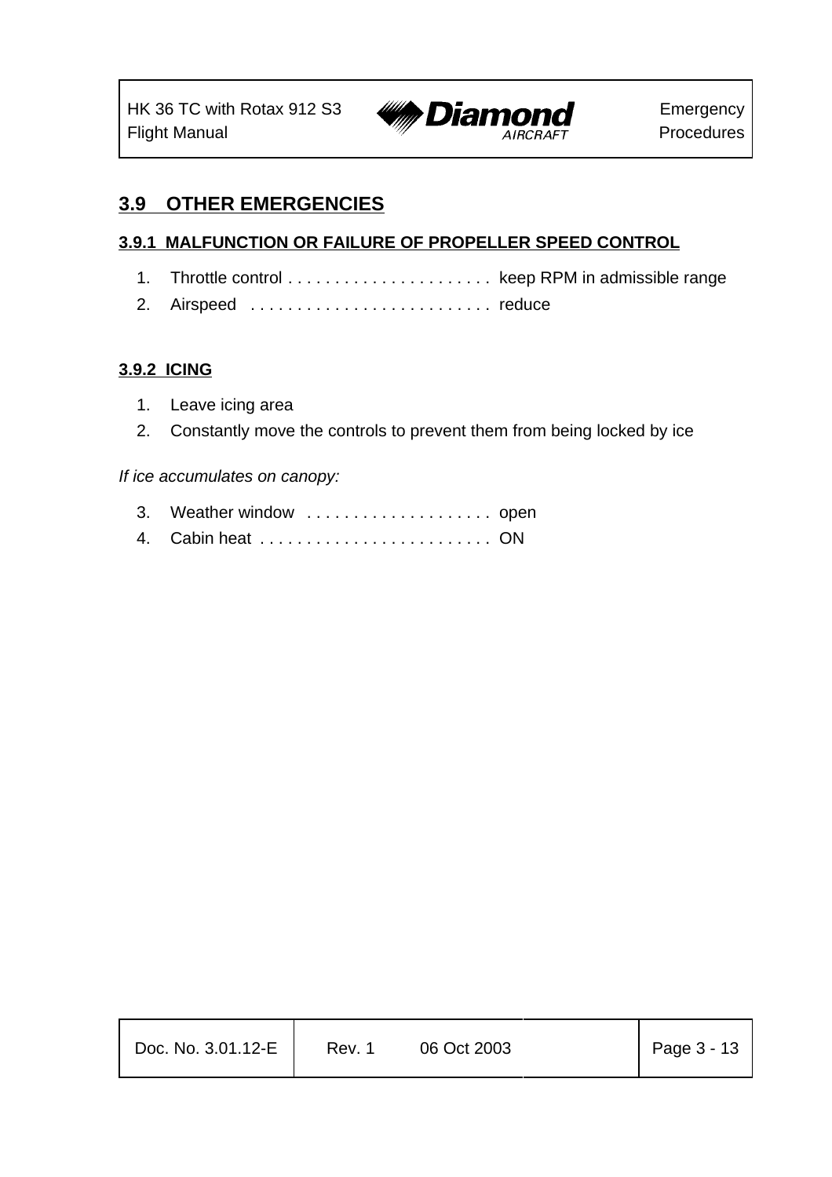## 3.9 OTHER EMERGENCIES

### 3.9.1 MALFUNCTION OR FAILURE OF PROPELLER SPEED CONTROL

1. Throttle control . . . . . . . . . . . . . . . . . . . . . . keep RPM in admissible range
2. Airspeed . . . . . . . . . . . . . . . . . . . . . . . . . . reduce

### 3.9.2 ICING

1. Leave icing area
2. Constantly move the controls to prevent them from being locked by ice

*If ice accumulates on canopy:*

3. Weather window . . . . . . . . . . . . . . . . . . . . open
4. Cabin heat . . . . . . . . . . . . . . . . . . . . . . . . . ON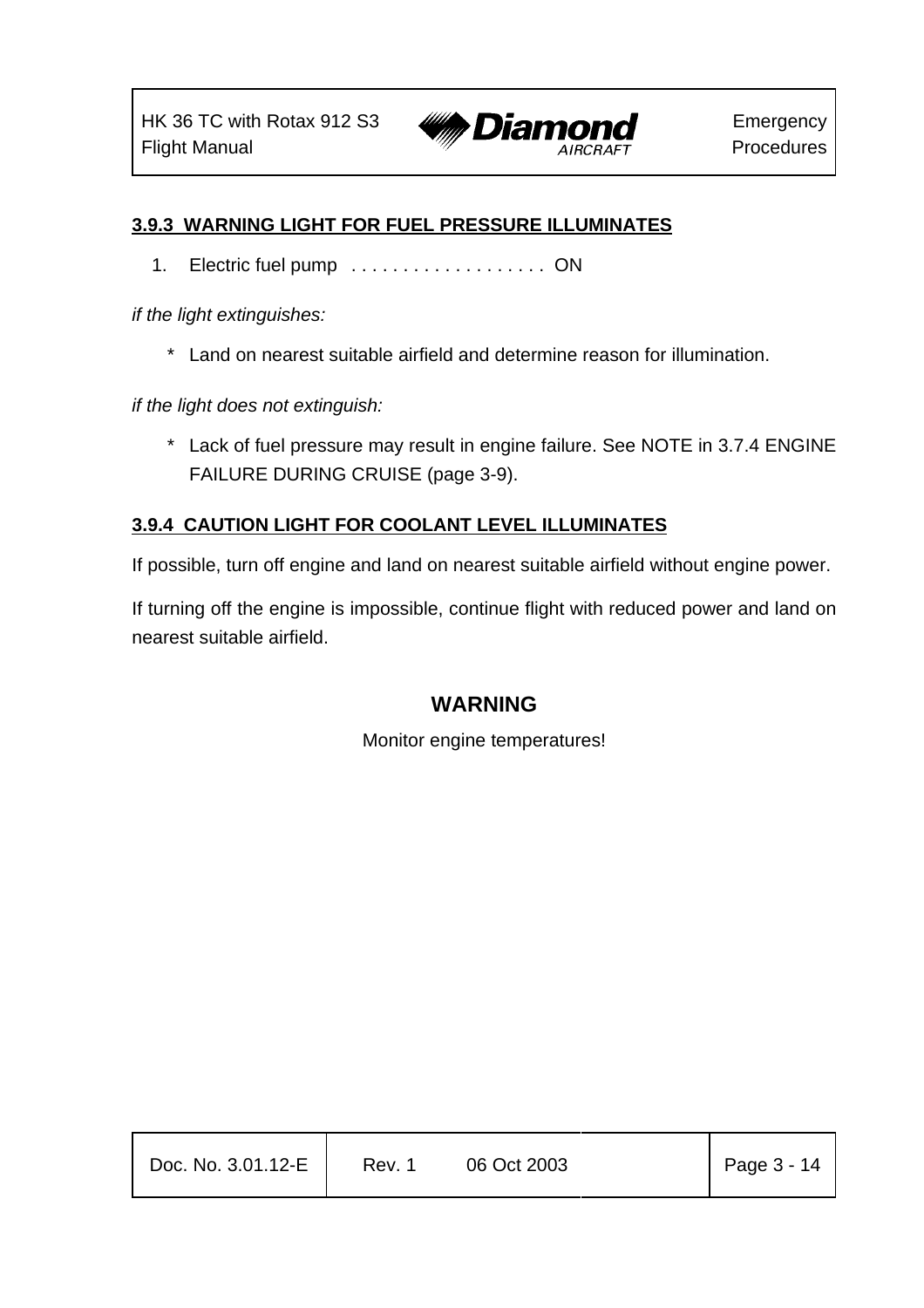### 3.9.3 WARNING LIGHT FOR FUEL PRESSURE ILLUMINATES

1. Electric fuel pump . . . . . . . . . . . . . . . . . . . ON

*if the light extinguishes:*

* Land on nearest suitable airfield and determine reason for illumination.

*if the light does not extinguish:*

* Lack of fuel pressure may result in engine failure. See NOTE in 3.7.4 ENGINE FAILURE DURING CRUISE (page 3-9).

### 3.9.4 CAUTION LIGHT FOR COOLANT LEVEL ILLUMINATES

If possible, turn off engine and land on nearest suitable airfield without engine power.

If turning off the engine is impossible, continue flight with reduced power and land on nearest suitable airfield.

**WARNING**

Monitor engine temperatures!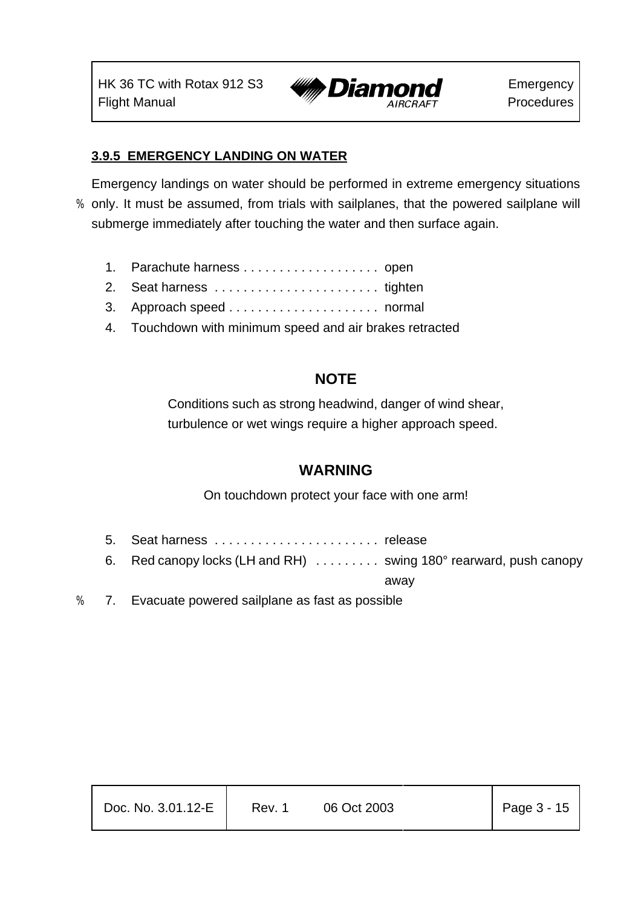### 3.9.5 EMERGENCY LANDING ON WATER

Emergency landings on water should be performed in extreme emergency situations only. It must be assumed, from trials with sailplanes, that the powered sailplane will submerge immediately after touching the water and then surface again.

1. Parachute harness . . . . . . . . . . . . . . . . . . . open
2. Seat harness . . . . . . . . . . . . . . . . . . . . . . . tighten
3. Approach speed . . . . . . . . . . . . . . . . . . . . . normal
4. Touchdown with minimum speed and air brakes retracted

**NOTE**

Conditions such as strong headwind, danger of wind shear, turbulence or wet wings require a higher approach speed.

**WARNING**

On touchdown protect your face with one arm!

5. Seat harness . . . . . . . . . . . . . . . . . . . . . . . release
6. Red canopy locks (LH and RH) . . . . . . . . . swing 180° rearward, push canopy away
7. Evacuate powered sailplane as fast as possible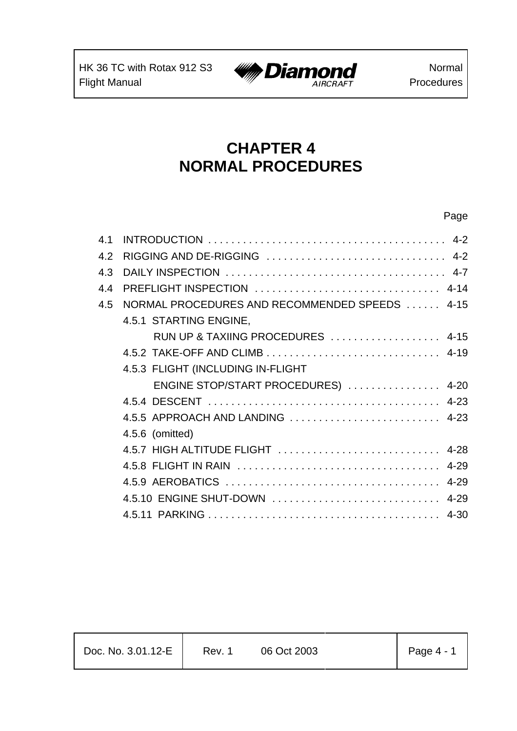# CHAPTER 4
# NORMAL PROCEDURES

| | | Page |
|---|---|---|
| 4.1 | INTRODUCTION | 4-2 |
| 4.2 | RIGGING AND DE-RIGGING | 4-2 |
| 4.3 | DAILY INSPECTION | 4-7 |
| 4.4 | PREFLIGHT INSPECTION | 4-14 |
| 4.5 | NORMAL PROCEDURES AND RECOMMENDED SPEEDS | 4-15 |
| | 4.5.1 STARTING ENGINE, RUN UP & TAXIING PROCEDURES | 4-15 |
| | 4.5.2 TAKE-OFF AND CLIMB | 4-19 |
| | 4.5.3 FLIGHT (INCLUDING IN-FLIGHT ENGINE STOP/START PROCEDURES) | 4-20 |
| | 4.5.4 DESCENT | 4-23 |
| | 4.5.5 APPROACH AND LANDING | 4-23 |
| | 4.5.6 (omitted) | |
| | 4.5.7 HIGH ALTITUDE FLIGHT | 4-28 |
| | 4.5.8 FLIGHT IN RAIN | 4-29 |
| | 4.5.9 AEROBATICS | 4-29 |
| | 4.5.10 ENGINE SHUT-DOWN | 4-29 |
| | 4.5.11 PARKING | 4-30 |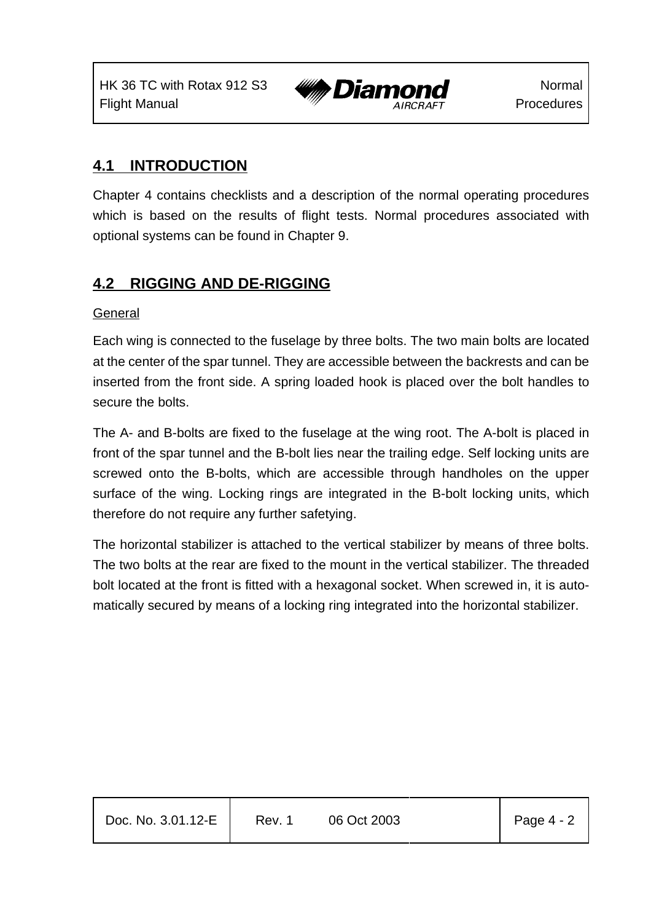## 4.1 INTRODUCTION

Chapter 4 contains checklists and a description of the normal operating procedures which is based on the results of flight tests. Normal procedures associated with optional systems can be found in Chapter 9.

## 4.2 RIGGING AND DE-RIGGING

General

Each wing is connected to the fuselage by three bolts. The two main bolts are located at the center of the spar tunnel. They are accessible between the backrests and can be inserted from the front side. A spring loaded hook is placed over the bolt handles to secure the bolts.

The A- and B-bolts are fixed to the fuselage at the wing root. The A-bolt is placed in front of the spar tunnel and the B-bolt lies near the trailing edge. Self locking units are screwed onto the B-bolts, which are accessible through handholes on the upper surface of the wing. Locking rings are integrated in the B-bolt locking units, which therefore do not require any further safetying.

The horizontal stabilizer is attached to the vertical stabilizer by means of three bolts. The two bolts at the rear are fixed to the mount in the vertical stabilizer. The threaded bolt located at the front is fitted with a hexagonal socket. When screwed in, it is automatically secured by means of a locking ring integrated into the horizontal stabilizer.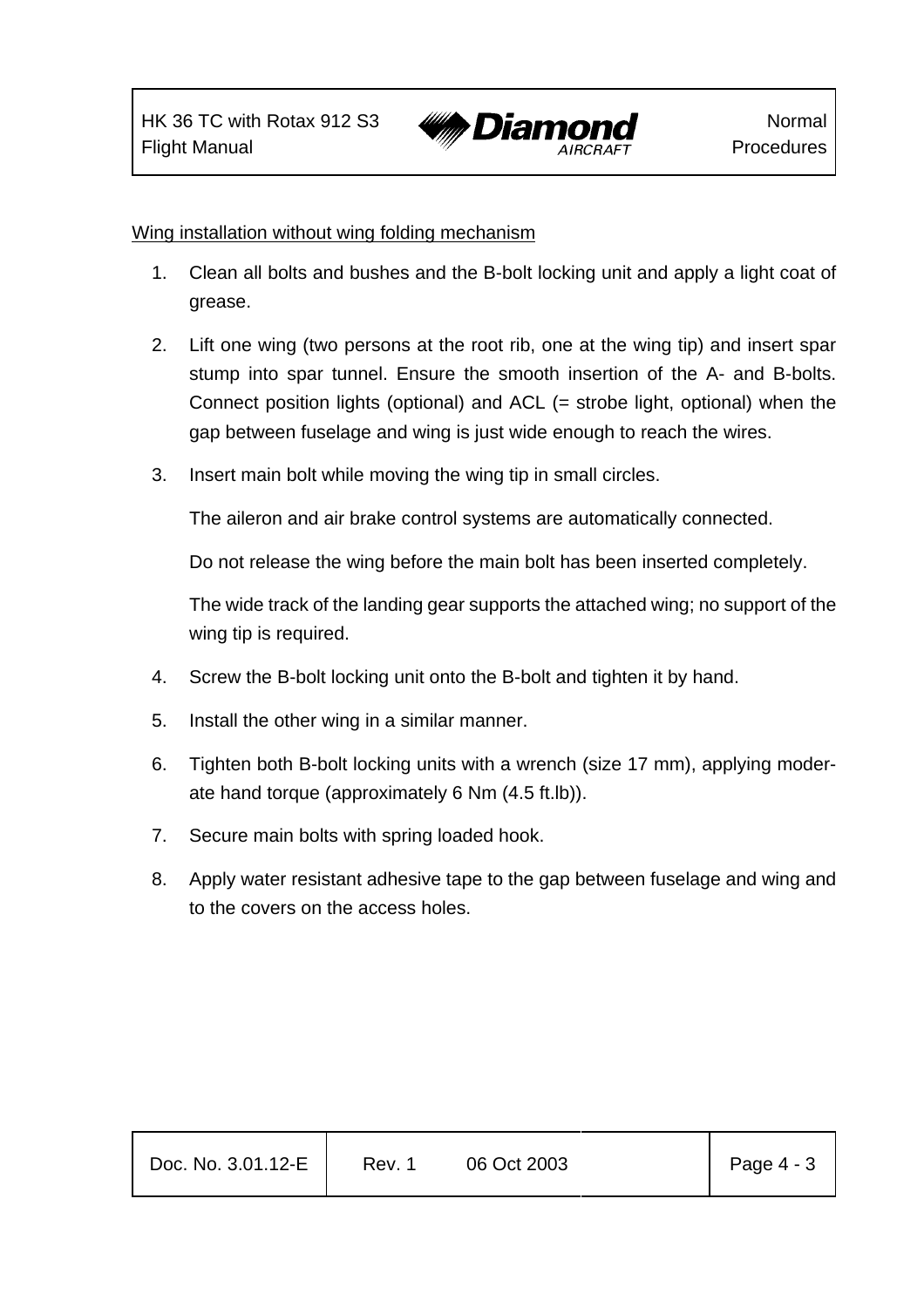Wing installation without wing folding mechanism

1. Clean all bolts and bushes and the B-bolt locking unit and apply a light coat of grease.
2. Lift one wing (two persons at the root rib, one at the wing tip) and insert spar stump into spar tunnel. Ensure the smooth insertion of the A- and B-bolts. Connect position lights (optional) and ACL (= strobe light, optional) when the gap between fuselage and wing is just wide enough to reach the wires.
3. Insert main bolt while moving the wing tip in small circles.

   The aileron and air brake control systems are automatically connected.

   Do not release the wing before the main bolt has been inserted completely.

   The wide track of the landing gear supports the attached wing; no support of the wing tip is required.
4. Screw the B-bolt locking unit onto the B-bolt and tighten it by hand.
5. Install the other wing in a similar manner.
6. Tighten both B-bolt locking units with a wrench (size 17 mm), applying moderate hand torque (approximately 6 Nm (4.5 ft.lb)).
7. Secure main bolts with spring loaded hook.
8. Apply water resistant adhesive tape to the gap between fuselage and wing and to the covers on the access holes.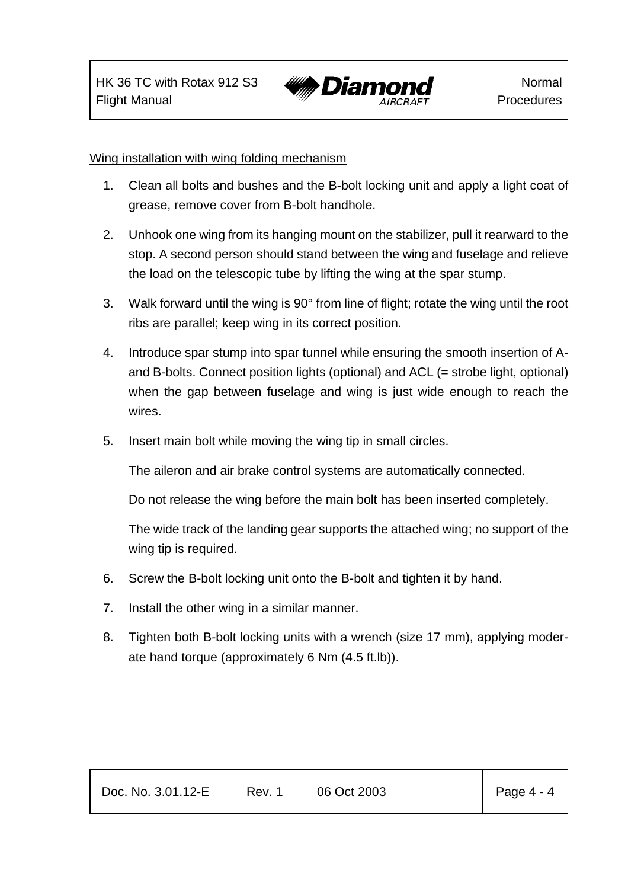Wing installation with wing folding mechanism

1. Clean all bolts and bushes and the B-bolt locking unit and apply a light coat of grease, remove cover from B-bolt handhole.

2. Unhook one wing from its hanging mount on the stabilizer, pull it rearward to the stop. A second person should stand between the wing and fuselage and relieve the load on the telescopic tube by lifting the wing at the spar stump.

3. Walk forward until the wing is 90° from line of flight; rotate the wing until the root ribs are parallel; keep wing in its correct position.

4. Introduce spar stump into spar tunnel while ensuring the smooth insertion of A- and B-bolts. Connect position lights (optional) and ACL (= strobe light, optional) when the gap between fuselage and wing is just wide enough to reach the wires.

5. Insert main bolt while moving the wing tip in small circles.

   The aileron and air brake control systems are automatically connected.

   Do not release the wing before the main bolt has been inserted completely.

   The wide track of the landing gear supports the attached wing; no support of the wing tip is required.

6. Screw the B-bolt locking unit onto the B-bolt and tighten it by hand.

7. Install the other wing in a similar manner.

8. Tighten both B-bolt locking units with a wrench (size 17 mm), applying moderate hand torque (approximately 6 Nm (4.5 ft.lb)).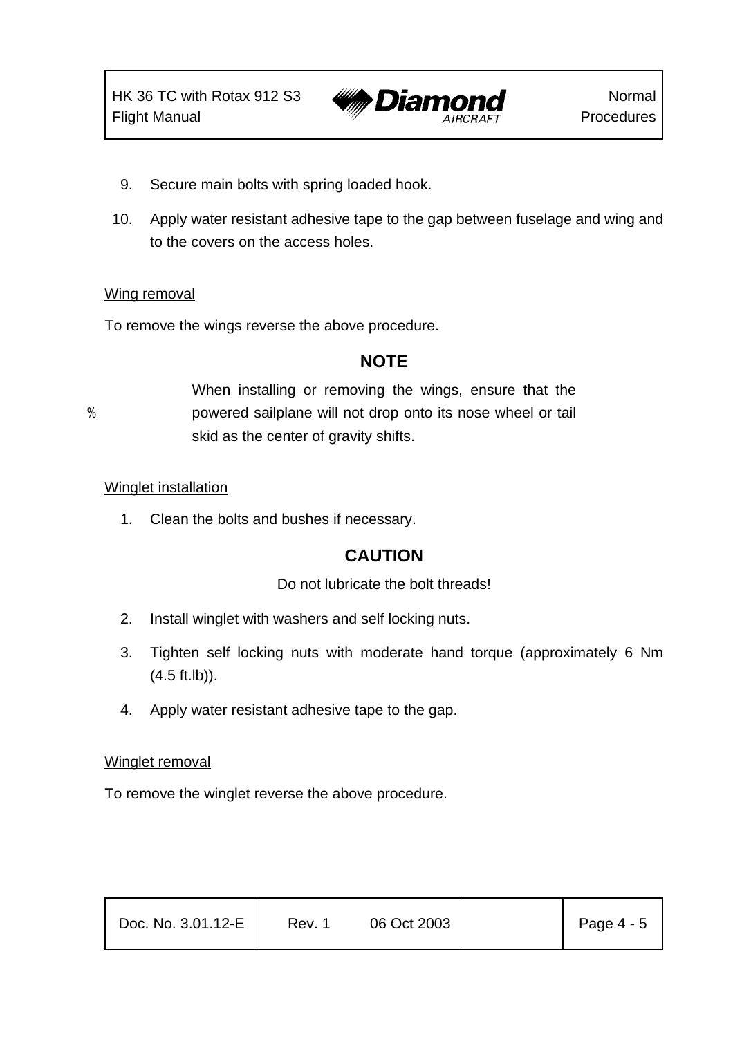9. Secure main bolts with spring loaded hook.
10. Apply water resistant adhesive tape to the gap between fuselage and wing and to the covers on the access holes.

Wing removal

To remove the wings reverse the above procedure.

**NOTE**

When installing or removing the wings, ensure that the powered sailplane will not drop onto its nose wheel or tail skid as the center of gravity shifts.

Winglet installation

1. Clean the bolts and bushes if necessary.

**CAUTION**

Do not lubricate the bolt threads!

2. Install winglet with washers and self locking nuts.
3. Tighten self locking nuts with moderate hand torque (approximately 6 Nm (4.5 ft.lb)).
4. Apply water resistant adhesive tape to the gap.

Winglet removal

To remove the winglet reverse the above procedure.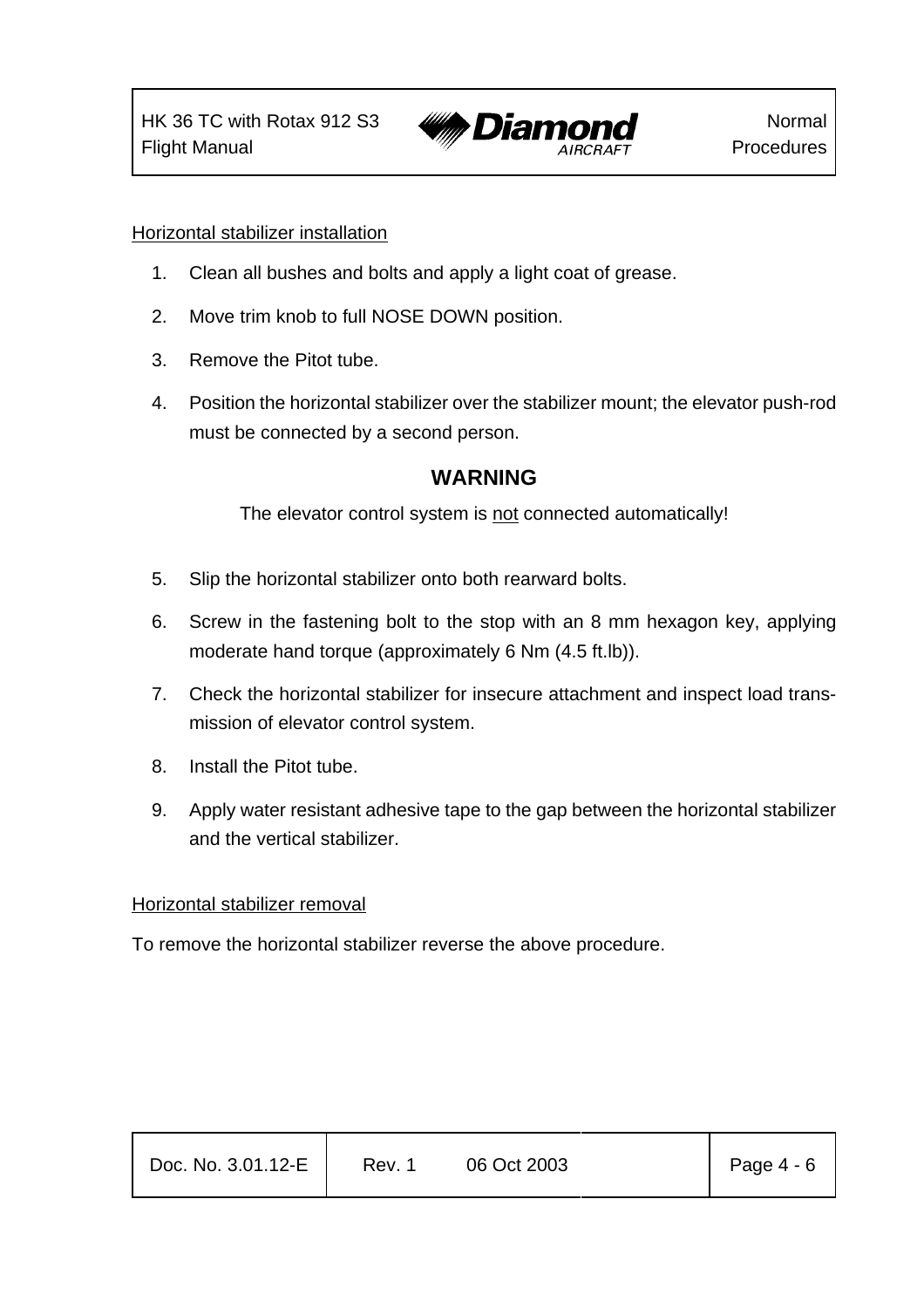Horizontal stabilizer installation

1. Clean all bushes and bolts and apply a light coat of grease.
2. Move trim knob to full NOSE DOWN position.
3. Remove the Pitot tube.
4. Position the horizontal stabilizer over the stabilizer mount; the elevator push-rod must be connected by a second person.

**WARNING**

The elevator control system is not connected automatically!

5. Slip the horizontal stabilizer onto both rearward bolts.
6. Screw in the fastening bolt to the stop with an 8 mm hexagon key, applying moderate hand torque (approximately 6 Nm (4.5 ft.lb)).
7. Check the horizontal stabilizer for insecure attachment and inspect load transmission of elevator control system.
8. Install the Pitot tube.
9. Apply water resistant adhesive tape to the gap between the horizontal stabilizer and the vertical stabilizer.

Horizontal stabilizer removal

To remove the horizontal stabilizer reverse the above procedure.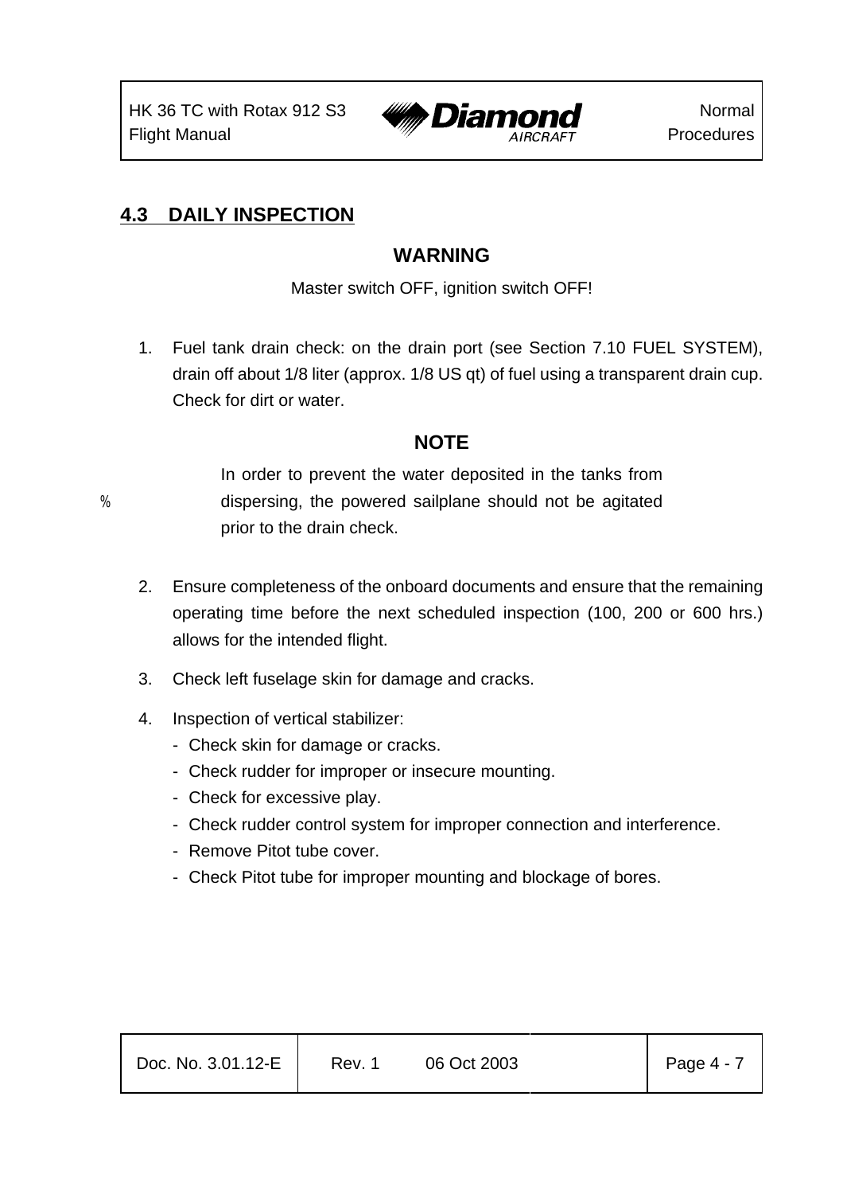## 4.3 DAILY INSPECTION

**WARNING**

Master switch OFF, ignition switch OFF!

1. Fuel tank drain check: on the drain port (see Section 7.10 FUEL SYSTEM), drain off about 1/8 liter (approx. 1/8 US qt) of fuel using a transparent drain cup. Check for dirt or water.

**NOTE**

In order to prevent the water deposited in the tanks from dispersing, the powered sailplane should not be agitated prior to the drain check.

2. Ensure completeness of the onboard documents and ensure that the remaining operating time before the next scheduled inspection (100, 200 or 600 hrs.) allows for the intended flight.

3. Check left fuselage skin for damage and cracks.

4. Inspection of vertical stabilizer:
   - Check skin for damage or cracks.
   - Check rudder for improper or insecure mounting.
   - Check for excessive play.
   - Check rudder control system for improper connection and interference.
   - Remove Pitot tube cover.
   - Check Pitot tube for improper mounting and blockage of bores.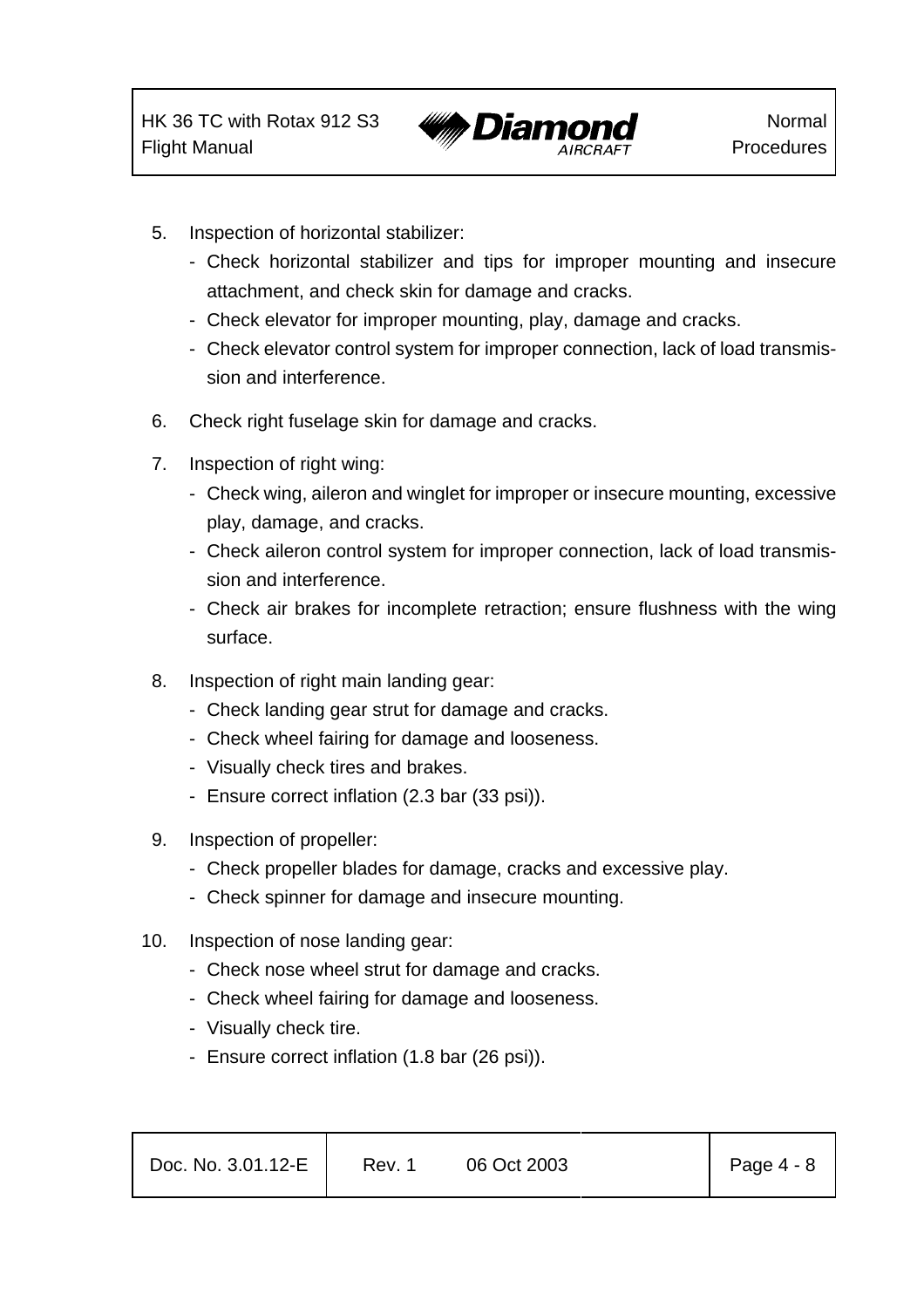5. Inspection of horizontal stabilizer:
   - Check horizontal stabilizer and tips for improper mounting and insecure attachment, and check skin for damage and cracks.
   - Check elevator for improper mounting, play, damage and cracks.
   - Check elevator control system for improper connection, lack of load transmission and interference.

6. Check right fuselage skin for damage and cracks.

7. Inspection of right wing:
   - Check wing, aileron and winglet for improper or insecure mounting, excessive play, damage, and cracks.
   - Check aileron control system for improper connection, lack of load transmission and interference.
   - Check air brakes for incomplete retraction; ensure flushness with the wing surface.

8. Inspection of right main landing gear:
   - Check landing gear strut for damage and cracks.
   - Check wheel fairing for damage and looseness.
   - Visually check tires and brakes.
   - Ensure correct inflation (2.3 bar (33 psi)).

9. Inspection of propeller:
   - Check propeller blades for damage, cracks and excessive play.
   - Check spinner for damage and insecure mounting.

10. Inspection of nose landing gear:
    - Check nose wheel strut for damage and cracks.
    - Check wheel fairing for damage and looseness.
    - Visually check tire.
    - Ensure correct inflation (1.8 bar (26 psi)).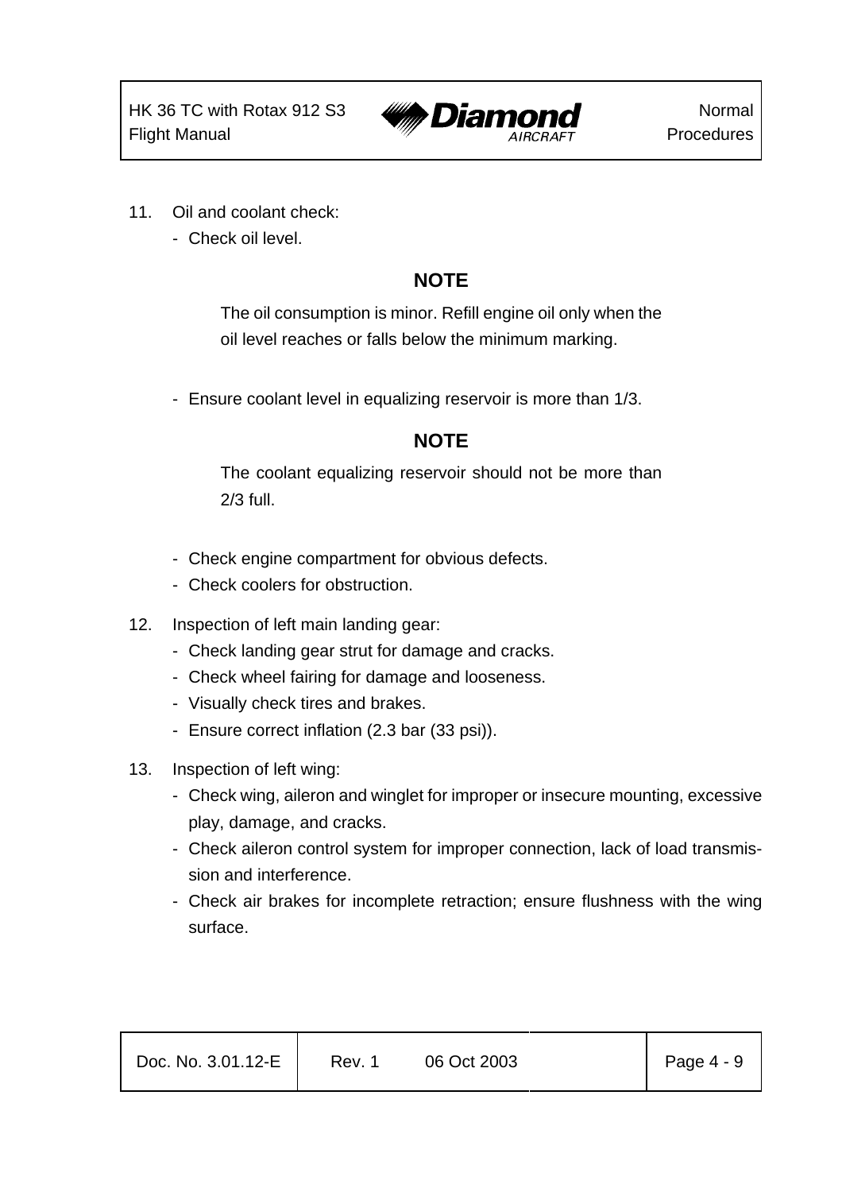11. Oil and coolant check:
    - Check oil level.

**NOTE**

The oil consumption is minor. Refill engine oil only when the oil level reaches or falls below the minimum marking.

    - Ensure coolant level in equalizing reservoir is more than 1/3.

**NOTE**

The coolant equalizing reservoir should not be more than 2/3 full.

    - Check engine compartment for obvious defects.
    - Check coolers for obstruction.

12. Inspection of left main landing gear:
    - Check landing gear strut for damage and cracks.
    - Check wheel fairing for damage and looseness.
    - Visually check tires and brakes.
    - Ensure correct inflation (2.3 bar (33 psi)).

13. Inspection of left wing:
    - Check wing, aileron and winglet for improper or insecure mounting, excessive play, damage, and cracks.
    - Check aileron control system for improper connection, lack of load transmission and interference.
    - Check air brakes for incomplete retraction; ensure flushness with the wing surface.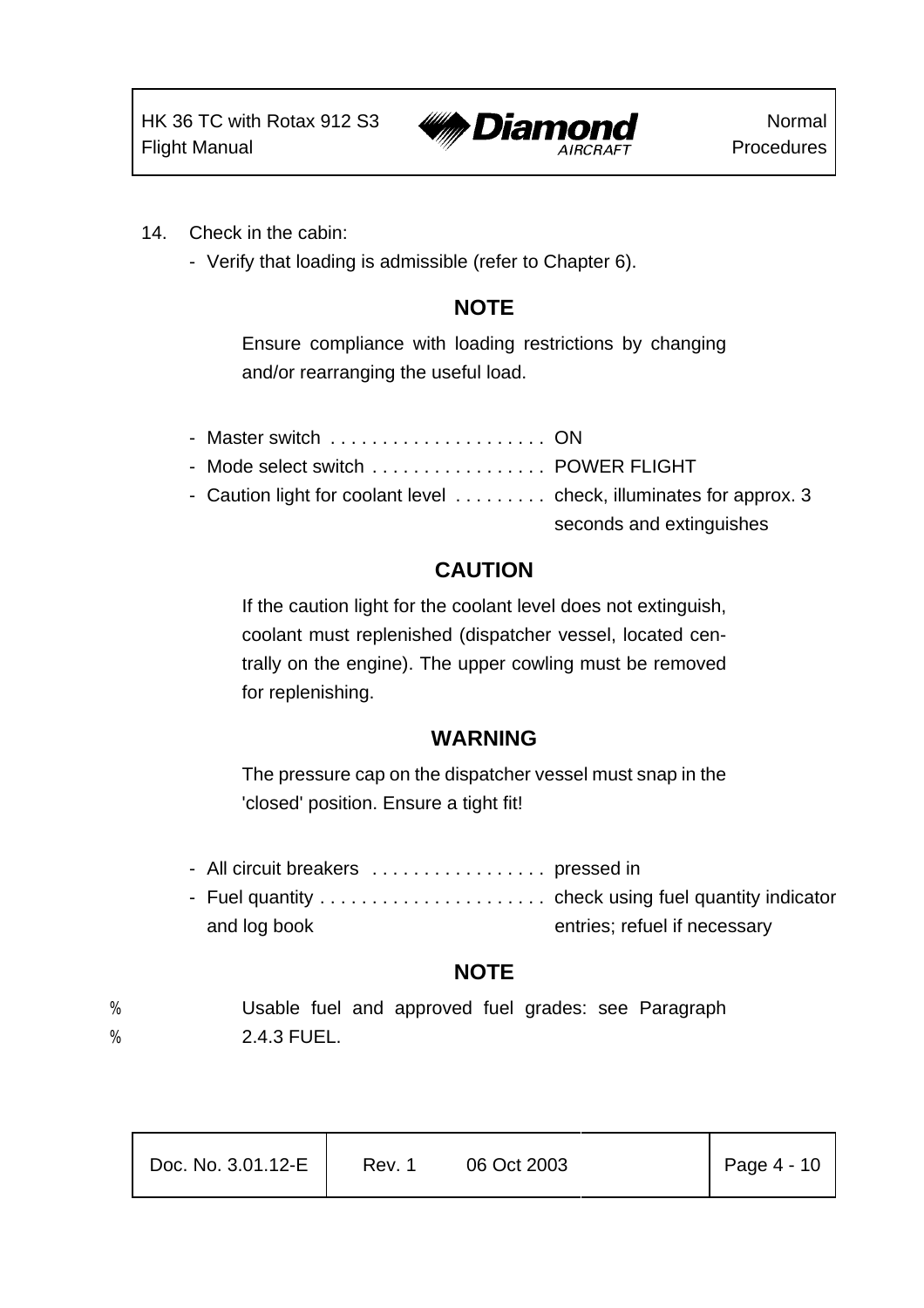14. Check in the cabin:

    - Verify that loading is admissible (refer to Chapter 6).

**NOTE**

Ensure compliance with loading restrictions by changing and/or rearranging the useful load.

- Master switch . . . . . . . . . . . . . . . . . . . . . ON
- Mode select switch . . . . . . . . . . . . . . . . . POWER FLIGHT
- Caution light for coolant level . . . . . . . . . check, illuminates for approx. 3 seconds and extinguishes

**CAUTION**

If the caution light for the coolant level does not extinguish, coolant must replenished (dispatcher vessel, located centrally on the engine). The upper cowling must be removed for replenishing.

**WARNING**

The pressure cap on the dispatcher vessel must snap in the 'closed' position. Ensure a tight fit!

- All circuit breakers . . . . . . . . . . . . . . . . . pressed in
- Fuel quantity . . . . . . . . . . . . . . . . . . . . . . check using fuel quantity indicator and log book entries; refuel if necessary

**NOTE**

% Usable fuel and approved fuel grades: see Paragraph
% 2.4.3 FUEL.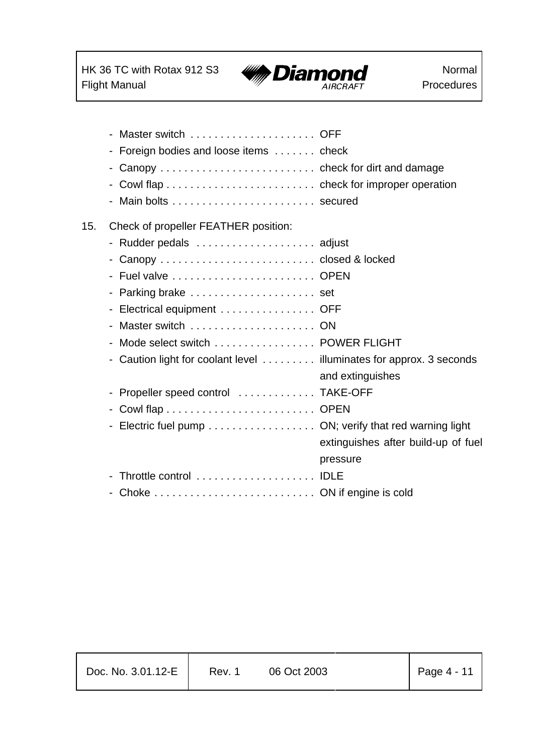- Master switch . . . . . . . . . . . . . . . . . . . . . OFF
- Foreign bodies and loose items . . . . . . . check
- Canopy . . . . . . . . . . . . . . . . . . . . . . . . . . check for dirt and damage
- Cowl flap . . . . . . . . . . . . . . . . . . . . . . . . . check for improper operation
- Main bolts . . . . . . . . . . . . . . . . . . . . . . . . secured

15. Check of propeller FEATHER position:
    - Rudder pedals . . . . . . . . . . . . . . . . . . . . adjust
    - Canopy . . . . . . . . . . . . . . . . . . . . . . . . . . closed & locked
    - Fuel valve . . . . . . . . . . . . . . . . . . . . . . . . OPEN
    - Parking brake . . . . . . . . . . . . . . . . . . . . . set
    - Electrical equipment . . . . . . . . . . . . . . . . OFF
    - Master switch . . . . . . . . . . . . . . . . . . . . . ON
    - Mode select switch . . . . . . . . . . . . . . . . . POWER FLIGHT
    - Caution light for coolant level . . . . . . . . . illuminates for approx. 3 seconds and extinguishes
    - Propeller speed control . . . . . . . . . . . . . TAKE-OFF
    - Cowl flap . . . . . . . . . . . . . . . . . . . . . . . . . OPEN
    - Electric fuel pump . . . . . . . . . . . . . . . . . . ON; verify that red warning light extinguishes after build-up of fuel pressure
    - Throttle control . . . . . . . . . . . . . . . . . . . . IDLE
    - Choke . . . . . . . . . . . . . . . . . . . . . . . . . . . ON if engine is cold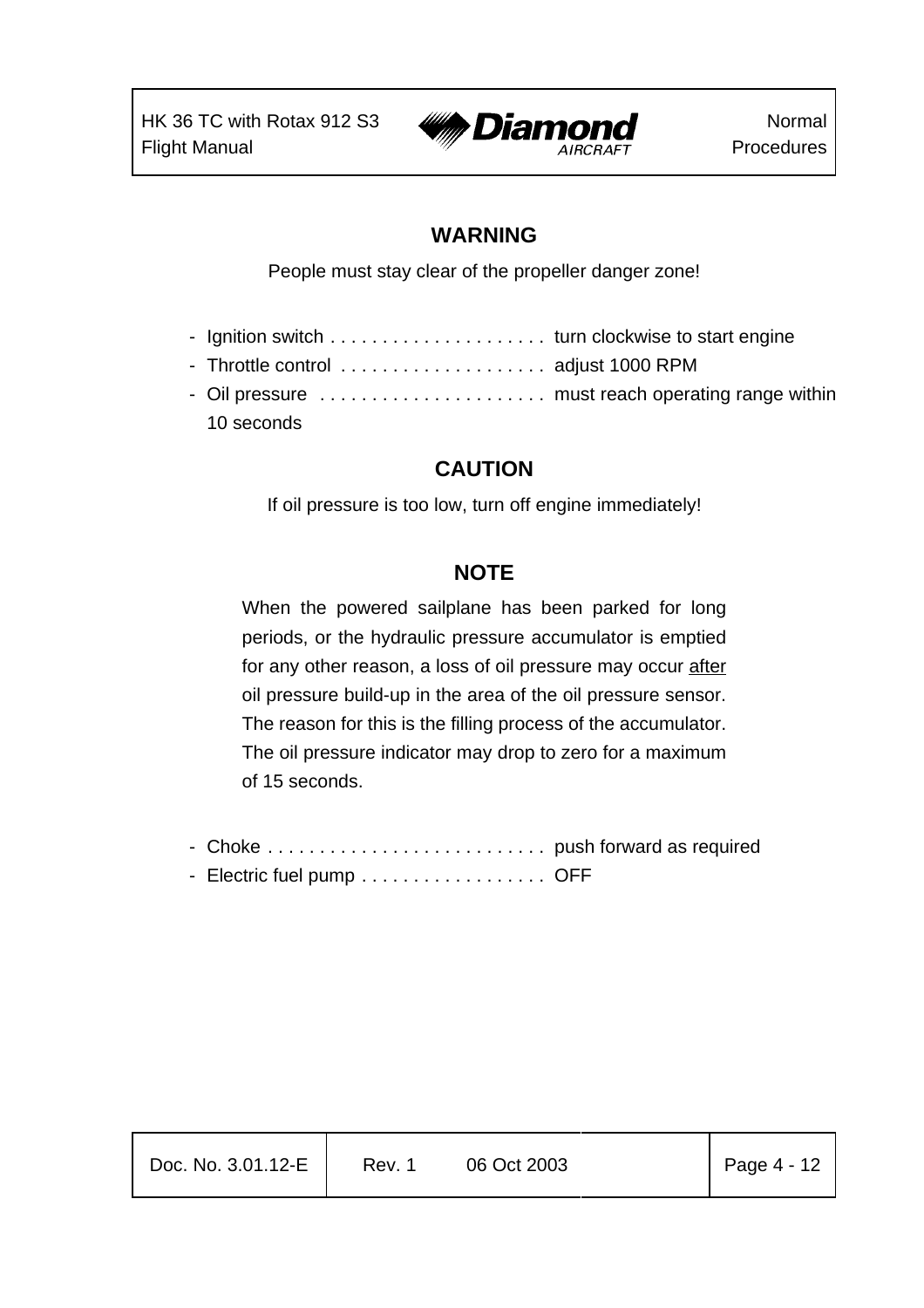**WARNING**

People must stay clear of the propeller danger zone!

- Ignition switch . . . . . . . . . . . . . . . . . . . . . turn clockwise to start engine
- Throttle control . . . . . . . . . . . . . . . . . . . . adjust 1000 RPM
- Oil pressure . . . . . . . . . . . . . . . . . . . . . . must reach operating range within 10 seconds

**CAUTION**

If oil pressure is too low, turn off engine immediately!

**NOTE**

When the powered sailplane has been parked for long periods, or the hydraulic pressure accumulator is emptied for any other reason, a loss of oil pressure may occur after oil pressure build-up in the area of the oil pressure sensor. The reason for this is the filling process of the accumulator. The oil pressure indicator may drop to zero for a maximum of 15 seconds.

- Choke . . . . . . . . . . . . . . . . . . . . . . . . . . . push forward as required
- Electric fuel pump . . . . . . . . . . . . . . . . . . OFF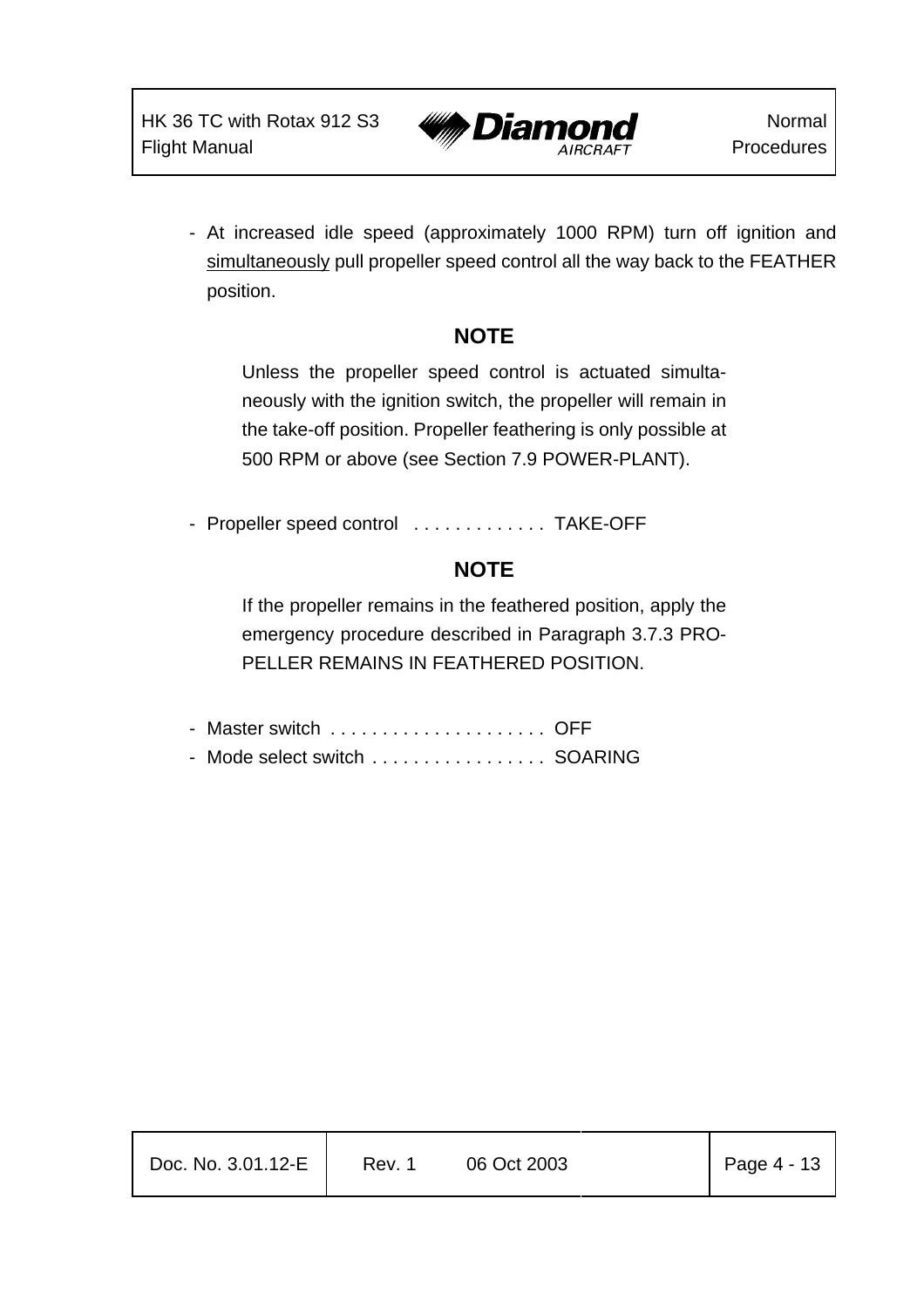- At increased idle speed (approximately 1000 RPM) turn off ignition and simultaneously pull propeller speed control all the way back to the FEATHER position.

**NOTE**

Unless the propeller speed control is actuated simultaneously with the ignition switch, the propeller will remain in the take-off position. Propeller feathering is only possible at 500 RPM or above (see Section 7.9 POWER-PLANT).

- Propeller speed control . . . . . . . . . . . . . TAKE-OFF

**NOTE**

If the propeller remains in the feathered position, apply the emergency procedure described in Paragraph 3.7.3 PROPELLER REMAINS IN FEATHERED POSITION.

- Master switch . . . . . . . . . . . . . . . . . . . . . OFF
- Mode select switch . . . . . . . . . . . . . . . . . SOARING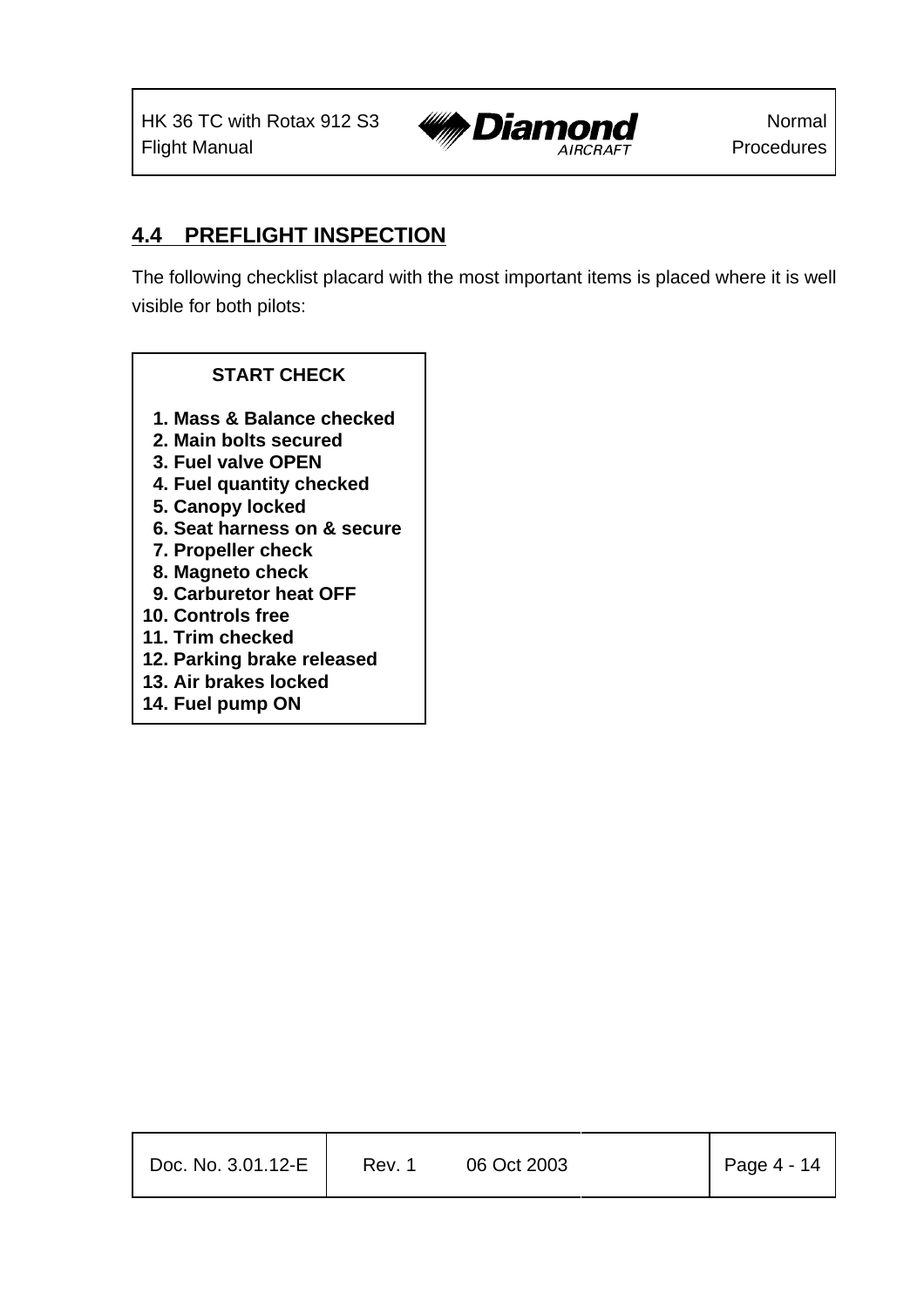## 4.4 PREFLIGHT INSPECTION

The following checklist placard with the most important items is placed where it is well visible for both pilots:

**START CHECK**

1. **Mass & Balance checked**
2. **Main bolts secured**
3. **Fuel valve OPEN**
4. **Fuel quantity checked**
5. **Canopy locked**
6. **Seat harness on & secure**
7. **Propeller check**
8. **Magneto check**
9. **Carburetor heat OFF**
10. **Controls free**
11. **Trim checked**
12. **Parking brake released**
13. **Air brakes locked**
14. **Fuel pump ON**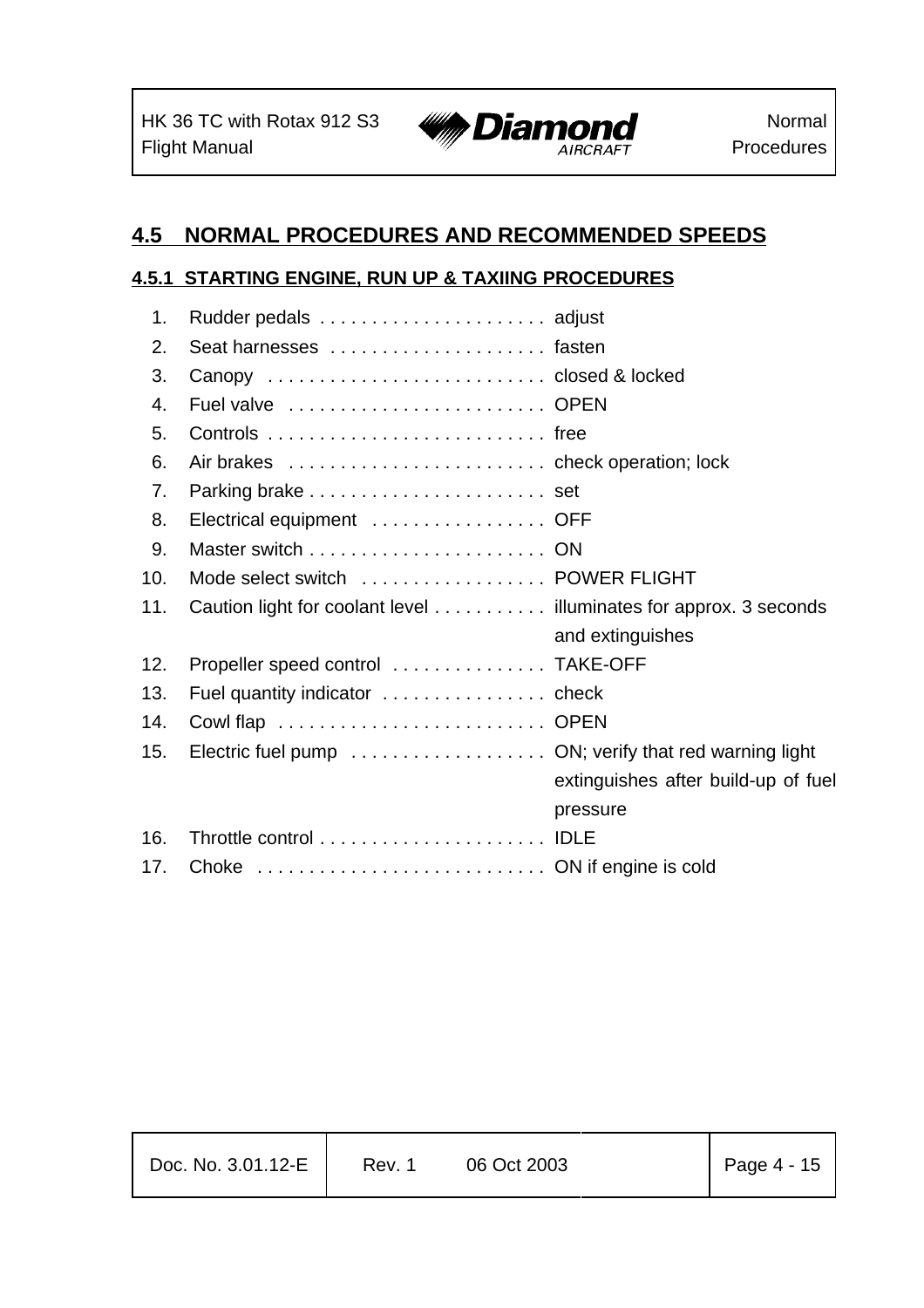## 4.5 NORMAL PROCEDURES AND RECOMMENDED SPEEDS

### 4.5.1 STARTING ENGINE, RUN UP & TAXIING PROCEDURES

1. Rudder pedals . . . . . . . . . . . . . . . . . . . . . . adjust
2. Seat harnesses . . . . . . . . . . . . . . . . . . . . . fasten
3. Canopy . . . . . . . . . . . . . . . . . . . . . . . . . . . closed & locked
4. Fuel valve . . . . . . . . . . . . . . . . . . . . . . . . . OPEN
5. Controls . . . . . . . . . . . . . . . . . . . . . . . . . . . free
6. Air brakes . . . . . . . . . . . . . . . . . . . . . . . . . check operation; lock
7. Parking brake . . . . . . . . . . . . . . . . . . . . . . . set
8. Electrical equipment . . . . . . . . . . . . . . . . . OFF
9. Master switch . . . . . . . . . . . . . . . . . . . . . . . ON
10. Mode select switch . . . . . . . . . . . . . . . . . . POWER FLIGHT
11. Caution light for coolant level . . . . . . . . . . . illuminates for approx. 3 seconds and extinguishes
12. Propeller speed control . . . . . . . . . . . . . . . TAKE-OFF
13. Fuel quantity indicator . . . . . . . . . . . . . . . . check
14. Cowl flap . . . . . . . . . . . . . . . . . . . . . . . . . . OPEN
15. Electric fuel pump . . . . . . . . . . . . . . . . . . . ON; verify that red warning light extinguishes after build-up of fuel pressure
16. Throttle control . . . . . . . . . . . . . . . . . . . . . . IDLE
17. Choke . . . . . . . . . . . . . . . . . . . . . . . . . . . . ON if engine is cold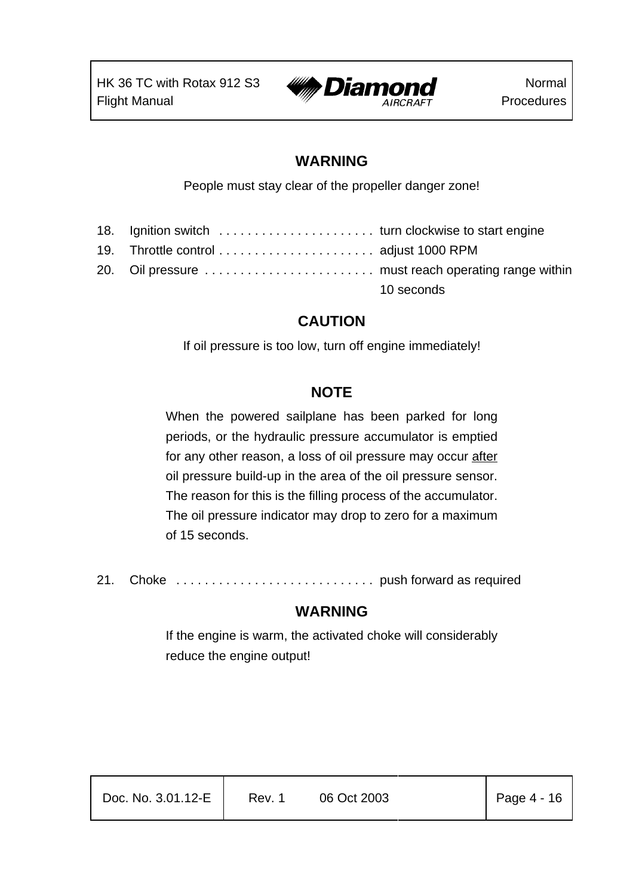**WARNING**

People must stay clear of the propeller danger zone!

18. Ignition switch . . . . . . . . . . . . . . . . . . . . . . turn clockwise to start engine
19. Throttle control . . . . . . . . . . . . . . . . . . . . . . adjust 1000 RPM
20. Oil pressure . . . . . . . . . . . . . . . . . . . . . . . . must reach operating range within 10 seconds

**CAUTION**

If oil pressure is too low, turn off engine immediately!

**NOTE**

When the powered sailplane has been parked for long periods, or the hydraulic pressure accumulator is emptied for any other reason, a loss of oil pressure may occur <u>after</u> oil pressure build-up in the area of the oil pressure sensor. The reason for this is the filling process of the accumulator. The oil pressure indicator may drop to zero for a maximum of 15 seconds.

21. Choke . . . . . . . . . . . . . . . . . . . . . . . . . . . . push forward as required

**WARNING**

If the engine is warm, the activated choke will considerably reduce the engine output!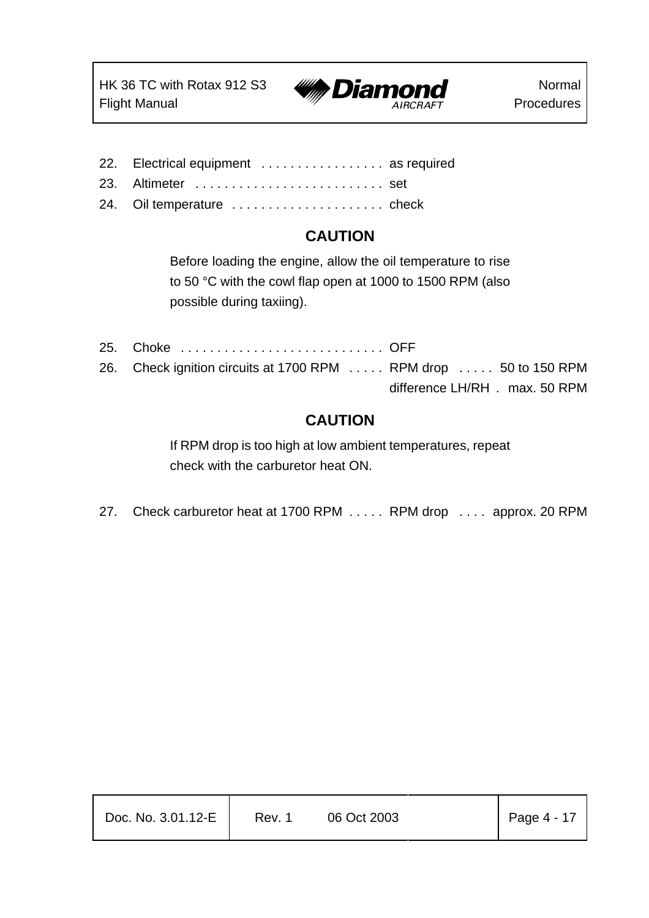22. Electrical equipment . . . . . . . . . . . . . . . . . as required
23. Altimeter . . . . . . . . . . . . . . . . . . . . . . . . . . set
24. Oil temperature . . . . . . . . . . . . . . . . . . . . . check

**CAUTION**

Before loading the engine, allow the oil temperature to rise to 50 °C with the cowl flap open at 1000 to 1500 RPM (also possible during taxiing).

25. Choke . . . . . . . . . . . . . . . . . . . . . . . . . . . . OFF
26. Check ignition circuits at 1700 RPM . . . . . RPM drop . . . . . 50 to 150 RPM
    difference LH/RH . max. 50 RPM

**CAUTION**

If RPM drop is too high at low ambient temperatures, repeat check with the carburetor heat ON.

27. Check carburetor heat at 1700 RPM . . . . . RPM drop . . . . approx. 20 RPM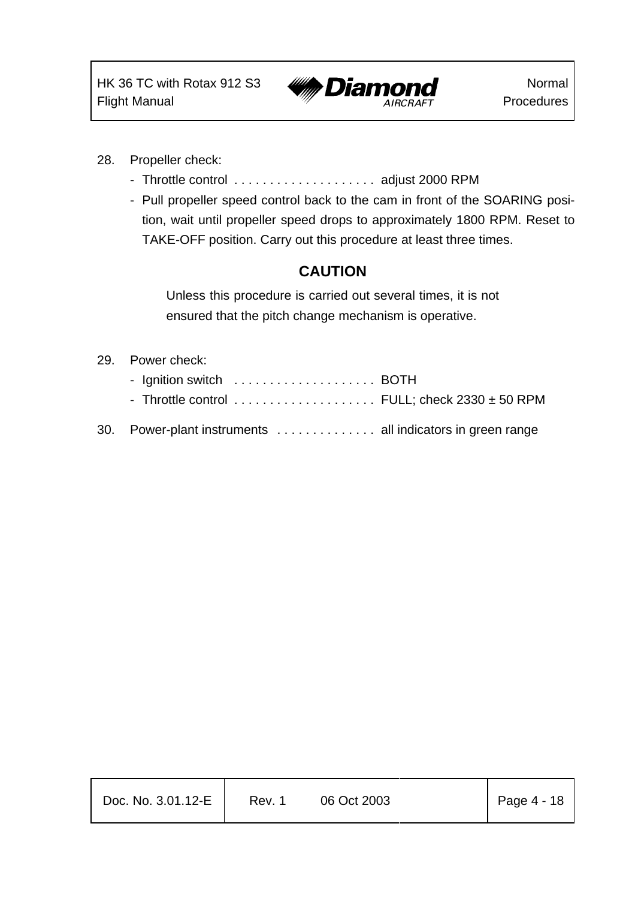28. Propeller check:
    - Throttle control . . . . . . . . . . . . . . . . . . . . adjust 2000 RPM
    - Pull propeller speed control back to the cam in front of the SOARING position, wait until propeller speed drops to approximately 1800 RPM. Reset to TAKE-OFF position. Carry out this procedure at least three times.

**CAUTION**

Unless this procedure is carried out several times, it is not ensured that the pitch change mechanism is operative.

29. Power check:
    - Ignition switch . . . . . . . . . . . . . . . . . . . . BOTH
    - Throttle control . . . . . . . . . . . . . . . . . . . . FULL; check 2330 ± 50 RPM

30. Power-plant instruments . . . . . . . . . . . . . . all indicators in green range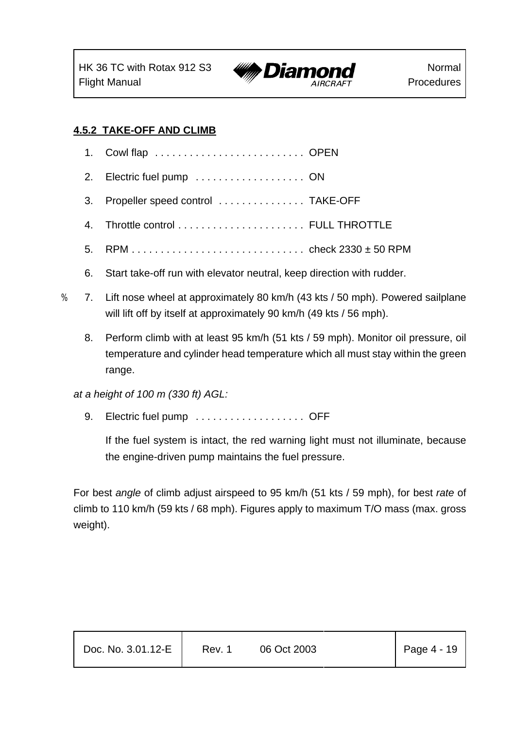#### 4.5.2 TAKE-OFF AND CLIMB

1. Cowl flap . . . . . . . . . . . . . . . . . . . . . . . . . . OPEN
2. Electric fuel pump . . . . . . . . . . . . . . . . . . . ON
3. Propeller speed control . . . . . . . . . . . . . . . TAKE-OFF
4. Throttle control . . . . . . . . . . . . . . . . . . . . . . FULL THROTTLE
5. RPM . . . . . . . . . . . . . . . . . . . . . . . . . . . . . . check 2330 ± 50 RPM
6. Start take-off run with elevator neutral, keep direction with rudder.
7. Lift nose wheel at approximately 80 km/h (43 kts / 50 mph). Powered sailplane will lift off by itself at approximately 90 km/h (49 kts / 56 mph).
8. Perform climb with at least 95 km/h (51 kts / 59 mph). Monitor oil pressure, oil temperature and cylinder head temperature which all must stay within the green range.

*at a height of 100 m (330 ft) AGL:*

9. Electric fuel pump . . . . . . . . . . . . . . . . . . . OFF

   If the fuel system is intact, the red warning light must not illuminate, because the engine-driven pump maintains the fuel pressure.

For best *angle* of climb adjust airspeed to 95 km/h (51 kts / 59 mph), for best *rate* of climb to 110 km/h (59 kts / 68 mph). Figures apply to maximum T/O mass (max. gross weight).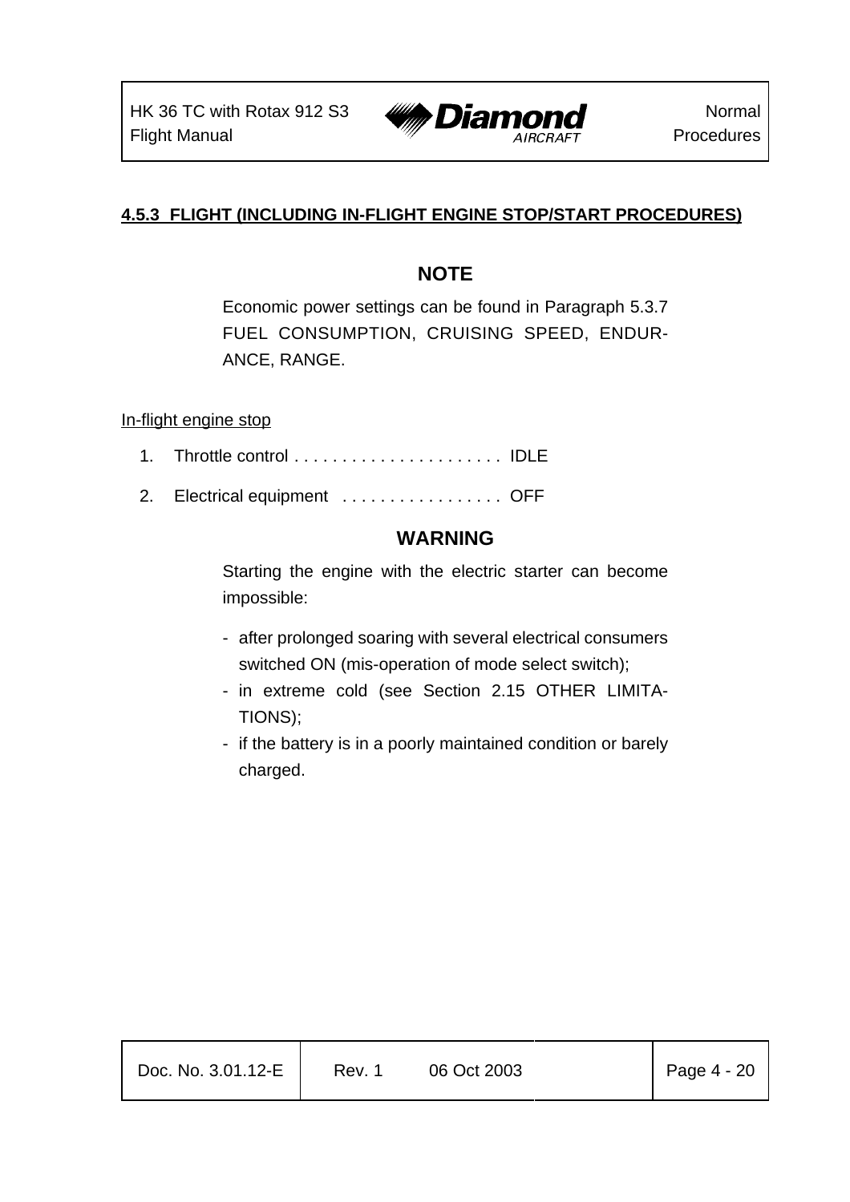### 4.5.3 FLIGHT (INCLUDING IN-FLIGHT ENGINE STOP/START PROCEDURES)

**NOTE**

Economic power settings can be found in Paragraph 5.3.7 FUEL CONSUMPTION, CRUISING SPEED, ENDURANCE, RANGE.

In-flight engine stop

1. Throttle control . . . . . . . . . . . . . . . . . . . . . . IDLE
2. Electrical equipment . . . . . . . . . . . . . . . . . OFF

**WARNING**

Starting the engine with the electric starter can become impossible:

- after prolonged soaring with several electrical consumers switched ON (mis-operation of mode select switch);
- in extreme cold (see Section 2.15 OTHER LIMITATIONS);
- if the battery is in a poorly maintained condition or barely charged.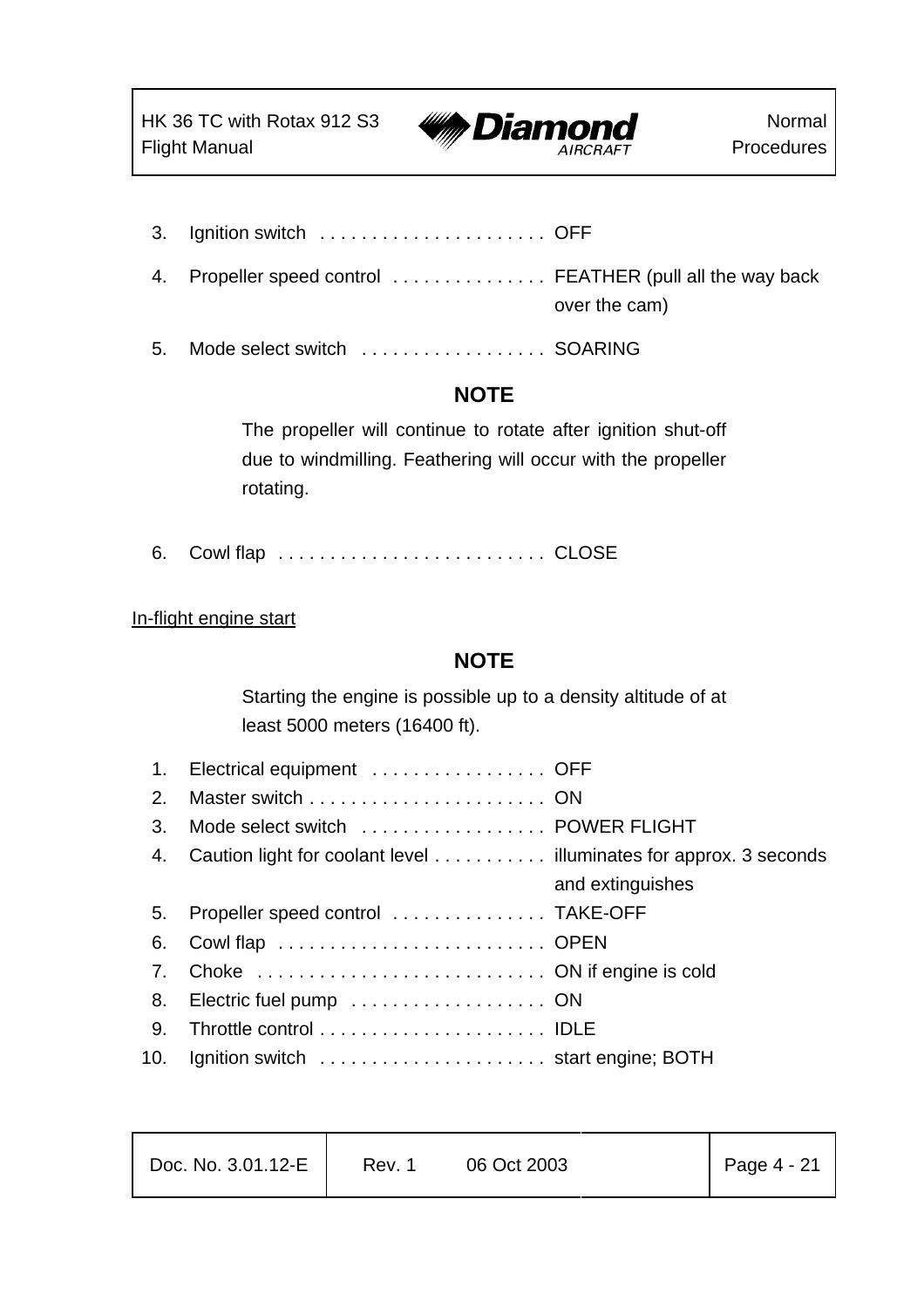3. Ignition switch . . . . . . . . . . . . . . . . . . . . . . OFF

4. Propeller speed control . . . . . . . . . . . . . . . FEATHER (pull all the way back over the cam)

5. Mode select switch . . . . . . . . . . . . . . . . . . SOARING

**NOTE**

The propeller will continue to rotate after ignition shut-off due to windmilling. Feathering will occur with the propeller rotating.

6. Cowl flap . . . . . . . . . . . . . . . . . . . . . . . . . . CLOSE

<u>In-flight engine start</u>

**NOTE**

Starting the engine is possible up to a density altitude of at least 5000 meters (16400 ft).

1. Electrical equipment . . . . . . . . . . . . . . . . . OFF
2. Master switch . . . . . . . . . . . . . . . . . . . . . . . ON
3. Mode select switch . . . . . . . . . . . . . . . . . . POWER FLIGHT
4. Caution light for coolant level . . . . . . . . . . . illuminates for approx. 3 seconds and extinguishes
5. Propeller speed control . . . . . . . . . . . . . . . TAKE-OFF
6. Cowl flap . . . . . . . . . . . . . . . . . . . . . . . . . . OPEN
7. Choke . . . . . . . . . . . . . . . . . . . . . . . . . . . . ON if engine is cold
8. Electric fuel pump . . . . . . . . . . . . . . . . . . . ON
9. Throttle control . . . . . . . . . . . . . . . . . . . . . . IDLE
10. Ignition switch . . . . . . . . . . . . . . . . . . . . . . start engine; BOTH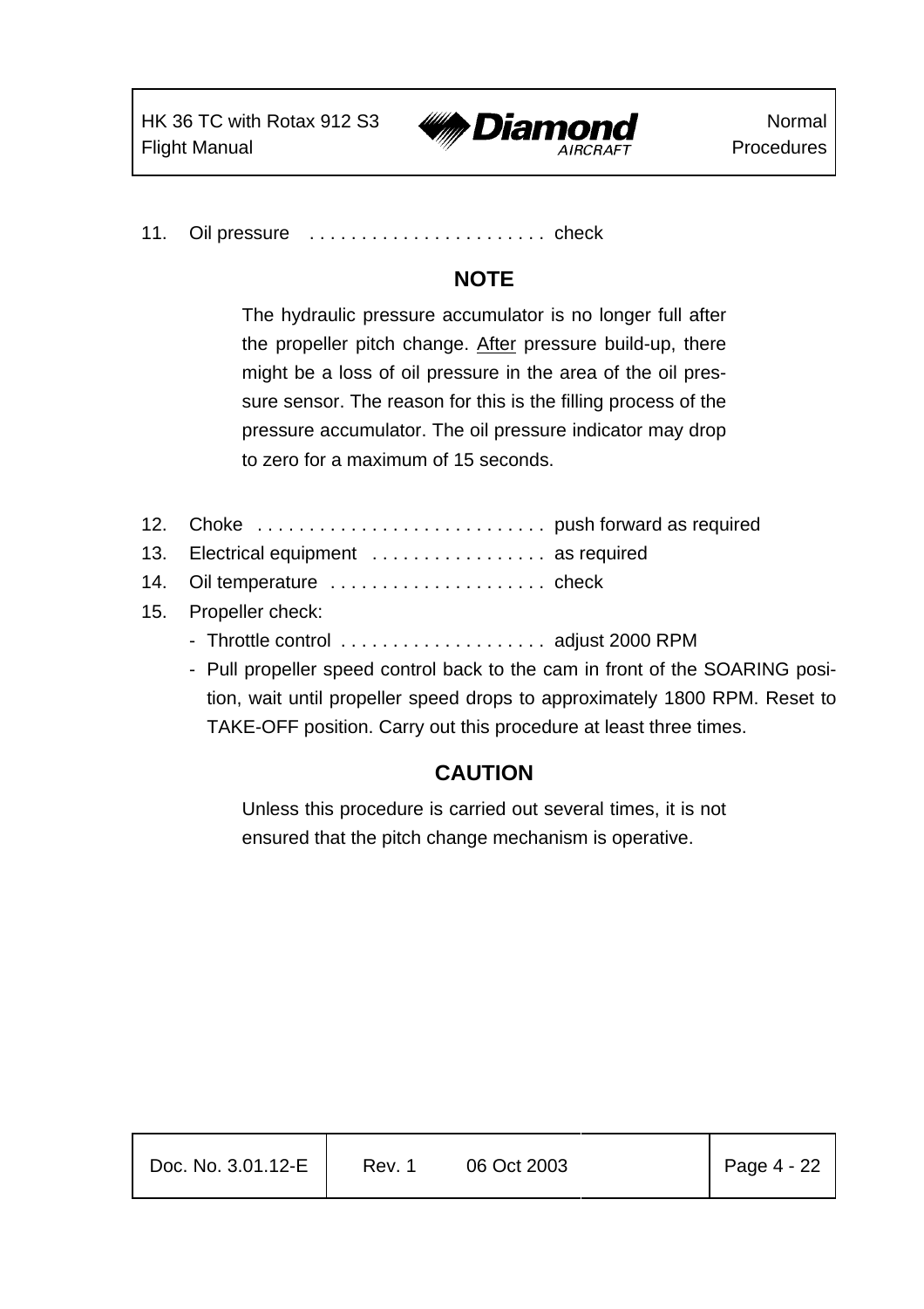11. Oil pressure . . . . . . . . . . . . . . . . . . . . . . . check

**NOTE**

The hydraulic pressure accumulator is no longer full after the propeller pitch change. After pressure build-up, there might be a loss of oil pressure in the area of the oil pressure sensor. The reason for this is the filling process of the pressure accumulator. The oil pressure indicator may drop to zero for a maximum of 15 seconds.

12. Choke . . . . . . . . . . . . . . . . . . . . . . . . . . . . push forward as required
13. Electrical equipment . . . . . . . . . . . . . . . . . as required
14. Oil temperature . . . . . . . . . . . . . . . . . . . . . check
15. Propeller check:
    - Throttle control . . . . . . . . . . . . . . . . . . . . adjust 2000 RPM
    - Pull propeller speed control back to the cam in front of the SOARING position, wait until propeller speed drops to approximately 1800 RPM. Reset to TAKE-OFF position. Carry out this procedure at least three times.

**CAUTION**

Unless this procedure is carried out several times, it is not ensured that the pitch change mechanism is operative.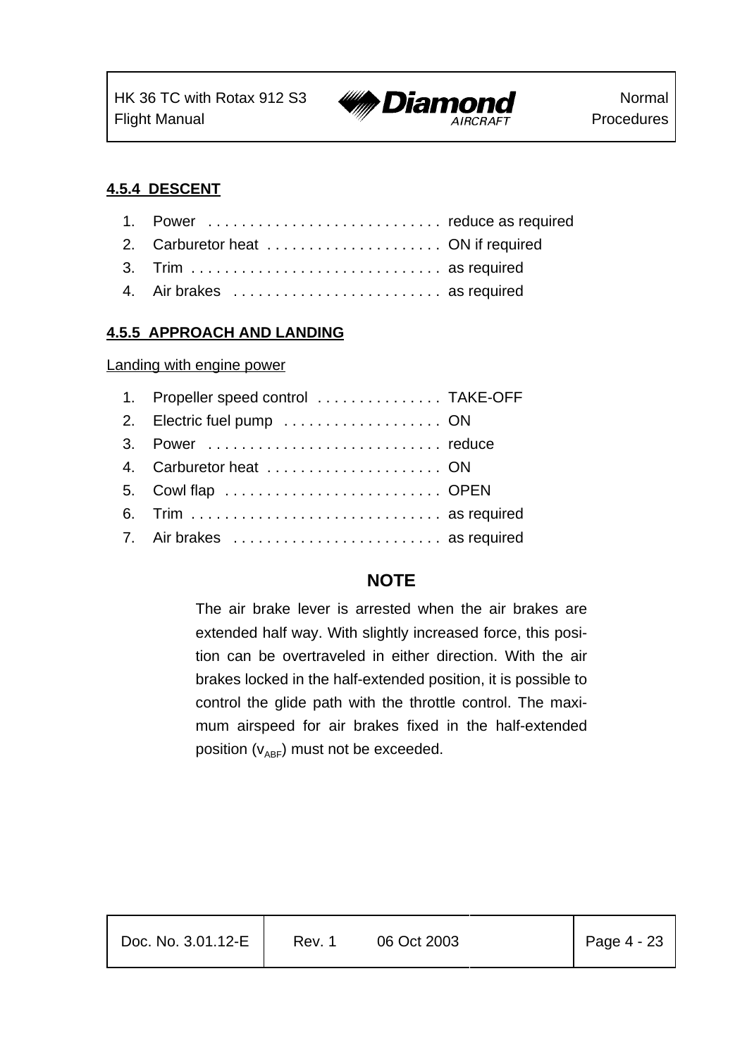#### 4.5.4 DESCENT

1. Power . . . . . . . . . . . . . . . . . . . . . . . . . . . . reduce as required
2. Carburetor heat . . . . . . . . . . . . . . . . . . . . . ON if required
3. Trim . . . . . . . . . . . . . . . . . . . . . . . . . . . . . . as required
4. Air brakes . . . . . . . . . . . . . . . . . . . . . . . . . as required

#### 4.5.5 APPROACH AND LANDING

Landing with engine power

1. Propeller speed control . . . . . . . . . . . . . . . TAKE-OFF
2. Electric fuel pump . . . . . . . . . . . . . . . . . . . ON
3. Power . . . . . . . . . . . . . . . . . . . . . . . . . . . . reduce
4. Carburetor heat . . . . . . . . . . . . . . . . . . . . . ON
5. Cowl flap . . . . . . . . . . . . . . . . . . . . . . . . . . OPEN
6. Trim . . . . . . . . . . . . . . . . . . . . . . . . . . . . . . as required
7. Air brakes . . . . . . . . . . . . . . . . . . . . . . . . . as required

**NOTE**

The air brake lever is arrested when the air brakes are extended half way. With slightly increased force, this position can be overtraveled in either direction. With the air brakes locked in the half-extended position, it is possible to control the glide path with the throttle control. The maximum airspeed for air brakes fixed in the half-extended position ($v_{ABF}$) must not be exceeded.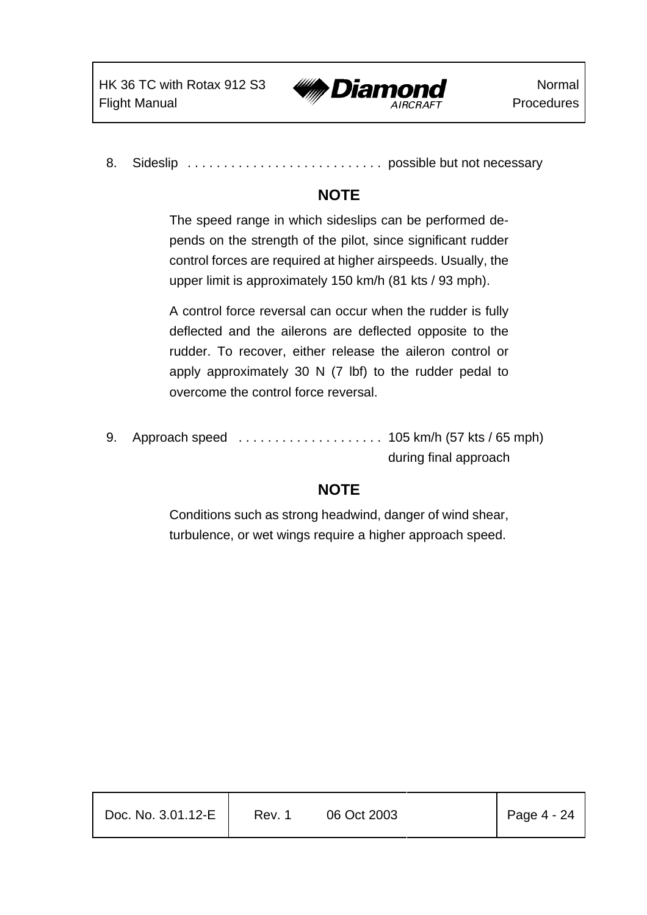8. Sideslip . . . . . . . . . . . . . . . . . . . . . . . . . . . possible but not necessary

**NOTE**

The speed range in which sideslips can be performed depends on the strength of the pilot, since significant rudder control forces are required at higher airspeeds. Usually, the upper limit is approximately 150 km/h (81 kts / 93 mph).

A control force reversal can occur when the rudder is fully deflected and the ailerons are deflected opposite to the rudder. To recover, either release the aileron control or apply approximately 30 N (7 lbf) to the rudder pedal to overcome the control force reversal.

9. Approach speed . . . . . . . . . . . . . . . . . . . . . 105 km/h (57 kts / 65 mph) during final approach

**NOTE**

Conditions such as strong headwind, danger of wind shear, turbulence, or wet wings require a higher approach speed.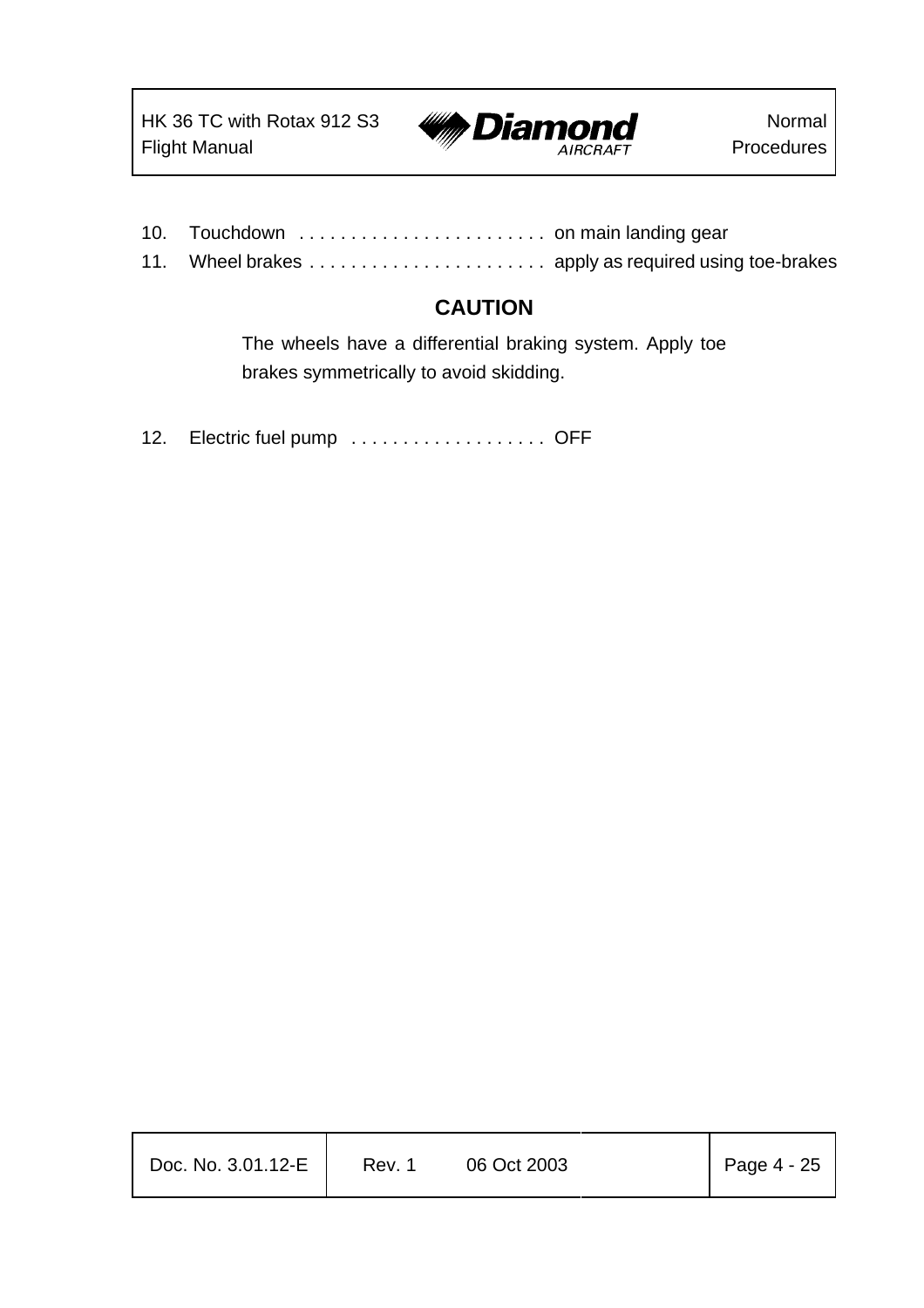10. Touchdown . . . . . . . . . . . . . . . . . . . . . . . . on main landing gear
11. Wheel brakes . . . . . . . . . . . . . . . . . . . . . . . apply as required using toe-brakes

**CAUTION**

The wheels have a differential braking system. Apply toe brakes symmetrically to avoid skidding.

12. Electric fuel pump . . . . . . . . . . . . . . . . . . . OFF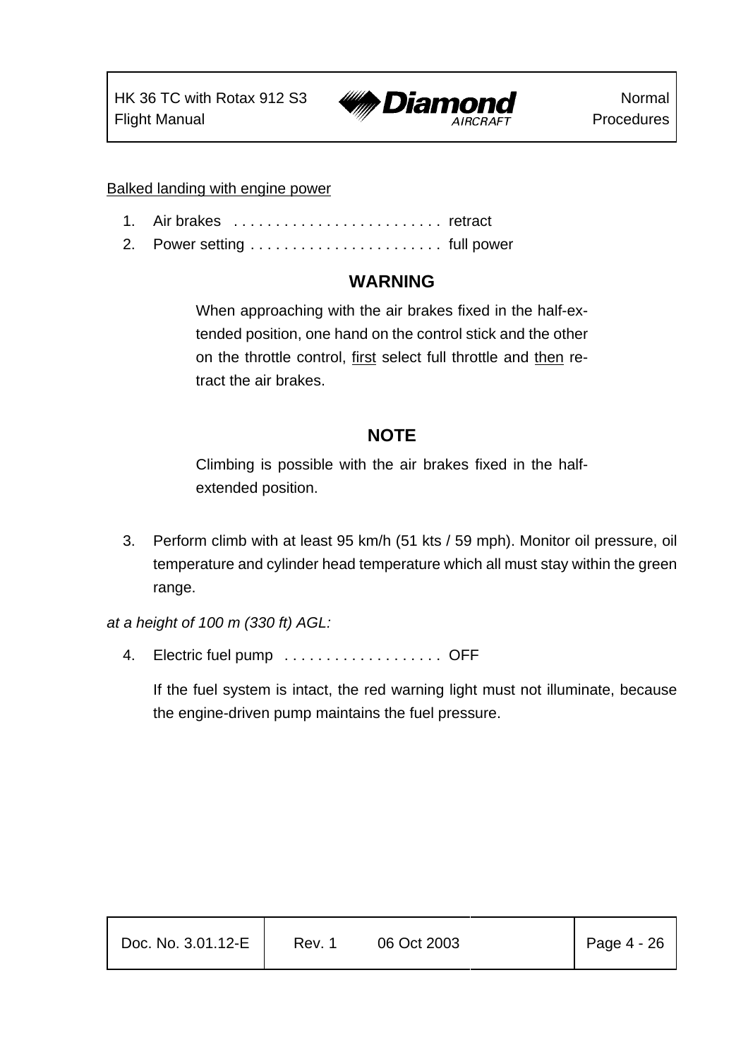Balked landing with engine power

1. Air brakes . . . . . . . . . . . . . . . . . . . . . . . . . retract
2. Power setting . . . . . . . . . . . . . . . . . . . . . . . full power

**WARNING**

When approaching with the air brakes fixed in the half-extended position, one hand on the control stick and the other on the throttle control, first select full throttle and then retract the air brakes.

**NOTE**

Climbing is possible with the air brakes fixed in the half-extended position.

3. Perform climb with at least 95 km/h (51 kts / 59 mph). Monitor oil pressure, oil temperature and cylinder head temperature which all must stay within the green range.

*at a height of 100 m (330 ft) AGL:*

4. Electric fuel pump . . . . . . . . . . . . . . . . . . . OFF

   If the fuel system is intact, the red warning light must not illuminate, because the engine-driven pump maintains the fuel pressure.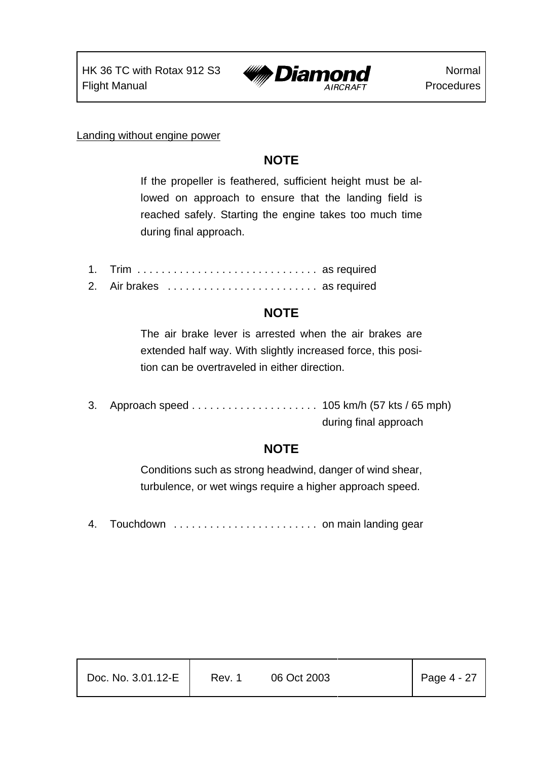Landing without engine power

**NOTE**

If the propeller is feathered, sufficient height must be allowed on approach to ensure that the landing field is reached safely. Starting the engine takes too much time during final approach.

1. Trim . . . . . . . . . . . . . . . . . . . . . . . . . . . . . . as required
2. Air brakes . . . . . . . . . . . . . . . . . . . . . . . . . as required

**NOTE**

The air brake lever is arrested when the air brakes are extended half way. With slightly increased force, this position can be overtraveled in either direction.

3. Approach speed . . . . . . . . . . . . . . . . . . . . . 105 km/h (57 kts / 65 mph) during final approach

**NOTE**

Conditions such as strong headwind, danger of wind shear, turbulence, or wet wings require a higher approach speed.

4. Touchdown . . . . . . . . . . . . . . . . . . . . . . . . on main landing gear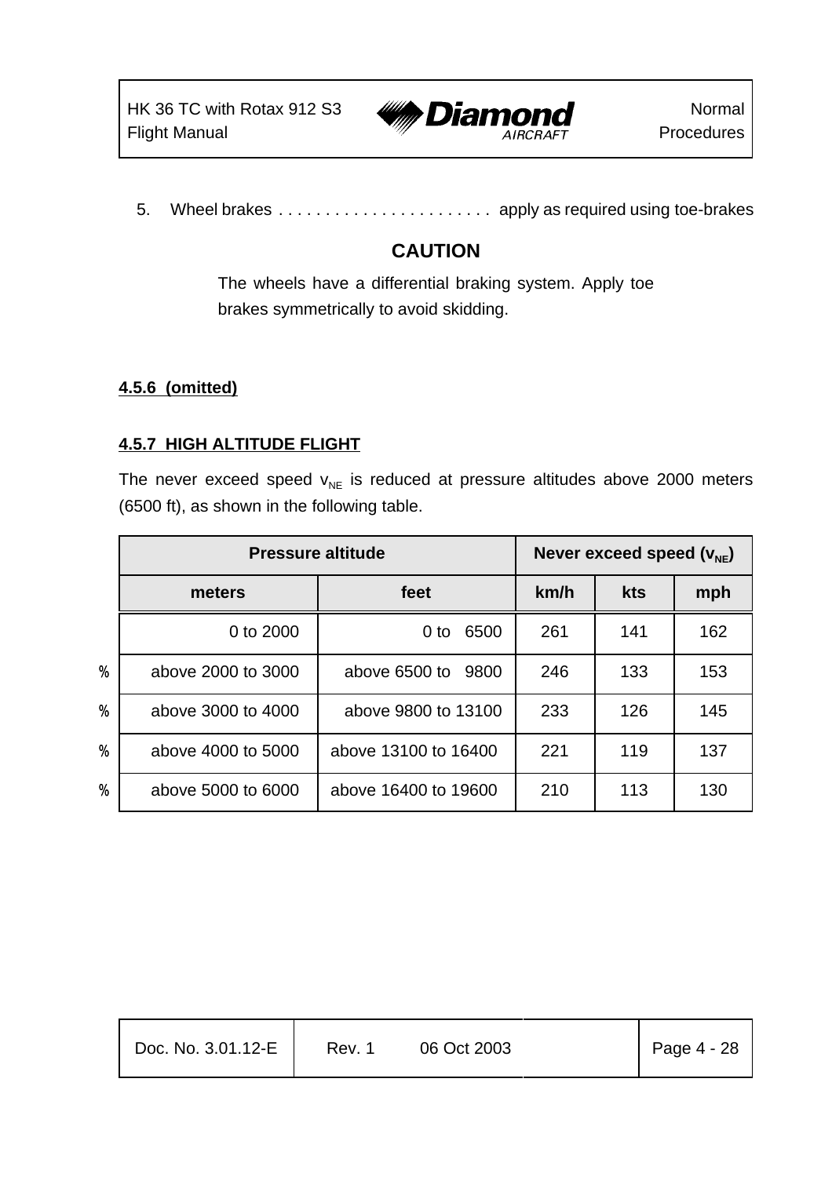5. Wheel brakes . . . . . . . . . . . . . . . . . . . . . . . apply as required using toe-brakes

**CAUTION**

The wheels have a differential braking system. Apply toe brakes symmetrically to avoid skidding.

### 4.5.6 (omitted)

### 4.5.7 HIGH ALTITUDE FLIGHT

The never exceed speed $v_{NE}$ is reduced at pressure altitudes above 2000 meters (6500 ft), as shown in the following table.

| Pressure altitude | | Never exceed speed ($v_{NE}$) | | |
|---|---|---|---|---|
| meters | feet | km/h | kts | mph |
| 0 to 2000 | 0 to 6500 | 261 | 141 | 162 |
| above 2000 to 3000 | above 6500 to 9800 | 246 | 133 | 153 |
| above 3000 to 4000 | above 9800 to 13100 | 233 | 126 | 145 |
| above 4000 to 5000 | above 13100 to 16400 | 221 | 119 | 137 |
| above 5000 to 6000 | above 16400 to 19600 | 210 | 113 | 130 |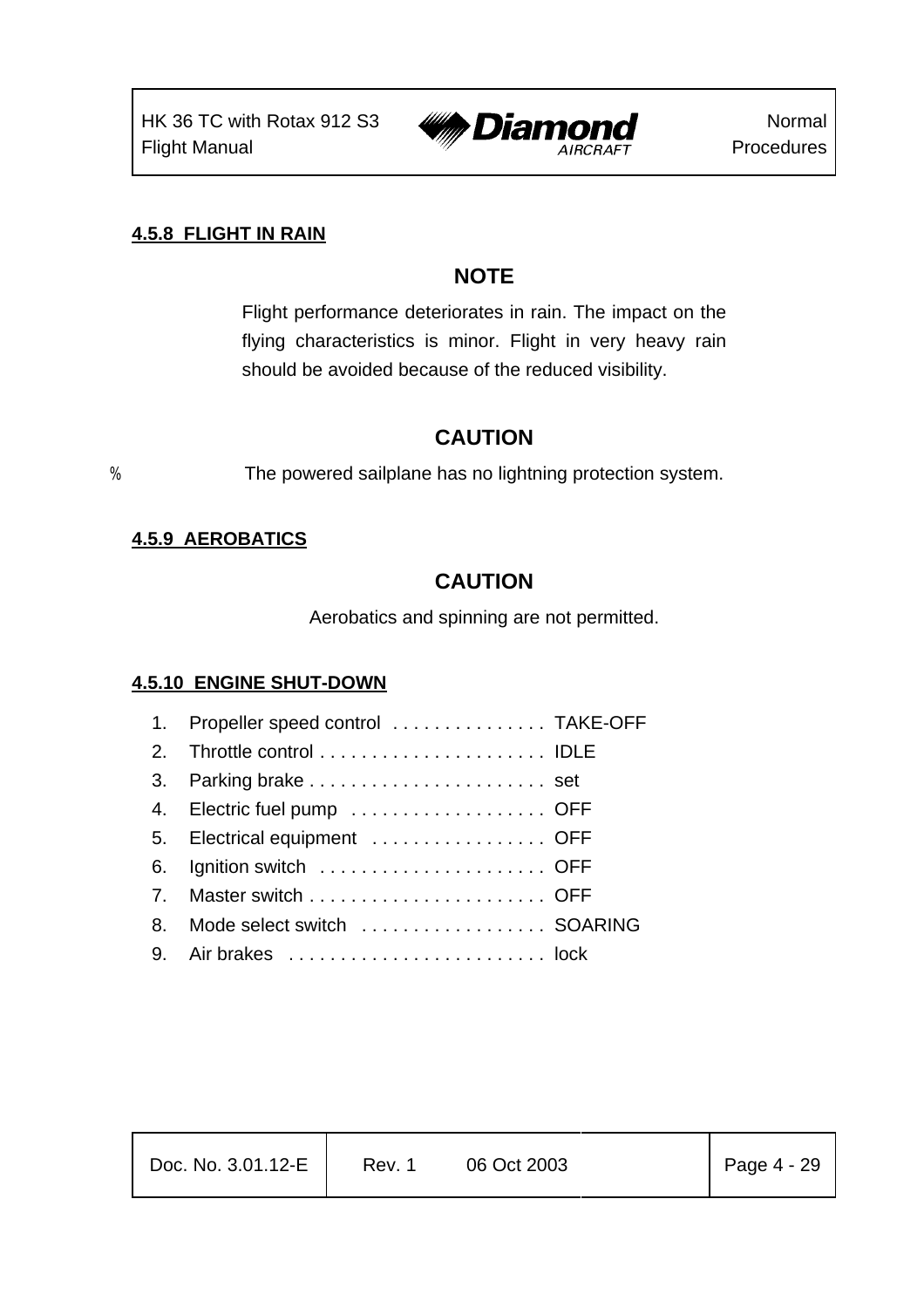#### 4.5.8 FLIGHT IN RAIN

**NOTE**

Flight performance deteriorates in rain. The impact on the flying characteristics is minor. Flight in very heavy rain should be avoided because of the reduced visibility.

**CAUTION**

% The powered sailplane has no lightning protection system.

#### 4.5.9 AEROBATICS

**CAUTION**

Aerobatics and spinning are not permitted.

#### 4.5.10 ENGINE SHUT-DOWN

1. Propeller speed control . . . . . . . . . . . . . . . TAKE-OFF
2. Throttle control . . . . . . . . . . . . . . . . . . . . . . IDLE
3. Parking brake . . . . . . . . . . . . . . . . . . . . . . . set
4. Electric fuel pump . . . . . . . . . . . . . . . . . . . OFF
5. Electrical equipment . . . . . . . . . . . . . . . . . OFF
6. Ignition switch . . . . . . . . . . . . . . . . . . . . . . OFF
7. Master switch . . . . . . . . . . . . . . . . . . . . . . . OFF
8. Mode select switch . . . . . . . . . . . . . . . . . . SOARING
9. Air brakes . . . . . . . . . . . . . . . . . . . . . . . . . lock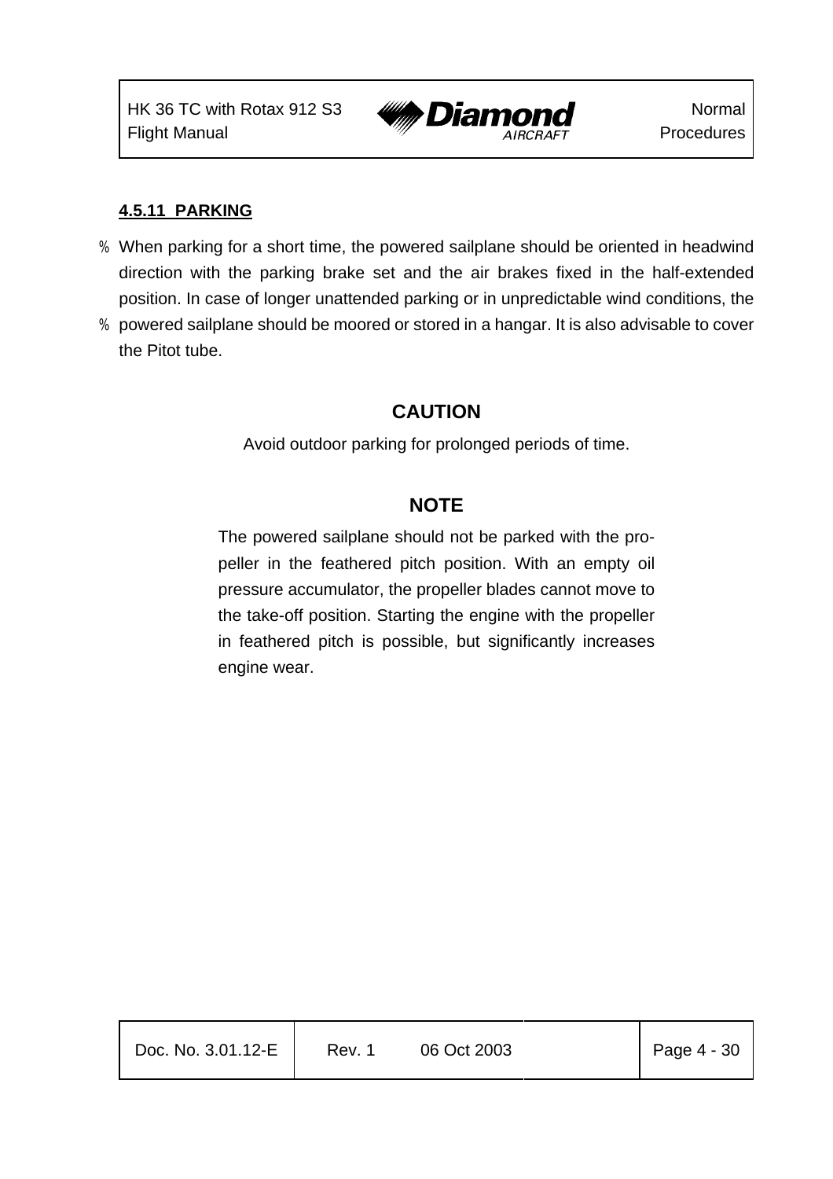#### 4.5.11 PARKING

When parking for a short time, the powered sailplane should be oriented in headwind direction with the parking brake set and the air brakes fixed in the half-extended position. In case of longer unattended parking or in unpredictable wind conditions, the powered sailplane should be moored or stored in a hangar. It is also advisable to cover the Pitot tube.

**CAUTION**

Avoid outdoor parking for prolonged periods of time.

**NOTE**

The powered sailplane should not be parked with the propeller in the feathered pitch position. With an empty oil pressure accumulator, the propeller blades cannot move to the take-off position. Starting the engine with the propeller in feathered pitch is possible, but significantly increases engine wear.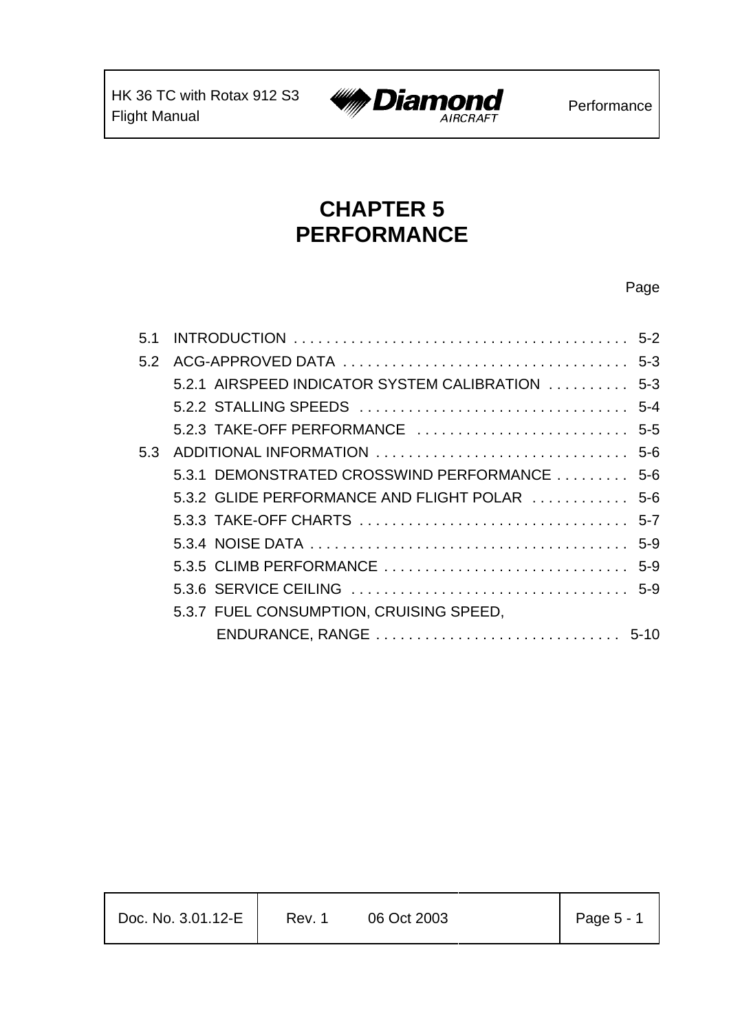# CHAPTER 5
# PERFORMANCE

| | | Page |
|---|---|---|
| 5.1 | INTRODUCTION | 5-2 |
| 5.2 | ACG-APPROVED DATA | 5-3 |
| | 5.2.1 AIRSPEED INDICATOR SYSTEM CALIBRATION | 5-3 |
| | 5.2.2 STALLING SPEEDS | 5-4 |
| | 5.2.3 TAKE-OFF PERFORMANCE | 5-5 |
| 5.3 | ADDITIONAL INFORMATION | 5-6 |
| | 5.3.1 DEMONSTRATED CROSSWIND PERFORMANCE | 5-6 |
| | 5.3.2 GLIDE PERFORMANCE AND FLIGHT POLAR | 5-6 |
| | 5.3.3 TAKE-OFF CHARTS | 5-7 |
| | 5.3.4 NOISE DATA | 5-9 |
| | 5.3.5 CLIMB PERFORMANCE | 5-9 |
| | 5.3.6 SERVICE CEILING | 5-9 |
| | 5.3.7 FUEL CONSUMPTION, CRUISING SPEED, ENDURANCE, RANGE | 5-10 |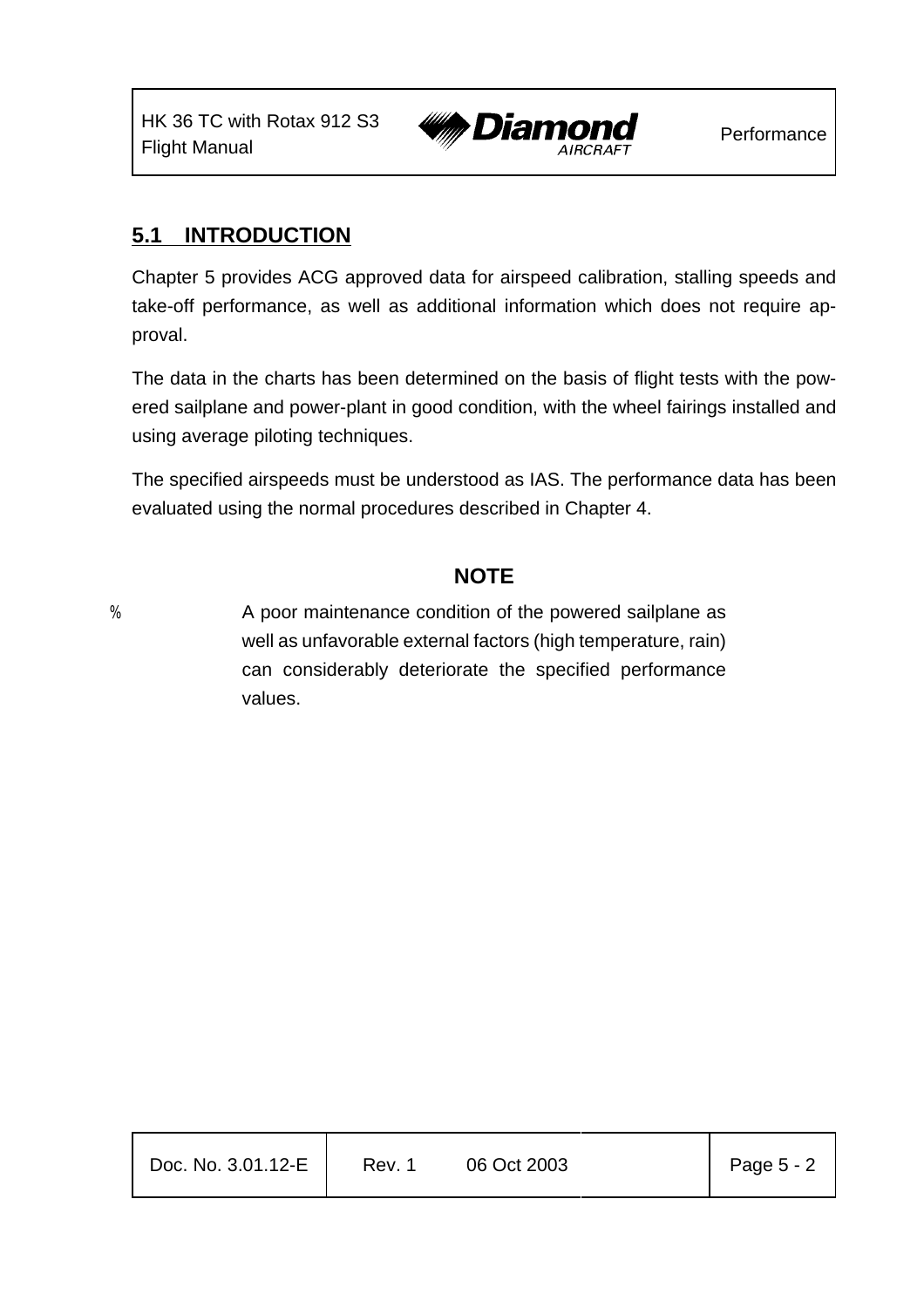## 5.1 INTRODUCTION

Chapter 5 provides ACG approved data for airspeed calibration, stalling speeds and take-off performance, as well as additional information which does not require approval.

The data in the charts has been determined on the basis of flight tests with the powered sailplane and power-plant in good condition, with the wheel fairings installed and using average piloting techniques.

The specified airspeeds must be understood as IAS. The performance data has been evaluated using the normal procedures described in Chapter 4.

**NOTE**

% A poor maintenance condition of the powered sailplane as well as unfavorable external factors (high temperature, rain) can considerably deteriorate the specified performance values.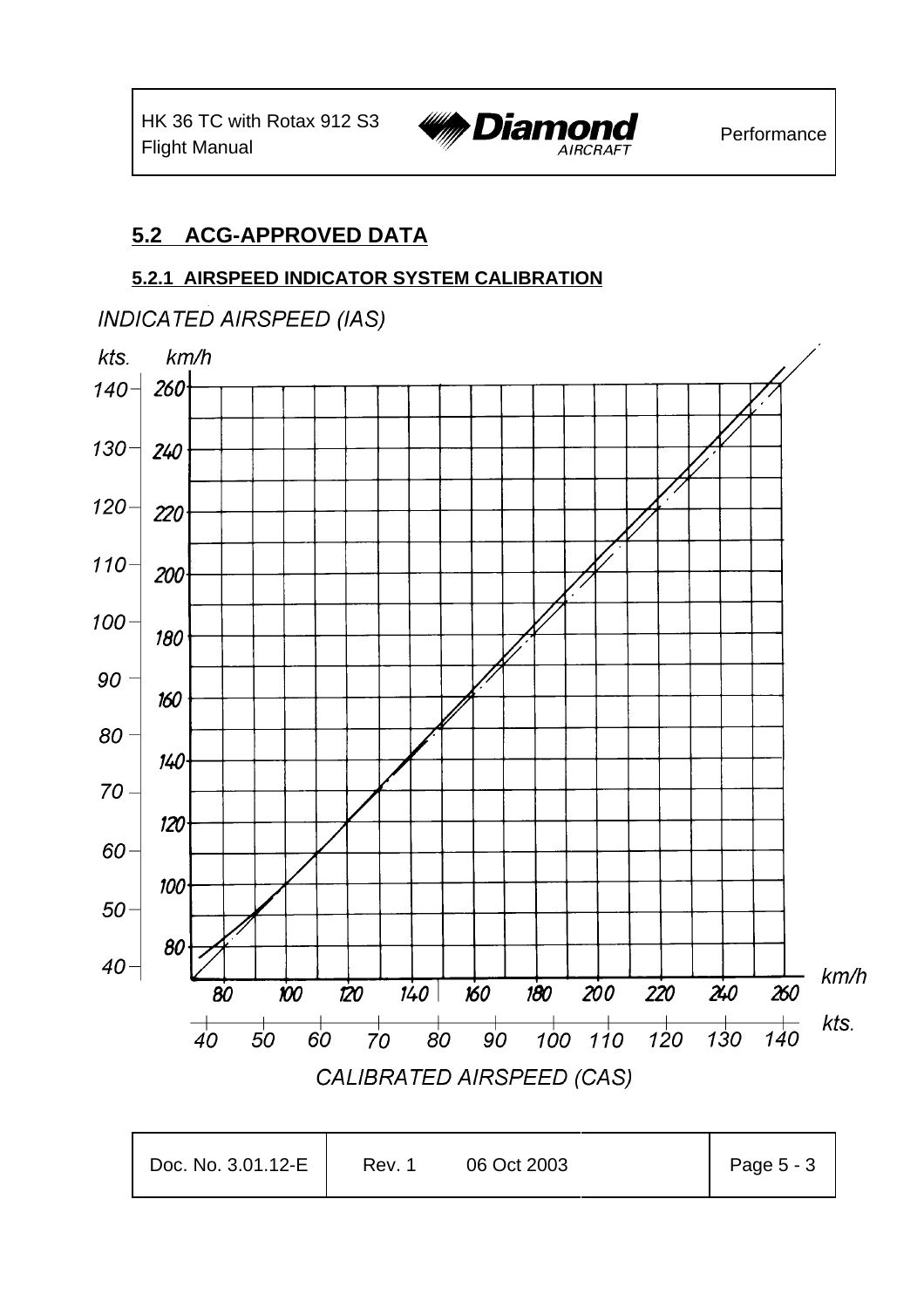## 5.2 ACG-APPROVED DATA

### 5.2.1 AIRSPEED INDICATOR SYSTEM CALIBRATION

INDICATED AIRSPEED (IAS)

kts. km/h

140 260
130 240
120 220
110 200
100 180
90 160
80 140
70 120
60 100
50 80
40

80 100 120 140 160 180 200 220 240 260 km/h

40 50 60 70 80 90 100 110 120 130 140 kts.

CALIBRATED AIRSPEED (CAS)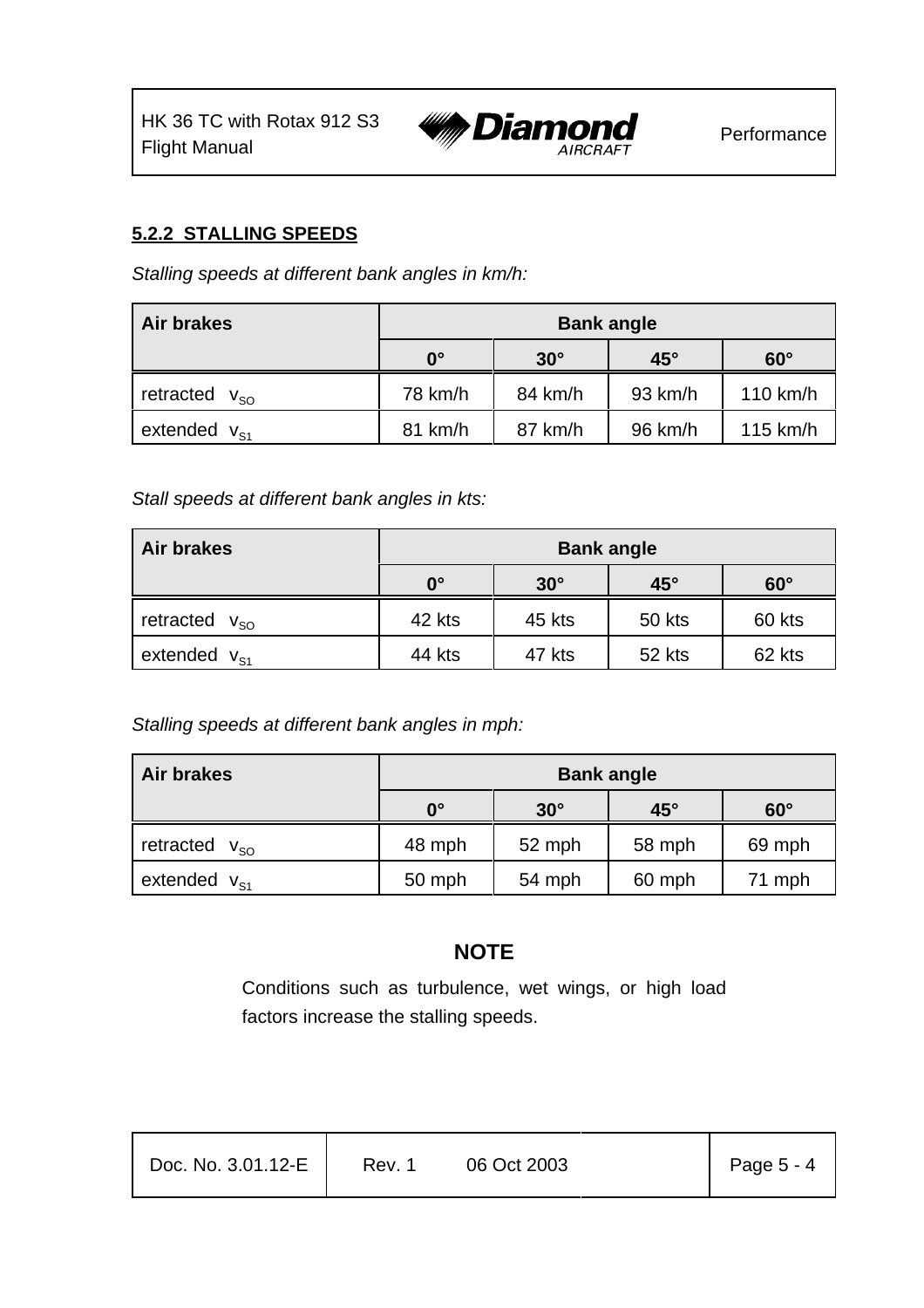### 5.2.2 STALLING SPEEDS

*Stalling speeds at different bank angles in km/h:*

| Air brakes | Bank angle | | | |
|---|---|---|---|---|
| | 0° | 30° | 45° | 60° |
| retracted $v_{SO}$ | 78 km/h | 84 km/h | 93 km/h | 110 km/h |
| extended $v_{S1}$ | 81 km/h | 87 km/h | 96 km/h | 115 km/h |

*Stall speeds at different bank angles in kts:*

| Air brakes | Bank angle | | | |
|---|---|---|---|---|
| | 0° | 30° | 45° | 60° |
| retracted $v_{SO}$ | 42 kts | 45 kts | 50 kts | 60 kts |
| extended $v_{S1}$ | 44 kts | 47 kts | 52 kts | 62 kts |

*Stalling speeds at different bank angles in mph:*

| Air brakes | Bank angle | | | |
|---|---|---|---|---|
| | 0° | 30° | 45° | 60° |
| retracted $v_{SO}$ | 48 mph | 52 mph | 58 mph | 69 mph |
| extended $v_{S1}$ | 50 mph | 54 mph | 60 mph | 71 mph |

**NOTE**

Conditions such as turbulence, wet wings, or high load factors increase the stalling speeds.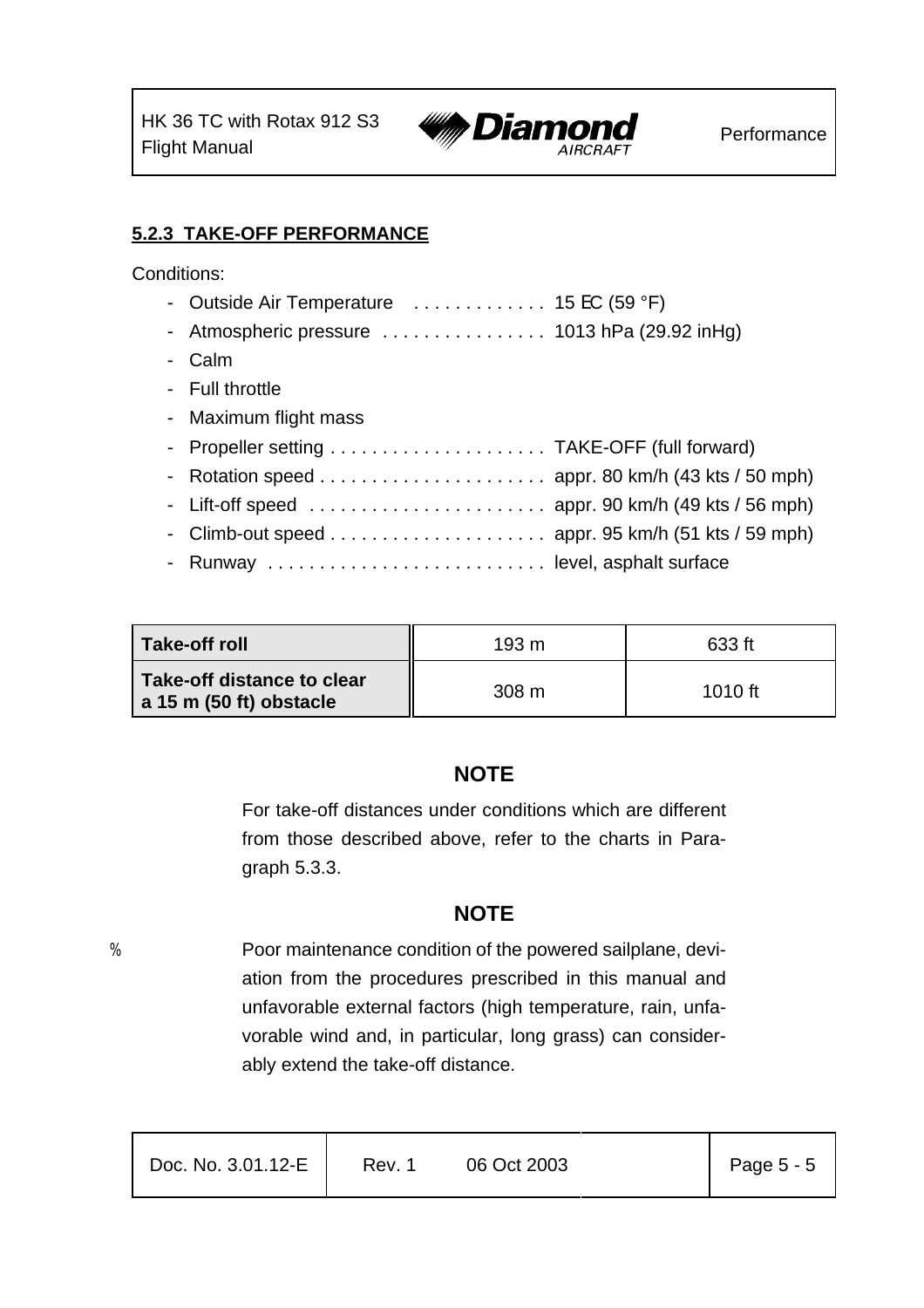### 5.2.3 TAKE-OFF PERFORMANCE

Conditions:

- Outside Air Temperature . . . . . . . . . . . . . 15 EC (59 °F)
- Atmospheric pressure . . . . . . . . . . . . . . . . 1013 hPa (29.92 inHg)
- Calm
- Full throttle
- Maximum flight mass
- Propeller setting . . . . . . . . . . . . . . . . . . . . . TAKE-OFF (full forward)
- Rotation speed . . . . . . . . . . . . . . . . . . . . . . appr. 80 km/h (43 kts / 50 mph)
- Lift-off speed . . . . . . . . . . . . . . . . . . . . . . . appr. 90 km/h (49 kts / 56 mph)
- Climb-out speed . . . . . . . . . . . . . . . . . . . . . appr. 95 km/h (51 kts / 59 mph)
- Runway . . . . . . . . . . . . . . . . . . . . . . . . . . . level, asphalt surface

| | | |
|---|---|---|
| **Take-off roll** | 193 m | 633 ft |
| **Take-off distance to clear a 15 m (50 ft) obstacle** | 308 m | 1010 ft |

**NOTE**

For take-off distances under conditions which are different from those described above, refer to the charts in Paragraph 5.3.3.

**NOTE**

% Poor maintenance condition of the powered sailplane, deviation from the procedures prescribed in this manual and unfavorable external factors (high temperature, rain, unfavorable wind and, in particular, long grass) can considerably extend the take-off distance.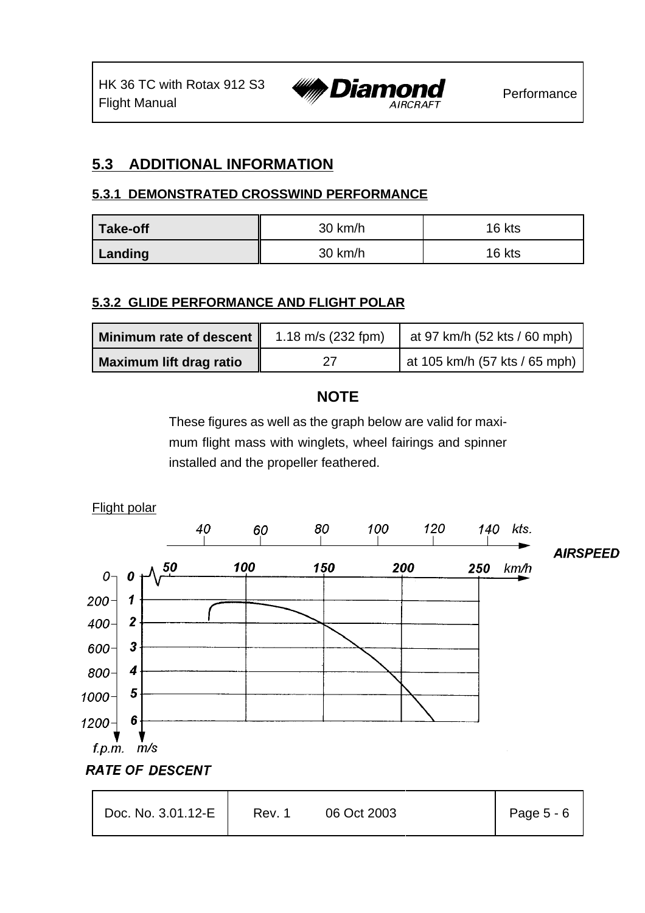## 5.3 ADDITIONAL INFORMATION

### 5.3.1 DEMONSTRATED CROSSWIND PERFORMANCE

| | | |
|---|---|---|
| **Take-off** | 30 km/h | 16 kts |
| **Landing** | 30 km/h | 16 kts |

### 5.3.2 GLIDE PERFORMANCE AND FLIGHT POLAR

| | | |
|---|---|---|
| **Minimum rate of descent** | 1.18 m/s (232 fpm) | at 97 km/h (52 kts / 60 mph) |
| **Maximum lift drag ratio** | 27 | at 105 km/h (57 kts / 65 mph) |

**NOTE**

These figures as well as the graph below are valid for maximum flight mass with winglets, wheel fairings and spinner installed and the propeller feathered.

Flight polar

AIRSPEED: 40, 60, 80, 100, 120, 140 kts. / 50, 100, 150, 200, 250 km/h

RATE OF DESCENT: 0, 200, 400, 600, 800, 1000, 1200 f.p.m. / 0, 1, 2, 3, 4, 5, 6 m/s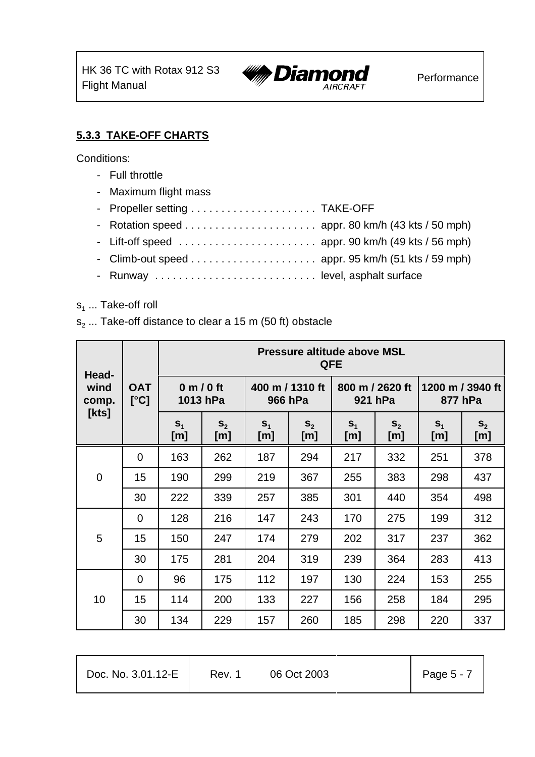### 5.3.3 TAKE-OFF CHARTS

Conditions:

- Full throttle
- Maximum flight mass
- Propeller setting . . . . . . . . . . . . . . . . . . . . . TAKE-OFF
- Rotation speed . . . . . . . . . . . . . . . . . . . . . . appr. 80 km/h (43 kts / 50 mph)
- Lift-off speed . . . . . . . . . . . . . . . . . . . . . . . appr. 90 km/h (49 kts / 56 mph)
- Climb-out speed . . . . . . . . . . . . . . . . . . . . . appr. 95 km/h (51 kts / 59 mph)
- Runway . . . . . . . . . . . . . . . . . . . . . . . . . . . level, asphalt surface

$s_1$ ... Take-off roll

$s_2$ ... Take-off distance to clear a 15 m (50 ft) obstacle

| Head-wind comp. [kts] | OAT [°C] | Pressure altitude above MSL QFE | | | | | | | |
|---|---|---|---|---|---|---|---|---|---|
| | | 0 m / 0 ft 1013 hPa | | 400 m / 1310 ft 966 hPa | | 800 m / 2620 ft 921 hPa | | 1200 m / 3940 ft 877 hPa | |
| | | $s_1$ [m] | $s_2$ [m] | $s_1$ [m] | $s_2$ [m] | $s_1$ [m] | $s_2$ [m] | $s_1$ [m] | $s_2$ [m] |
| 0 | 0 | 163 | 262 | 187 | 294 | 217 | 332 | 251 | 378 |
| | 15 | 190 | 299 | 219 | 367 | 255 | 383 | 298 | 437 |
| | 30 | 222 | 339 | 257 | 385 | 301 | 440 | 354 | 498 |
| 5 | 0 | 128 | 216 | 147 | 243 | 170 | 275 | 199 | 312 |
| | 15 | 150 | 247 | 174 | 279 | 202 | 317 | 237 | 362 |
| | 30 | 175 | 281 | 204 | 319 | 239 | 364 | 283 | 413 |
| 10 | 0 | 96 | 175 | 112 | 197 | 130 | 224 | 153 | 255 |
| | 15 | 114 | 200 | 133 | 227 | 156 | 258 | 184 | 295 |
| | 30 | 134 | 229 | 157 | 260 | 185 | 298 | 220 | 337 |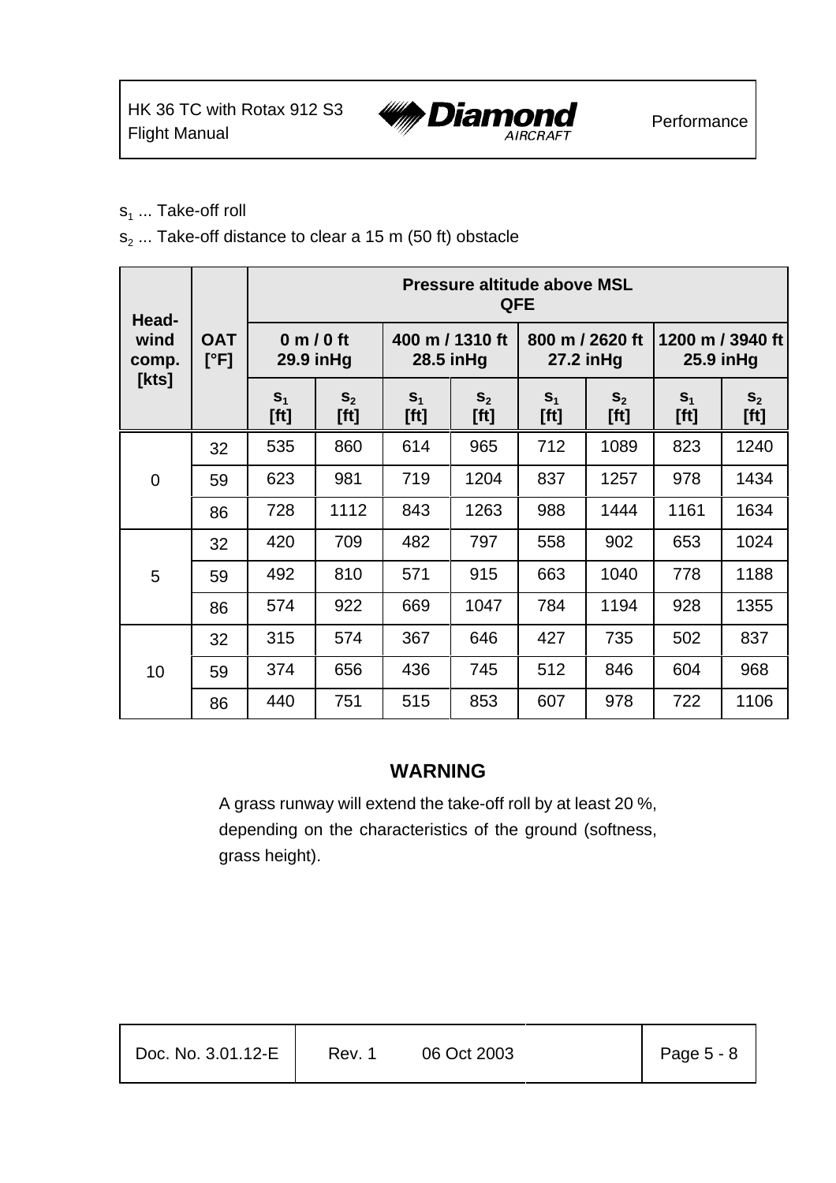$s_1$ ... Take-off roll

$s_2$ ... Take-off distance to clear a 15 m (50 ft) obstacle

| Head-wind comp. [kts] | OAT [°F] | Pressure altitude above MSL QFE | | | | | | | |
|---|---|---|---|---|---|---|---|---|---|
| | | 0 m / 0 ft 29.9 inHg | | 400 m / 1310 ft 28.5 inHg | | 800 m / 2620 ft 27.2 inHg | | 1200 m / 3940 ft 25.9 inHg | |
| | | $s_1$ [ft] | $s_2$ [ft] | $s_1$ [ft] | $s_2$ [ft] | $s_1$ [ft] | $s_2$ [ft] | $s_1$ [ft] | $s_2$ [ft] |
| 0 | 32 | 535 | 860 | 614 | 965 | 712 | 1089 | 823 | 1240 |
| | 59 | 623 | 981 | 719 | 1204 | 837 | 1257 | 978 | 1434 |
| | 86 | 728 | 1112 | 843 | 1263 | 988 | 1444 | 1161 | 1634 |
| 5 | 32 | 420 | 709 | 482 | 797 | 558 | 902 | 653 | 1024 |
| | 59 | 492 | 810 | 571 | 915 | 663 | 1040 | 778 | 1188 |
| | 86 | 574 | 922 | 669 | 1047 | 784 | 1194 | 928 | 1355 |
| 10 | 32 | 315 | 574 | 367 | 646 | 427 | 735 | 502 | 837 |
| | 59 | 374 | 656 | 436 | 745 | 512 | 846 | 604 | 968 |
| | 86 | 440 | 751 | 515 | 853 | 607 | 978 | 722 | 1106 |

**WARNING**

A grass runway will extend the take-off roll by at least 20 %, depending on the characteristics of the ground (softness, grass height).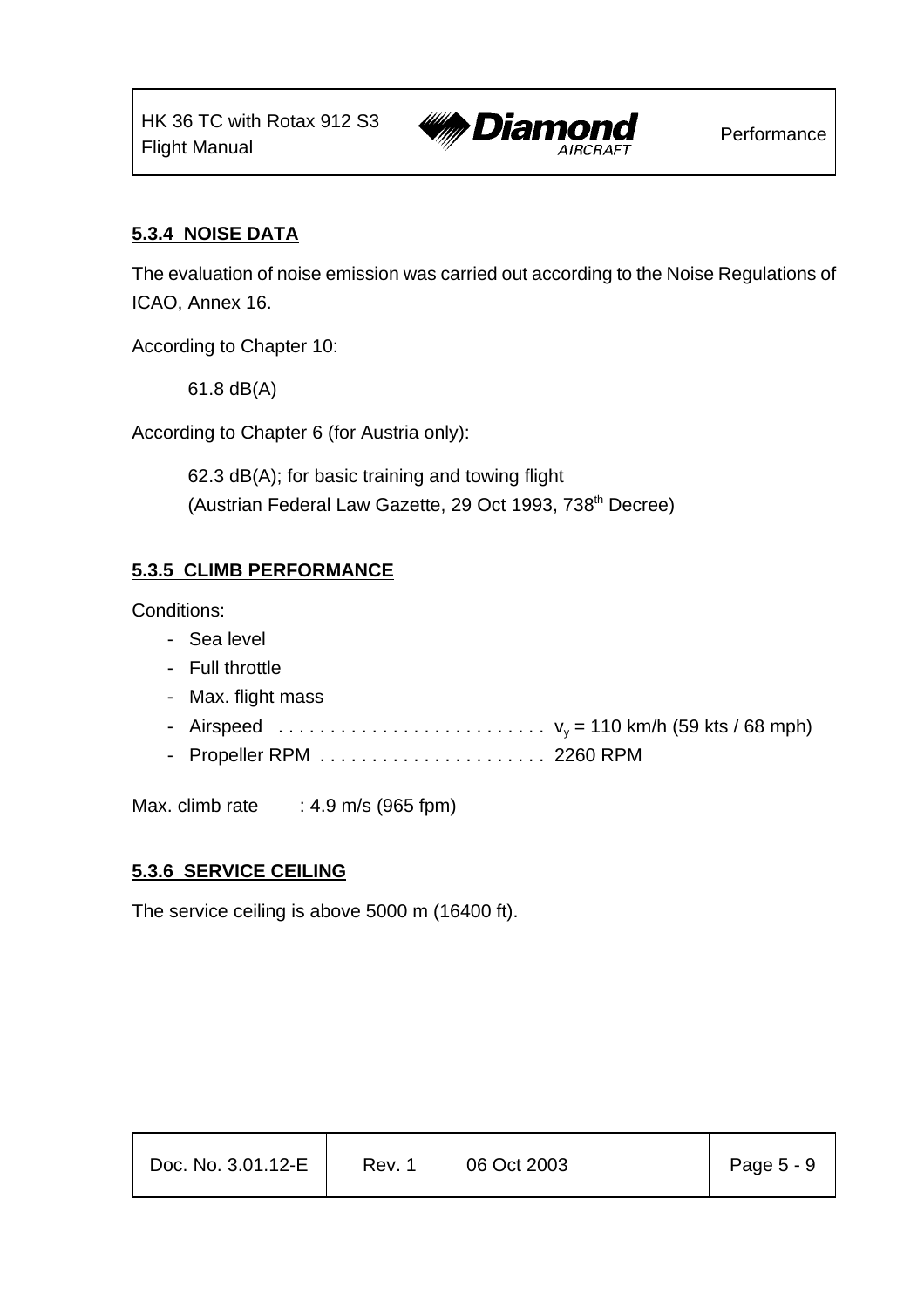#### 5.3.4 NOISE DATA

The evaluation of noise emission was carried out according to the Noise Regulations of ICAO, Annex 16.

According to Chapter 10:

61.8 dB(A)

According to Chapter 6 (for Austria only):

62.3 dB(A); for basic training and towing flight
(Austrian Federal Law Gazette, 29 Oct 1993, 738th Decree)

#### 5.3.5 CLIMB PERFORMANCE

Conditions:

- Sea level
- Full throttle
- Max. flight mass
- Airspeed . . . . . . . . . . . . . . . . . . . . . . . . . . $v_y$ = 110 km/h (59 kts / 68 mph)
- Propeller RPM . . . . . . . . . . . . . . . . . . . . . . 2260 RPM

Max. climb rate : 4.9 m/s (965 fpm)

#### 5.3.6 SERVICE CEILING

The service ceiling is above 5000 m (16400 ft).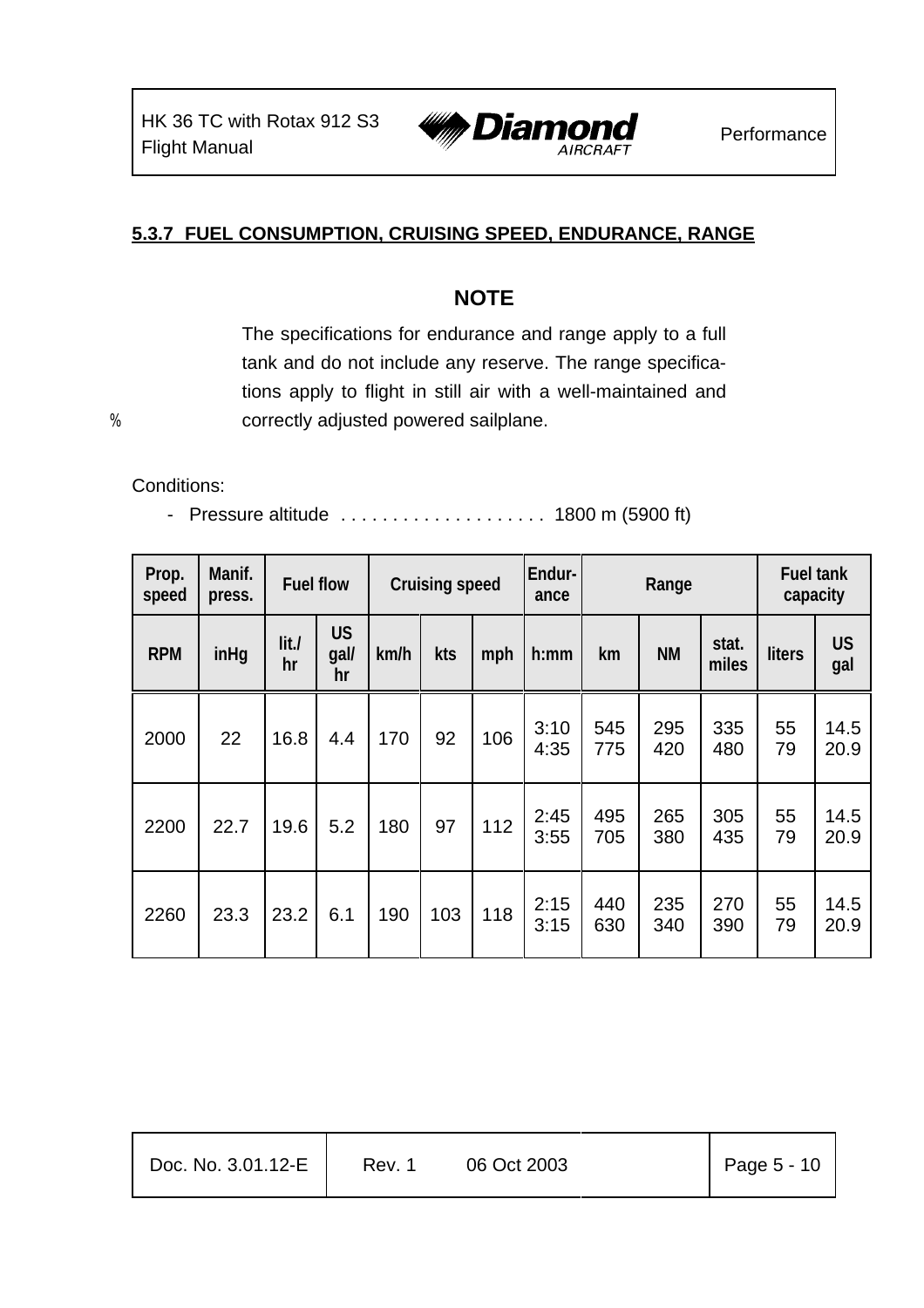### 5.3.7 FUEL CONSUMPTION, CRUISING SPEED, ENDURANCE, RANGE

**NOTE**

The specifications for endurance and range apply to a full tank and do not include any reserve. The range specifications apply to flight in still air with a well-maintained and correctly adjusted powered sailplane.

Conditions:

- Pressure altitude .................... 1800 m (5900 ft)

| Prop. speed | Manif. press. | Fuel flow | | Cruising speed | | | Endurance | Range | | | Fuel tank capacity | |
|---|---|---|---|---|---|---|---|---|---|---|---|---|
| RPM | inHg | lit./hr | US gal/hr | km/h | kts | mph | h:mm | km | NM | stat. miles | liters | US gal |
| 2000 | 22 | 16.8 | 4.4 | 170 | 92 | 106 | 3:10<br>4:35 | 545<br>775 | 295<br>420 | 335<br>480 | 55<br>79 | 14.5<br>20.9 |
| 2200 | 22.7 | 19.6 | 5.2 | 180 | 97 | 112 | 2:45<br>3:55 | 495<br>705 | 265<br>380 | 305<br>435 | 55<br>79 | 14.5<br>20.9 |
| 2260 | 23.3 | 23.2 | 6.1 | 190 | 103 | 118 | 2:15<br>3:15 | 440<br>630 | 235<br>340 | 270<br>390 | 55<br>79 | 14.5<br>20.9 |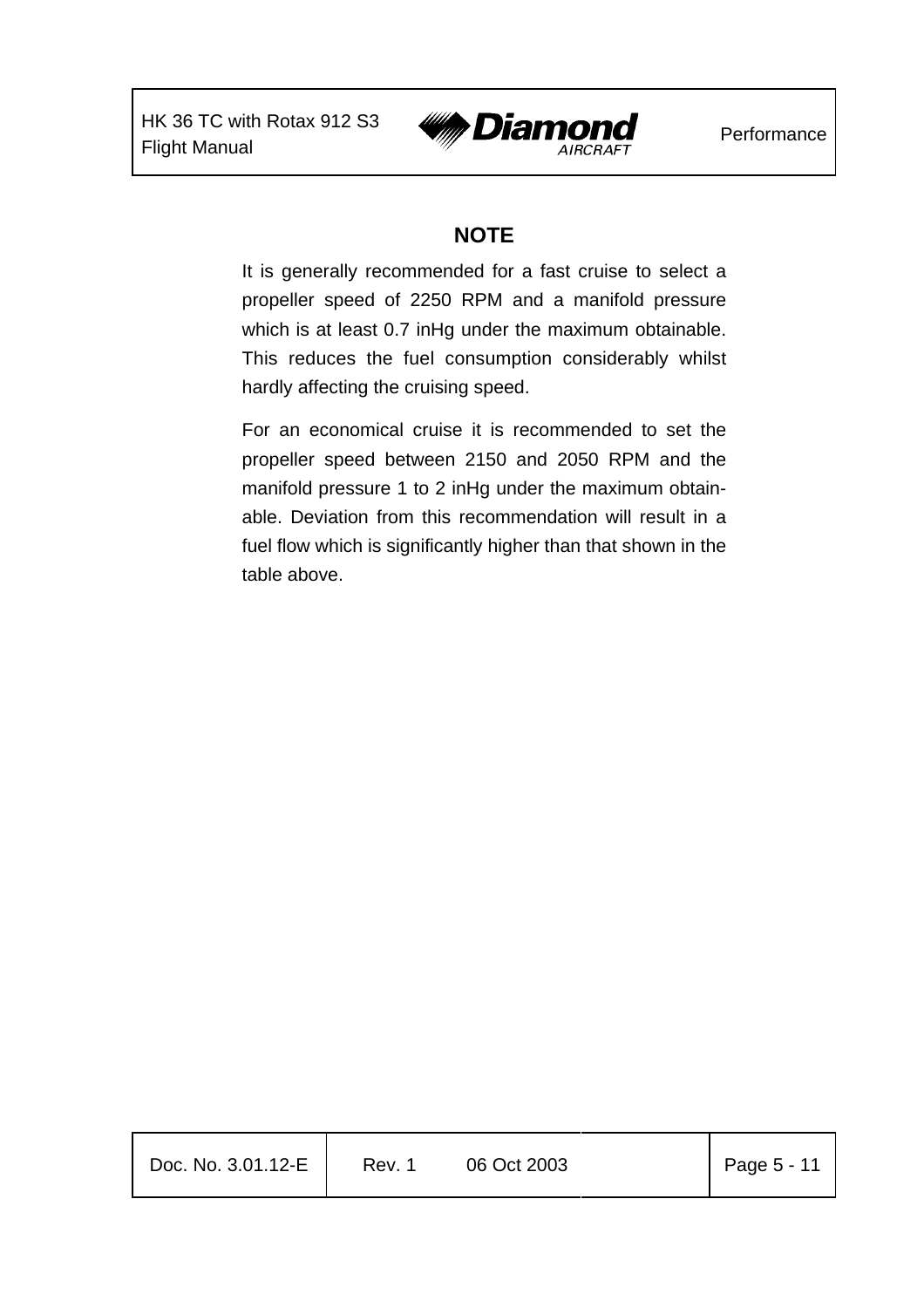**NOTE**

It is generally recommended for a fast cruise to select a propeller speed of 2250 RPM and a manifold pressure which is at least 0.7 inHg under the maximum obtainable. This reduces the fuel consumption considerably whilst hardly affecting the cruising speed.

For an economical cruise it is recommended to set the propeller speed between 2150 and 2050 RPM and the manifold pressure 1 to 2 inHg under the maximum obtainable. Deviation from this recommendation will result in a fuel flow which is significantly higher than that shown in the table above.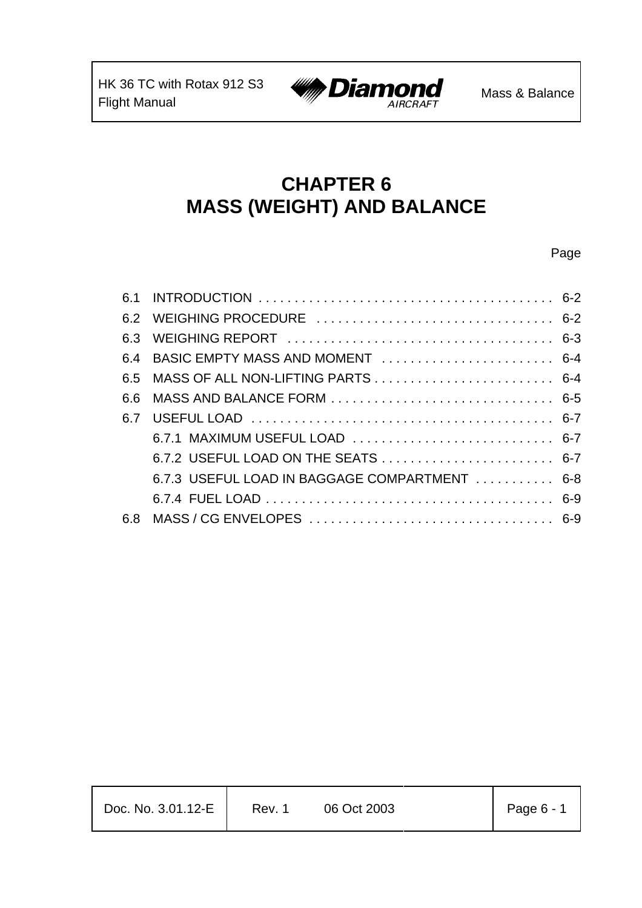# CHAPTER 6
# MASS (WEIGHT) AND BALANCE

| | | Page |
|---|---|---|
| 6.1 | INTRODUCTION | 6-2 |
| 6.2 | WEIGHING PROCEDURE | 6-2 |
| 6.3 | WEIGHING REPORT | 6-3 |
| 6.4 | BASIC EMPTY MASS AND MOMENT | 6-4 |
| 6.5 | MASS OF ALL NON-LIFTING PARTS | 6-4 |
| 6.6 | MASS AND BALANCE FORM | 6-5 |
| 6.7 | USEFUL LOAD | 6-7 |
| | 6.7.1 MAXIMUM USEFUL LOAD | 6-7 |
| | 6.7.2 USEFUL LOAD ON THE SEATS | 6-7 |
| | 6.7.3 USEFUL LOAD IN BAGGAGE COMPARTMENT | 6-8 |
| | 6.7.4 FUEL LOAD | 6-9 |
| 6.8 | MASS / CG ENVELOPES | 6-9 |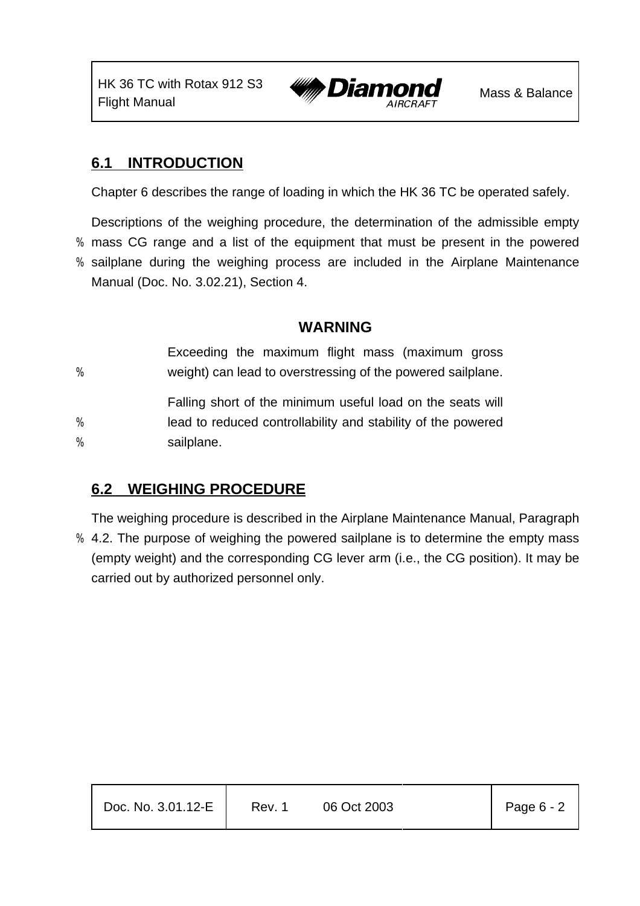## 6.1 INTRODUCTION

Chapter 6 describes the range of loading in which the HK 36 TC be operated safely.

Descriptions of the weighing procedure, the determination of the admissible empty mass CG range and a list of the equipment that must be present in the powered sailplane during the weighing process are included in the Airplane Maintenance Manual (Doc. No. 3.02.21), Section 4.

**WARNING**

Exceeding the maximum flight mass (maximum gross weight) can lead to overstressing of the powered sailplane.

Falling short of the minimum useful load on the seats will lead to reduced controllability and stability of the powered sailplane.

## 6.2 WEIGHING PROCEDURE

The weighing procedure is described in the Airplane Maintenance Manual, Paragraph 4.2. The purpose of weighing the powered sailplane is to determine the empty mass (empty weight) and the corresponding CG lever arm (i.e., the CG position). It may be carried out by authorized personnel only.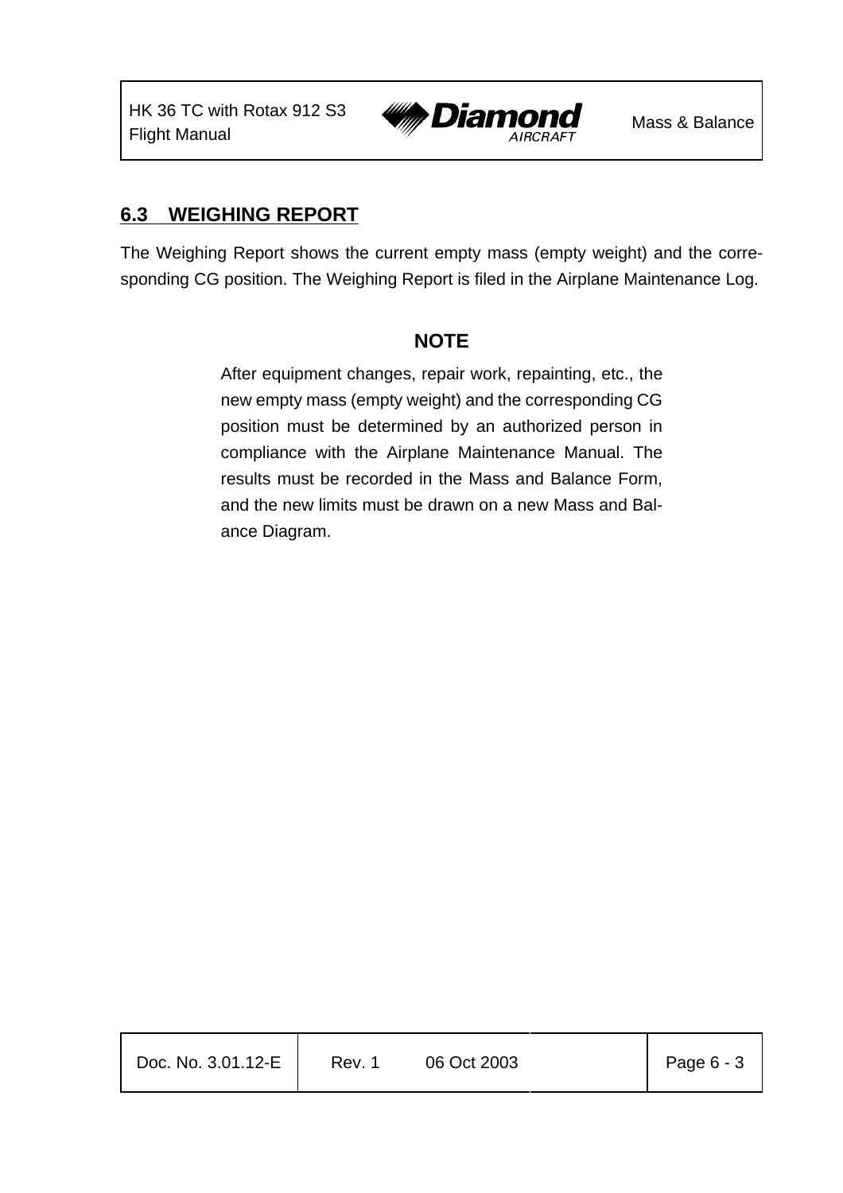## 6.3 WEIGHING REPORT

The Weighing Report shows the current empty mass (empty weight) and the corresponding CG position. The Weighing Report is filed in the Airplane Maintenance Log.

**NOTE**

After equipment changes, repair work, repainting, etc., the new empty mass (empty weight) and the corresponding CG position must be determined by an authorized person in compliance with the Airplane Maintenance Manual. The results must be recorded in the Mass and Balance Form, and the new limits must be drawn on a new Mass and Balance Diagram.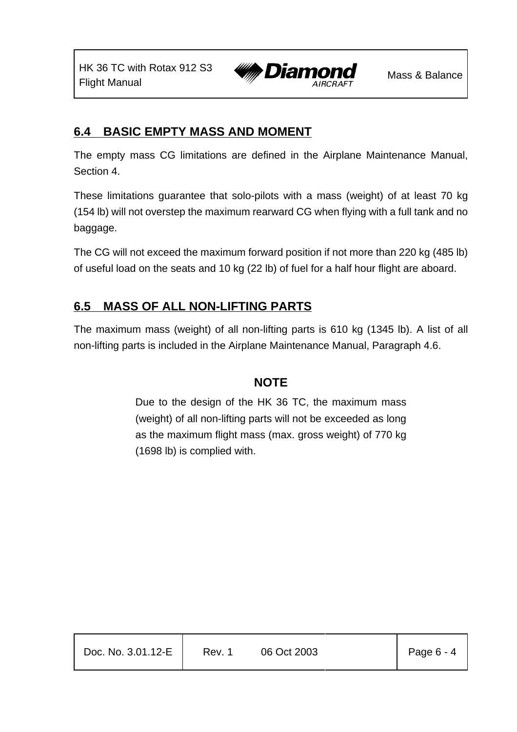## 6.4 BASIC EMPTY MASS AND MOMENT

The empty mass CG limitations are defined in the Airplane Maintenance Manual, Section 4.

These limitations guarantee that solo-pilots with a mass (weight) of at least 70 kg (154 lb) will not overstep the maximum rearward CG when flying with a full tank and no baggage.

The CG will not exceed the maximum forward position if not more than 220 kg (485 lb) of useful load on the seats and 10 kg (22 lb) of fuel for a half hour flight are aboard.

## 6.5 MASS OF ALL NON-LIFTING PARTS

The maximum mass (weight) of all non-lifting parts is 610 kg (1345 lb). A list of all non-lifting parts is included in the Airplane Maintenance Manual, Paragraph 4.6.

**NOTE**

Due to the design of the HK 36 TC, the maximum mass (weight) of all non-lifting parts will not be exceeded as long as the maximum flight mass (max. gross weight) of 770 kg (1698 lb) is complied with.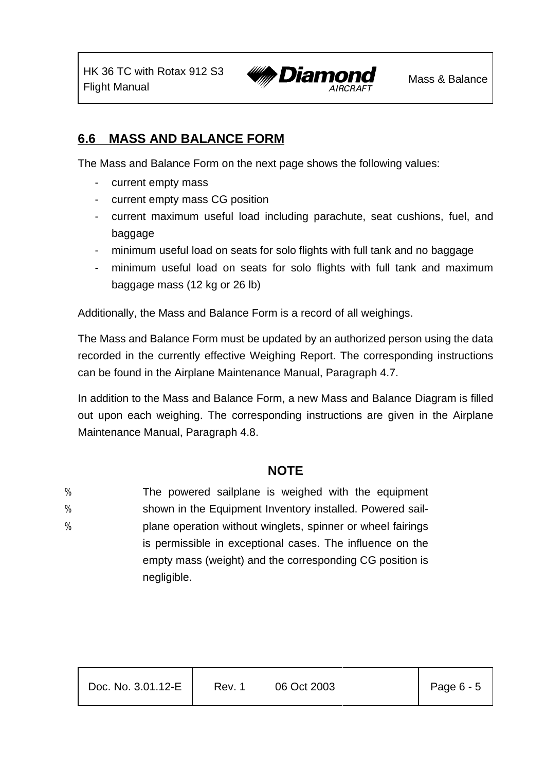## 6.6 MASS AND BALANCE FORM

The Mass and Balance Form on the next page shows the following values:

- current empty mass
- current empty mass CG position
- current maximum useful load including parachute, seat cushions, fuel, and baggage
- minimum useful load on seats for solo flights with full tank and no baggage
- minimum useful load on seats for solo flights with full tank and maximum baggage mass (12 kg or 26 lb)

Additionally, the Mass and Balance Form is a record of all weighings.

The Mass and Balance Form must be updated by an authorized person using the data recorded in the currently effective Weighing Report. The corresponding instructions can be found in the Airplane Maintenance Manual, Paragraph 4.7.

In addition to the Mass and Balance Form, a new Mass and Balance Diagram is filled out upon each weighing. The corresponding instructions are given in the Airplane Maintenance Manual, Paragraph 4.8.

**NOTE**

% The powered sailplane is weighed with the equipment
% shown in the Equipment Inventory installed. Powered sail-
% plane operation without winglets, spinner or wheel fairings is permissible in exceptional cases. The influence on the empty mass (weight) and the corresponding CG position is negligible.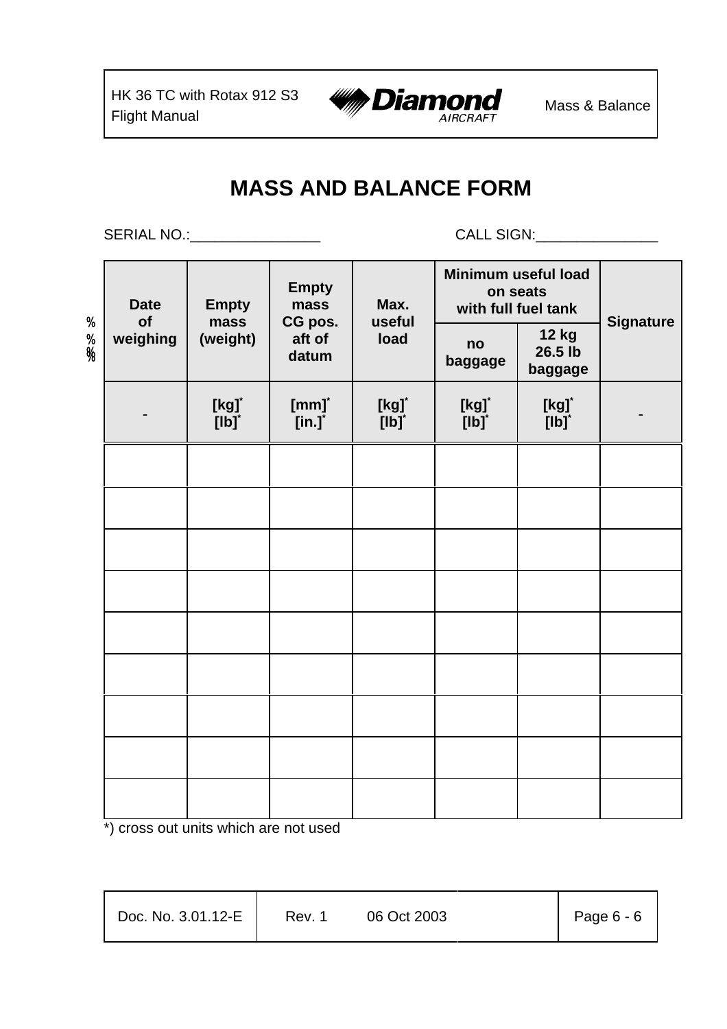# MASS AND BALANCE FORM

SERIAL NO.:________________ CALL SIGN:_______________

| Date of weighing | Empty mass (weight) | Empty mass CG pos. aft of datum | Max. useful load | Minimum useful load on seats with full fuel tank | | Signature |
|---|---|---|---|---|---|---|
| | | | | no baggage | 12 kg 26.5 lb baggage | |
| - | [kg]* [lb]* | [mm]* [in.]* | [kg]* [lb]* | [kg]* [lb]* | [kg]* [lb]* | - |
| | | | | | | |
| | | | | | | |
| | | | | | | |
| | | | | | | |
| | | | | | | |
| | | | | | | |
| | | | | | | |
| | | | | | | |
| | | | | | | |

*) cross out units which are not used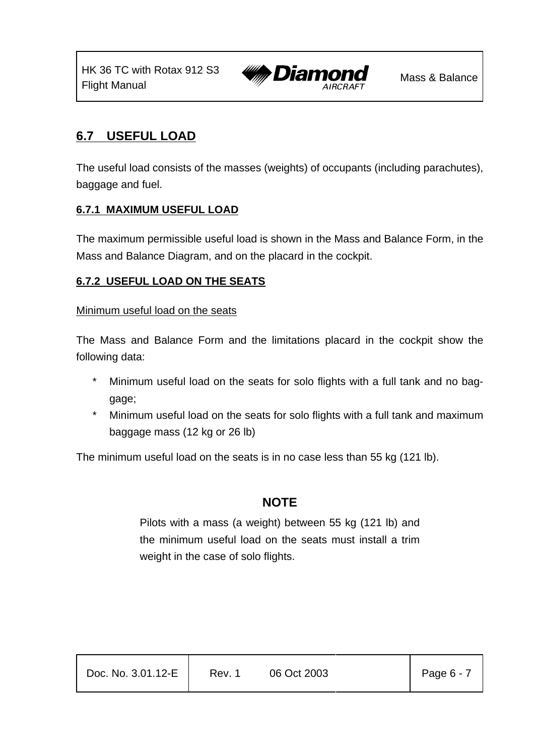## 6.7 USEFUL LOAD

The useful load consists of the masses (weights) of occupants (including parachutes), baggage and fuel.

### 6.7.1 MAXIMUM USEFUL LOAD

The maximum permissible useful load is shown in the Mass and Balance Form, in the Mass and Balance Diagram, and on the placard in the cockpit.

### 6.7.2 USEFUL LOAD ON THE SEATS

Minimum useful load on the seats

The Mass and Balance Form and the limitations placard in the cockpit show the following data:

* Minimum useful load on the seats for solo flights with a full tank and no baggage;
* Minimum useful load on the seats for solo flights with a full tank and maximum baggage mass (12 kg or 26 lb)

The minimum useful load on the seats is in no case less than 55 kg (121 lb).

**NOTE**

Pilots with a mass (a weight) between 55 kg (121 lb) and the minimum useful load on the seats must install a trim weight in the case of solo flights.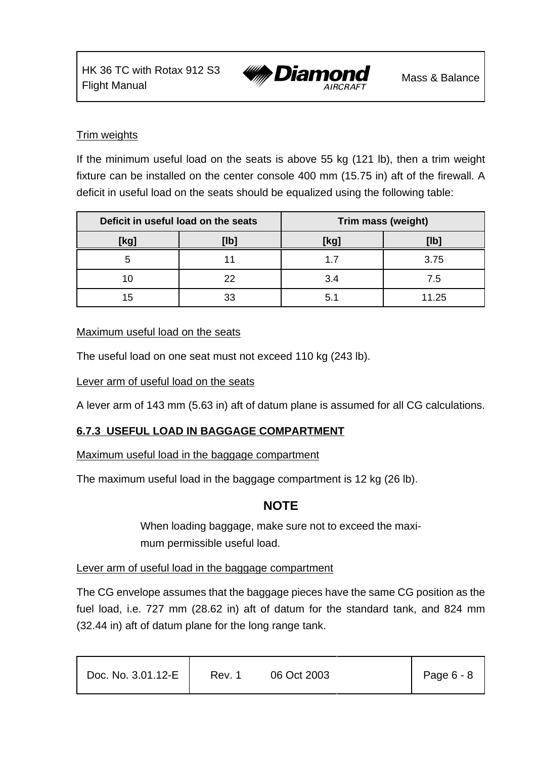Trim weights

If the minimum useful load on the seats is above 55 kg (121 lb), then a trim weight fixture can be installed on the center console 400 mm (15.75 in) aft of the firewall. A deficit in useful load on the seats should be equalized using the following table:

| Deficit in useful load on the seats | | Trim mass (weight) | |
|---|---|---|---|
| [kg] | [lb] | [kg] | [lb] |
| 5 | 11 | 1.7 | 3.75 |
| 10 | 22 | 3.4 | 7.5 |
| 15 | 33 | 5.1 | 11.25 |

Maximum useful load on the seats

The useful load on one seat must not exceed 110 kg (243 lb).

Lever arm of useful load on the seats

A lever arm of 143 mm (5.63 in) aft of datum plane is assumed for all CG calculations.

### 6.7.3 USEFUL LOAD IN BAGGAGE COMPARTMENT

Maximum useful load in the baggage compartment

The maximum useful load in the baggage compartment is 12 kg (26 lb).

**NOTE**

When loading baggage, make sure not to exceed the maximum permissible useful load.

Lever arm of useful load in the baggage compartment

The CG envelope assumes that the baggage pieces have the same CG position as the fuel load, i.e. 727 mm (28.62 in) aft of datum for the standard tank, and 824 mm (32.44 in) aft of datum plane for the long range tank.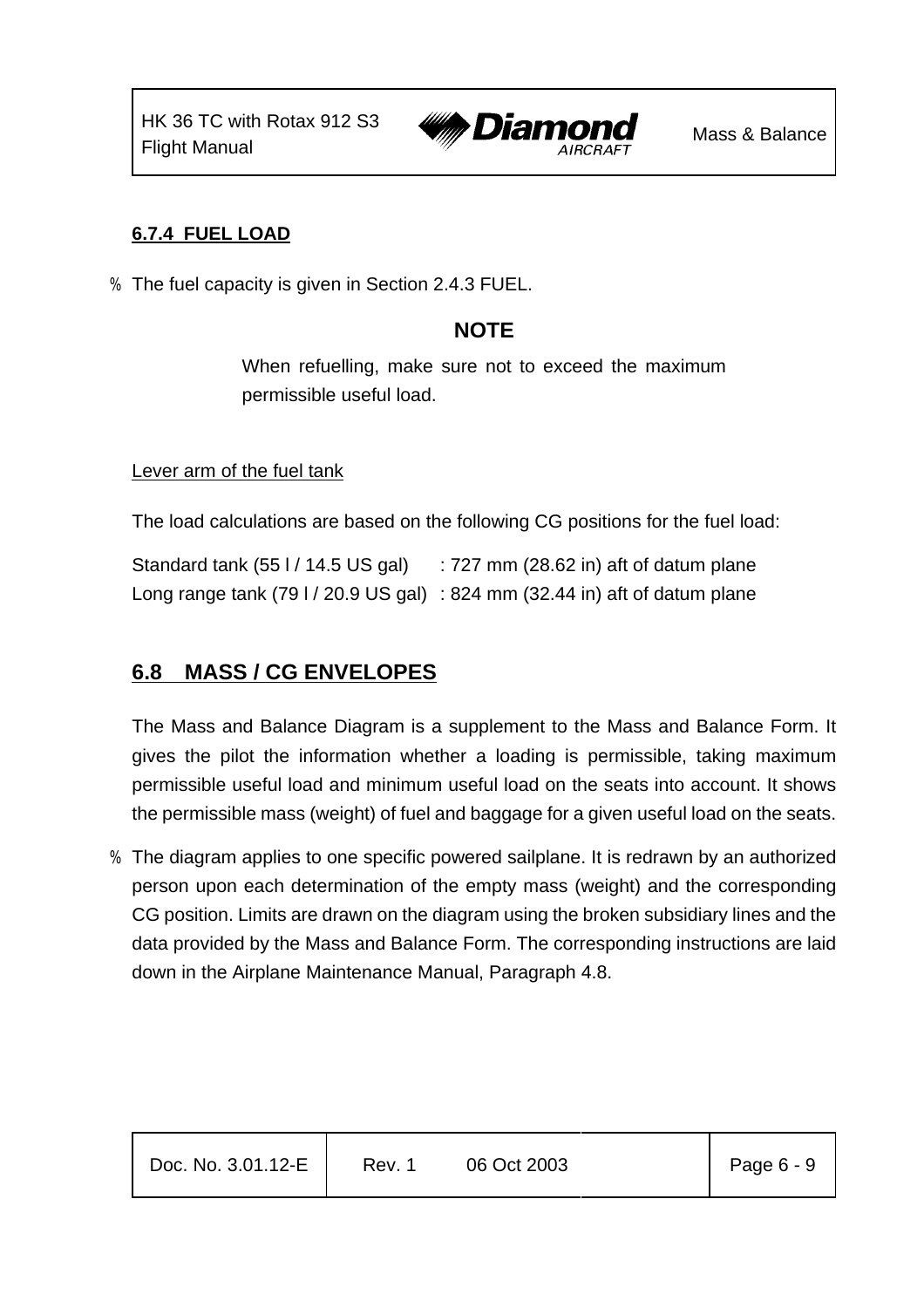#### 6.7.4 FUEL LOAD

% The fuel capacity is given in Section 2.4.3 FUEL.

**NOTE**

When refuelling, make sure not to exceed the maximum permissible useful load.

Lever arm of the fuel tank

The load calculations are based on the following CG positions for the fuel load:

Standard tank (55 l / 14.5 US gal) : 727 mm (28.62 in) aft of datum plane
Long range tank (79 l / 20.9 US gal) : 824 mm (32.44 in) aft of datum plane

## 6.8 MASS / CG ENVELOPES

The Mass and Balance Diagram is a supplement to the Mass and Balance Form. It gives the pilot the information whether a loading is permissible, taking maximum permissible useful load and minimum useful load on the seats into account. It shows the permissible mass (weight) of fuel and baggage for a given useful load on the seats.

% The diagram applies to one specific powered sailplane. It is redrawn by an authorized person upon each determination of the empty mass (weight) and the corresponding CG position. Limits are drawn on the diagram using the broken subsidiary lines and the data provided by the Mass and Balance Form. The corresponding instructions are laid down in the Airplane Maintenance Manual, Paragraph 4.8.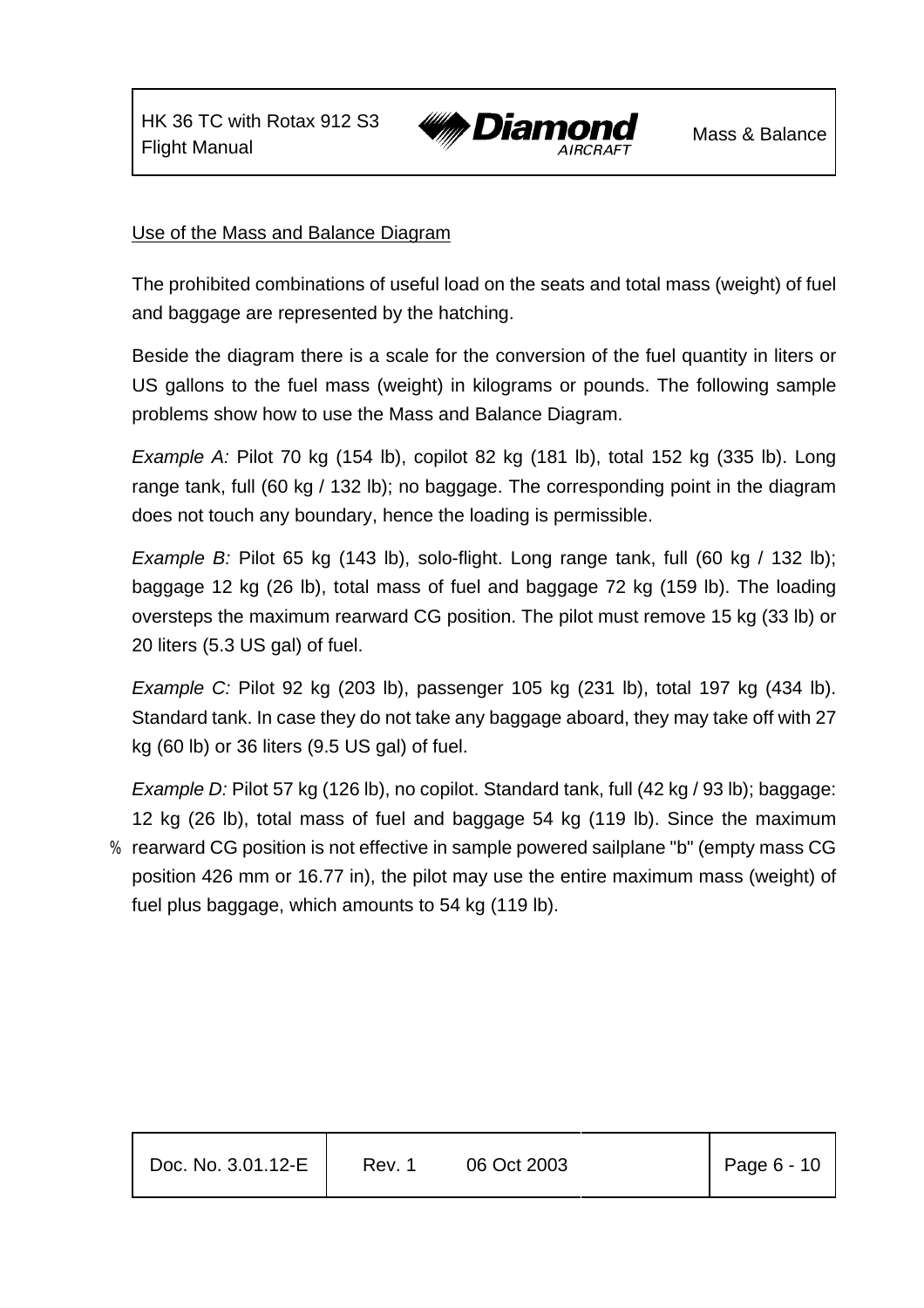Use of the Mass and Balance Diagram

The prohibited combinations of useful load on the seats and total mass (weight) of fuel and baggage are represented by the hatching.

Beside the diagram there is a scale for the conversion of the fuel quantity in liters or US gallons to the fuel mass (weight) in kilograms or pounds. The following sample problems show how to use the Mass and Balance Diagram.

*Example A:* Pilot 70 kg (154 lb), copilot 82 kg (181 lb), total 152 kg (335 lb). Long range tank, full (60 kg / 132 lb); no baggage. The corresponding point in the diagram does not touch any boundary, hence the loading is permissible.

*Example B:* Pilot 65 kg (143 lb), solo-flight. Long range tank, full (60 kg / 132 lb); baggage 12 kg (26 lb), total mass of fuel and baggage 72 kg (159 lb). The loading oversteps the maximum rearward CG position. The pilot must remove 15 kg (33 lb) or 20 liters (5.3 US gal) of fuel.

*Example C:* Pilot 92 kg (203 lb), passenger 105 kg (231 lb), total 197 kg (434 lb). Standard tank. In case they do not take any baggage aboard, they may take off with 27 kg (60 lb) or 36 liters (9.5 US gal) of fuel.

*Example D:* Pilot 57 kg (126 lb), no copilot. Standard tank, full (42 kg / 93 lb); baggage: 12 kg (26 lb), total mass of fuel and baggage 54 kg (119 lb). Since the maximum rearward CG position is not effective in sample powered sailplane "b" (empty mass CG position 426 mm or 16.77 in), the pilot may use the entire maximum mass (weight) of fuel plus baggage, which amounts to 54 kg (119 lb).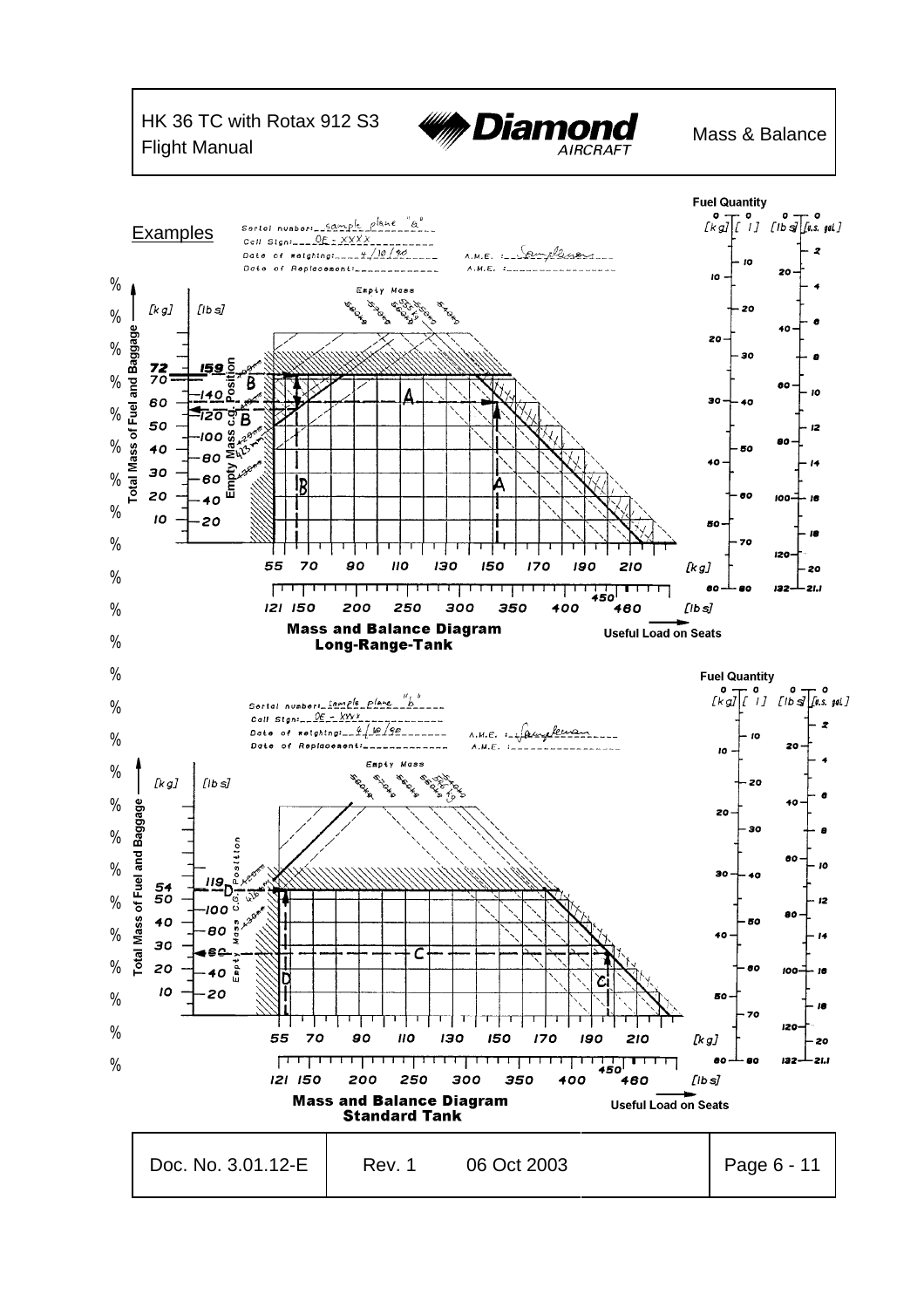## Examples

Serial number: sample plane "a"
Call Sign: OE - XXXX
Date of weighing: 4/10/90 A.M.E.: Sampleman
Date of Replacement: A.M.E.:

Empty Mass: 560 kg, 570 kg, 560 kg, 555 kg, 550 kg, 540 kg

Total Mass of Fuel and Baggage [kg] / [lbs] — Empty Mass c.g. Position

72 / 159; 70; 60 / 140; 50 / 120; 40 / 100; 30 / 80; 20 / 60; 10 / 40; 20

Useful Load on Seats [kg]: 55, 70, 90, 110, 130, 150, 170, 190, 210

[lbs]: 121, 150, 200, 250, 300, 350, 400, 450, 460

Fuel Quantity: [kg] [l] [lbs] [u.s. gal.]

**Mass and Balance Diagram Long-Range-Tank**

Serial number: sample plane "b"
Call Sign: OE - XXXX
Date of weighing: 4/10/90 A.M.E.: Sampleman
Date of Replacement: A.M.E.:

Empty Mass: 560 kg, 570 kg, 560 kg, 556 kg, 540 kg

Total Mass of Fuel and Baggage [kg] / [lbs] — Empty Mass C.G. Position

54 / 119; 50 / 100; 40 / 80; 30 / 60; 20 / 40; 10 / 20

Useful Load on Seats [kg]: 55, 70, 90, 110, 130, 150, 170, 190, 210

[lbs]: 121, 150, 200, 250, 300, 350, 400, 450, 460

Fuel Quantity: [kg] [l] [lbs] [u.s. gal.]

**Mass and Balance Diagram Standard Tank**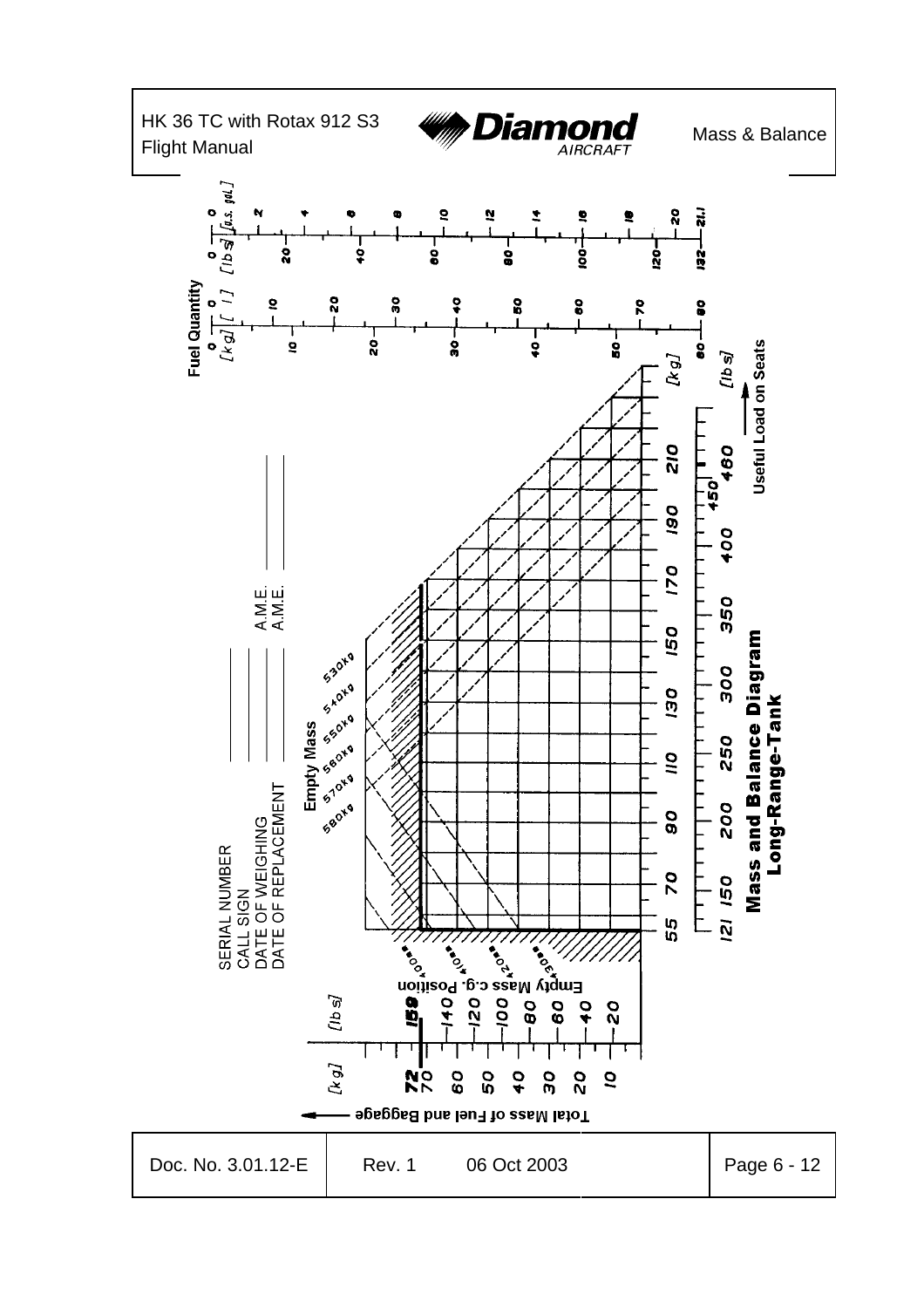# Mass and Balance Diagram Long-Range-Tank

**Fuel Quantity**

| [kg] | 0 | 10 | 20 | 30 | 40 | 50 | 60 |
|---|---|---|---|---|---|---|---|
| [ l ] | 0 | 10 | 20 | 30 | 40 | 50 | 60 | 70 | 80 |
| [lbs] | 0 | 20 | 40 | 60 | 80 | 100 | 120 | 132 |
| [U.S. gal.] | 0 | 2 | 4 | 6 | 8 | 10 | 12 | 14 | 16 | 18 | 20 | 21.1 |

**Empty Mass**: 530kg, 540kg, 550kg, 560kg, 570kg, 580kg

**Empty Mass c.g. Position**: 400mm, 410mm, 420mm, 430mm

**Useful Load on Seats** →

[kg]: 55, 70, 90, 110, 130, 150, 170, 190, 210

[lbs]: 121, 150, 200, 250, 300, 350, 400, 450, 480

← **Total Mass of Fuel and Baggage**

[kg]: 10, 20, 30, 40, 50, 60, 70, 72

[lbs]: 20, 40, 60, 80, 100, 120, 140, 159

SERIAL NUMBER ____________

CALL SIGN ____________

DATE OF WEIGHING ____________ A.M.E. ____________

DATE OF REPLACEMENT ____________ A.M.E. ____________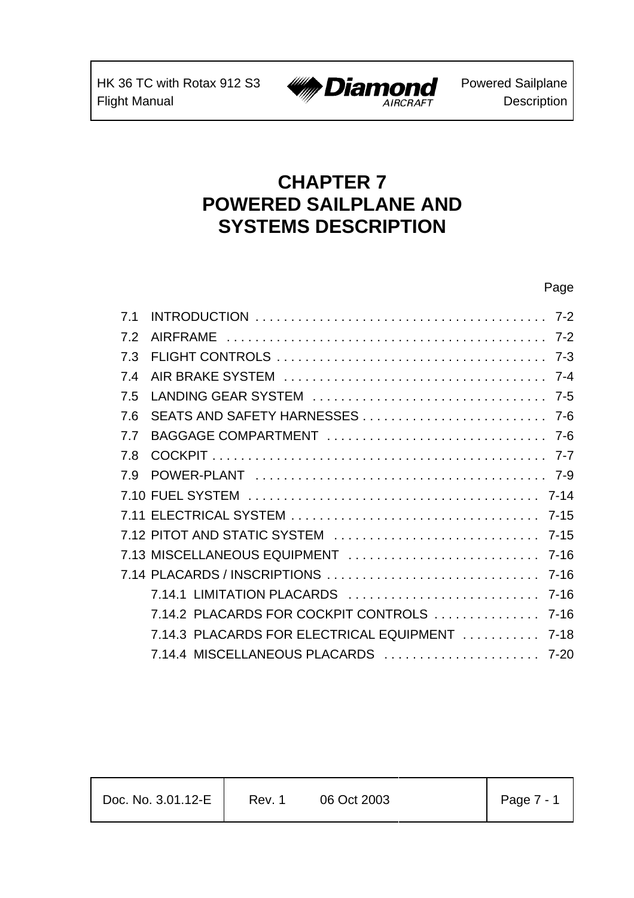# CHAPTER 7
# POWERED SAILPLANE AND SYSTEMS DESCRIPTION

| | | Page |
|---|---|---|
| 7.1 | INTRODUCTION | 7-2 |
| 7.2 | AIRFRAME | 7-2 |
| 7.3 | FLIGHT CONTROLS | 7-3 |
| 7.4 | AIR BRAKE SYSTEM | 7-4 |
| 7.5 | LANDING GEAR SYSTEM | 7-5 |
| 7.6 | SEATS AND SAFETY HARNESSES | 7-6 |
| 7.7 | BAGGAGE COMPARTMENT | 7-6 |
| 7.8 | COCKPIT | 7-7 |
| 7.9 | POWER-PLANT | 7-9 |
| 7.10 | FUEL SYSTEM | 7-14 |
| 7.11 | ELECTRICAL SYSTEM | 7-15 |
| 7.12 | PITOT AND STATIC SYSTEM | 7-15 |
| 7.13 | MISCELLANEOUS EQUIPMENT | 7-16 |
| 7.14 | PLACARDS / INSCRIPTIONS | 7-16 |
| | 7.14.1 LIMITATION PLACARDS | 7-16 |
| | 7.14.2 PLACARDS FOR COCKPIT CONTROLS | 7-16 |
| | 7.14.3 PLACARDS FOR ELECTRICAL EQUIPMENT | 7-18 |
| | 7.14.4 MISCELLANEOUS PLACARDS | 7-20 |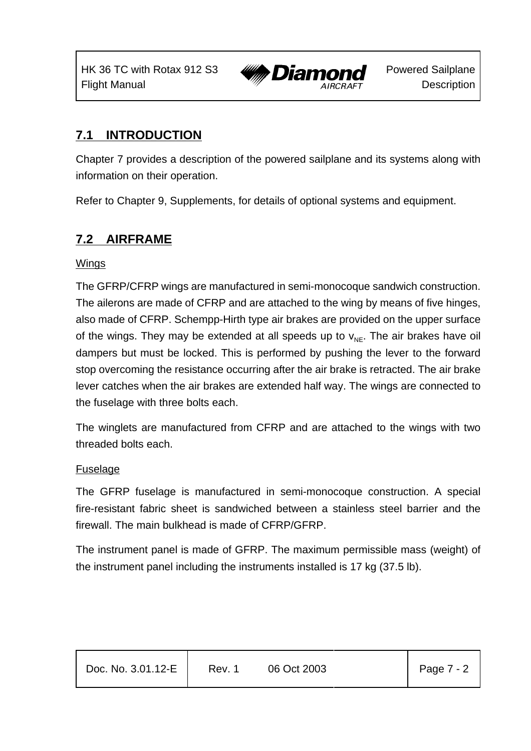## 7.1 INTRODUCTION

Chapter 7 provides a description of the powered sailplane and its systems along with information on their operation.

Refer to Chapter 9, Supplements, for details of optional systems and equipment.

## 7.2 AIRFRAME

Wings

The GFRP/CFRP wings are manufactured in semi-monocoque sandwich construction. The ailerons are made of CFRP and are attached to the wing by means of five hinges, also made of CFRP. Schempp-Hirth type air brakes are provided on the upper surface of the wings. They may be extended at all speeds up to $v_{NE}$. The air brakes have oil dampers but must be locked. This is performed by pushing the lever to the forward stop overcoming the resistance occurring after the air brake is retracted. The air brake lever catches when the air brakes are extended half way. The wings are connected to the fuselage with three bolts each.

The winglets are manufactured from CFRP and are attached to the wings with two threaded bolts each.

Fuselage

The GFRP fuselage is manufactured in semi-monocoque construction. A special fire-resistant fabric sheet is sandwiched between a stainless steel barrier and the firewall. The main bulkhead is made of CFRP/GFRP.

The instrument panel is made of GFRP. The maximum permissible mass (weight) of the instrument panel including the instruments installed is 17 kg (37.5 lb).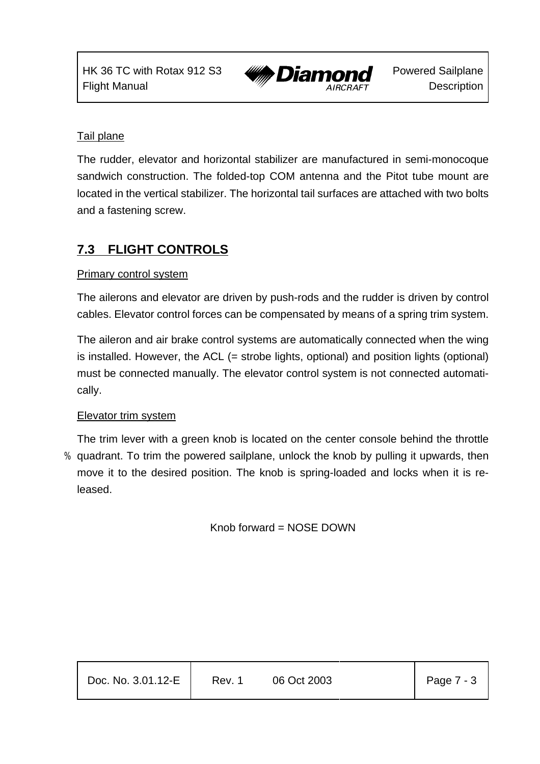Tail plane

The rudder, elevator and horizontal stabilizer are manufactured in semi-monocoque sandwich construction. The folded-top COM antenna and the Pitot tube mount are located in the vertical stabilizer. The horizontal tail surfaces are attached with two bolts and a fastening screw.

## 7.3 FLIGHT CONTROLS

Primary control system

The ailerons and elevator are driven by push-rods and the rudder is driven by control cables. Elevator control forces can be compensated by means of a spring trim system.

The aileron and air brake control systems are automatically connected when the wing is installed. However, the ACL (= strobe lights, optional) and position lights (optional) must be connected manually. The elevator control system is not connected automatically.

Elevator trim system

The trim lever with a green knob is located on the center console behind the throttle quadrant. To trim the powered sailplane, unlock the knob by pulling it upwards, then move it to the desired position. The knob is spring-loaded and locks when it is released.

Knob forward = NOSE DOWN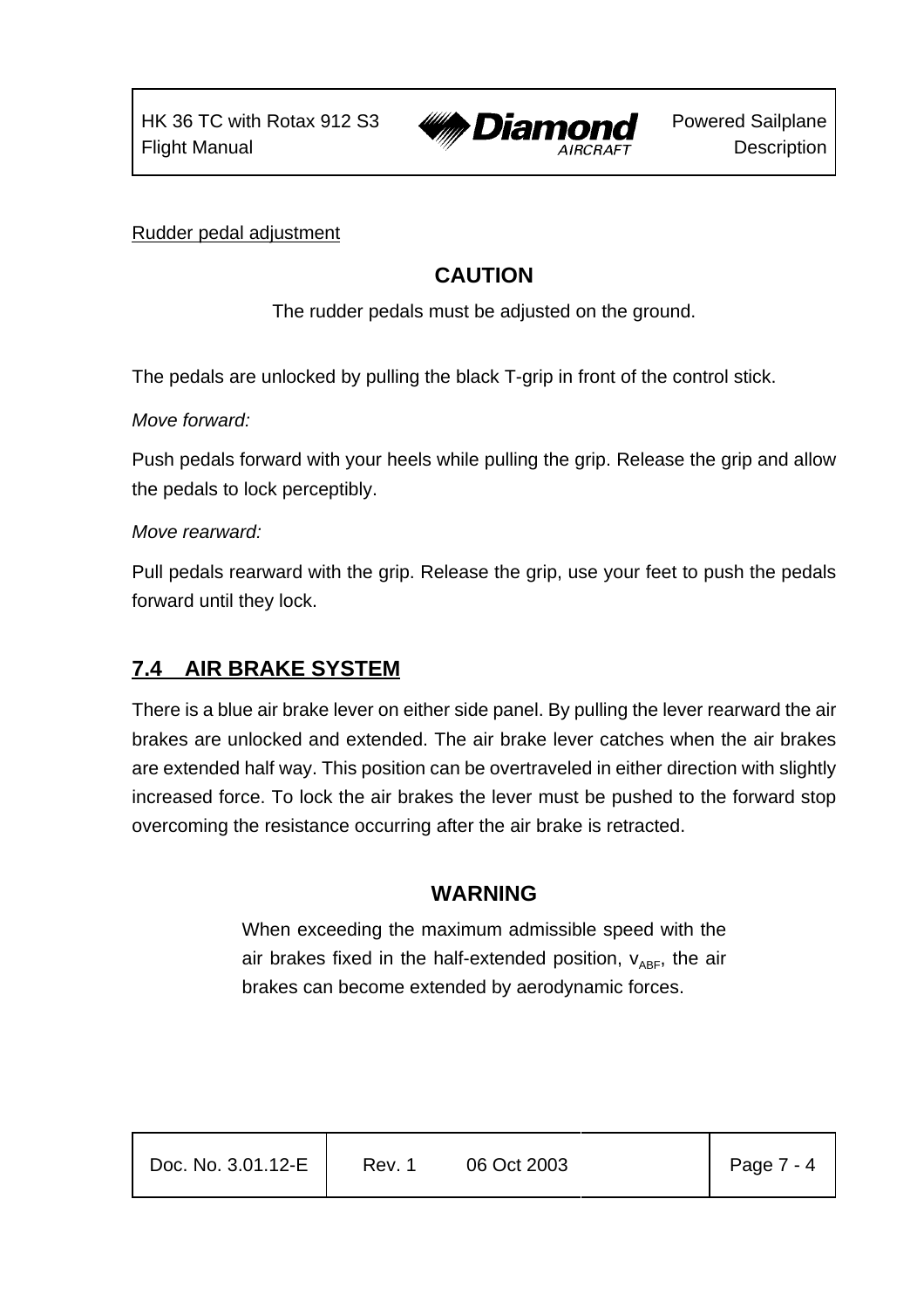Rudder pedal adjustment

**CAUTION**

The rudder pedals must be adjusted on the ground.

The pedals are unlocked by pulling the black T-grip in front of the control stick.

*Move forward:*

Push pedals forward with your heels while pulling the grip. Release the grip and allow the pedals to lock perceptibly.

*Move rearward:*

Pull pedals rearward with the grip. Release the grip, use your feet to push the pedals forward until they lock.

## 7.4 AIR BRAKE SYSTEM

There is a blue air brake lever on either side panel. By pulling the lever rearward the air brakes are unlocked and extended. The air brake lever catches when the air brakes are extended half way. This position can be overtraveled in either direction with slightly increased force. To lock the air brakes the lever must be pushed to the forward stop overcoming the resistance occurring after the air brake is retracted.

**WARNING**

When exceeding the maximum admissible speed with the air brakes fixed in the half-extended position, $v_{ABF}$, the air brakes can become extended by aerodynamic forces.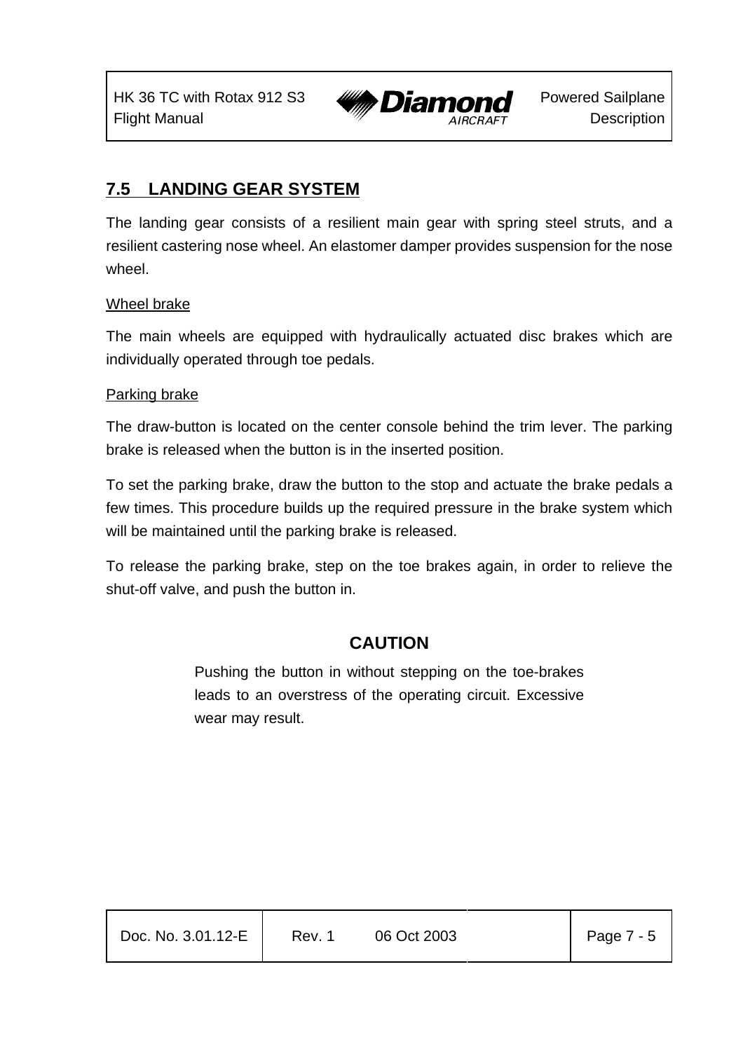## 7.5 LANDING GEAR SYSTEM

The landing gear consists of a resilient main gear with spring steel struts, and a resilient castering nose wheel. An elastomer damper provides suspension for the nose wheel.

Wheel brake

The main wheels are equipped with hydraulically actuated disc brakes which are individually operated through toe pedals.

Parking brake

The draw-button is located on the center console behind the trim lever. The parking brake is released when the button is in the inserted position.

To set the parking brake, draw the button to the stop and actuate the brake pedals a few times. This procedure builds up the required pressure in the brake system which will be maintained until the parking brake is released.

To release the parking brake, step on the toe brakes again, in order to relieve the shut-off valve, and push the button in.

**CAUTION**

Pushing the button in without stepping on the toe-brakes leads to an overstress of the operating circuit. Excessive wear may result.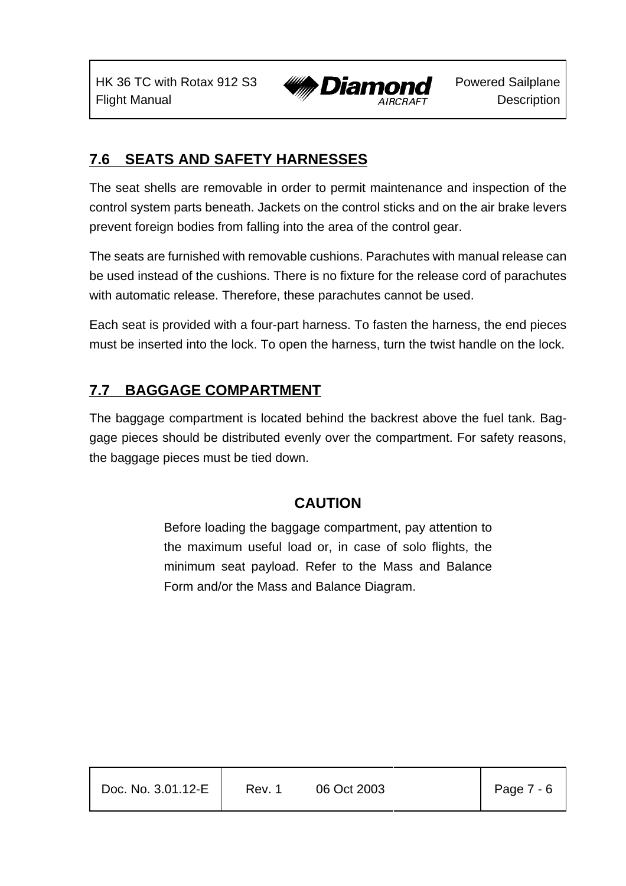## 7.6 SEATS AND SAFETY HARNESSES

The seat shells are removable in order to permit maintenance and inspection of the control system parts beneath. Jackets on the control sticks and on the air brake levers prevent foreign bodies from falling into the area of the control gear.

The seats are furnished with removable cushions. Parachutes with manual release can be used instead of the cushions. There is no fixture for the release cord of parachutes with automatic release. Therefore, these parachutes cannot be used.

Each seat is provided with a four-part harness. To fasten the harness, the end pieces must be inserted into the lock. To open the harness, turn the twist handle on the lock.

## 7.7 BAGGAGE COMPARTMENT

The baggage compartment is located behind the backrest above the fuel tank. Baggage pieces should be distributed evenly over the compartment. For safety reasons, the baggage pieces must be tied down.

**CAUTION**

Before loading the baggage compartment, pay attention to the maximum useful load or, in case of solo flights, the minimum seat payload. Refer to the Mass and Balance Form and/or the Mass and Balance Diagram.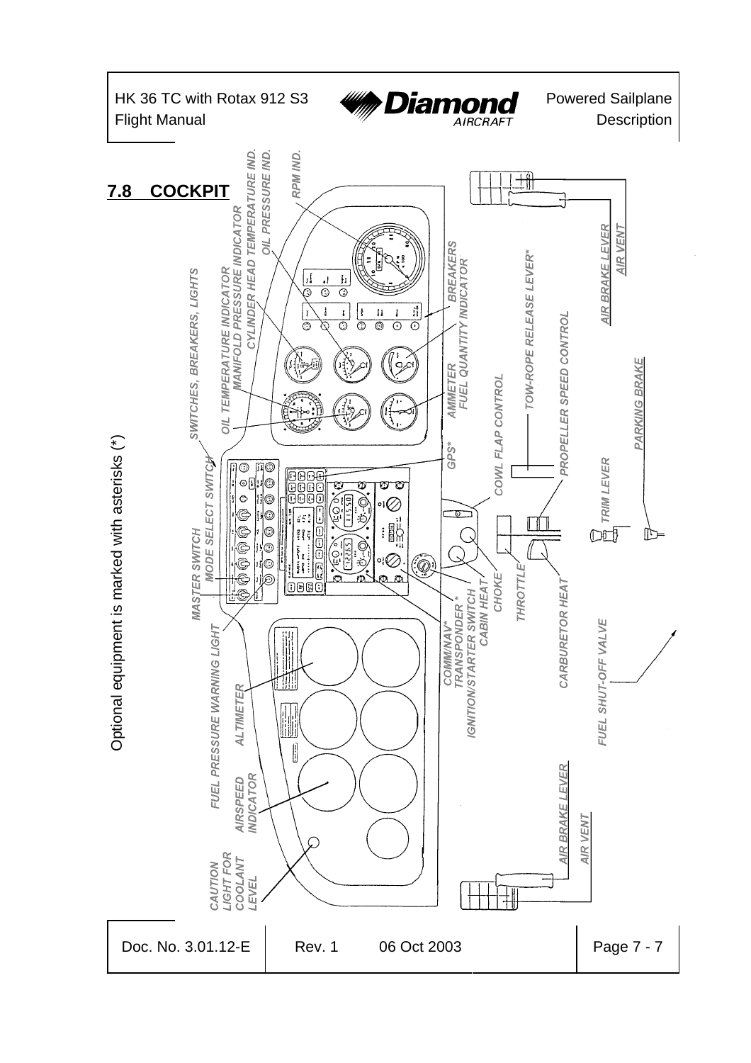## 7.8 COCKPIT

Optional equipment is marked with asterisks (*)

RPM IND.
OIL PRESSURE IND.
CYLINDER HEAD TEMPERATURE IND.
MANIFOLD PRESSURE INDICATOR
OIL TEMPERATURE INDICATOR
SWITCHES, BREAKERS, LIGHTS
BREAKERS
FUEL QUANTITY INDICATOR
AMMETER
GPS*
MODE SELECT SWITCH
MASTER SWITCH
FUEL PRESSURE WARNING LIGHT
ALTIMETER
AIRSPEED INDICATOR
CAUTION LIGHT FOR COOLANT LEVEL
COMM/NAV*
TRANSPONDER *
IGNITION/STARTER SWITCH
CABIN HEAT
CHOKE
THROTTLE
CARBURETOR HEAT
COWL FLAP CONTROL
TOW-ROPE RELEASE LEVER*
PROPELLER SPEED CONTROL
TRIM LEVER
PARKING BRAKE
FUEL SHUT-OFF VALVE
AIR BRAKE LEVER
AIR VENT
AIR BRAKE LEVER
AIR VENT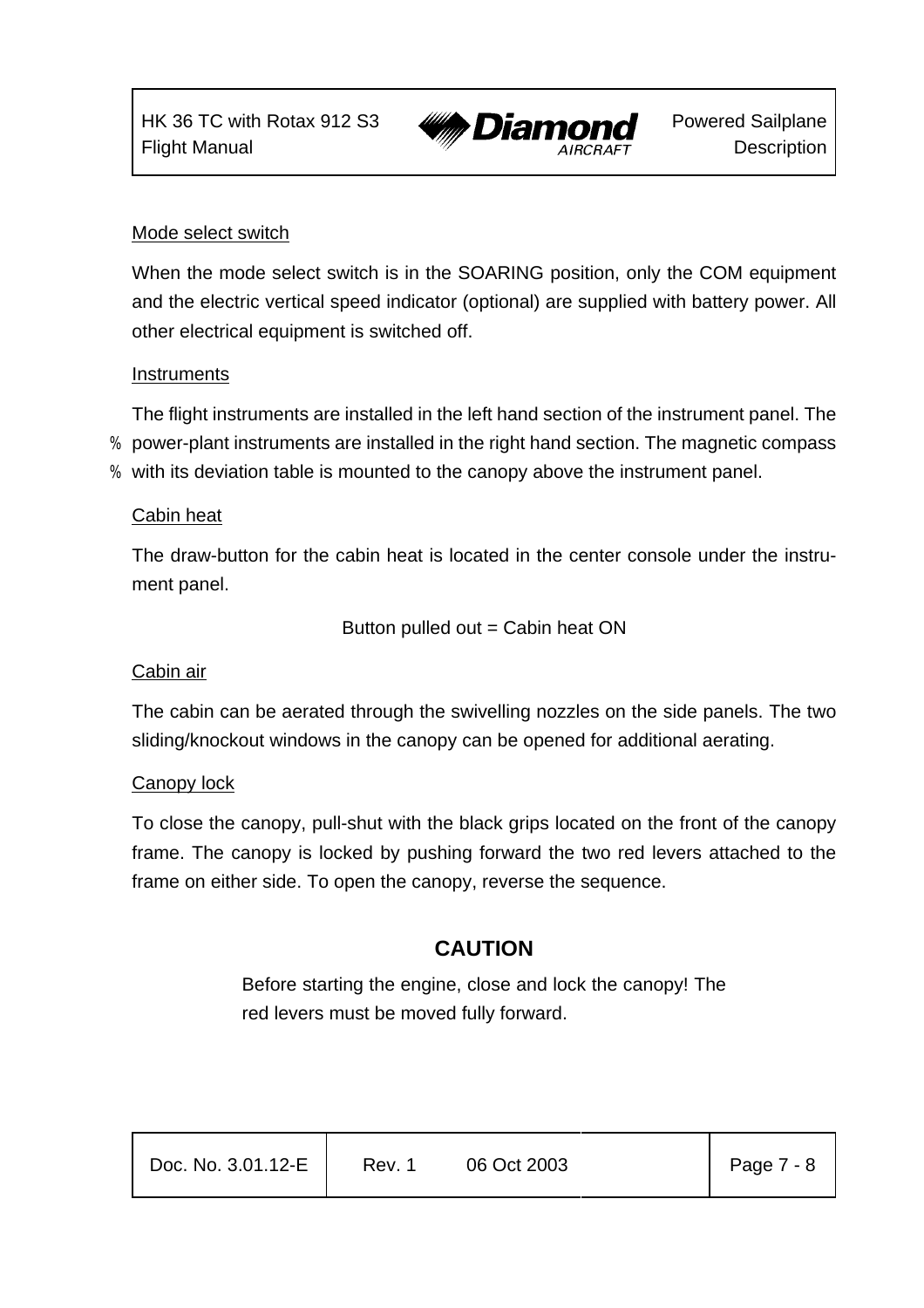Mode select switch

When the mode select switch is in the SOARING position, only the COM equipment and the electric vertical speed indicator (optional) are supplied with battery power. All other electrical equipment is switched off.

Instruments

The flight instruments are installed in the left hand section of the instrument panel. The power-plant instruments are installed in the right hand section. The magnetic compass with its deviation table is mounted to the canopy above the instrument panel.

Cabin heat

The draw-button for the cabin heat is located in the center console under the instrument panel.

Button pulled out = Cabin heat ON

Cabin air

The cabin can be aerated through the swivelling nozzles on the side panels. The two sliding/knockout windows in the canopy can be opened for additional aerating.

Canopy lock

To close the canopy, pull-shut with the black grips located on the front of the canopy frame. The canopy is locked by pushing forward the two red levers attached to the frame on either side. To open the canopy, reverse the sequence.

**CAUTION**

Before starting the engine, close and lock the canopy! The red levers must be moved fully forward.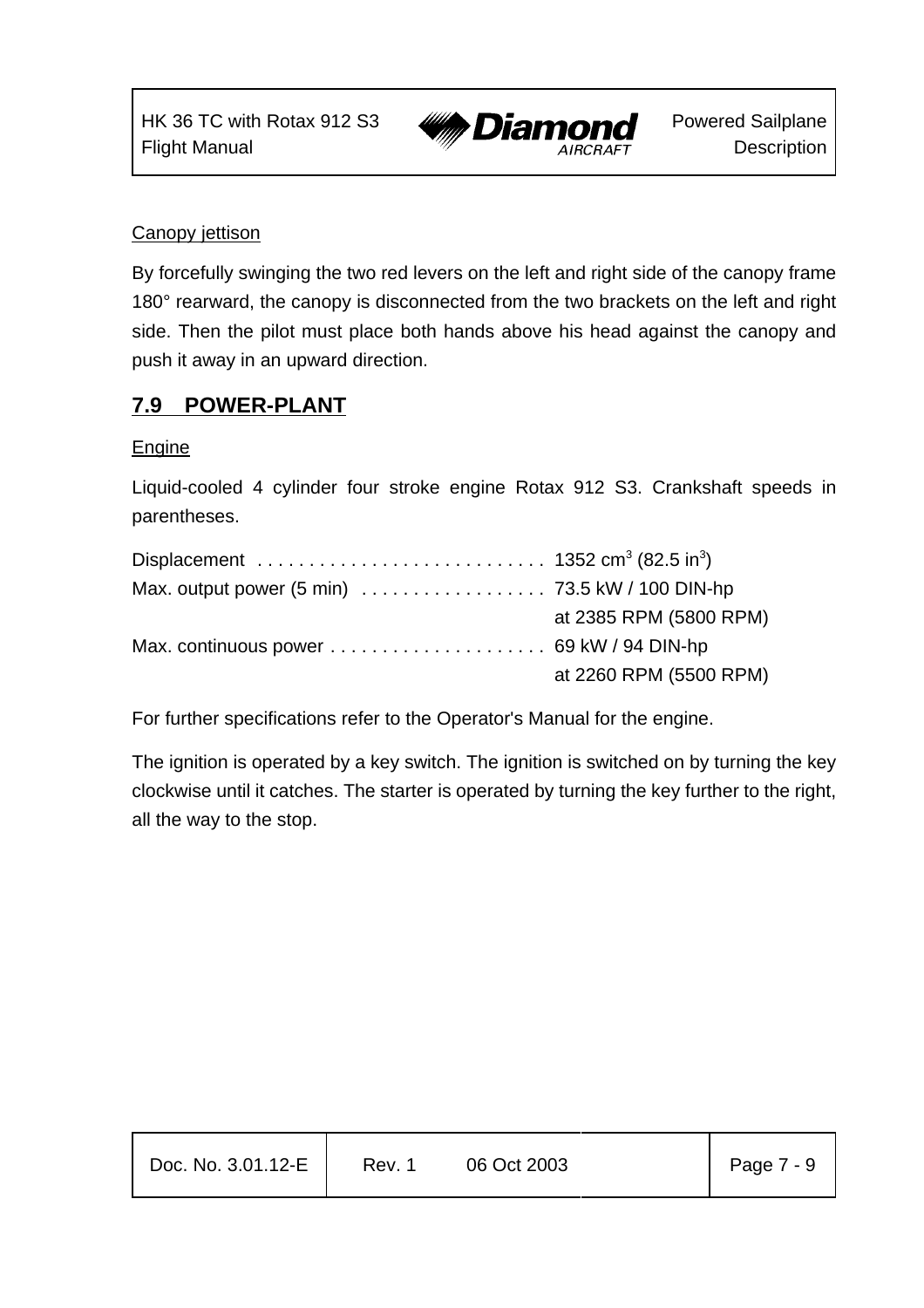Canopy jettison

By forcefully swinging the two red levers on the left and right side of the canopy frame 180° rearward, the canopy is disconnected from the two brackets on the left and right side. Then the pilot must place both hands above his head against the canopy and push it away in an upward direction.

## 7.9 POWER-PLANT

Engine

Liquid-cooled 4 cylinder four stroke engine Rotax 912 S3. Crankshaft speeds in parentheses.

| | |
|---|---|
| Displacement | 1352 cm$^3$ (82.5 in$^3$) |
| Max. output power (5 min) | 73.5 kW / 100 DIN-hp at 2385 RPM (5800 RPM) |
| Max. continuous power | 69 kW / 94 DIN-hp at 2260 RPM (5500 RPM) |

For further specifications refer to the Operator's Manual for the engine.

The ignition is operated by a key switch. The ignition is switched on by turning the key clockwise until it catches. The starter is operated by turning the key further to the right, all the way to the stop.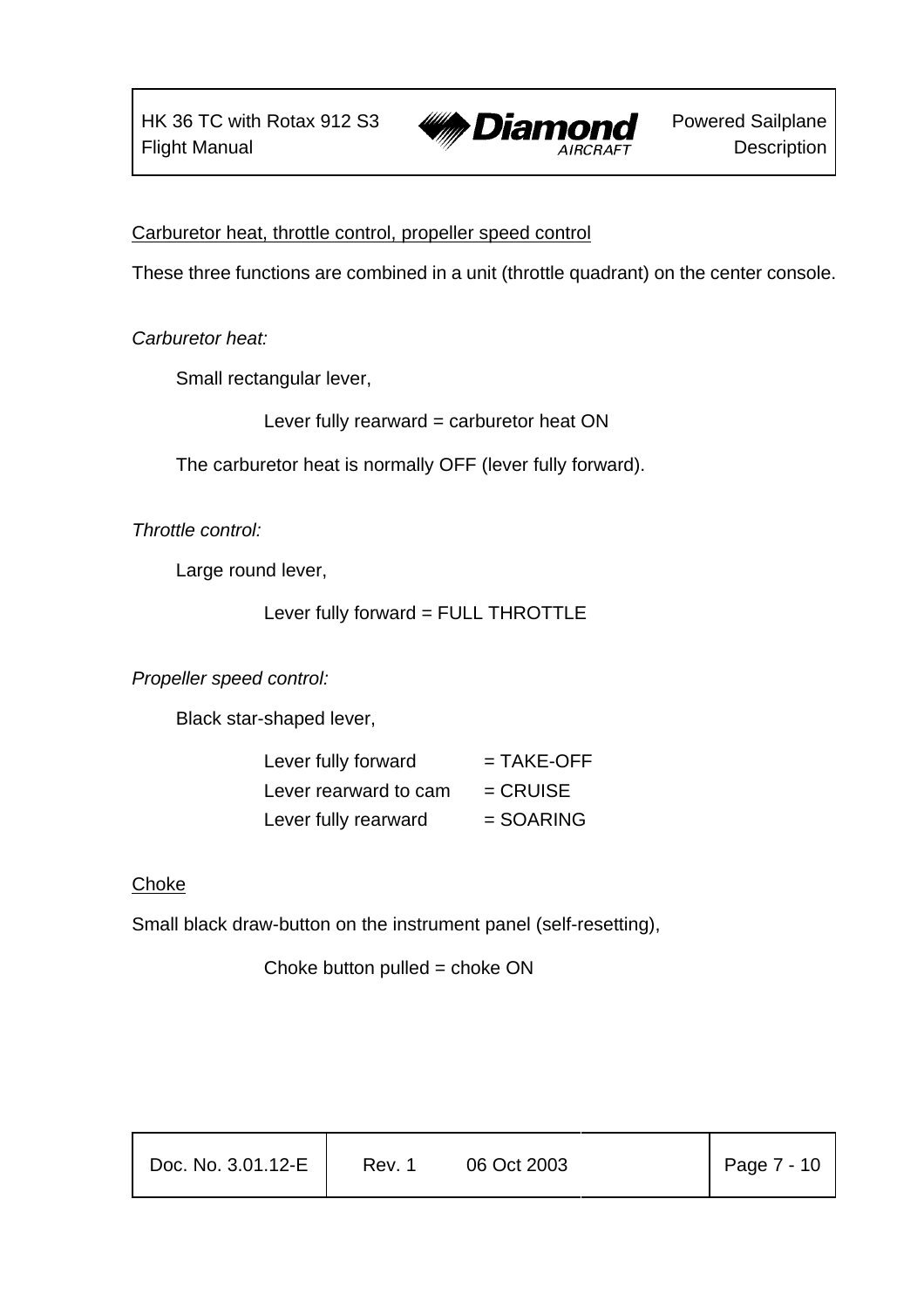Carburetor heat, throttle control, propeller speed control

These three functions are combined in a unit (throttle quadrant) on the center console.

*Carburetor heat:*

Small rectangular lever,

Lever fully rearward = carburetor heat ON

The carburetor heat is normally OFF (lever fully forward).

*Throttle control:*

Large round lever,

Lever fully forward = FULL THROTTLE

*Propeller speed control:*

Black star-shaped lever,

| | |
|---|---|
| Lever fully forward | = TAKE-OFF |
| Lever rearward to cam | = CRUISE |
| Lever fully rearward | = SOARING |

Choke

Small black draw-button on the instrument panel (self-resetting),

Choke button pulled = choke ON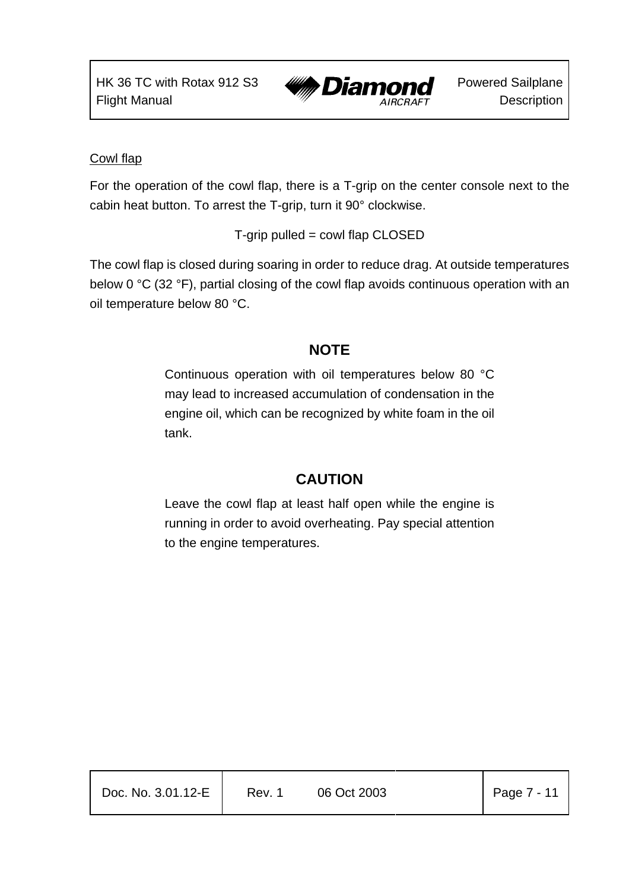Cowl flap

For the operation of the cowl flap, there is a T-grip on the center console next to the cabin heat button. To arrest the T-grip, turn it 90° clockwise.

T-grip pulled = cowl flap CLOSED

The cowl flap is closed during soaring in order to reduce drag. At outside temperatures below 0 °C (32 °F), partial closing of the cowl flap avoids continuous operation with an oil temperature below 80 °C.

**NOTE**

Continuous operation with oil temperatures below 80 °C may lead to increased accumulation of condensation in the engine oil, which can be recognized by white foam in the oil tank.

**CAUTION**

Leave the cowl flap at least half open while the engine is running in order to avoid overheating. Pay special attention to the engine temperatures.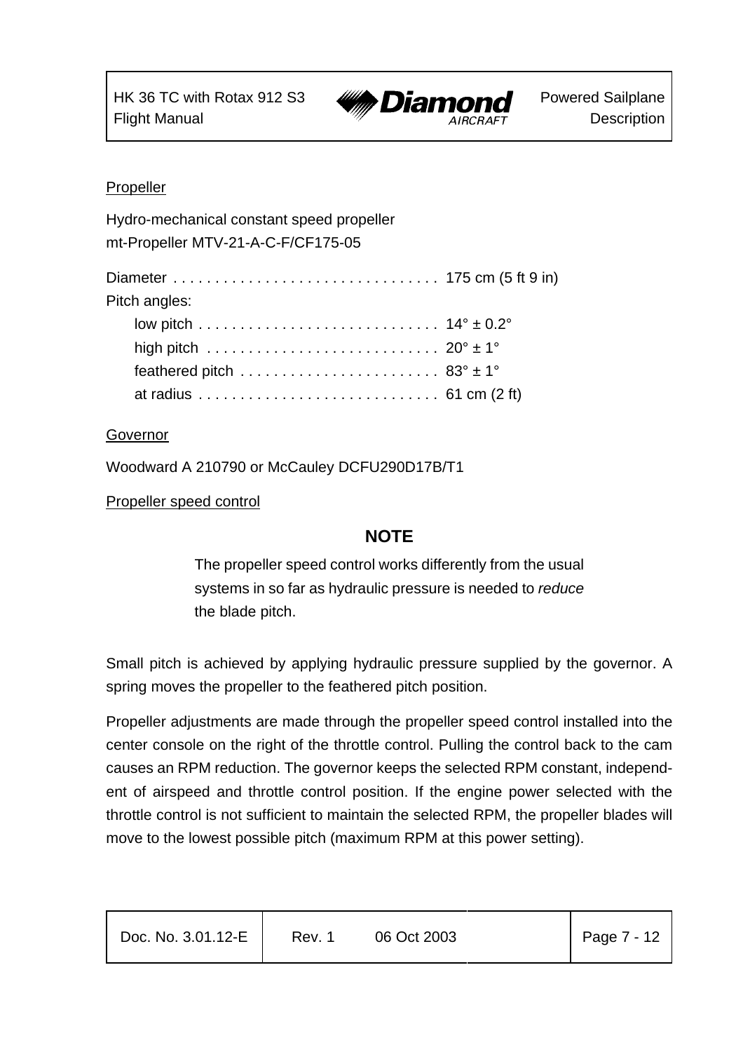Propeller

Hydro-mechanical constant speed propeller
mt-Propeller MTV-21-A-C-F/CF175-05

Diameter . . . . . . . . . . . . . . . . . . . . . . . . . . . . . . . . 175 cm (5 ft 9 in)

Pitch angles:

- low pitch . . . . . . . . . . . . . . . . . . . . . . . . . . . . . 14° ± 0.2°
- high pitch . . . . . . . . . . . . . . . . . . . . . . . . . . . . 20° ± 1°
- feathered pitch . . . . . . . . . . . . . . . . . . . . . . . . 83° ± 1°
- at radius . . . . . . . . . . . . . . . . . . . . . . . . . . . . . 61 cm (2 ft)

Governor

Woodward A 210790 or McCauley DCFU290D17B/T1

Propeller speed control

**NOTE**

The propeller speed control works differently from the usual systems in so far as hydraulic pressure is needed to *reduce* the blade pitch.

Small pitch is achieved by applying hydraulic pressure supplied by the governor. A spring moves the propeller to the feathered pitch position.

Propeller adjustments are made through the propeller speed control installed into the center console on the right of the throttle control. Pulling the control back to the cam causes an RPM reduction. The governor keeps the selected RPM constant, independent of airspeed and throttle control position. If the engine power selected with the throttle control is not sufficient to maintain the selected RPM, the propeller blades will move to the lowest possible pitch (maximum RPM at this power setting).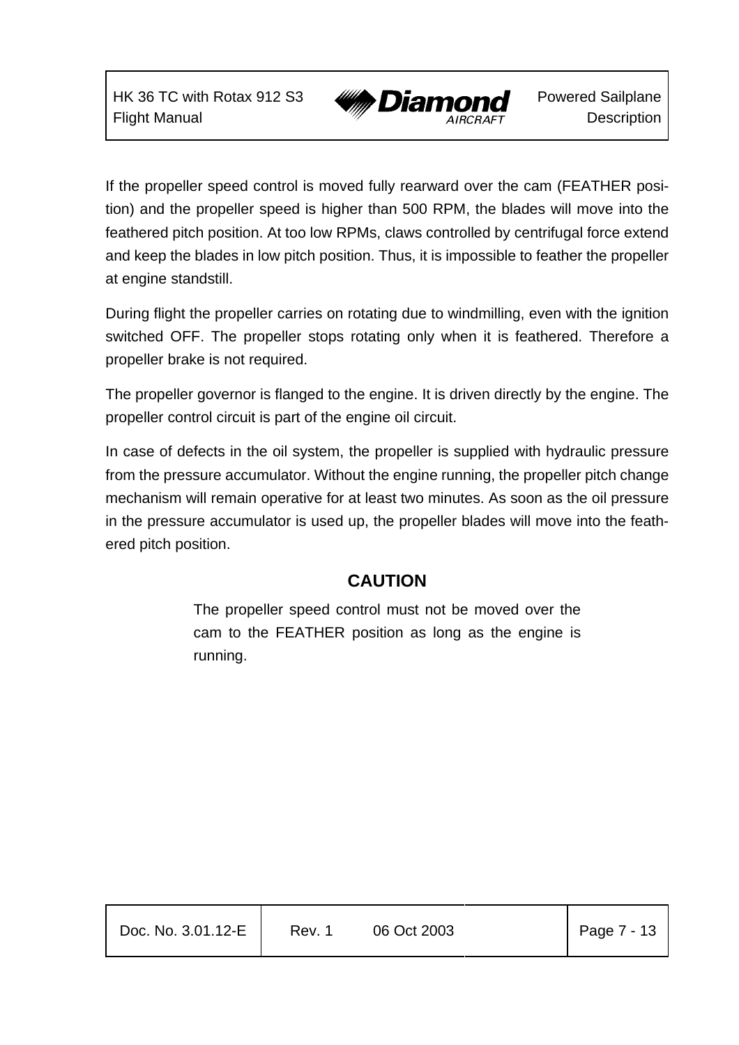If the propeller speed control is moved fully rearward over the cam (FEATHER position) and the propeller speed is higher than 500 RPM, the blades will move into the feathered pitch position. At too low RPMs, claws controlled by centrifugal force extend and keep the blades in low pitch position. Thus, it is impossible to feather the propeller at engine standstill.

During flight the propeller carries on rotating due to windmilling, even with the ignition switched OFF. The propeller stops rotating only when it is feathered. Therefore a propeller brake is not required.

The propeller governor is flanged to the engine. It is driven directly by the engine. The propeller control circuit is part of the engine oil circuit.

In case of defects in the oil system, the propeller is supplied with hydraulic pressure from the pressure accumulator. Without the engine running, the propeller pitch change mechanism will remain operative for at least two minutes. As soon as the oil pressure in the pressure accumulator is used up, the propeller blades will move into the feathered pitch position.

**CAUTION**

The propeller speed control must not be moved over the cam to the FEATHER position as long as the engine is running.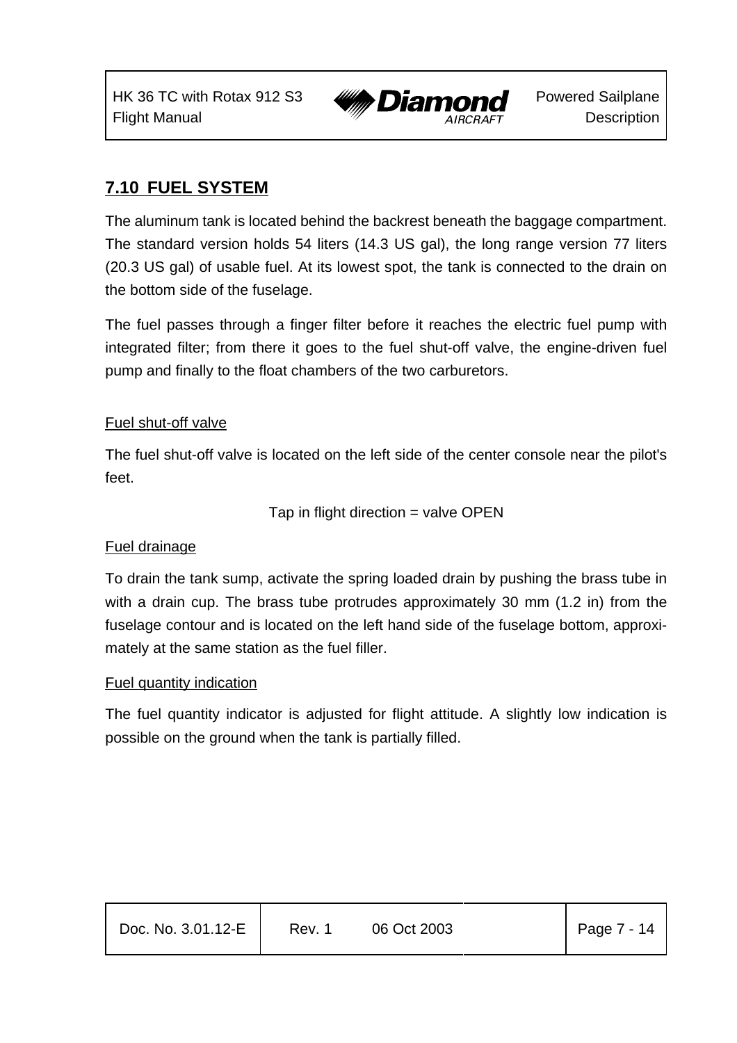## 7.10 FUEL SYSTEM

The aluminum tank is located behind the backrest beneath the baggage compartment. The standard version holds 54 liters (14.3 US gal), the long range version 77 liters (20.3 US gal) of usable fuel. At its lowest spot, the tank is connected to the drain on the bottom side of the fuselage.

The fuel passes through a finger filter before it reaches the electric fuel pump with integrated filter; from there it goes to the fuel shut-off valve, the engine-driven fuel pump and finally to the float chambers of the two carburetors.

### Fuel shut-off valve

The fuel shut-off valve is located on the left side of the center console near the pilot's feet.

Tap in flight direction = valve OPEN

### Fuel drainage

To drain the tank sump, activate the spring loaded drain by pushing the brass tube in with a drain cup. The brass tube protrudes approximately 30 mm (1.2 in) from the fuselage contour and is located on the left hand side of the fuselage bottom, approximately at the same station as the fuel filler.

### Fuel quantity indication

The fuel quantity indicator is adjusted for flight attitude. A slightly low indication is possible on the ground when the tank is partially filled.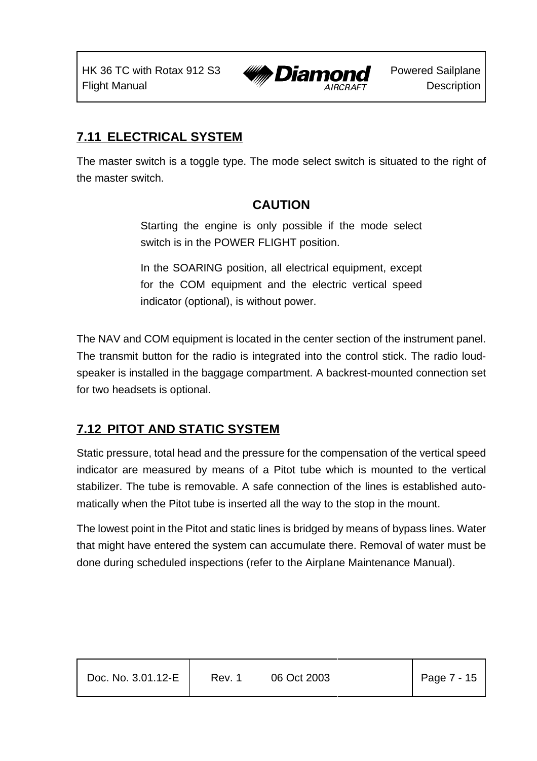## 7.11 ELECTRICAL SYSTEM

The master switch is a toggle type. The mode select switch is situated to the right of the master switch.

**CAUTION**

Starting the engine is only possible if the mode select switch is in the POWER FLIGHT position.

In the SOARING position, all electrical equipment, except for the COM equipment and the electric vertical speed indicator (optional), is without power.

The NAV and COM equipment is located in the center section of the instrument panel. The transmit button for the radio is integrated into the control stick. The radio loud-speaker is installed in the baggage compartment. A backrest-mounted connection set for two headsets is optional.

## 7.12 PITOT AND STATIC SYSTEM

Static pressure, total head and the pressure for the compensation of the vertical speed indicator are measured by means of a Pitot tube which is mounted to the vertical stabilizer. The tube is removable. A safe connection of the lines is established auto-matically when the Pitot tube is inserted all the way to the stop in the mount.

The lowest point in the Pitot and static lines is bridged by means of bypass lines. Water that might have entered the system can accumulate there. Removal of water must be done during scheduled inspections (refer to the Airplane Maintenance Manual).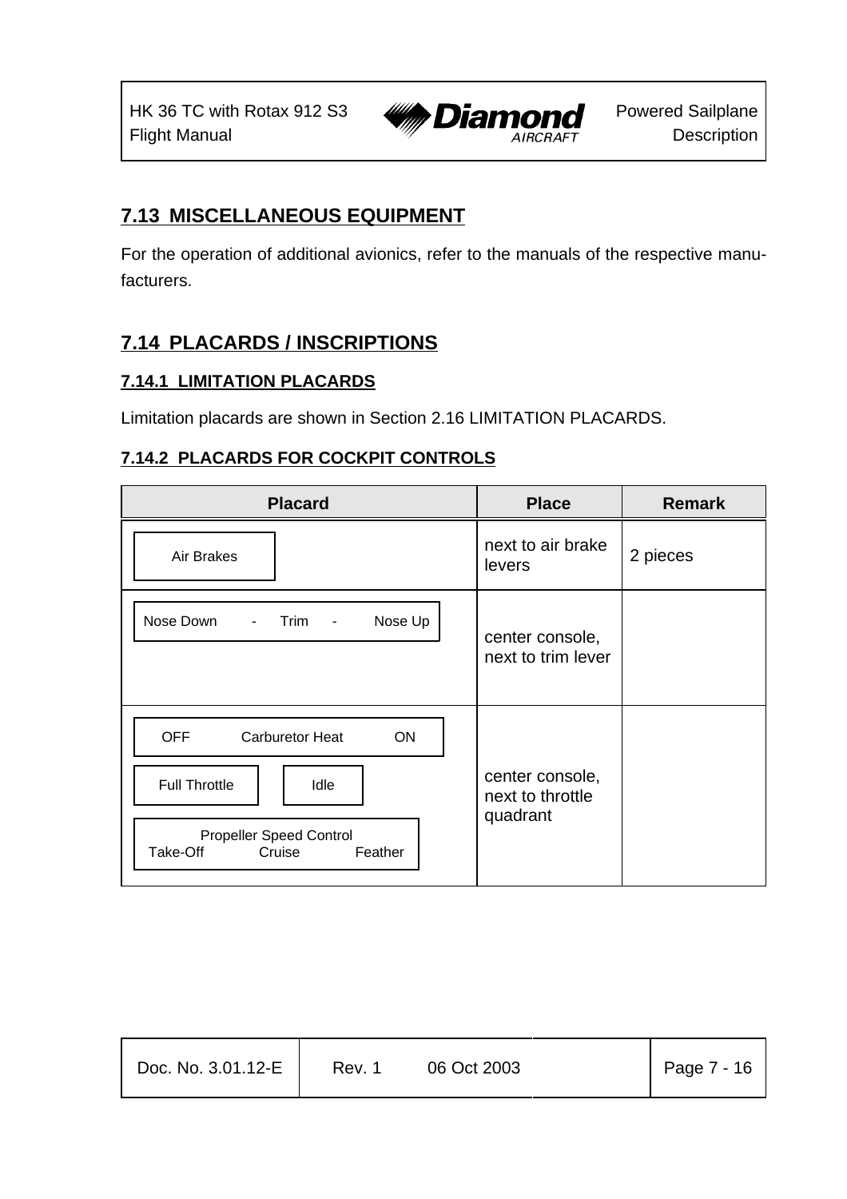## 7.13 MISCELLANEOUS EQUIPMENT

For the operation of additional avionics, refer to the manuals of the respective manufacturers.

## 7.14 PLACARDS / INSCRIPTIONS

### 7.14.1 LIMITATION PLACARDS

Limitation placards are shown in Section 2.16 LIMITATION PLACARDS.

### 7.14.2 PLACARDS FOR COCKPIT CONTROLS

| Placard | Place | Remark |
| --- | --- | --- |
| Air Brakes | next to air brake levers | 2 pieces |
| Nose Down - Trim - Nose Up | center console, next to trim lever | |
| OFF Carburetor Heat ON<br>Full Throttle / Idle<br>Propeller Speed Control: Take-Off, Cruise, Feather | center console, next to throttle quadrant | |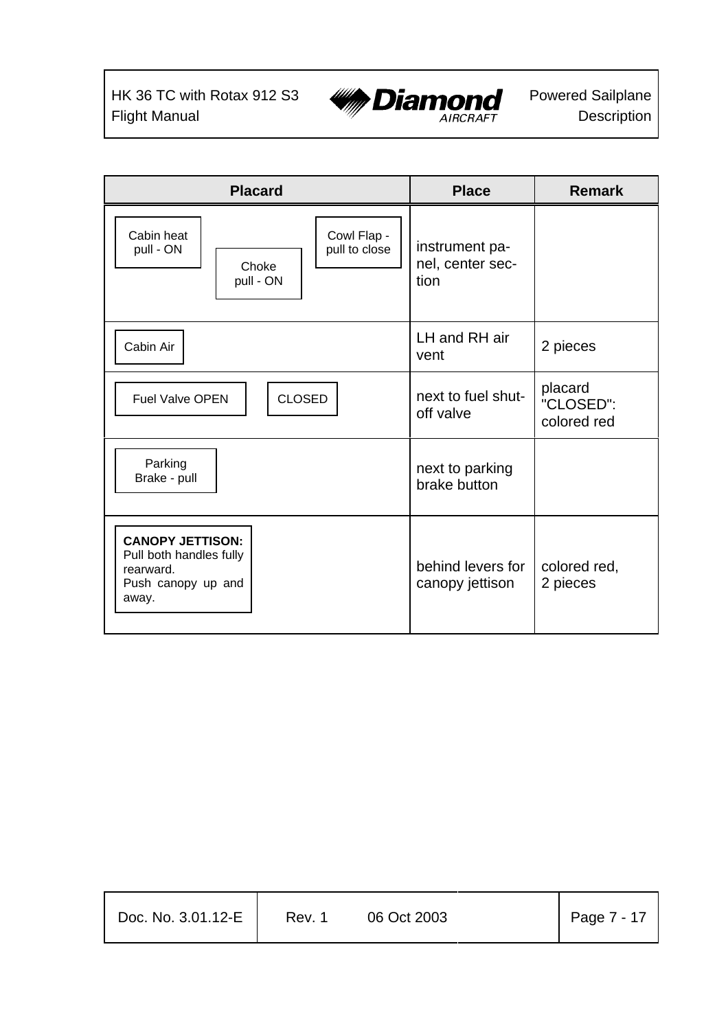| Placard | Place | Remark |
|---|---|---|
| Cabin heat pull - ON / Choke pull - ON / Cowl Flap - pull to close | instrument panel, center section | |
| Cabin Air | LH and RH air vent | 2 pieces |
| Fuel Valve OPEN / CLOSED | next to fuel shut-off valve | placard "CLOSED": colored red |
| Parking Brake - pull | next to parking brake button | |
| **CANOPY JETTISON:** Pull both handles fully rearward. Push canopy up and away. | behind levers for canopy jettison | colored red, 2 pieces |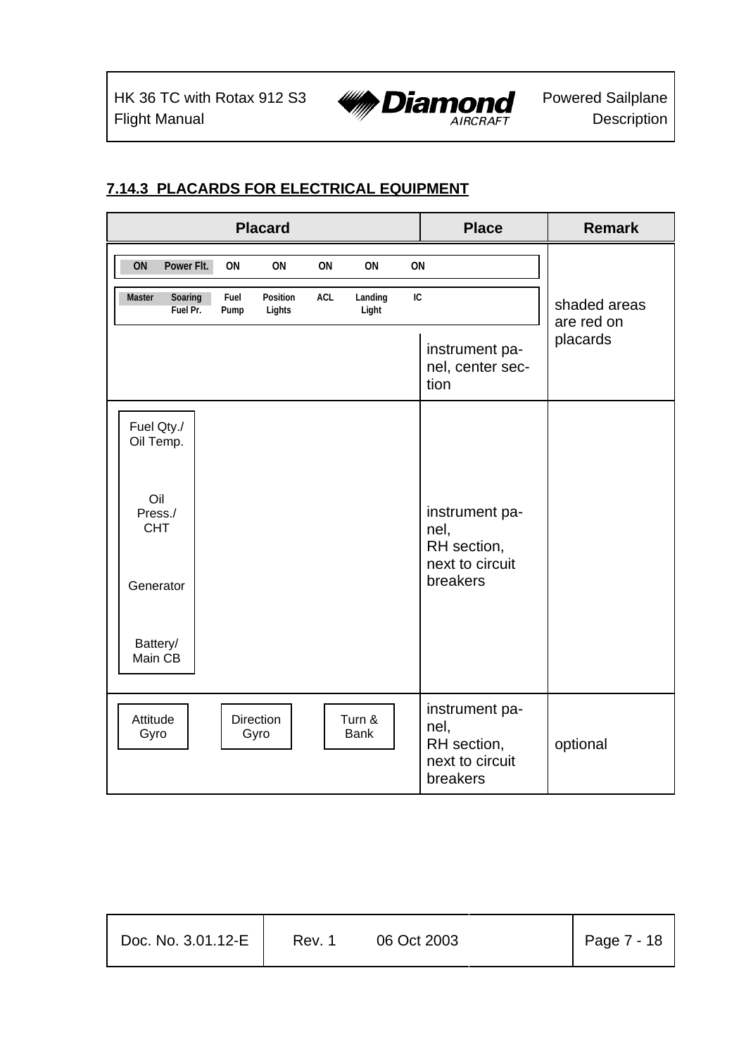### 7.14.3 PLACARDS FOR ELECTRICAL EQUIPMENT

| Placard | Place | Remark |
|---|---|---|
| ON / Power Flt. / ON / ON / ON / ON / ON<br>Master / Soaring Fuel Pr. / Fuel Pump / Position Lights / ACL / Landing Light / IC | instrument panel, center section | shaded areas are red on placards |
| Fuel Qty./ Oil Temp.<br>Oil Press./ CHT<br>Generator<br>Battery/ Main CB | instrument panel, RH section, next to circuit breakers | |
| Attitude Gyro / Direction Gyro / Turn & Bank | instrument panel, RH section, next to circuit breakers | optional |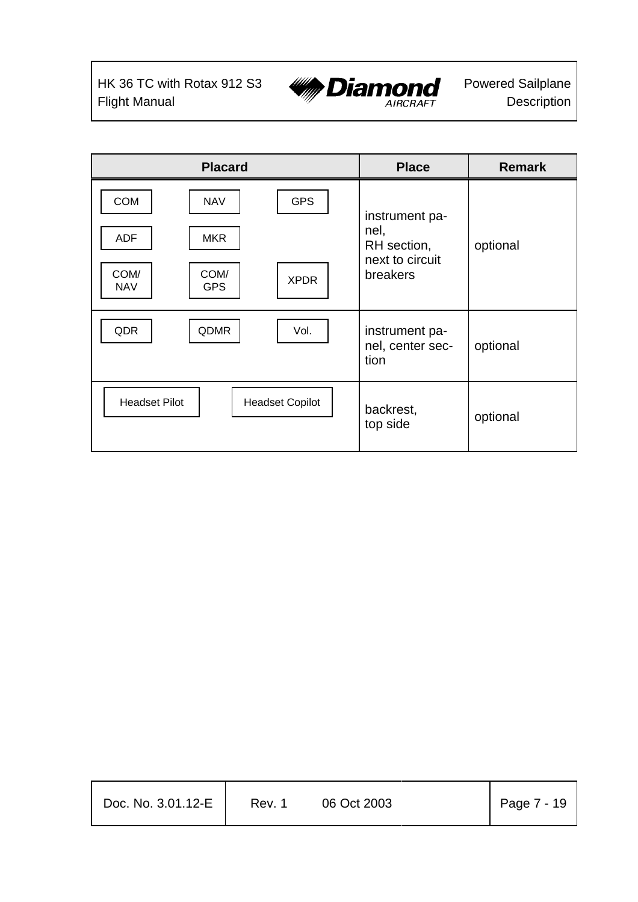| Placard | Place | Remark |
|---|---|---|
| COM, NAV, GPS, ADF, MKR, COM/NAV, COM/GPS, XPDR | instrument panel, RH section, next to circuit breakers | optional |
| QDR, QDMR, Vol. | instrument panel, center section | optional |
| Headset Pilot, Headset Copilot | backrest, top side | optional |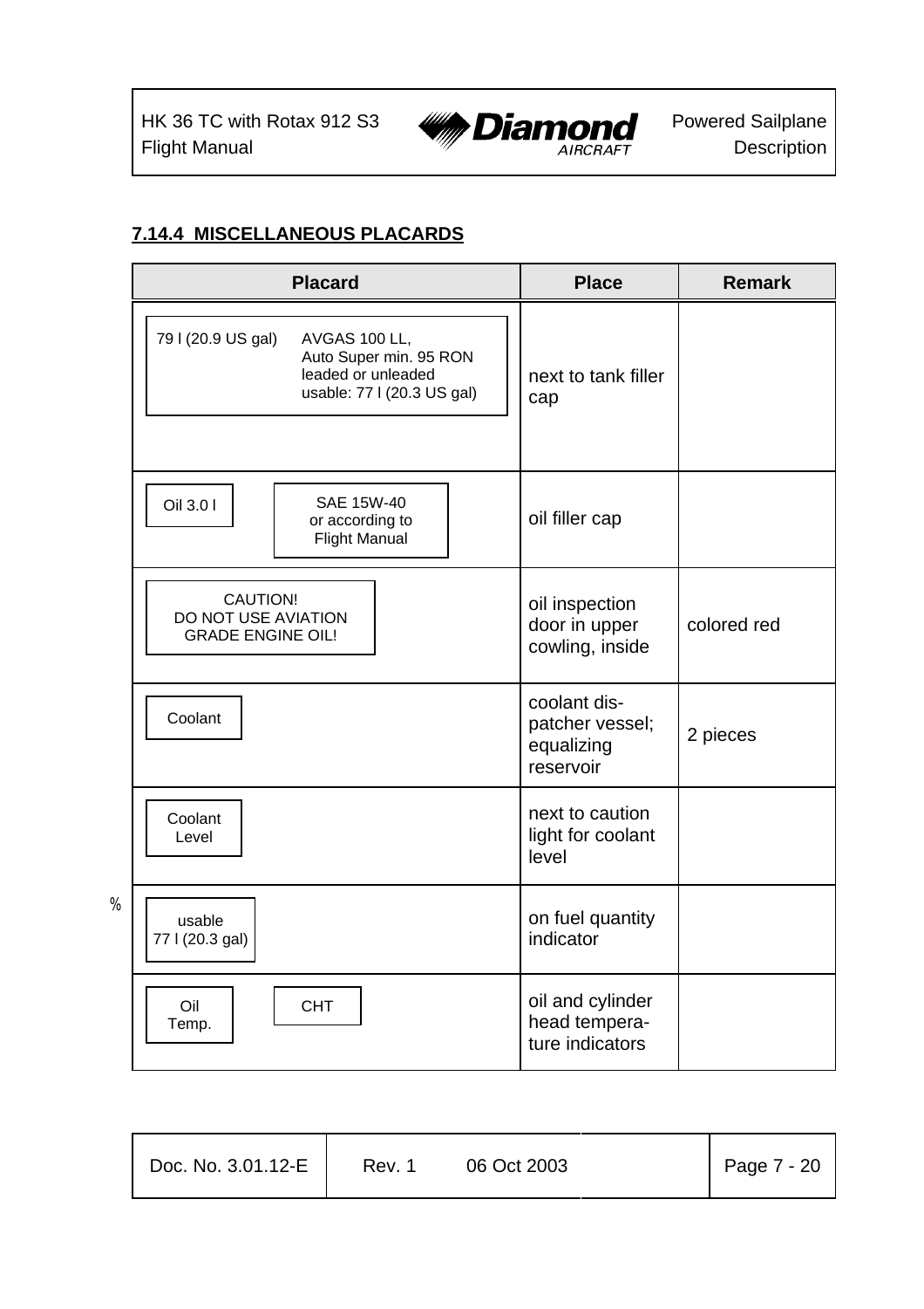## 7.14.4 MISCELLANEOUS PLACARDS

| Placard | Place | Remark |
|---|---|---|
| 79 l (20.9 US gal) AVGAS 100 LL, Auto Super min. 95 RON leaded or unleaded usable: 77 l (20.3 US gal) | next to tank filler cap | |
| Oil 3.0 l / SAE 15W-40 or according to Flight Manual | oil filler cap | |
| CAUTION! DO NOT USE AVIATION GRADE ENGINE OIL! | oil inspection door in upper cowling, inside | colored red |
| Coolant | coolant dis-patcher vessel; equalizing reservoir | 2 pieces |
| Coolant Level | next to caution light for coolant level | |
| usable 77 l (20.3 gal) | on fuel quantity indicator | |
| Oil Temp. / CHT | oil and cylinder head tempera-ture indicators | |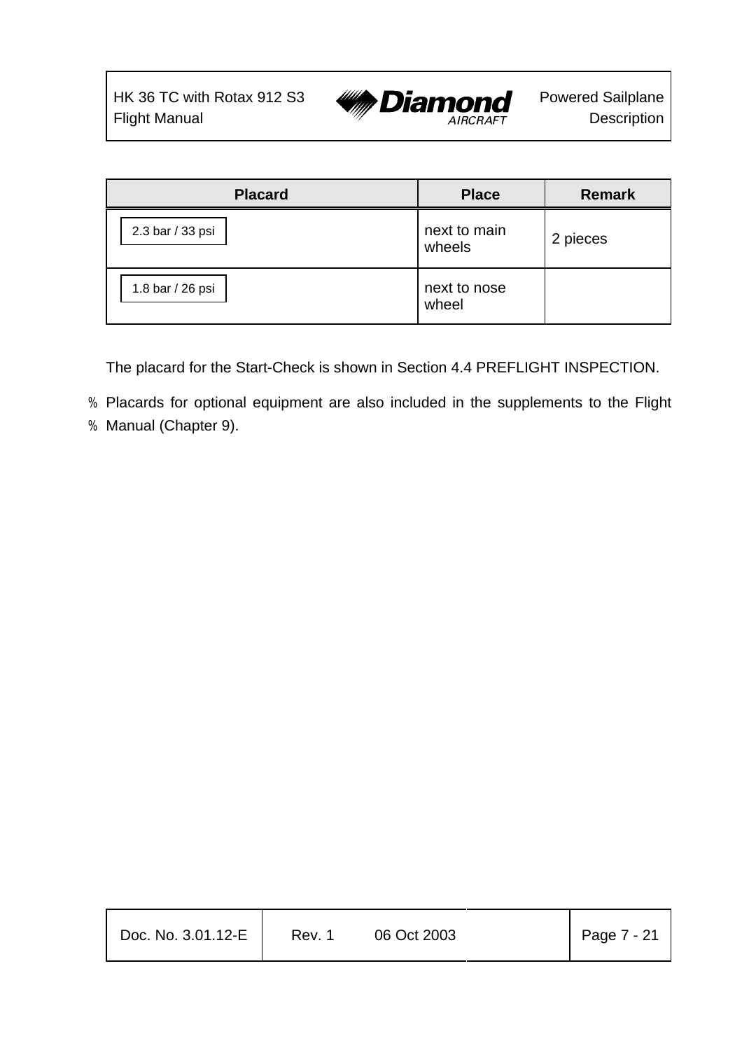| Placard | Place | Remark |
| --- | --- | --- |
| 2.3 bar / 33 psi | next to main wheels | 2 pieces |
| 1.8 bar / 26 psi | next to nose wheel | |

The placard for the Start-Check is shown in Section 4.4 PREFLIGHT INSPECTION.

% Placards for optional equipment are also included in the supplements to the Flight
% Manual (Chapter 9).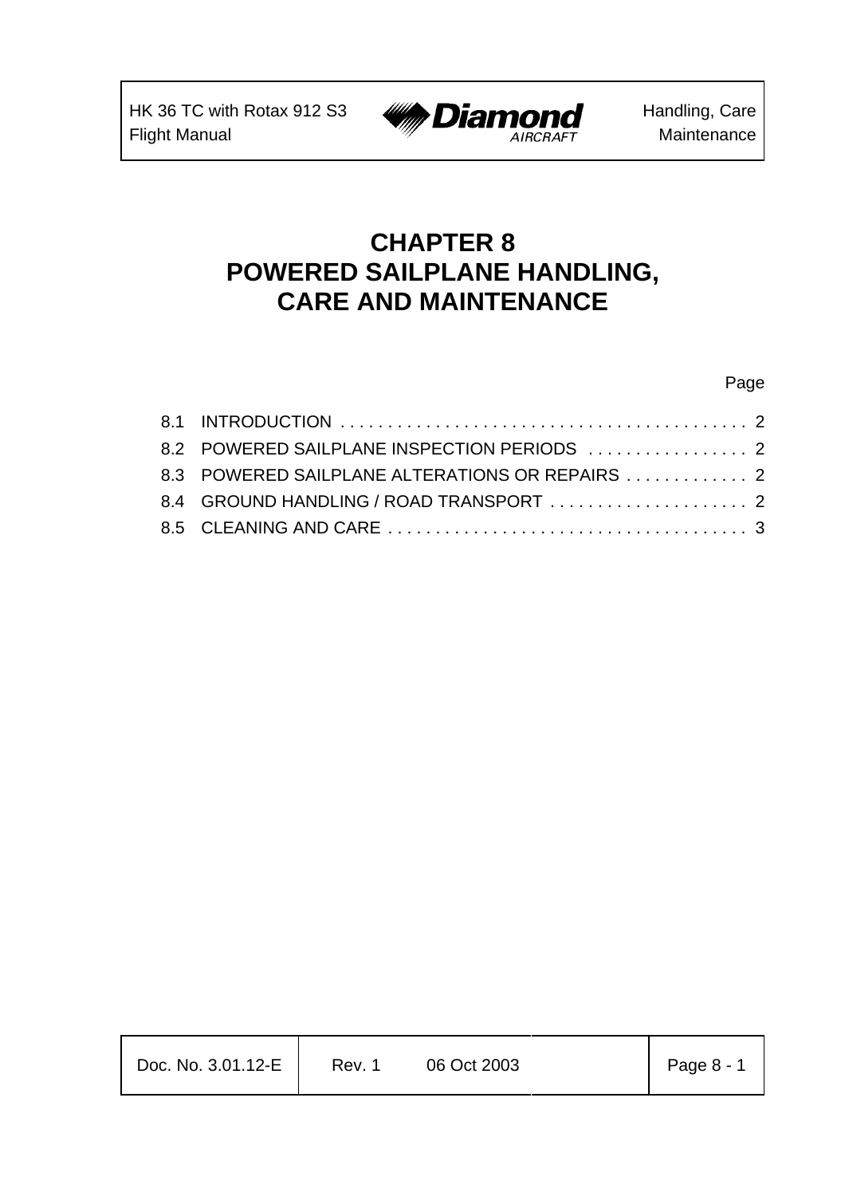# CHAPTER 8
# POWERED SAILPLANE HANDLING, CARE AND MAINTENANCE

| | | Page |
|---|---|---|
| 8.1 | INTRODUCTION | 2 |
| 8.2 | POWERED SAILPLANE INSPECTION PERIODS | 2 |
| 8.3 | POWERED SAILPLANE ALTERATIONS OR REPAIRS | 2 |
| 8.4 | GROUND HANDLING / ROAD TRANSPORT | 2 |
| 8.5 | CLEANING AND CARE | 3 |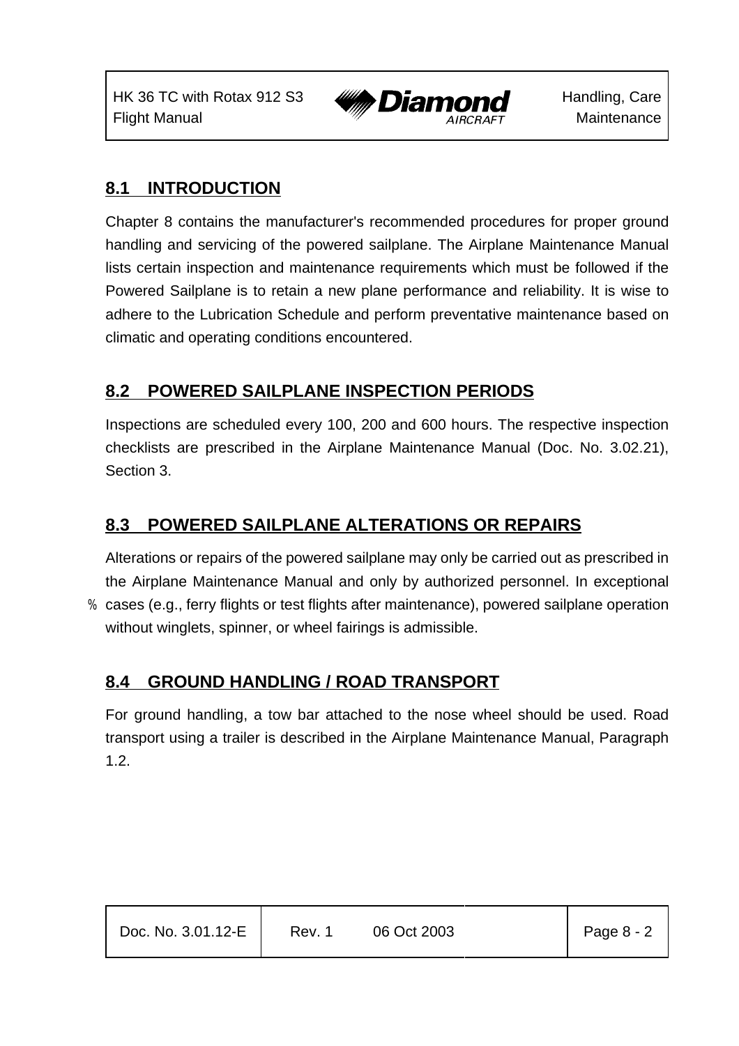## 8.1 INTRODUCTION

Chapter 8 contains the manufacturer's recommended procedures for proper ground handling and servicing of the powered sailplane. The Airplane Maintenance Manual lists certain inspection and maintenance requirements which must be followed if the Powered Sailplane is to retain a new plane performance and reliability. It is wise to adhere to the Lubrication Schedule and perform preventative maintenance based on climatic and operating conditions encountered.

## 8.2 POWERED SAILPLANE INSPECTION PERIODS

Inspections are scheduled every 100, 200 and 600 hours. The respective inspection checklists are prescribed in the Airplane Maintenance Manual (Doc. No. 3.02.21), Section 3.

## 8.3 POWERED SAILPLANE ALTERATIONS OR REPAIRS

Alterations or repairs of the powered sailplane may only be carried out as prescribed in the Airplane Maintenance Manual and only by authorized personnel. In exceptional cases (e.g., ferry flights or test flights after maintenance), powered sailplane operation without winglets, spinner, or wheel fairings is admissible.

## 8.4 GROUND HANDLING / ROAD TRANSPORT

For ground handling, a tow bar attached to the nose wheel should be used. Road transport using a trailer is described in the Airplane Maintenance Manual, Paragraph 1.2.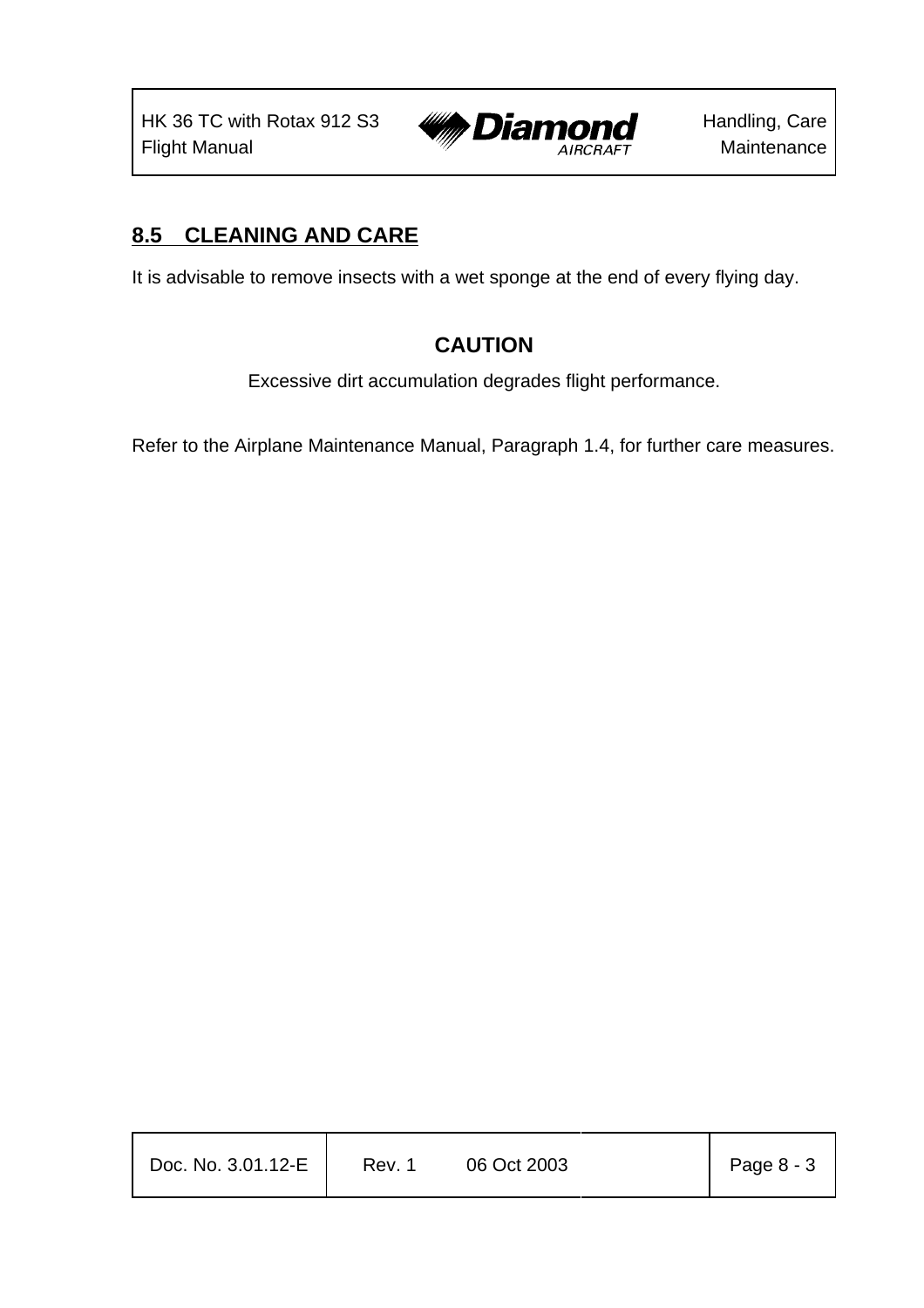## 8.5 CLEANING AND CARE

It is advisable to remove insects with a wet sponge at the end of every flying day.

**CAUTION**

Excessive dirt accumulation degrades flight performance.

Refer to the Airplane Maintenance Manual, Paragraph 1.4, for further care measures.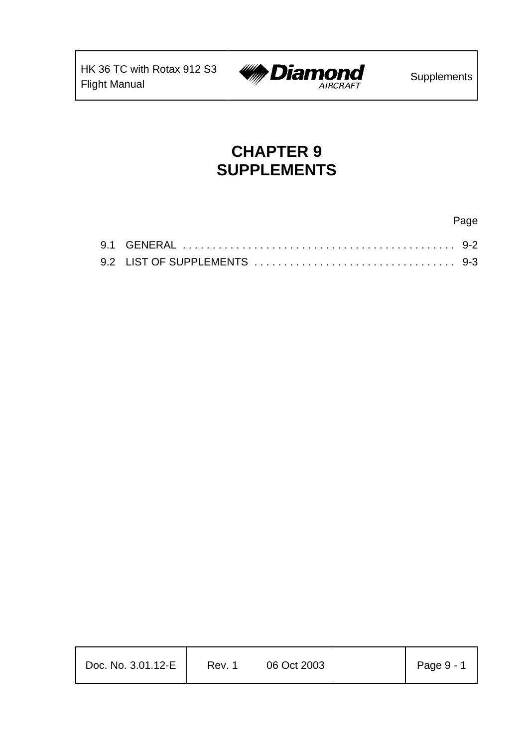# CHAPTER 9
# SUPPLEMENTS

| | | Page |
|---|---|---|
| 9.1 | GENERAL | 9-2 |
| 9.2 | LIST OF SUPPLEMENTS | 9-3 |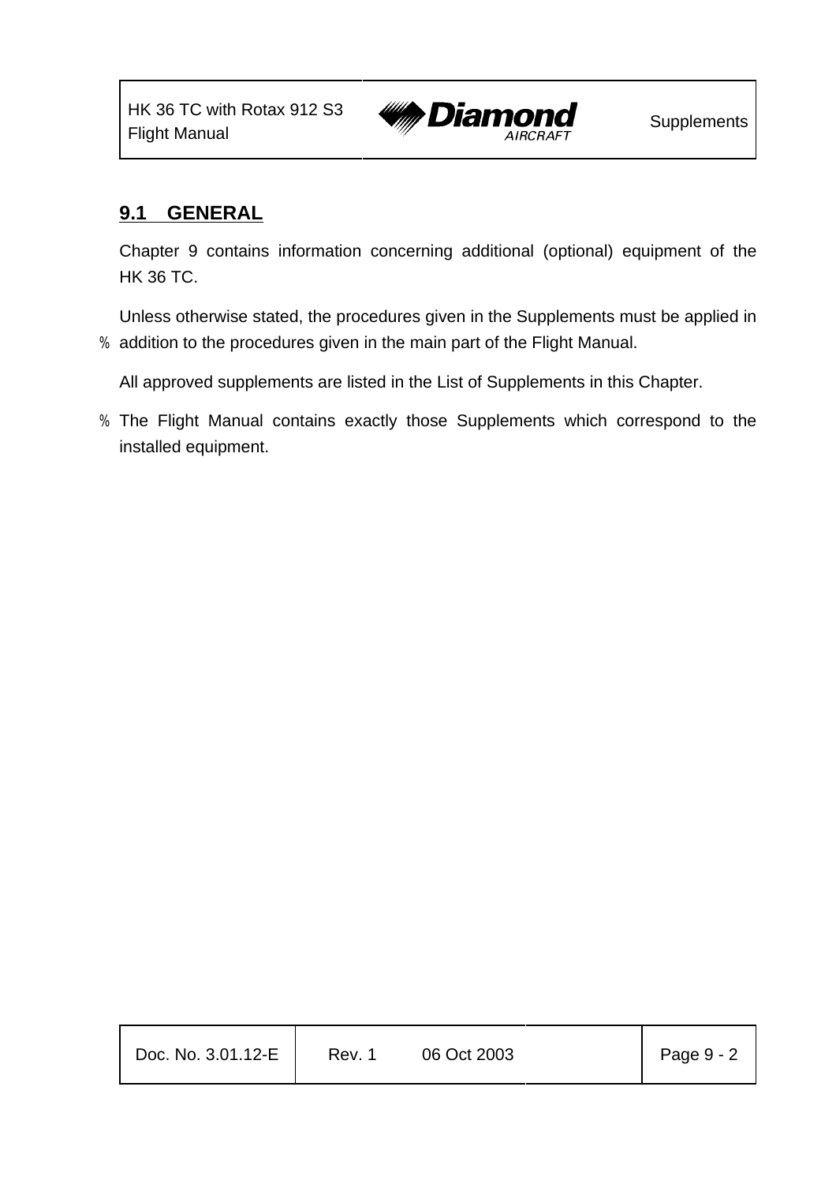## 9.1 GENERAL

Chapter 9 contains information concerning additional (optional) equipment of the HK 36 TC.

Unless otherwise stated, the procedures given in the Supplements must be applied in addition to the procedures given in the main part of the Flight Manual.

All approved supplements are listed in the List of Supplements in this Chapter.

The Flight Manual contains exactly those Supplements which correspond to the installed equipment.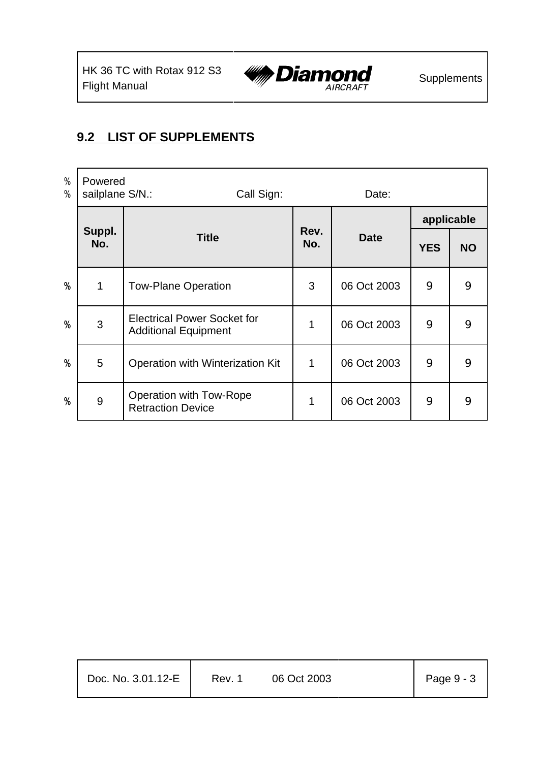## 9.2 LIST OF SUPPLEMENTS

% Powered
% sailplane S/N.: Call Sign: Date:

| | Suppl. No. | Title | Rev. No. | Date | applicable | |
|---|---|---|---|---|---|---|
| | | | | | YES | NO |
| % | 1 | Tow-Plane Operation | 3 | 06 Oct 2003 | 9 | 9 |
| % | 3 | Electrical Power Socket for Additional Equipment | 1 | 06 Oct 2003 | 9 | 9 |
| % | 5 | Operation with Winterization Kit | 1 | 06 Oct 2003 | 9 | 9 |
| % | 9 | Operation with Tow-Rope Retraction Device | 1 | 06 Oct 2003 | 9 | 9 |